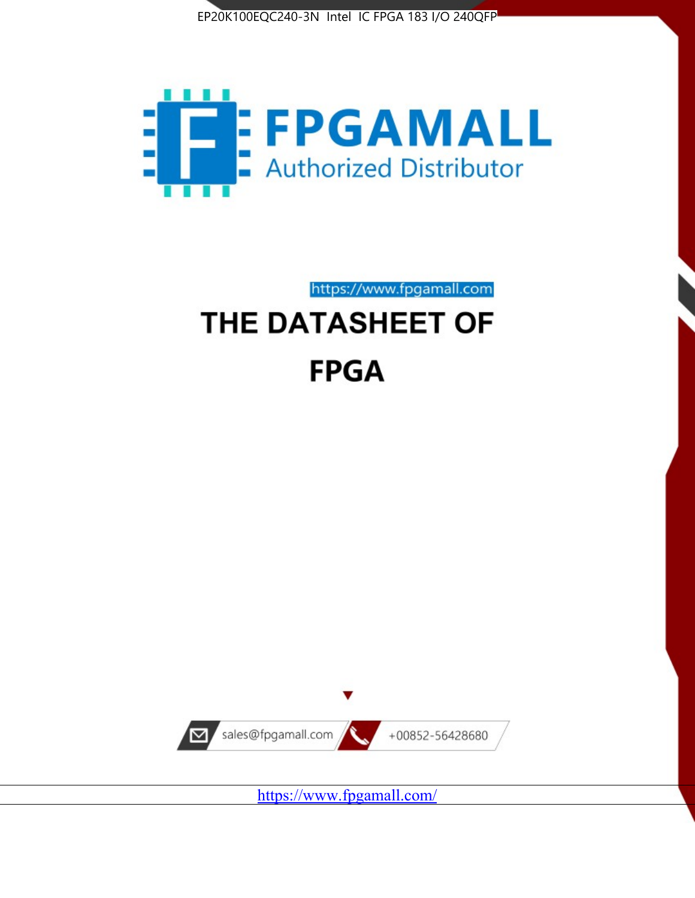EP20K100EQC240-3N Intel IC FPGA 183 I/O 240QFP

FPGAMALL

Authorized Distributor

https://www.fpgamall.com

# THE DATASHEET OF

# FPGA

sales@fpgamall.com

+00852-56428680

https://www.fpgamall.com/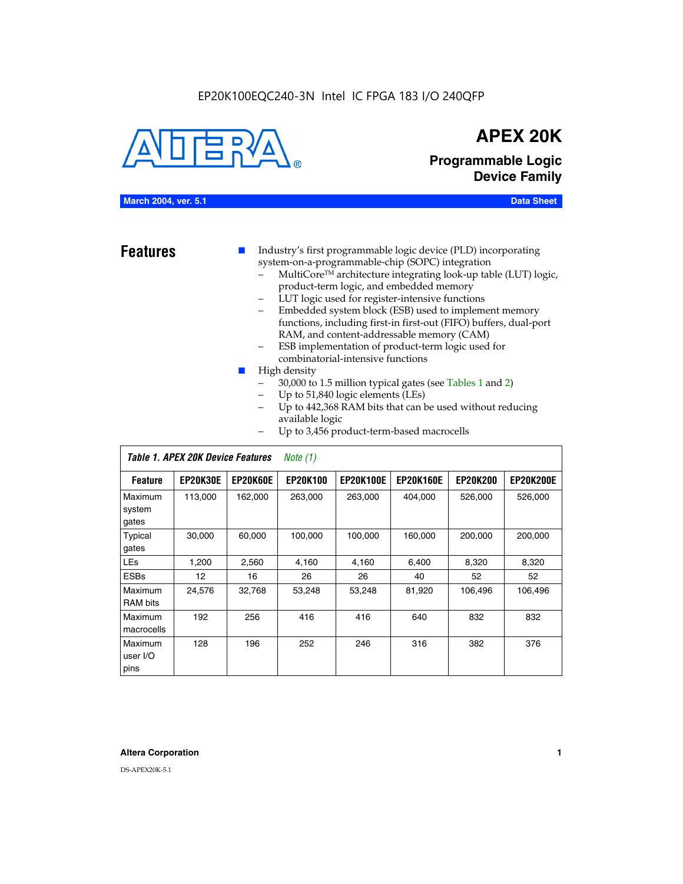EP20K100EQC240-3N Intel IC FPGA 183 I/O 240QFP

# APEX 20K

## Programmable Logic Device Family

**March 2004, ver. 5.1** **Data Sheet**

## Features

- Industry's first programmable logic device (PLD) incorporating system-on-a-programmable-chip (SOPC) integration
  - MultiCore™ architecture integrating look-up table (LUT) logic, product-term logic, and embedded memory
  - LUT logic used for register-intensive functions
  - Embedded system block (ESB) used to implement memory functions, including first-in first-out (FIFO) buffers, dual-port RAM, and content-addressable memory (CAM)
  - ESB implementation of product-term logic used for combinatorial-intensive functions
- High density
  - 30,000 to 1.5 million typical gates (see Tables 1 and 2)
  - Up to 51,840 logic elements (LEs)
  - Up to 442,368 RAM bits that can be used without reducing available logic
  - Up to 3,456 product-term-based macrocells

*Table 1. APEX 20K Device Features* *Note (1)*

| Feature | EP20K30E | EP20K60E | EP20K100 | EP20K100E | EP20K160E | EP20K200 | EP20K200E |
|---|---|---|---|---|---|---|---|
| Maximum system gates | 113,000 | 162,000 | 263,000 | 263,000 | 404,000 | 526,000 | 526,000 |
| Typical gates | 30,000 | 60,000 | 100,000 | 100,000 | 160,000 | 200,000 | 200,000 |
| LEs | 1,200 | 2,560 | 4,160 | 4,160 | 6,400 | 8,320 | 8,320 |
| ESBs | 12 | 16 | 26 | 26 | 40 | 52 | 52 |
| Maximum RAM bits | 24,576 | 32,768 | 53,248 | 53,248 | 81,920 | 106,496 | 106,496 |
| Maximum macrocells | 192 | 256 | 416 | 416 | 640 | 832 | 832 |
| Maximum user I/O pins | 128 | 196 | 252 | 246 | 316 | 382 | 376 |

**Altera Corporation**

DS-APEX20K-5.1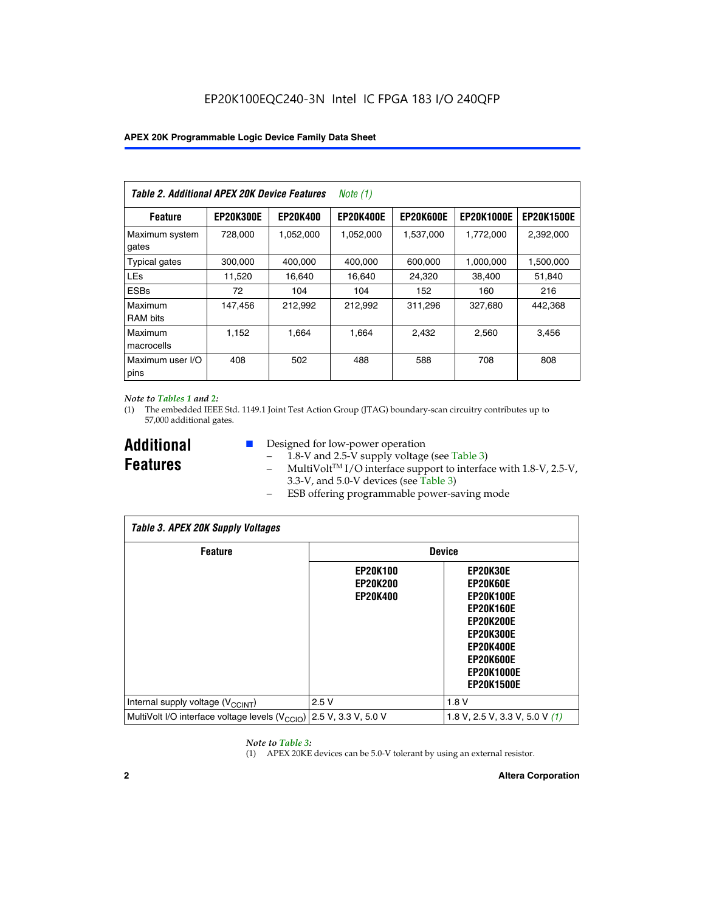EP20K100EQC240-3N Intel IC FPGA 183 I/O 240QFP

**Table 2. Additional APEX 20K Device Features** *Note (1)*

| Feature | EP20K300E | EP20K400 | EP20K400E | EP20K600E | EP20K1000E | EP20K1500E |
|---|---|---|---|---|---|---|
| Maximum system gates | 728,000 | 1,052,000 | 1,052,000 | 1,537,000 | 1,772,000 | 2,392,000 |
| Typical gates | 300,000 | 400,000 | 400,000 | 600,000 | 1,000,000 | 1,500,000 |
| LEs | 11,520 | 16,640 | 16,640 | 24,320 | 38,400 | 51,840 |
| ESBs | 72 | 104 | 104 | 152 | 160 | 216 |
| Maximum RAM bits | 147,456 | 212,992 | 212,992 | 311,296 | 327,680 | 442,368 |
| Maximum macrocells | 1,152 | 1,664 | 1,664 | 2,432 | 2,560 | 3,456 |
| Maximum user I/O pins | 408 | 502 | 488 | 588 | 708 | 808 |

*Note to Tables 1 and 2:*

(1) The embedded IEEE Std. 1149.1 Joint Test Action Group (JTAG) boundary-scan circuitry contributes up to 57,000 additional gates.

## Additional Features

- Designed for low-power operation
  - 1.8-V and 2.5-V supply voltage (see Table 3)
  - MultiVolt™ I/O interface support to interface with 1.8-V, 2.5-V, 3.3-V, and 5.0-V devices (see Table 3)
  - ESB offering programmable power-saving mode

**Table 3. APEX 20K Supply Voltages**

| Feature | Device | |
|---|---|---|
| | EP20K100<br>EP20K200<br>EP20K400 | EP20K30E<br>EP20K60E<br>EP20K100E<br>EP20K160E<br>EP20K200E<br>EP20K300E<br>EP20K400E<br>EP20K600E<br>EP20K1000E<br>EP20K1500E |
| Internal supply voltage ($V_{CCINT}$) | 2.5 V | 1.8 V |
| MultiVolt I/O interface voltage levels ($V_{CCIO}$) | 2.5 V, 3.3 V, 5.0 V | 1.8 V, 2.5 V, 3.3 V, 5.0 V *(1)* |

*Note to Table 3:*

(1) APEX 20KE devices can be 5.0-V tolerant by using an external resistor.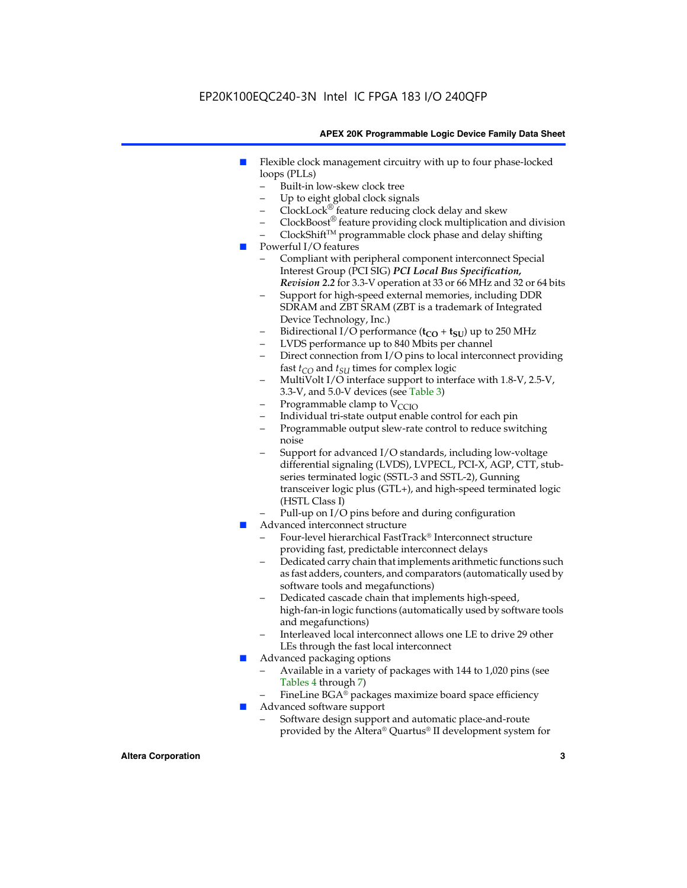- Flexible clock management circuitry with up to four phase-locked loops (PLLs)
  - Built-in low-skew clock tree
  - Up to eight global clock signals
  - ClockLock® feature reducing clock delay and skew
  - ClockBoost® feature providing clock multiplication and division
  - ClockShift™ programmable clock phase and delay shifting
- Powerful I/O features
  - Compliant with peripheral component interconnect Special Interest Group (PCI SIG) ***PCI Local Bus Specification, Revision 2.2*** for 3.3-V operation at 33 or 66 MHz and 32 or 64 bits
  - Support for high-speed external memories, including DDR SDRAM and ZBT SRAM (ZBT is a trademark of Integrated Device Technology, Inc.)
  - Bidirectional I/O performance ($\mathbf{t_{CO}} + \mathbf{t_{SU}}$) up to 250 MHz
  - LVDS performance up to 840 Mbits per channel
  - Direct connection from I/O pins to local interconnect providing fast $t_{CO}$ and $t_{SU}$ times for complex logic
  - MultiVolt I/O interface support to interface with 1.8-V, 2.5-V, 3.3-V, and 5.0-V devices (see Table 3)
  - Programmable clamp to $V_{CCIO}$
  - Individual tri-state output enable control for each pin
  - Programmable output slew-rate control to reduce switching noise
  - Support for advanced I/O standards, including low-voltage differential signaling (LVDS), LVPECL, PCI-X, AGP, CTT, stub-series terminated logic (SSTL-3 and SSTL-2), Gunning transceiver logic plus (GTL+), and high-speed terminated logic (HSTL Class I)
  - Pull-up on I/O pins before and during configuration
- Advanced interconnect structure
  - Four-level hierarchical FastTrack® Interconnect structure providing fast, predictable interconnect delays
  - Dedicated carry chain that implements arithmetic functions such as fast adders, counters, and comparators (automatically used by software tools and megafunctions)
  - Dedicated cascade chain that implements high-speed, high-fan-in logic functions (automatically used by software tools and megafunctions)
  - Interleaved local interconnect allows one LE to drive 29 other LEs through the fast local interconnect
- Advanced packaging options
  - Available in a variety of packages with 144 to 1,020 pins (see Tables 4 through 7)
  - FineLine BGA® packages maximize board space efficiency
- Advanced software support
  - Software design support and automatic place-and-route provided by the Altera® Quartus® II development system for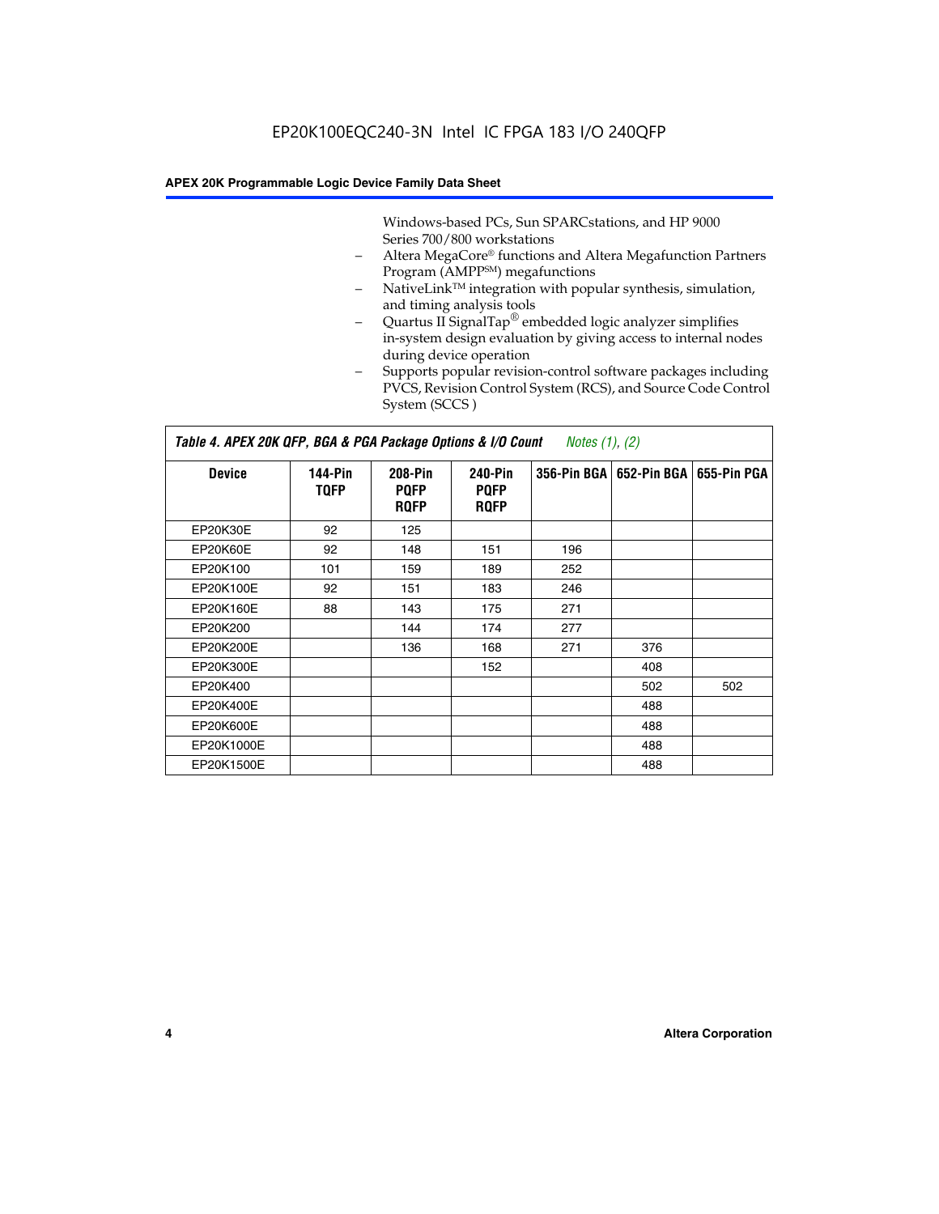Windows-based PCs, Sun SPARCstations, and HP 9000 Series 700/800 workstations

- Altera MegaCore® functions and Altera Megafunction Partners Program (AMPP℠) megafunctions
- NativeLink™ integration with popular synthesis, simulation, and timing analysis tools
- Quartus II SignalTap® embedded logic analyzer simplifies in-system design evaluation by giving access to internal nodes during device operation
- Supports popular revision-control software packages including PVCS, Revision Control System (RCS), and Source Code Control System (SCCS )

**Table 4. APEX 20K QFP, BGA & PGA Package Options & I/O Count** *Notes (1), (2)*

| Device | 144-Pin TQFP | 208-Pin PQFP RQFP | 240-Pin PQFP RQFP | 356-Pin BGA | 652-Pin BGA | 655-Pin PGA |
|---|---|---|---|---|---|---|
| EP20K30E | 92 | 125 | | | | |
| EP20K60E | 92 | 148 | 151 | 196 | | |
| EP20K100 | 101 | 159 | 189 | 252 | | |
| EP20K100E | 92 | 151 | 183 | 246 | | |
| EP20K160E | 88 | 143 | 175 | 271 | | |
| EP20K200 | | 144 | 174 | 277 | | |
| EP20K200E | | 136 | 168 | 271 | 376 | |
| EP20K300E | | | 152 | | 408 | |
| EP20K400 | | | | | 502 | 502 |
| EP20K400E | | | | | 488 | |
| EP20K600E | | | | | 488 | |
| EP20K1000E | | | | | 488 | |
| EP20K1500E | | | | | 488 | |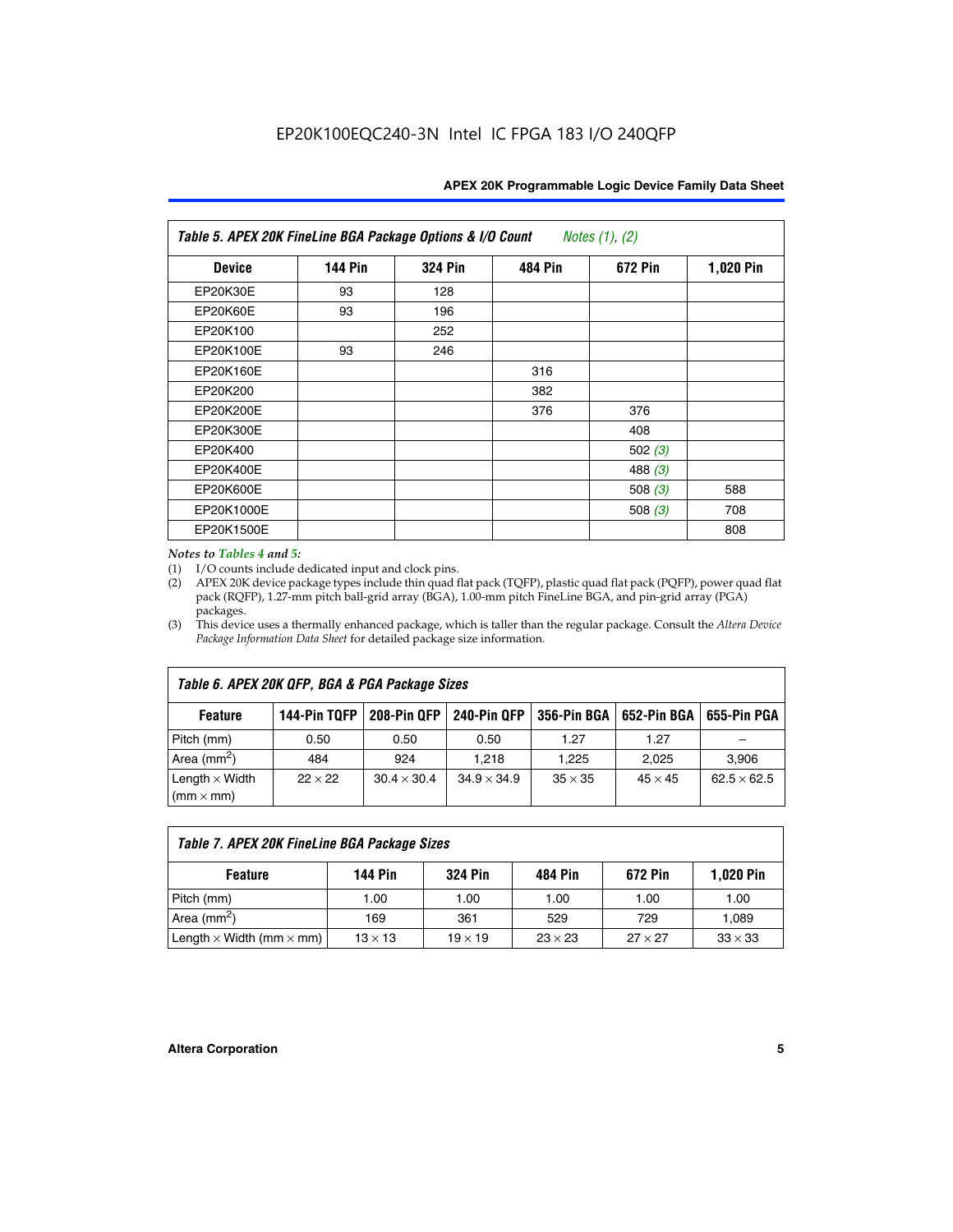EP20K100EQC240-3N Intel IC FPGA 183 I/O 240QFP

| Table 5. APEX 20K FineLine BGA Package Options & I/O Count *Notes (1), (2)* | | | | | |
|---|---|---|---|---|---|
| **Device** | **144 Pin** | **324 Pin** | **484 Pin** | **672 Pin** | **1,020 Pin** |
| EP20K30E | 93 | 128 | | | |
| EP20K60E | 93 | 196 | | | |
| EP20K100 | | 252 | | | |
| EP20K100E | 93 | 246 | | | |
| EP20K160E | | | 316 | | |
| EP20K200 | | | 382 | | |
| EP20K200E | | | 376 | 376 | |
| EP20K300E | | | | 408 | |
| EP20K400 | | | | 502 *(3)* | |
| EP20K400E | | | | 488 *(3)* | |
| EP20K600E | | | | 508 *(3)* | 588 |
| EP20K1000E | | | | 508 *(3)* | 708 |
| EP20K1500E | | | | | 808 |

*Notes to Tables 4 and 5:*

(1) I/O counts include dedicated input and clock pins.

(2) APEX 20K device package types include thin quad flat pack (TQFP), plastic quad flat pack (PQFP), power quad flat pack (RQFP), 1.27-mm pitch ball-grid array (BGA), 1.00-mm pitch FineLine BGA, and pin-grid array (PGA) packages.

(3) This device uses a thermally enhanced package, which is taller than the regular package. Consult the *Altera Device Package Information Data Sheet* for detailed package size information.

| Table 6. APEX 20K QFP, BGA & PGA Package Sizes | | | | | | |
|---|---|---|---|---|---|---|
| **Feature** | **144-Pin TQFP** | **208-Pin QFP** | **240-Pin QFP** | **356-Pin BGA** | **652-Pin BGA** | **655-Pin PGA** |
| Pitch (mm) | 0.50 | 0.50 | 0.50 | 1.27 | 1.27 | – |
| Area ($mm^2$) | 484 | 924 | 1,218 | 1,225 | 2,025 | 3,906 |
| Length $\times$ Width (mm $\times$ mm) | $22 \times 22$ | $30.4 \times 30.4$ | $34.9 \times 34.9$ | $35 \times 35$ | $45 \times 45$ | $62.5 \times 62.5$ |

| Table 7. APEX 20K FineLine BGA Package Sizes | | | | | |
|---|---|---|---|---|---|
| **Feature** | **144 Pin** | **324 Pin** | **484 Pin** | **672 Pin** | **1,020 Pin** |
| Pitch (mm) | 1.00 | 1.00 | 1.00 | 1.00 | 1.00 |
| Area ($mm^2$) | 169 | 361 | 529 | 729 | 1,089 |
| Length $\times$ Width (mm $\times$ mm) | $13 \times 13$ | $19 \times 19$ | $23 \times 23$ | $27 \times 27$ | $33 \times 33$ |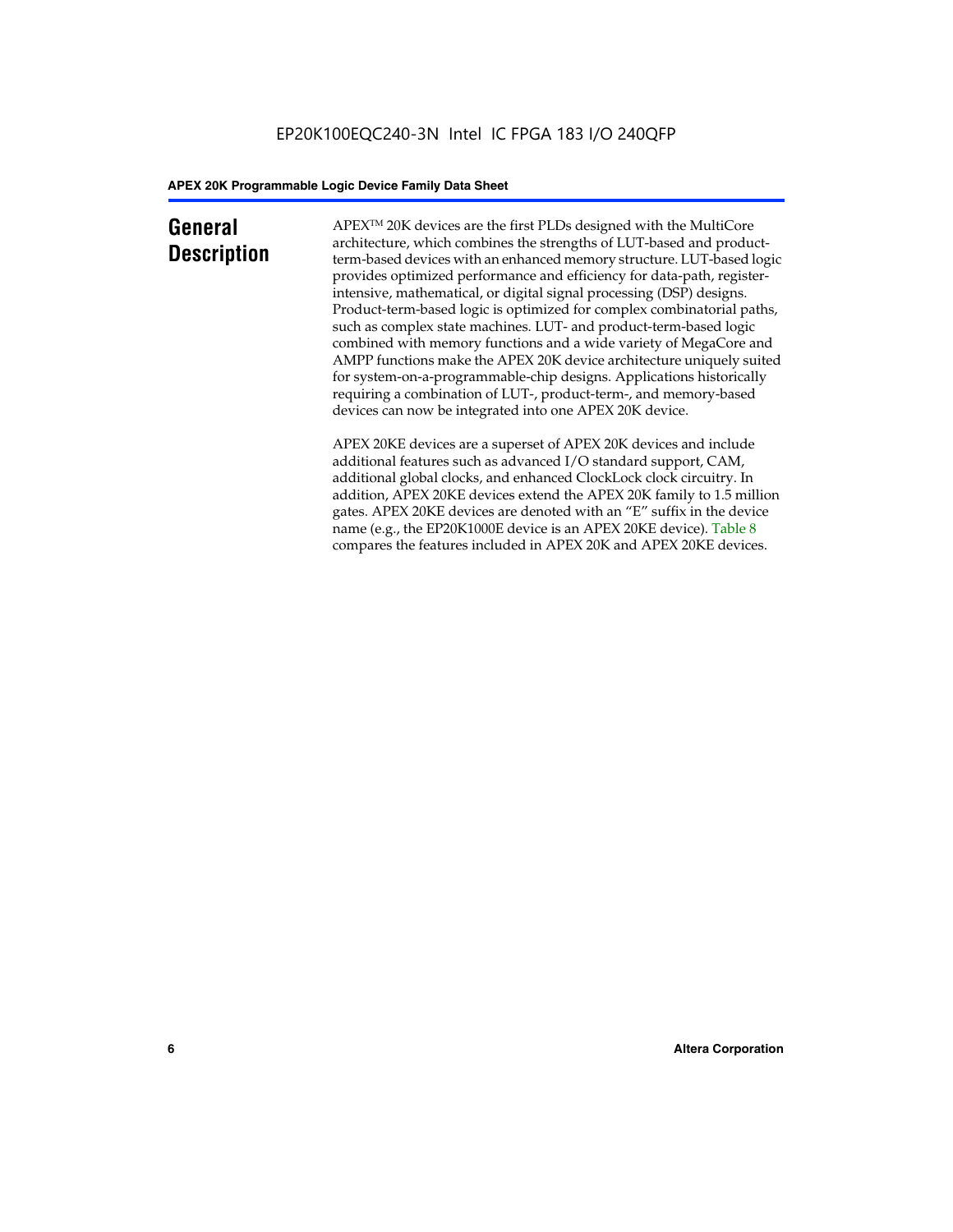## General Description

APEX™ 20K devices are the first PLDs designed with the MultiCore architecture, which combines the strengths of LUT-based and product-term-based devices with an enhanced memory structure. LUT-based logic provides optimized performance and efficiency for data-path, register-intensive, mathematical, or digital signal processing (DSP) designs. Product-term-based logic is optimized for complex combinatorial paths, such as complex state machines. LUT- and product-term-based logic combined with memory functions and a wide variety of MegaCore and AMPP functions make the APEX 20K device architecture uniquely suited for system-on-a-programmable-chip designs. Applications historically requiring a combination of LUT-, product-term-, and memory-based devices can now be integrated into one APEX 20K device.

APEX 20KE devices are a superset of APEX 20K devices and include additional features such as advanced I/O standard support, CAM, additional global clocks, and enhanced ClockLock clock circuitry. In addition, APEX 20KE devices extend the APEX 20K family to 1.5 million gates. APEX 20KE devices are denoted with an "E" suffix in the device name (e.g., the EP20K1000E device is an APEX 20KE device). Table 8 compares the features included in APEX 20K and APEX 20KE devices.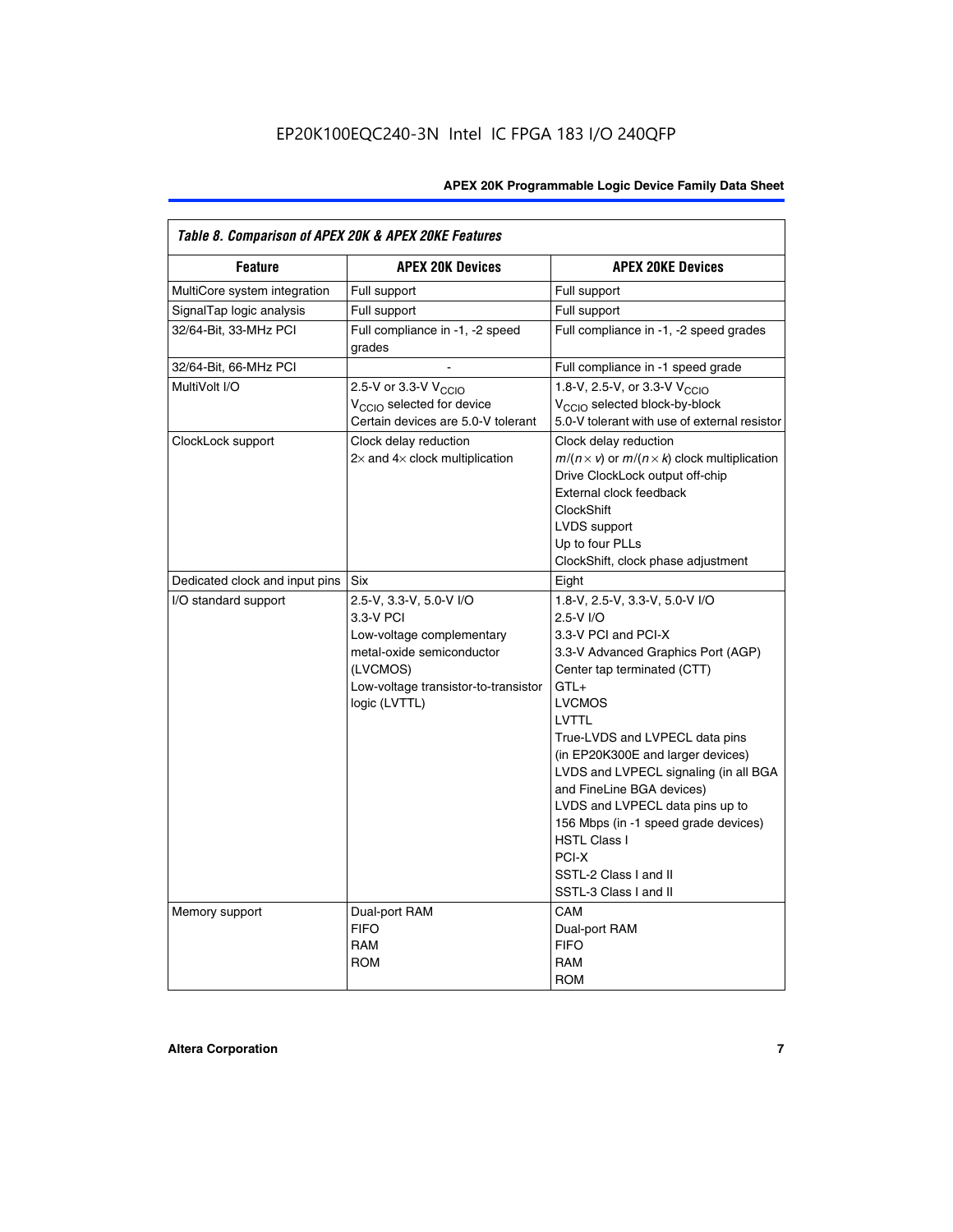*Table 8. Comparison of APEX 20K & APEX 20KE Features*

| Feature | APEX 20K Devices | APEX 20KE Devices |
| --- | --- | --- |
| MultiCore system integration | Full support | Full support |
| SignalTap logic analysis | Full support | Full support |
| 32/64-Bit, 33-MHz PCI | Full compliance in -1, -2 speed grades | Full compliance in -1, -2 speed grades |
| 32/64-Bit, 66-MHz PCI | - | Full compliance in -1 speed grade |
| MultiVolt I/O | 2.5-V or 3.3-V $V_{CCIO}$<br>$V_{CCIO}$ selected for device<br>Certain devices are 5.0-V tolerant | 1.8-V, 2.5-V, or 3.3-V $V_{CCIO}$<br>$V_{CCIO}$ selected block-by-block<br>5.0-V tolerant with use of external resistor |
| ClockLock support | Clock delay reduction<br>2× and 4× clock multiplication | Clock delay reduction<br>$m/(n \times v)$ or $m/(n \times k)$ clock multiplication<br>Drive ClockLock output off-chip<br>External clock feedback<br>ClockShift<br>LVDS support<br>Up to four PLLs<br>ClockShift, clock phase adjustment |
| Dedicated clock and input pins | Six | Eight |
| I/O standard support | 2.5-V, 3.3-V, 5.0-V I/O<br>3.3-V PCI<br>Low-voltage complementary metal-oxide semiconductor (LVCMOS)<br>Low-voltage transistor-to-transistor logic (LVTTL) | 1.8-V, 2.5-V, 3.3-V, 5.0-V I/O<br>2.5-V I/O<br>3.3-V PCI and PCI-X<br>3.3-V Advanced Graphics Port (AGP)<br>Center tap terminated (CTT)<br>GTL+<br>LVCMOS<br>LVTTL<br>True-LVDS and LVPECL data pins (in EP20K300E and larger devices)<br>LVDS and LVPECL signaling (in all BGA and FineLine BGA devices)<br>LVDS and LVPECL data pins up to 156 Mbps (in -1 speed grade devices)<br>HSTL Class I<br>PCI-X<br>SSTL-2 Class I and II<br>SSTL-3 Class I and II |
| Memory support | Dual-port RAM<br>FIFO<br>RAM<br>ROM | CAM<br>Dual-port RAM<br>FIFO<br>RAM<br>ROM |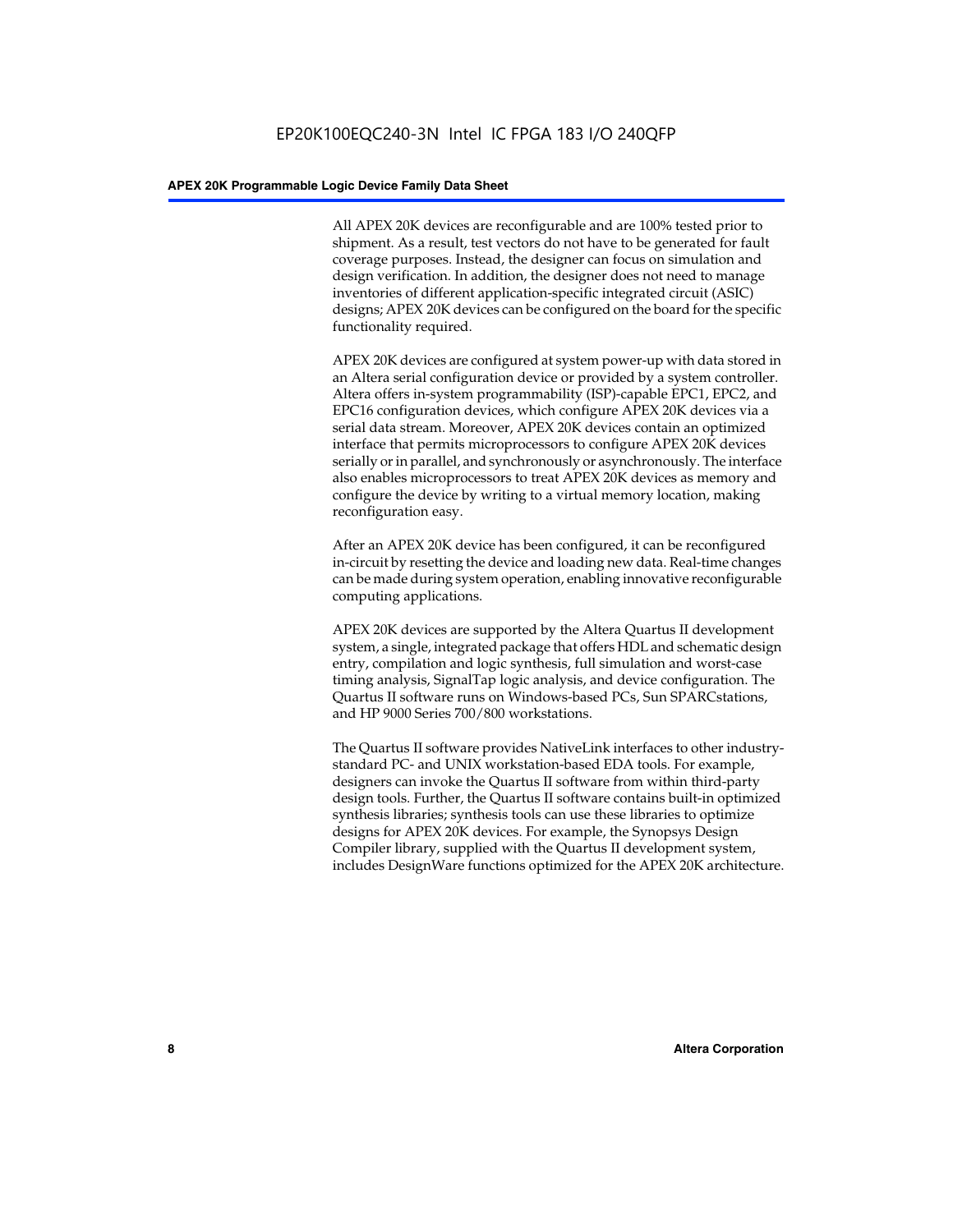All APEX 20K devices are reconfigurable and are 100% tested prior to shipment. As a result, test vectors do not have to be generated for fault coverage purposes. Instead, the designer can focus on simulation and design verification. In addition, the designer does not need to manage inventories of different application-specific integrated circuit (ASIC) designs; APEX 20K devices can be configured on the board for the specific functionality required.

APEX 20K devices are configured at system power-up with data stored in an Altera serial configuration device or provided by a system controller. Altera offers in-system programmability (ISP)-capable EPC1, EPC2, and EPC16 configuration devices, which configure APEX 20K devices via a serial data stream. Moreover, APEX 20K devices contain an optimized interface that permits microprocessors to configure APEX 20K devices serially or in parallel, and synchronously or asynchronously. The interface also enables microprocessors to treat APEX 20K devices as memory and configure the device by writing to a virtual memory location, making reconfiguration easy.

After an APEX 20K device has been configured, it can be reconfigured in-circuit by resetting the device and loading new data. Real-time changes can be made during system operation, enabling innovative reconfigurable computing applications.

APEX 20K devices are supported by the Altera Quartus II development system, a single, integrated package that offers HDL and schematic design entry, compilation and logic synthesis, full simulation and worst-case timing analysis, SignalTap logic analysis, and device configuration. The Quartus II software runs on Windows-based PCs, Sun SPARCstations, and HP 9000 Series 700/800 workstations.

The Quartus II software provides NativeLink interfaces to other industry-standard PC- and UNIX workstation-based EDA tools. For example, designers can invoke the Quartus II software from within third-party design tools. Further, the Quartus II software contains built-in optimized synthesis libraries; synthesis tools can use these libraries to optimize designs for APEX 20K devices. For example, the Synopsys Design Compiler library, supplied with the Quartus II development system, includes DesignWare functions optimized for the APEX 20K architecture.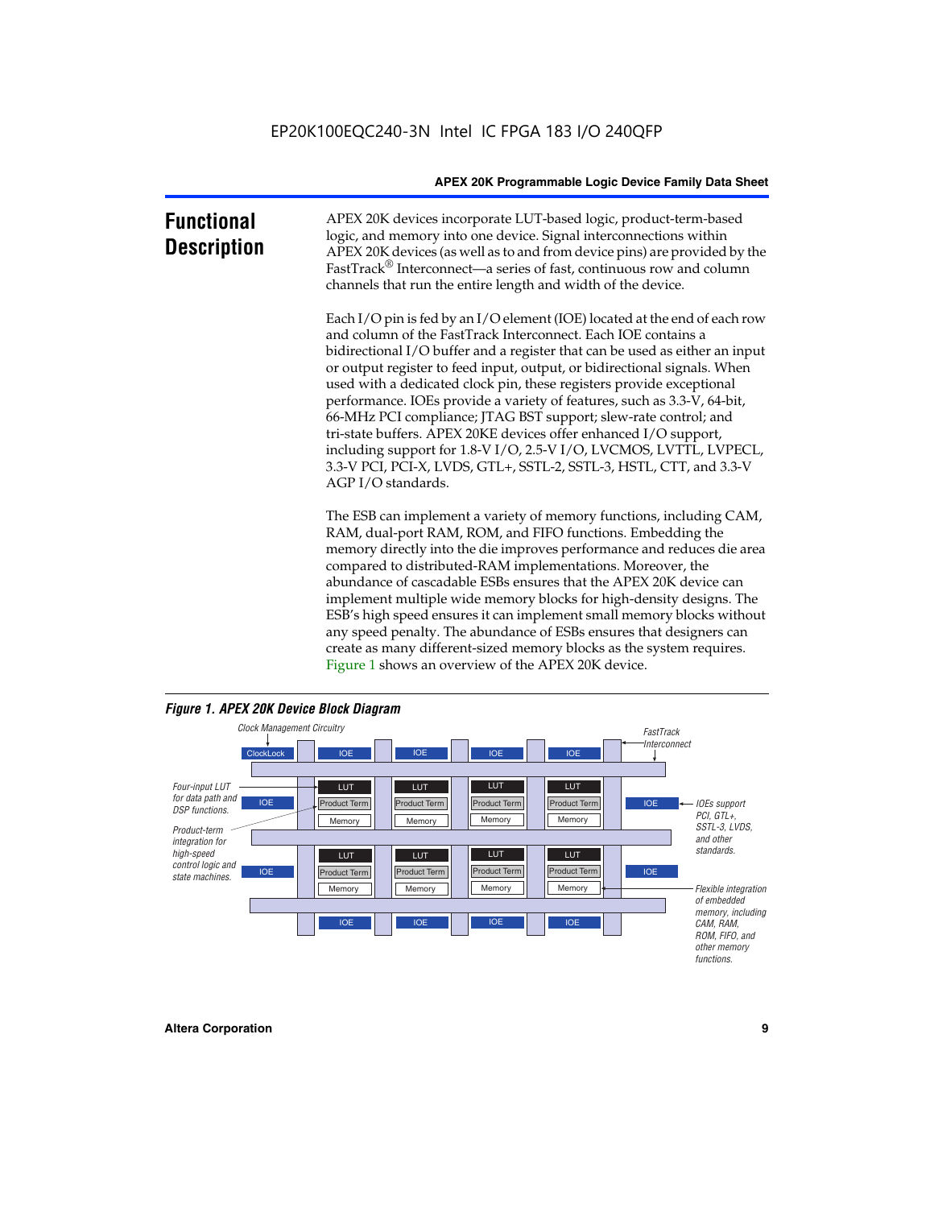# Functional Description

APEX 20K devices incorporate LUT-based logic, product-term-based logic, and memory into one device. Signal interconnections within APEX 20K devices (as well as to and from device pins) are provided by the FastTrack® Interconnect—a series of fast, continuous row and column channels that run the entire length and width of the device.

Each I/O pin is fed by an I/O element (IOE) located at the end of each row and column of the FastTrack Interconnect. Each IOE contains a bidirectional I/O buffer and a register that can be used as either an input or output register to feed input, output, or bidirectional signals. When used with a dedicated clock pin, these registers provide exceptional performance. IOEs provide a variety of features, such as 3.3-V, 64-bit, 66-MHz PCI compliance; JTAG BST support; slew-rate control; and tri-state buffers. APEX 20KE devices offer enhanced I/O support, including support for 1.8-V I/O, 2.5-V I/O, LVCMOS, LVTTL, LVPECL, 3.3-V PCI, PCI-X, LVDS, GTL+, SSTL-2, SSTL-3, HSTL, CTT, and 3.3-V AGP I/O standards.

The ESB can implement a variety of memory functions, including CAM, RAM, dual-port RAM, ROM, and FIFO functions. Embedding the memory directly into the die improves performance and reduces die area compared to distributed-RAM implementations. Moreover, the abundance of cascadable ESBs ensures that the APEX 20K device can implement multiple wide memory blocks for high-density designs. The ESB's high speed ensures it can implement small memory blocks without any speed penalty. The abundance of ESBs ensures that designers can create as many different-sized memory blocks as the system requires. Figure 1 shows an overview of the APEX 20K device.

*Figure 1. APEX 20K Device Block Diagram*

Clock Management Circuitry | ClockLock | IOE | FastTrack Interconnect | LUT | Product Term | Memory | Four-input LUT for data path and DSP functions. | Product-term integration for high-speed control logic and state machines. | IOEs support PCI, GTL+, SSTL-3, LVDS, and other standards. | Flexible integration of embedded memory, including CAM, RAM, ROM, FIFO, and other memory functions.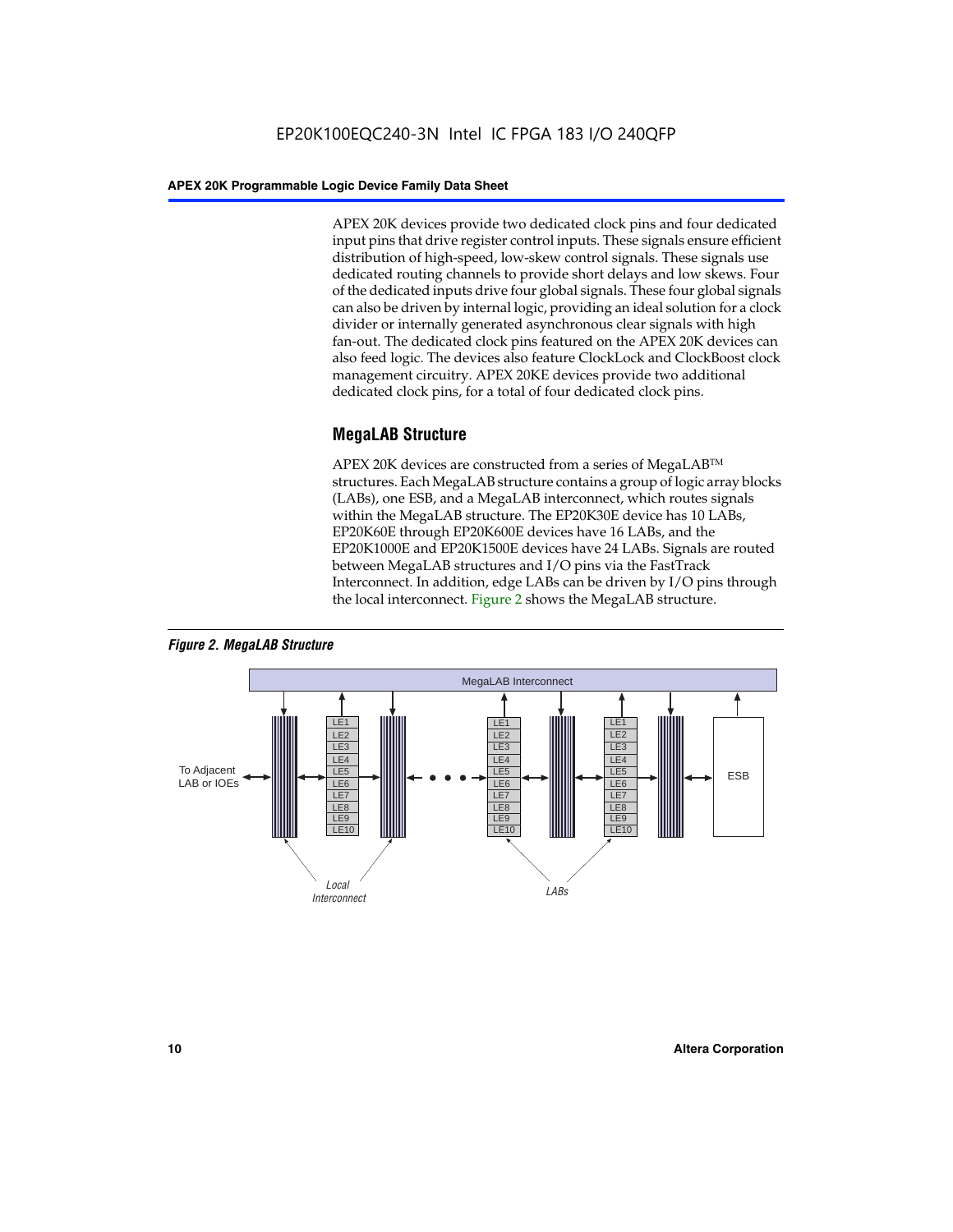APEX 20K devices provide two dedicated clock pins and four dedicated input pins that drive register control inputs. These signals ensure efficient distribution of high-speed, low-skew control signals. These signals use dedicated routing channels to provide short delays and low skews. Four of the dedicated inputs drive four global signals. These four global signals can also be driven by internal logic, providing an ideal solution for a clock divider or internally generated asynchronous clear signals with high fan-out. The dedicated clock pins featured on the APEX 20K devices can also feed logic. The devices also feature ClockLock and ClockBoost clock management circuitry. APEX 20KE devices provide two additional dedicated clock pins, for a total of four dedicated clock pins.

## MegaLAB Structure

APEX 20K devices are constructed from a series of MegaLAB™ structures. Each MegaLAB structure contains a group of logic array blocks (LABs), one ESB, and a MegaLAB interconnect, which routes signals within the MegaLAB structure. The EP20K30E device has 10 LABs, EP20K60E through EP20K600E devices have 16 LABs, and the EP20K1000E and EP20K1500E devices have 24 LABs. Signals are routed between MegaLAB structures and I/O pins via the FastTrack Interconnect. In addition, edge LABs can be driven by I/O pins through the local interconnect. Figure 2 shows the MegaLAB structure.

*Figure 2. MegaLAB Structure*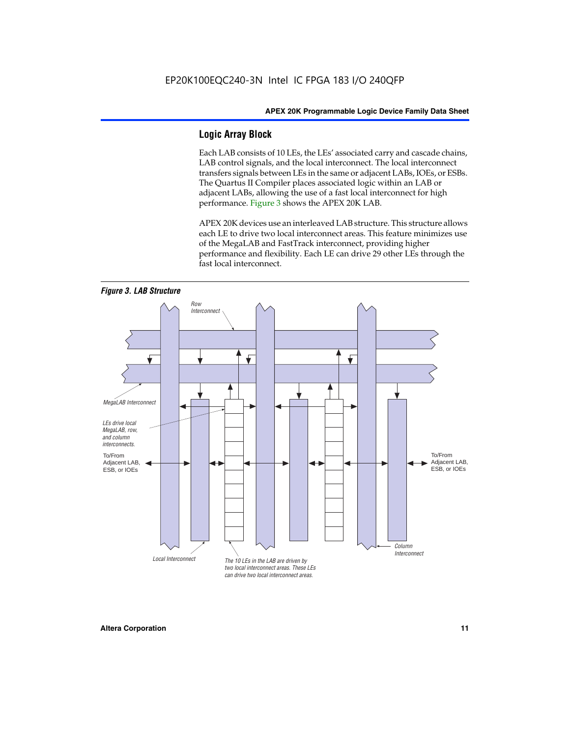## Logic Array Block

Each LAB consists of 10 LEs, the LEs' associated carry and cascade chains, LAB control signals, and the local interconnect. The local interconnect transfers signals between LEs in the same or adjacent LABs, IOEs, or ESBs. The Quartus II Compiler places associated logic within an LAB or adjacent LABs, allowing the use of a fast local interconnect for high performance. Figure 3 shows the APEX 20K LAB.

APEX 20K devices use an interleaved LAB structure. This structure allows each LE to drive two local interconnect areas. This feature minimizes use of the MegaLAB and FastTrack interconnect, providing higher performance and flexibility. Each LE can drive 29 other LEs through the fast local interconnect.

*Figure 3. LAB Structure*

Row Interconnect

MegaLAB Interconnect

LEs drive local MegaLAB, row, and column interconnects.

To/From Adjacent LAB, ESB, or IOEs

To/From Adjacent LAB, ESB, or IOEs

Column Interconnect

Local Interconnect

The 10 LEs in the LAB are driven by two local interconnect areas. These LEs can drive two local interconnect areas.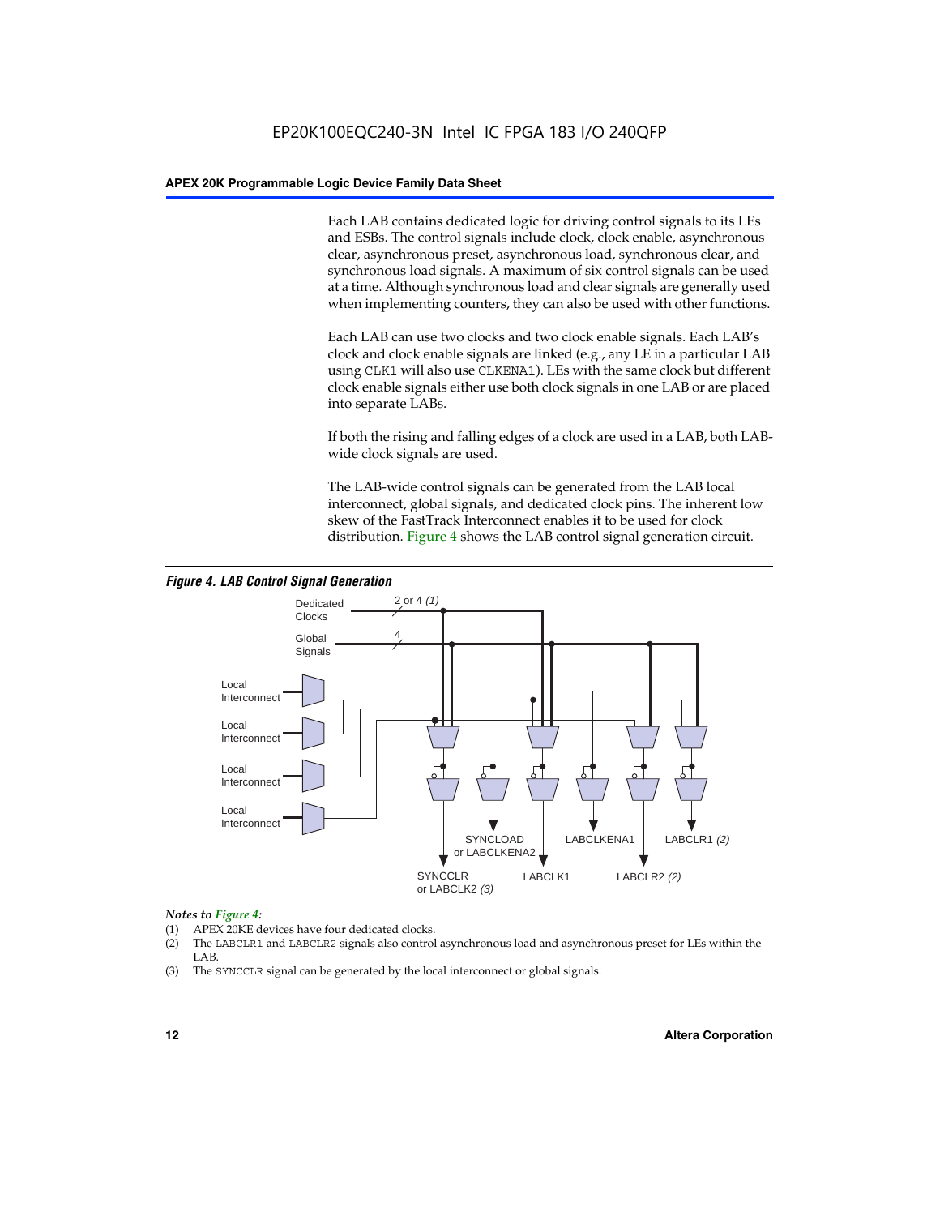Each LAB contains dedicated logic for driving control signals to its LEs and ESBs. The control signals include clock, clock enable, asynchronous clear, asynchronous preset, asynchronous load, synchronous clear, and synchronous load signals. A maximum of six control signals can be used at a time. Although synchronous load and clear signals are generally used when implementing counters, they can also be used with other functions.

Each LAB can use two clocks and two clock enable signals. Each LAB's clock and clock enable signals are linked (e.g., any LE in a particular LAB using `CLK1` will also use `CLKENA1`). LEs with the same clock but different clock enable signals either use both clock signals in one LAB or are placed into separate LABs.

If both the rising and falling edges of a clock are used in a LAB, both LAB-wide clock signals are used.

The LAB-wide control signals can be generated from the LAB local interconnect, global signals, and dedicated clock pins. The inherent low skew of the FastTrack Interconnect enables it to be used for clock distribution. Figure 4 shows the LAB control signal generation circuit.

***Figure 4. LAB Control Signal Generation***

*Notes to Figure 4:*

(1) APEX 20KE devices have four dedicated clocks.
(2) The `LABCLR1` and `LABCLR2` signals also control asynchronous load and asynchronous preset for LEs within the LAB.
(3) The `SYNCCLR` signal can be generated by the local interconnect or global signals.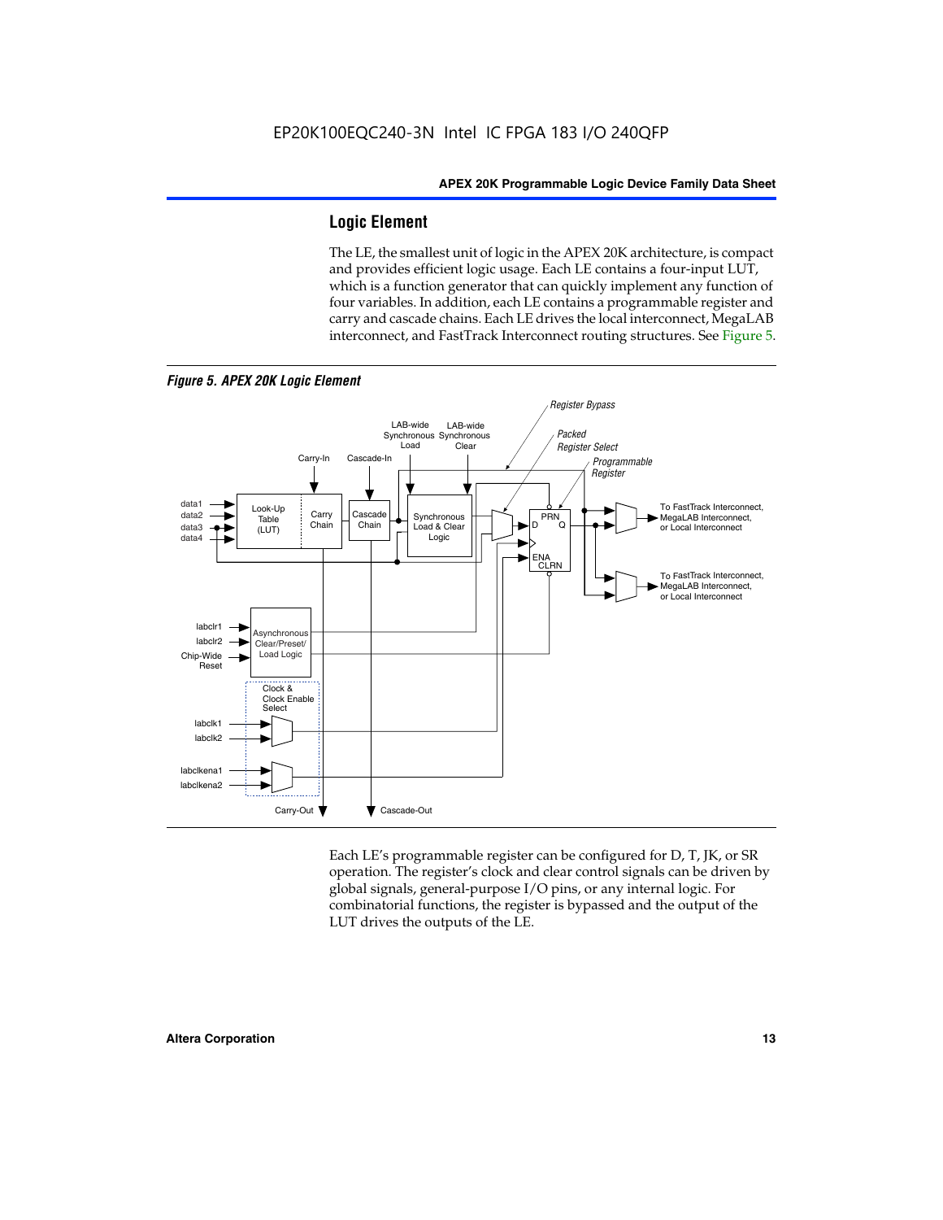## Logic Element

The LE, the smallest unit of logic in the APEX 20K architecture, is compact and provides efficient logic usage. Each LE contains a four-input LUT, which is a function generator that can quickly implement any function of four variables. In addition, each LE contains a programmable register and carry and cascade chains. Each LE drives the local interconnect, MegaLAB interconnect, and FastTrack Interconnect routing structures. See Figure 5.

*Figure 5. APEX 20K Logic Element*

Each LE's programmable register can be configured for D, T, JK, or SR operation. The register's clock and clear control signals can be driven by global signals, general-purpose I/O pins, or any internal logic. For combinatorial functions, the register is bypassed and the output of the LUT drives the outputs of the LE.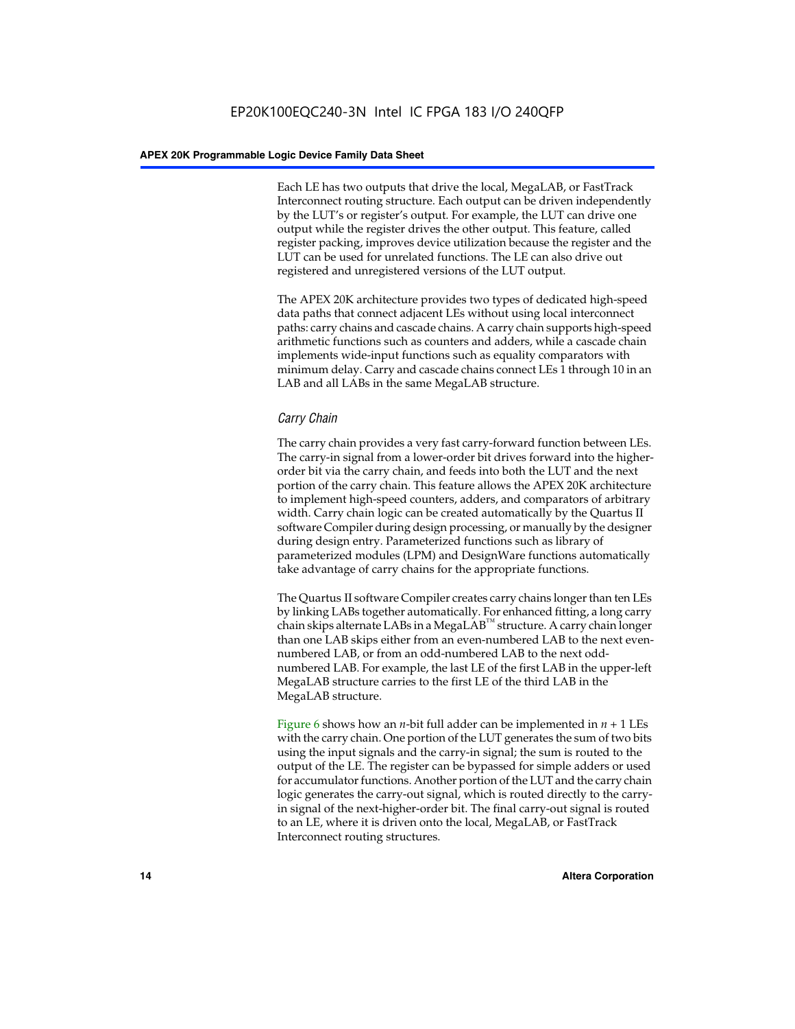Each LE has two outputs that drive the local, MegaLAB, or FastTrack Interconnect routing structure. Each output can be driven independently by the LUT's or register's output. For example, the LUT can drive one output while the register drives the other output. This feature, called register packing, improves device utilization because the register and the LUT can be used for unrelated functions. The LE can also drive out registered and unregistered versions of the LUT output.

The APEX 20K architecture provides two types of dedicated high-speed data paths that connect adjacent LEs without using local interconnect paths: carry chains and cascade chains. A carry chain supports high-speed arithmetic functions such as counters and adders, while a cascade chain implements wide-input functions such as equality comparators with minimum delay. Carry and cascade chains connect LEs 1 through 10 in an LAB and all LABs in the same MegaLAB structure.

### *Carry Chain*

The carry chain provides a very fast carry-forward function between LEs. The carry-in signal from a lower-order bit drives forward into the higher-order bit via the carry chain, and feeds into both the LUT and the next portion of the carry chain. This feature allows the APEX 20K architecture to implement high-speed counters, adders, and comparators of arbitrary width. Carry chain logic can be created automatically by the Quartus II software Compiler during design processing, or manually by the designer during design entry. Parameterized functions such as library of parameterized modules (LPM) and DesignWare functions automatically take advantage of carry chains for the appropriate functions.

The Quartus II software Compiler creates carry chains longer than ten LEs by linking LABs together automatically. For enhanced fitting, a long carry chain skips alternate LABs in a MegaLAB™ structure. A carry chain longer than one LAB skips either from an even-numbered LAB to the next even-numbered LAB, or from an odd-numbered LAB to the next odd-numbered LAB. For example, the last LE of the first LAB in the upper-left MegaLAB structure carries to the first LE of the third LAB in the MegaLAB structure.

Figure 6 shows how an $n$-bit full adder can be implemented in $n + 1$ LEs with the carry chain. One portion of the LUT generates the sum of two bits using the input signals and the carry-in signal; the sum is routed to the output of the LE. The register can be bypassed for simple adders or used for accumulator functions. Another portion of the LUT and the carry chain logic generates the carry-out signal, which is routed directly to the carry-in signal of the next-higher-order bit. The final carry-out signal is routed to an LE, where it is driven onto the local, MegaLAB, or FastTrack Interconnect routing structures.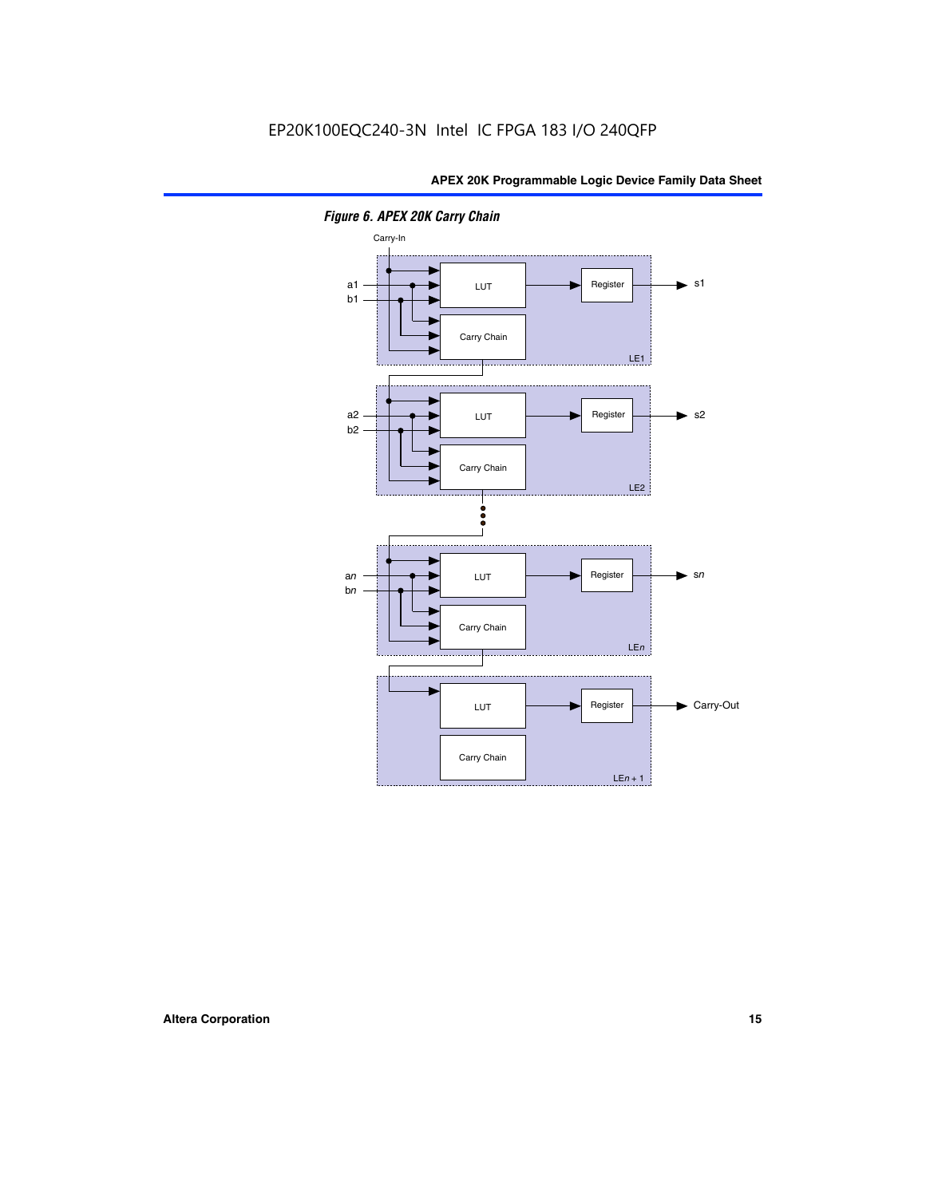*Figure 6. APEX 20K Carry Chain*

Carry-In

a1
b1

LUT

Register

s1

Carry Chain

LE1

a2
b2

LUT

Register

s2

Carry Chain

LE2

a*n*
b*n*

LUT

Register

s*n*

Carry Chain

LE*n*

LUT

Register

Carry-Out

Carry Chain

LE*n* + 1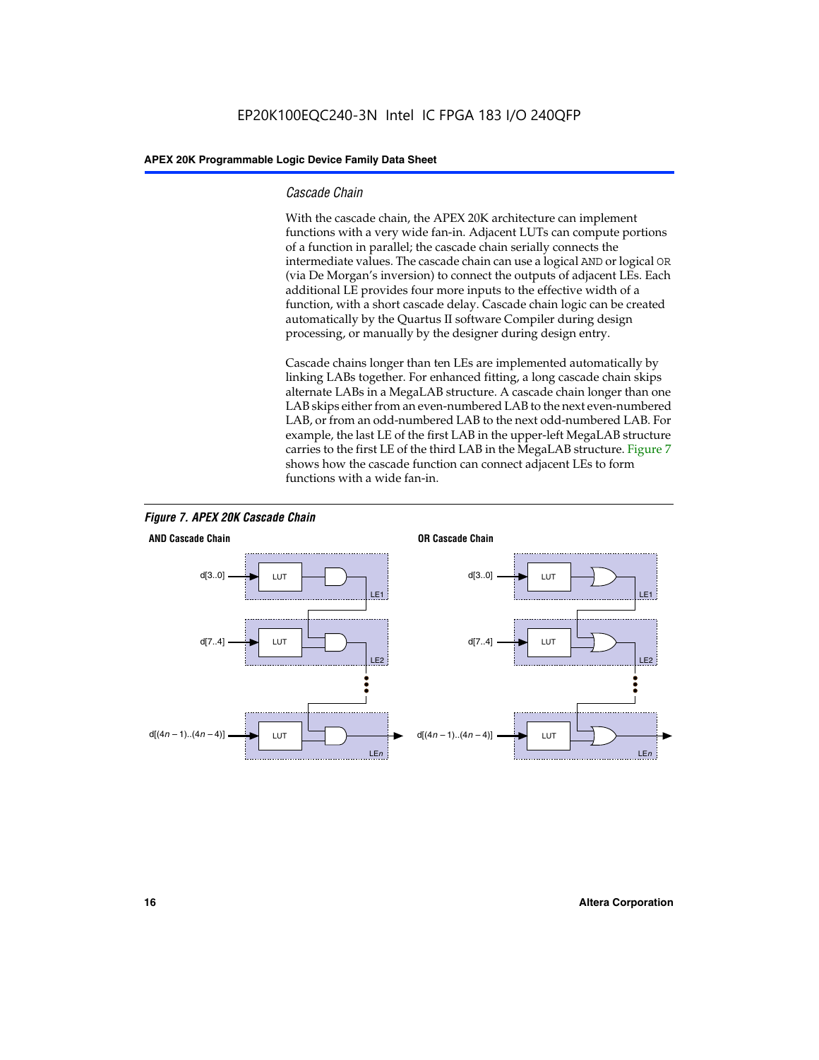### *Cascade Chain*

With the cascade chain, the APEX 20K architecture can implement functions with a very wide fan-in. Adjacent LUTs can compute portions of a function in parallel; the cascade chain serially connects the intermediate values. The cascade chain can use a logical AND or logical OR (via De Morgan's inversion) to connect the outputs of adjacent LEs. Each additional LE provides four more inputs to the effective width of a function, with a short cascade delay. Cascade chain logic can be created automatically by the Quartus II software Compiler during design processing, or manually by the designer during design entry.

Cascade chains longer than ten LEs are implemented automatically by linking LABs together. For enhanced fitting, a long cascade chain skips alternate LABs in a MegaLAB structure. A cascade chain longer than one LAB skips either from an even-numbered LAB to the next even-numbered LAB, or from an odd-numbered LAB to the next odd-numbered LAB. For example, the last LE of the first LAB in the upper-left MegaLAB structure carries to the first LE of the third LAB in the MegaLAB structure. Figure 7 shows how the cascade function can connect adjacent LEs to form functions with a wide fan-in.

***Figure 7. APEX 20K Cascade Chain***

**AND Cascade Chain**

d[3..0] → LUT → LE1
d[7..4] → LUT → LE2
d[(4n – 1)..(4n – 4)] → LUT → LEn

**OR Cascade Chain**

d[3..0] → LUT → LE1
d[7..4] → LUT → LE2
d[(4n – 1)..(4n – 4)] → LUT → LEn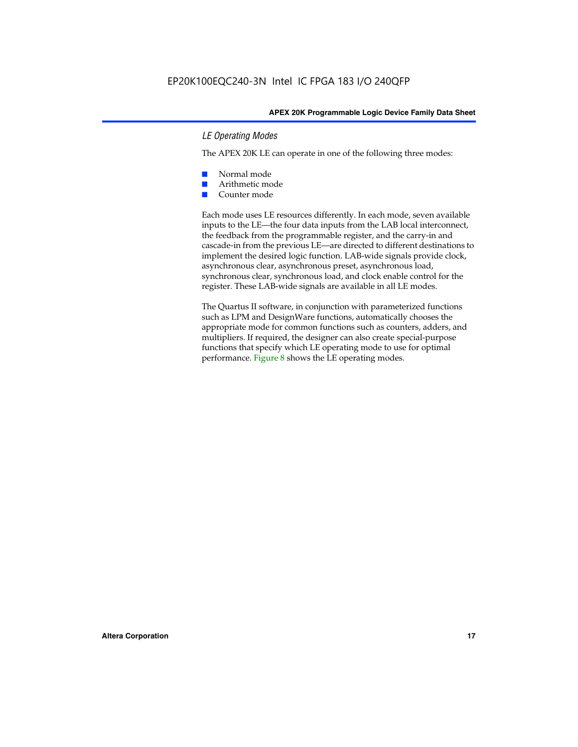### *LE Operating Modes*

The APEX 20K LE can operate in one of the following three modes:

- Normal mode
- Arithmetic mode
- Counter mode

Each mode uses LE resources differently. In each mode, seven available inputs to the LE—the four data inputs from the LAB local interconnect, the feedback from the programmable register, and the carry-in and cascade-in from the previous LE—are directed to different destinations to implement the desired logic function. LAB-wide signals provide clock, asynchronous clear, asynchronous preset, asynchronous load, synchronous clear, synchronous load, and clock enable control for the register. These LAB-wide signals are available in all LE modes.

The Quartus II software, in conjunction with parameterized functions such as LPM and DesignWare functions, automatically chooses the appropriate mode for common functions such as counters, adders, and multipliers. If required, the designer can also create special-purpose functions that specify which LE operating mode to use for optimal performance. Figure 8 shows the LE operating modes.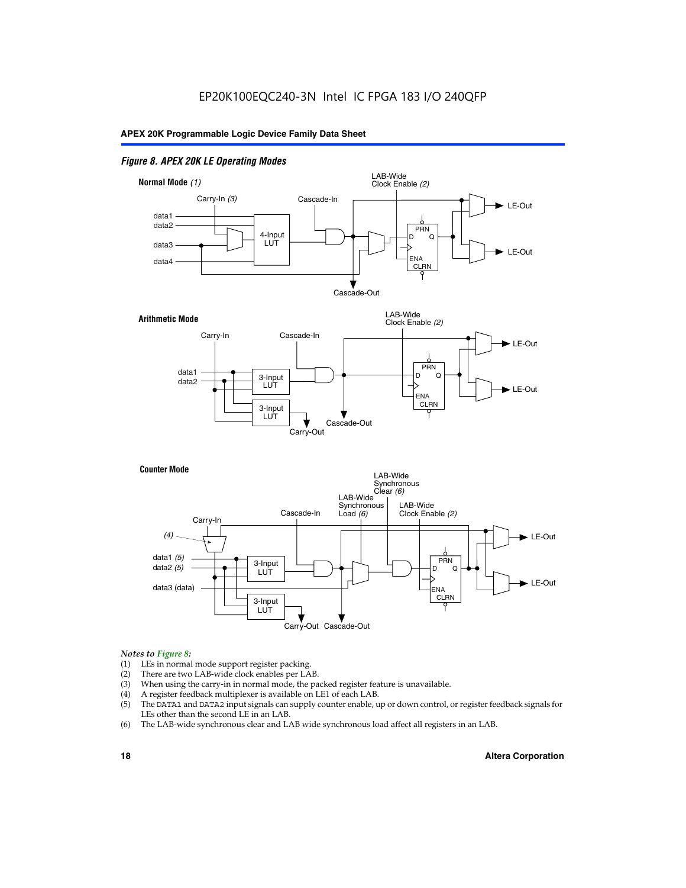*Figure 8. APEX 20K LE Operating Modes*

**Normal Mode** *(1)*

Carry-In *(3)*, Cascade-In, LAB-Wide Clock Enable *(2)*, data1, data2, data3, data4, 4-Input LUT, PRN, D, Q, ENA, CLRN, LE-Out, LE-Out, Cascade-Out

**Arithmetic Mode**

Carry-In, Cascade-In, LAB-Wide Clock Enable *(2)*, data1, data2, 3-Input LUT, 3-Input LUT, PRN, D, Q, ENA, CLRN, LE-Out, LE-Out, Carry-Out, Cascade-Out

**Counter Mode**

LAB-Wide Synchronous Clear *(6)*, LAB-Wide Synchronous Load *(6)*, LAB-Wide Clock Enable *(2)*, Cascade-In, Carry-In, *(4)*, data1 *(5)*, data2 *(5)*, data3 (data), 3-Input LUT, 3-Input LUT, PRN, D, Q, ENA, CLRN, LE-Out, LE-Out, Carry-Out, Cascade-Out

*Notes to Figure 8:*

(1) LEs in normal mode support register packing.
(2) There are two LAB-wide clock enables per LAB.
(3) When using the carry-in in normal mode, the packed register feature is unavailable.
(4) A register feedback multiplexer is available on LE1 of each LAB.
(5) The DATA1 and DATA2 input signals can supply counter enable, up or down control, or register feedback signals for LEs other than the second LE in an LAB.
(6) The LAB-wide synchronous clear and LAB wide synchronous load affect all registers in an LAB.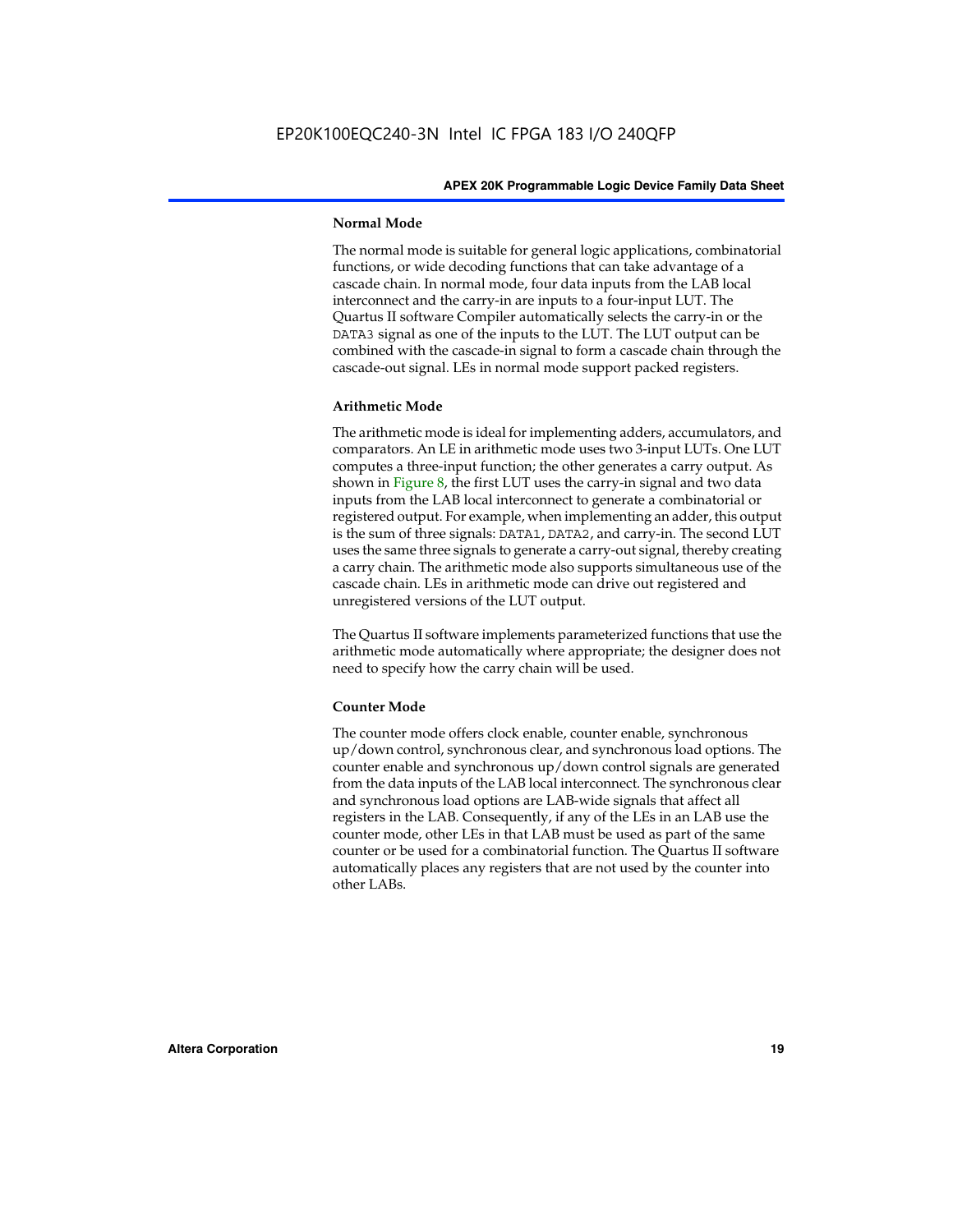#### Normal Mode

The normal mode is suitable for general logic applications, combinatorial functions, or wide decoding functions that can take advantage of a cascade chain. In normal mode, four data inputs from the LAB local interconnect and the carry-in are inputs to a four-input LUT. The Quartus II software Compiler automatically selects the carry-in or the DATA3 signal as one of the inputs to the LUT. The LUT output can be combined with the cascade-in signal to form a cascade chain through the cascade-out signal. LEs in normal mode support packed registers.

#### Arithmetic Mode

The arithmetic mode is ideal for implementing adders, accumulators, and comparators. An LE in arithmetic mode uses two 3-input LUTs. One LUT computes a three-input function; the other generates a carry output. As shown in Figure 8, the first LUT uses the carry-in signal and two data inputs from the LAB local interconnect to generate a combinatorial or registered output. For example, when implementing an adder, this output is the sum of three signals: DATA1, DATA2, and carry-in. The second LUT uses the same three signals to generate a carry-out signal, thereby creating a carry chain. The arithmetic mode also supports simultaneous use of the cascade chain. LEs in arithmetic mode can drive out registered and unregistered versions of the LUT output.

The Quartus II software implements parameterized functions that use the arithmetic mode automatically where appropriate; the designer does not need to specify how the carry chain will be used.

#### Counter Mode

The counter mode offers clock enable, counter enable, synchronous up/down control, synchronous clear, and synchronous load options. The counter enable and synchronous up/down control signals are generated from the data inputs of the LAB local interconnect. The synchronous clear and synchronous load options are LAB-wide signals that affect all registers in the LAB. Consequently, if any of the LEs in an LAB use the counter mode, other LEs in that LAB must be used as part of the same counter or be used for a combinatorial function. The Quartus II software automatically places any registers that are not used by the counter into other LABs.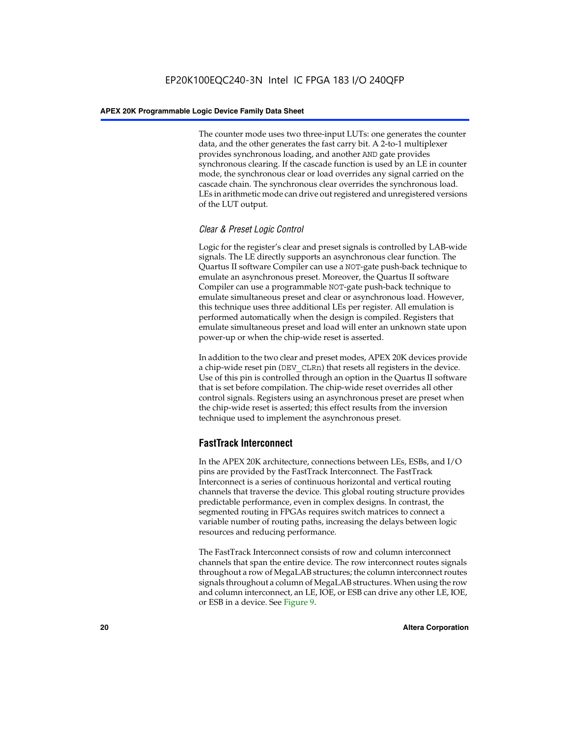The counter mode uses two three-input LUTs: one generates the counter data, and the other generates the fast carry bit. A 2-to-1 multiplexer provides synchronous loading, and another AND gate provides synchronous clearing. If the cascade function is used by an LE in counter mode, the synchronous clear or load overrides any signal carried on the cascade chain. The synchronous clear overrides the synchronous load. LEs in arithmetic mode can drive out registered and unregistered versions of the LUT output.

### *Clear & Preset Logic Control*

Logic for the register's clear and preset signals is controlled by LAB-wide signals. The LE directly supports an asynchronous clear function. The Quartus II software Compiler can use a NOT-gate push-back technique to emulate an asynchronous preset. Moreover, the Quartus II software Compiler can use a programmable NOT-gate push-back technique to emulate simultaneous preset and clear or asynchronous load. However, this technique uses three additional LEs per register. All emulation is performed automatically when the design is compiled. Registers that emulate simultaneous preset and load will enter an unknown state upon power-up or when the chip-wide reset is asserted.

In addition to the two clear and preset modes, APEX 20K devices provide a chip-wide reset pin (DEV_CLRn) that resets all registers in the device. Use of this pin is controlled through an option in the Quartus II software that is set before compilation. The chip-wide reset overrides all other control signals. Registers using an asynchronous preset are preset when the chip-wide reset is asserted; this effect results from the inversion technique used to implement the asynchronous preset.

## FastTrack Interconnect

In the APEX 20K architecture, connections between LEs, ESBs, and I/O pins are provided by the FastTrack Interconnect. The FastTrack Interconnect is a series of continuous horizontal and vertical routing channels that traverse the device. This global routing structure provides predictable performance, even in complex designs. In contrast, the segmented routing in FPGAs requires switch matrices to connect a variable number of routing paths, increasing the delays between logic resources and reducing performance.

The FastTrack Interconnect consists of row and column interconnect channels that span the entire device. The row interconnect routes signals throughout a row of MegaLAB structures; the column interconnect routes signals throughout a column of MegaLAB structures. When using the row and column interconnect, an LE, IOE, or ESB can drive any other LE, IOE, or ESB in a device. See Figure 9.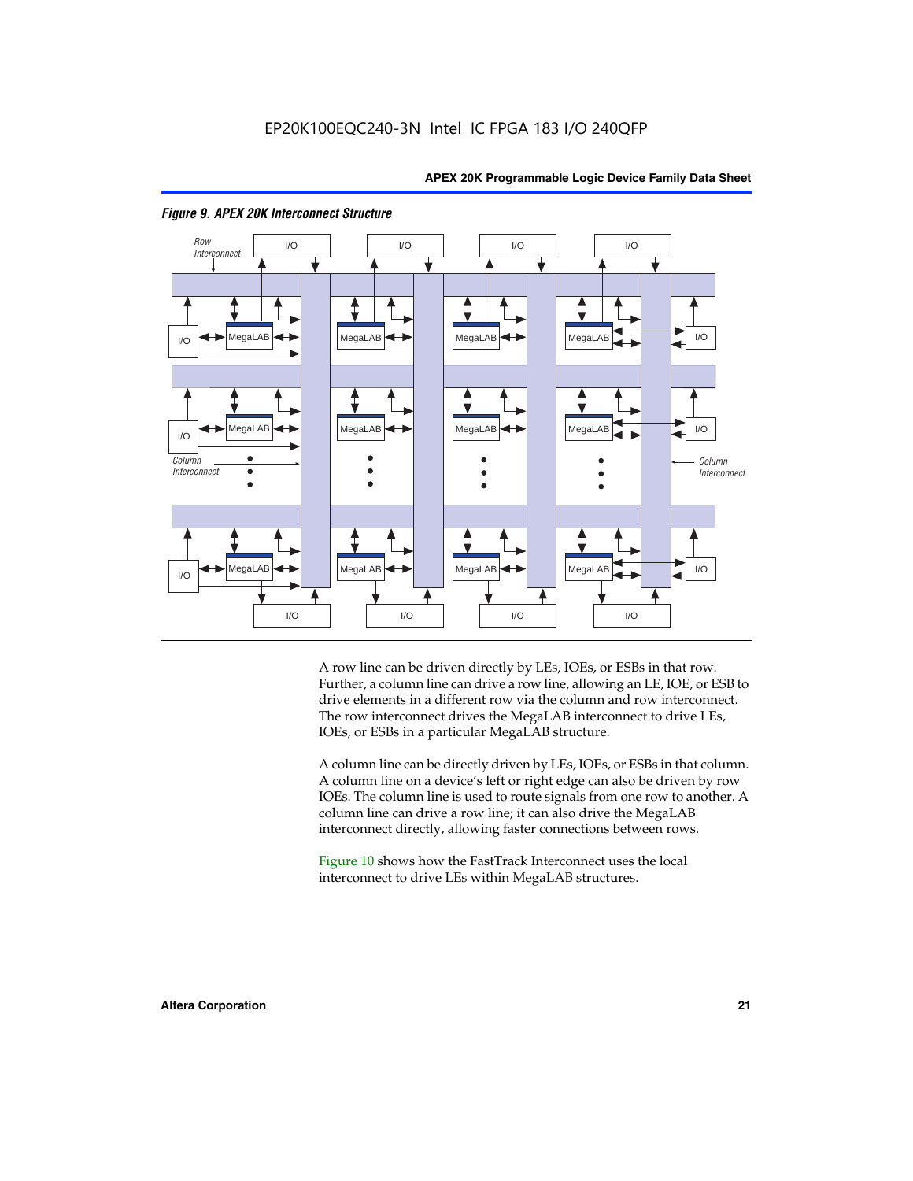*Figure 9. APEX 20K Interconnect Structure*

A row line can be driven directly by LEs, IOEs, or ESBs in that row. Further, a column line can drive a row line, allowing an LE, IOE, or ESB to drive elements in a different row via the column and row interconnect. The row interconnect drives the MegaLAB interconnect to drive LEs, IOEs, or ESBs in a particular MegaLAB structure.

A column line can be directly driven by LEs, IOEs, or ESBs in that column. A column line on a device's left or right edge can also be driven by row IOEs. The column line is used to route signals from one row to another. A column line can drive a row line; it can also drive the MegaLAB interconnect directly, allowing faster connections between rows.

Figure 10 shows how the FastTrack Interconnect uses the local interconnect to drive LEs within MegaLAB structures.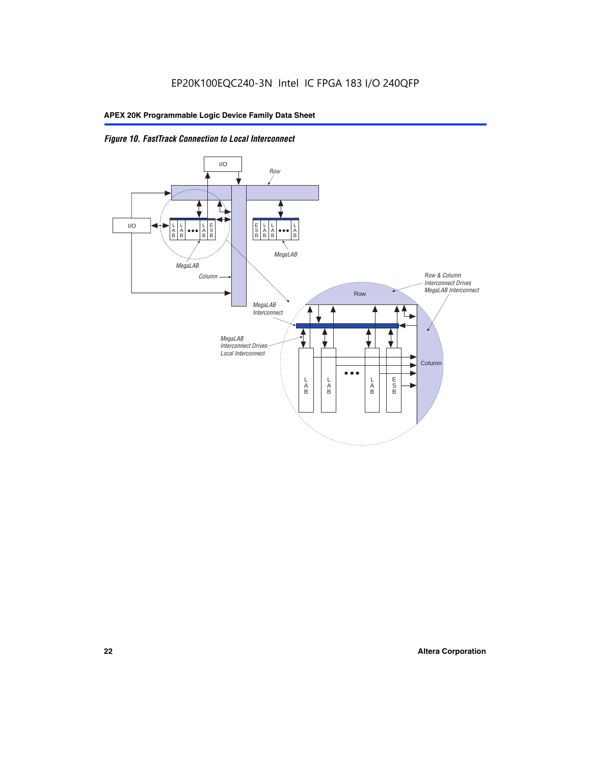*Figure 10. FastTrack Connection to Local Interconnect*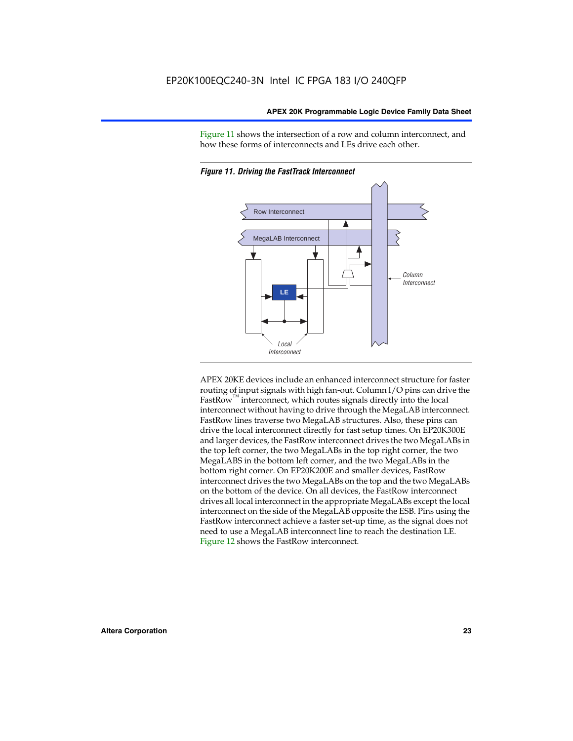Figure 11 shows the intersection of a row and column interconnect, and how these forms of interconnects and LEs drive each other.

*Figure 11. Driving the FastTrack Interconnect*

Row Interconnect

MegaLAB Interconnect

LE

Column Interconnect

Local Interconnect

APEX 20KE devices include an enhanced interconnect structure for faster routing of input signals with high fan-out. Column I/O pins can drive the FastRow™ interconnect, which routes signals directly into the local interconnect without having to drive through the MegaLAB interconnect. FastRow lines traverse two MegaLAB structures. Also, these pins can drive the local interconnect directly for fast setup times. On EP20K300E and larger devices, the FastRow interconnect drives the two MegaLABs in the top left corner, the two MegaLABs in the top right corner, the two MegaLABS in the bottom left corner, and the two MegaLABs in the bottom right corner. On EP20K200E and smaller devices, FastRow interconnect drives the two MegaLABs on the top and the two MegaLABs on the bottom of the device. On all devices, the FastRow interconnect drives all local interconnect in the appropriate MegaLABs except the local interconnect on the side of the MegaLAB opposite the ESB. Pins using the FastRow interconnect achieve a faster set-up time, as the signal does not need to use a MegaLAB interconnect line to reach the destination LE. Figure 12 shows the FastRow interconnect.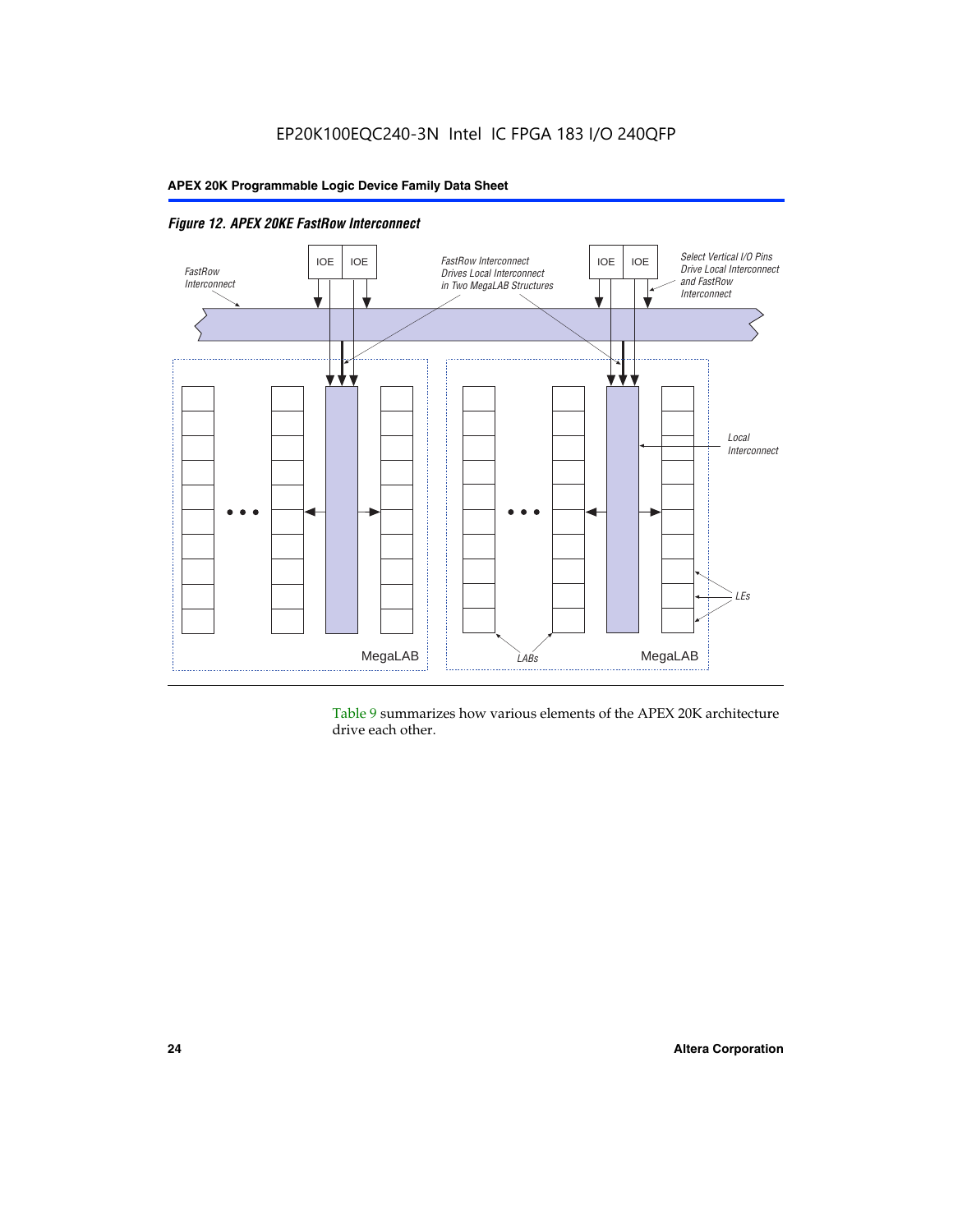*Figure 12. APEX 20KE FastRow Interconnect*

Table 9 summarizes how various elements of the APEX 20K architecture drive each other.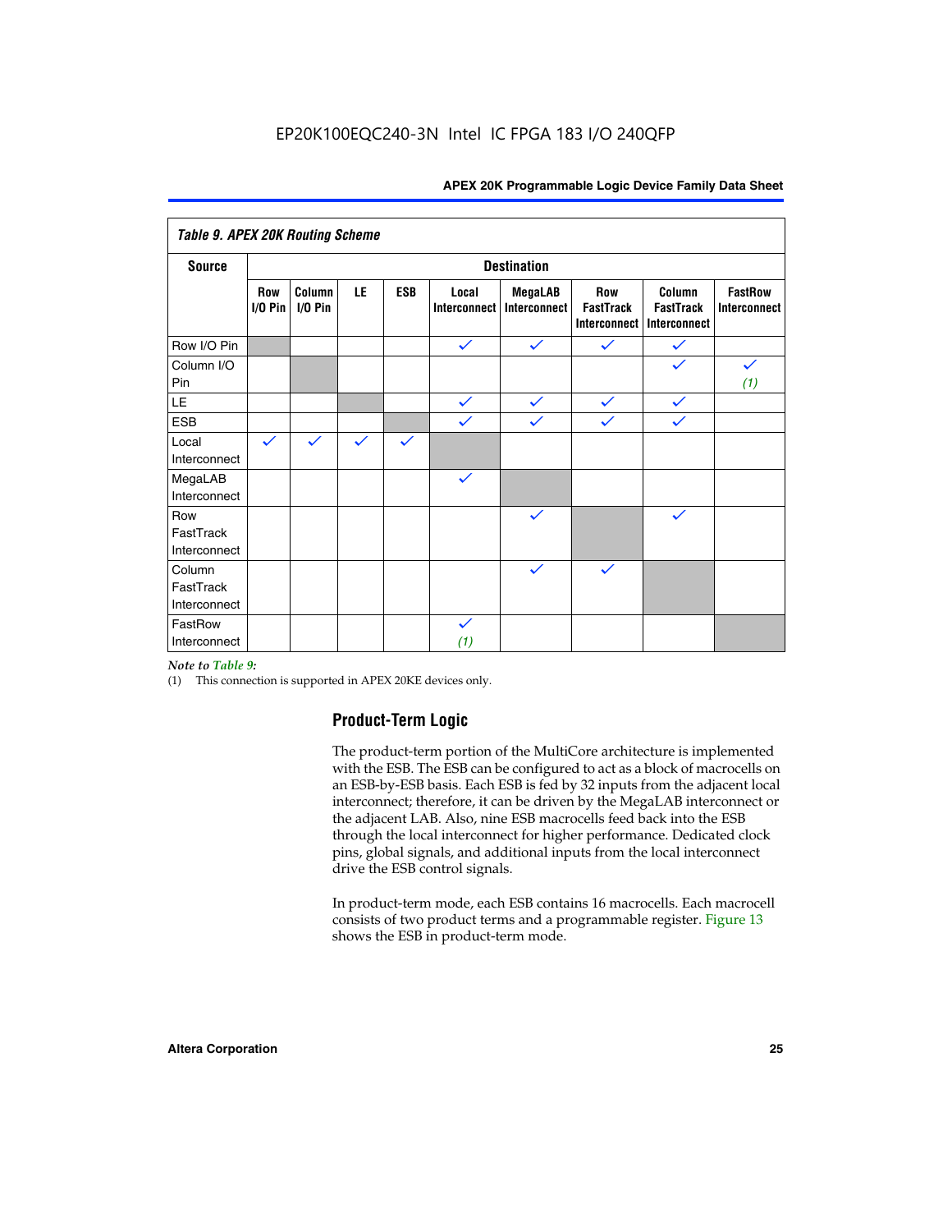EP20K100EQC240-3N Intel IC FPGA 183 I/O 240QFP

**Table 9. APEX 20K Routing Scheme**

| Source | Destination | | | | | | | | |
|---|---|---|---|---|---|---|---|---|---|
| | Row I/O Pin | Column I/O Pin | LE | ESB | Local Interconnect | MegaLAB Interconnect | Row FastTrack Interconnect | Column FastTrack Interconnect | FastRow Interconnect |
| Row I/O Pin | | | | | ✓ | ✓ | ✓ | ✓ | |
| Column I/O Pin | | | | | | | | ✓ | ✓ (1) |
| LE | | | | | ✓ | ✓ | ✓ | ✓ | |
| ESB | | | | | ✓ | ✓ | ✓ | ✓ | |
| Local Interconnect | ✓ | ✓ | ✓ | ✓ | | | | | |
| MegaLAB Interconnect | | | | | ✓ | | | | |
| Row FastTrack Interconnect | | | | | | ✓ | | ✓ | |
| Column FastTrack Interconnect | | | | | | ✓ | ✓ | | |
| FastRow Interconnect | | | | | ✓ (1) | | | | |

*Note to Table 9:*

(1) This connection is supported in APEX 20KE devices only.

## Product-Term Logic

The product-term portion of the MultiCore architecture is implemented with the ESB. The ESB can be configured to act as a block of macrocells on an ESB-by-ESB basis. Each ESB is fed by 32 inputs from the adjacent local interconnect; therefore, it can be driven by the MegaLAB interconnect or the adjacent LAB. Also, nine ESB macrocells feed back into the ESB through the local interconnect for higher performance. Dedicated clock pins, global signals, and additional inputs from the local interconnect drive the ESB control signals.

In product-term mode, each ESB contains 16 macrocells. Each macrocell consists of two product terms and a programmable register. Figure 13 shows the ESB in product-term mode.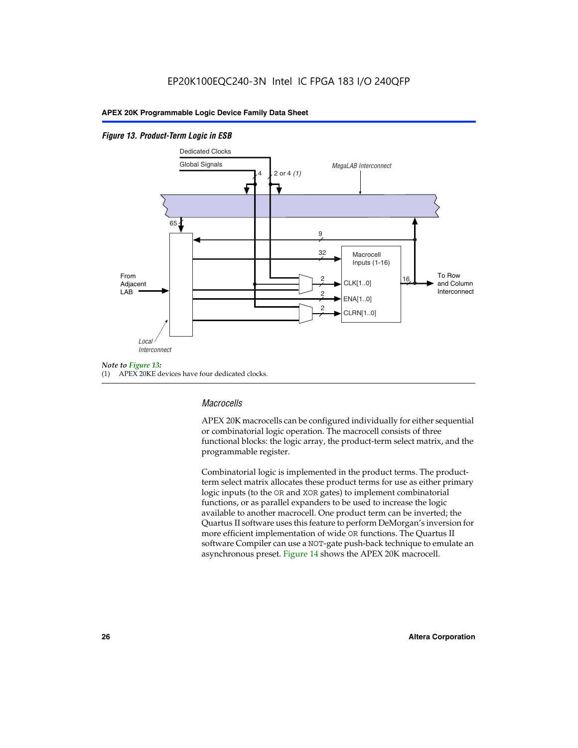*Figure 13. Product-Term Logic in ESB*

Dedicated Clocks

Global Signals

4

2 or 4 *(1)*

*MegaLAB Interconnect*

65

9

32

Macrocell Inputs (1-16)

From Adjacent LAB

2

CLK[1..0]

2

ENA[1..0]

2

CLRN[1..0]

16

To Row and Column Interconnect

*Local Interconnect*

*Note to Figure 13:*

(1) APEX 20KE devices have four dedicated clocks.

### *Macrocells*

APEX 20K macrocells can be configured individually for either sequential or combinatorial logic operation. The macrocell consists of three functional blocks: the logic array, the product-term select matrix, and the programmable register.

Combinatorial logic is implemented in the product terms. The product-term select matrix allocates these product terms for use as either primary logic inputs (to the OR and XOR gates) to implement combinatorial functions, or as parallel expanders to be used to increase the logic available to another macrocell. One product term can be inverted; the Quartus II software uses this feature to perform DeMorgan's inversion for more efficient implementation of wide OR functions. The Quartus II software Compiler can use a NOT-gate push-back technique to emulate an asynchronous preset. Figure 14 shows the APEX 20K macrocell.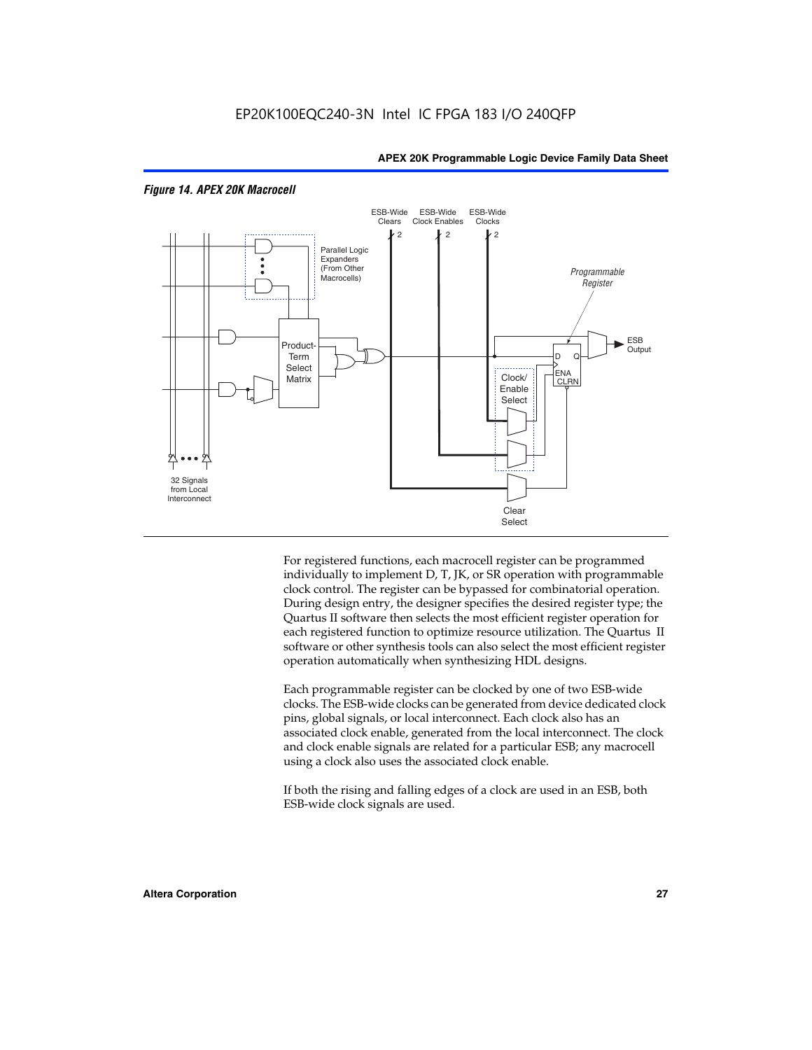*Figure 14. APEX 20K Macrocell*

For registered functions, each macrocell register can be programmed individually to implement D, T, JK, or SR operation with programmable clock control. The register can be bypassed for combinatorial operation. During design entry, the designer specifies the desired register type; the Quartus II software then selects the most efficient register operation for each registered function to optimize resource utilization. The Quartus II software or other synthesis tools can also select the most efficient register operation automatically when synthesizing HDL designs.

Each programmable register can be clocked by one of two ESB-wide clocks. The ESB-wide clocks can be generated from device dedicated clock pins, global signals, or local interconnect. Each clock also has an associated clock enable, generated from the local interconnect. The clock and clock enable signals are related for a particular ESB; any macrocell using a clock also uses the associated clock enable.

If both the rising and falling edges of a clock are used in an ESB, both ESB-wide clock signals are used.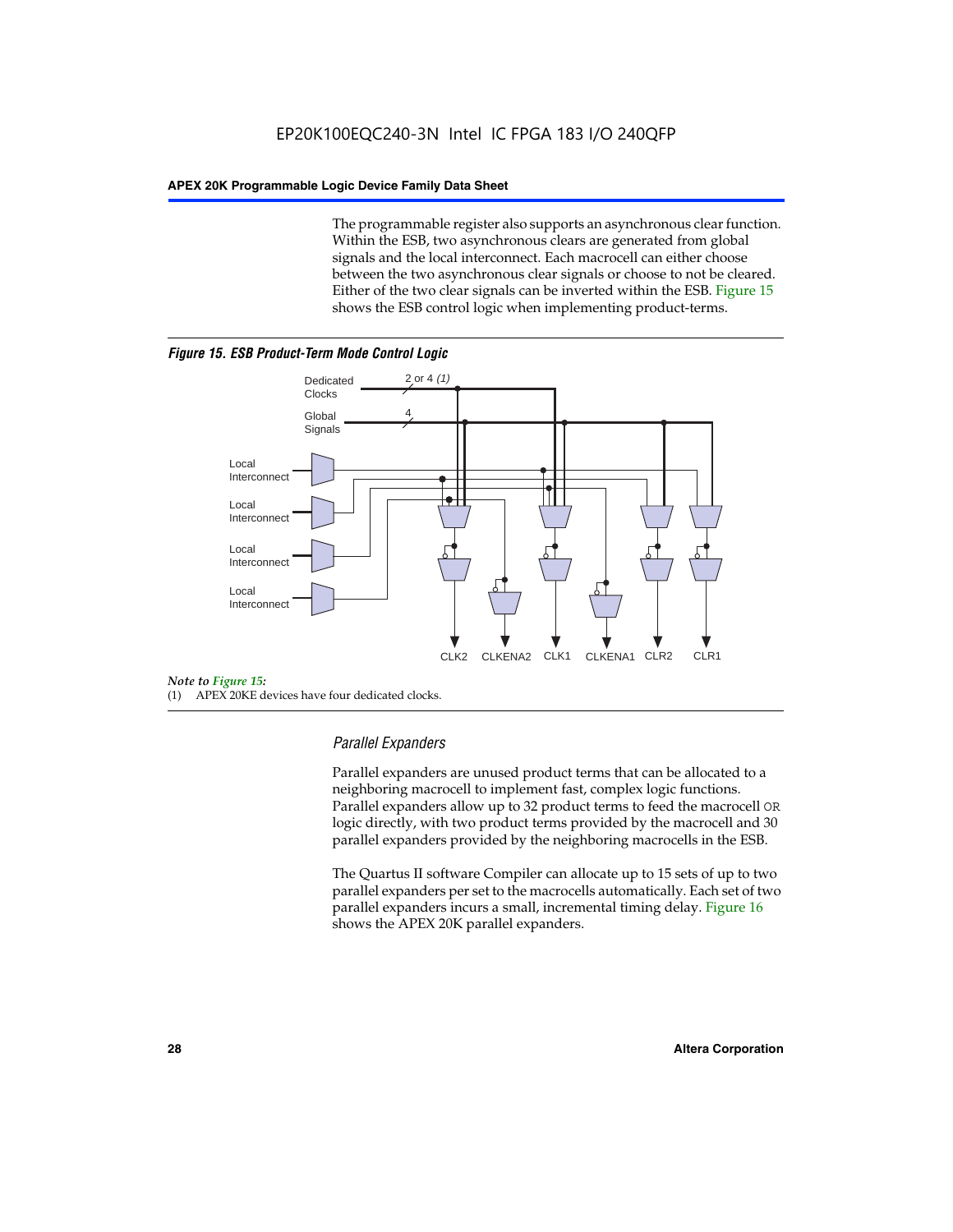The programmable register also supports an asynchronous clear function. Within the ESB, two asynchronous clears are generated from global signals and the local interconnect. Each macrocell can either choose between the two asynchronous clear signals or choose to not be cleared. Either of the two clear signals can be inverted within the ESB. Figure 15 shows the ESB control logic when implementing product-terms.

***Figure 15. ESB Product-Term Mode Control Logic***

Dedicated Clocks 2 or 4 *(1)*

Global Signals 4

Local Interconnect

Local Interconnect

Local Interconnect

Local Interconnect

CLK2 CLKENA2 CLK1 CLKENA1 CLR2 CLR1

*Note to Figure 15:*

(1) APEX 20KE devices have four dedicated clocks.

### *Parallel Expanders*

Parallel expanders are unused product terms that can be allocated to a neighboring macrocell to implement fast, complex logic functions. Parallel expanders allow up to 32 product terms to feed the macrocell `OR` logic directly, with two product terms provided by the macrocell and 30 parallel expanders provided by the neighboring macrocells in the ESB.

The Quartus II software Compiler can allocate up to 15 sets of up to two parallel expanders per set to the macrocells automatically. Each set of two parallel expanders incurs a small, incremental timing delay. Figure 16 shows the APEX 20K parallel expanders.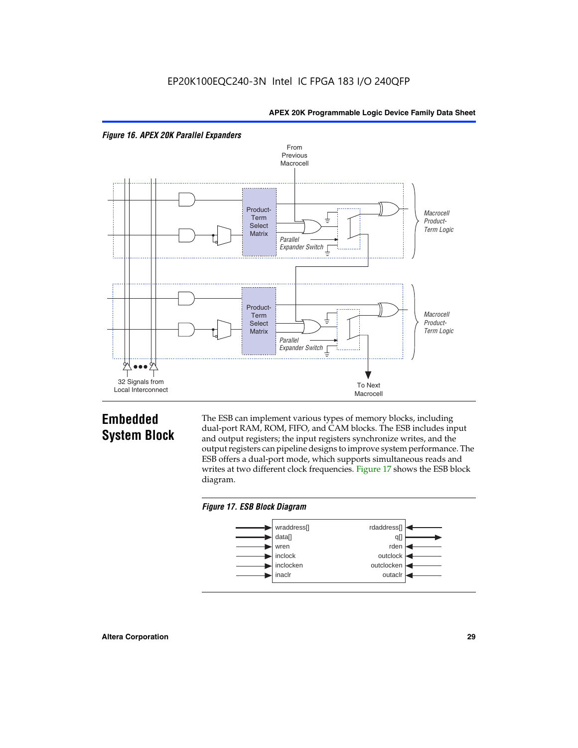*Figure 16. APEX 20K Parallel Expanders*

From Previous Macrocell

Product-Term Select Matrix

Parallel Expander Switch

Macrocell Product-Term Logic

Product-Term Select Matrix

Parallel Expander Switch

Macrocell Product-Term Logic

32 Signals from Local Interconnect

To Next Macrocell

## Embedded System Block

The ESB can implement various types of memory blocks, including dual-port RAM, ROM, FIFO, and CAM blocks. The ESB includes input and output registers; the input registers synchronize writes, and the output registers can pipeline designs to improve system performance. The ESB offers a dual-port mode, which supports simultaneous reads and writes at two different clock frequencies. Figure 17 shows the ESB block diagram.

*Figure 17. ESB Block Diagram*

| Inputs | Outputs/Inputs |
|---|---|
| wraddress[] | rdaddress[] |
| data[] | q[] |
| wren | rden |
| inclock | outclock |
| inclocken | outclocken |
| inaclr | outaclr |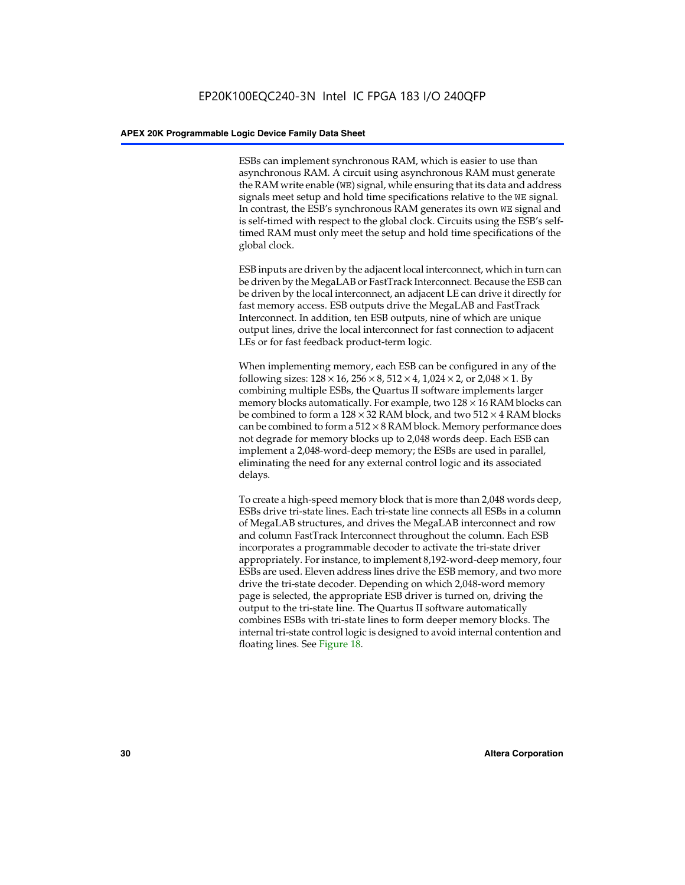ESBs can implement synchronous RAM, which is easier to use than asynchronous RAM. A circuit using asynchronous RAM must generate the RAM write enable (`WE`) signal, while ensuring that its data and address signals meet setup and hold time specifications relative to the `WE` signal. In contrast, the ESB's synchronous RAM generates its own `WE` signal and is self-timed with respect to the global clock. Circuits using the ESB's self-timed RAM must only meet the setup and hold time specifications of the global clock.

ESB inputs are driven by the adjacent local interconnect, which in turn can be driven by the MegaLAB or FastTrack Interconnect. Because the ESB can be driven by the local interconnect, an adjacent LE can drive it directly for fast memory access. ESB outputs drive the MegaLAB and FastTrack Interconnect. In addition, ten ESB outputs, nine of which are unique output lines, drive the local interconnect for fast connection to adjacent LEs or for fast feedback product-term logic.

When implementing memory, each ESB can be configured in any of the following sizes: $128 \times 16$, $256 \times 8$, $512 \times 4$, $1,024 \times 2$, or $2,048 \times 1$. By combining multiple ESBs, the Quartus II software implements larger memory blocks automatically. For example, two $128 \times 16$ RAM blocks can be combined to form a $128 \times 32$ RAM block, and two $512 \times 4$ RAM blocks can be combined to form a $512 \times 8$ RAM block. Memory performance does not degrade for memory blocks up to 2,048 words deep. Each ESB can implement a 2,048-word-deep memory; the ESBs are used in parallel, eliminating the need for any external control logic and its associated delays.

To create a high-speed memory block that is more than 2,048 words deep, ESBs drive tri-state lines. Each tri-state line connects all ESBs in a column of MegaLAB structures, and drives the MegaLAB interconnect and row and column FastTrack Interconnect throughout the column. Each ESB incorporates a programmable decoder to activate the tri-state driver appropriately. For instance, to implement 8,192-word-deep memory, four ESBs are used. Eleven address lines drive the ESB memory, and two more drive the tri-state decoder. Depending on which 2,048-word memory page is selected, the appropriate ESB driver is turned on, driving the output to the tri-state line. The Quartus II software automatically combines ESBs with tri-state lines to form deeper memory blocks. The internal tri-state control logic is designed to avoid internal contention and floating lines. See Figure 18.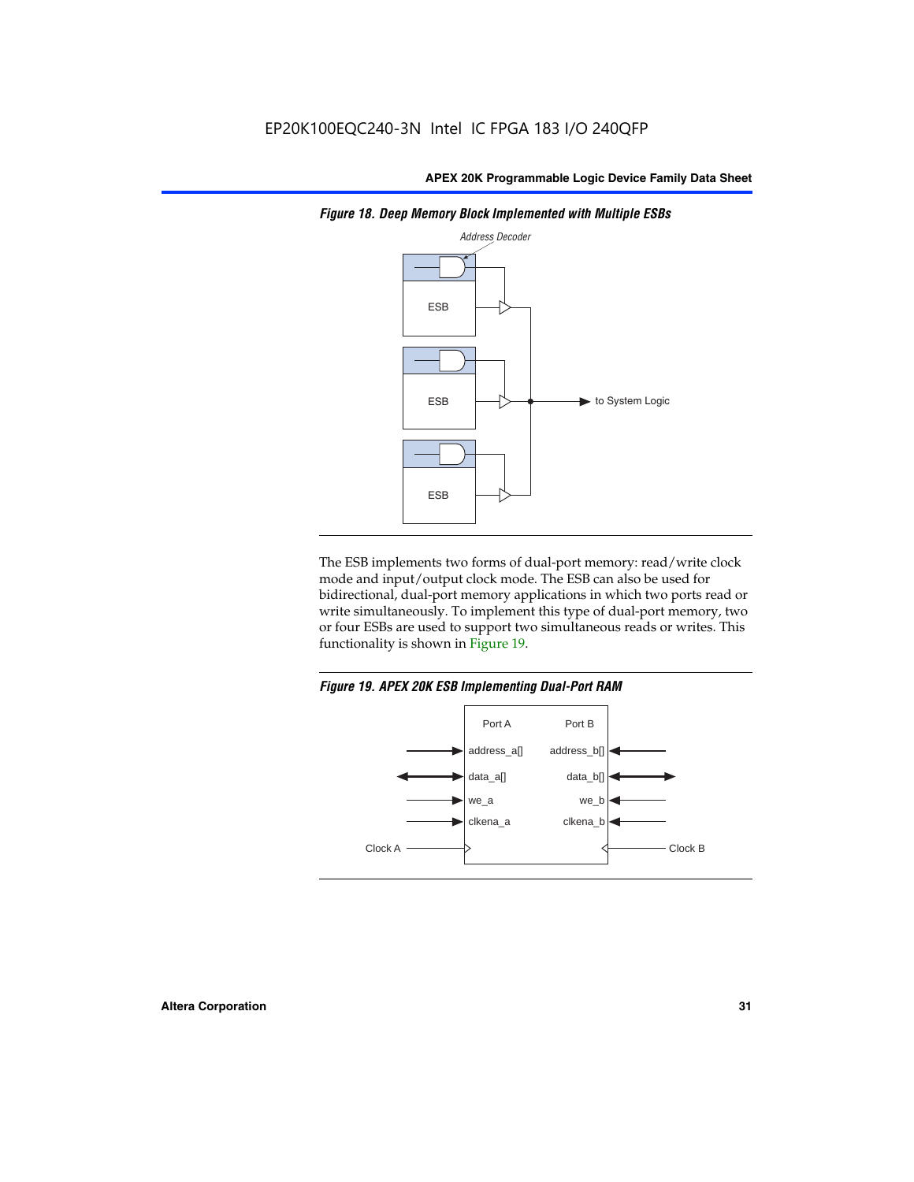*Figure 18. Deep Memory Block Implemented with Multiple ESBs*

The ESB implements two forms of dual-port memory: read/write clock mode and input/output clock mode. The ESB can also be used for bidirectional, dual-port memory applications in which two ports read or write simultaneously. To implement this type of dual-port memory, two or four ESBs are used to support two simultaneous reads or writes. This functionality is shown in Figure 19.

*Figure 19. APEX 20K ESB Implementing Dual-Port RAM*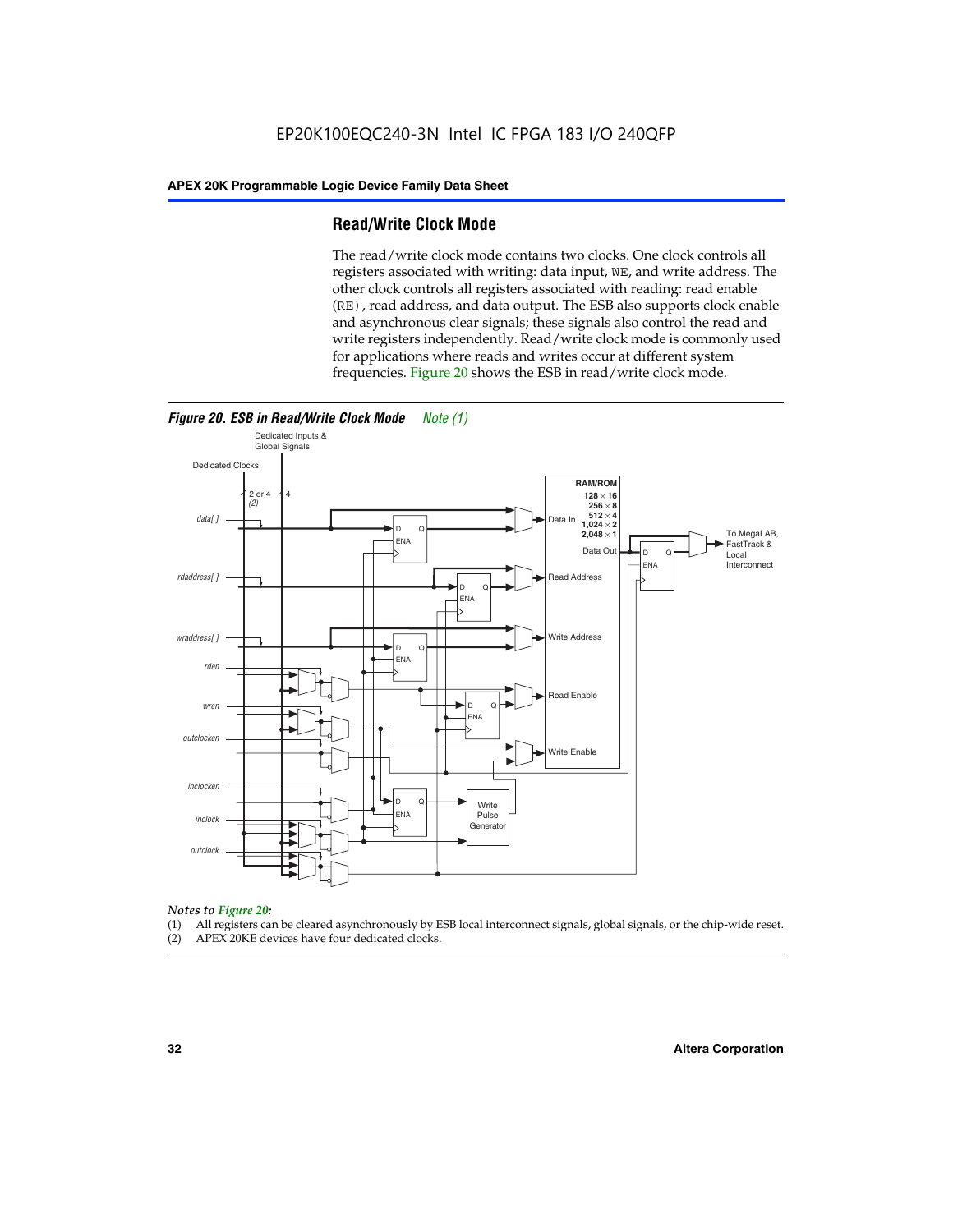## Read/Write Clock Mode

The read/write clock mode contains two clocks. One clock controls all registers associated with writing: data input, `WE`, and write address. The other clock controls all registers associated with reading: read enable (`RE`), read address, and data output. The ESB also supports clock enable and asynchronous clear signals; these signals also control the read and write registers independently. Read/write clock mode is commonly used for applications where reads and writes occur at different system frequencies. Figure 20 shows the ESB in read/write clock mode.

***Figure 20. ESB in Read/Write Clock Mode*** *Note (1)*

*Notes to Figure 20:*

(1) All registers can be cleared asynchronously by ESB local interconnect signals, global signals, or the chip-wide reset.
(2) APEX 20KE devices have four dedicated clocks.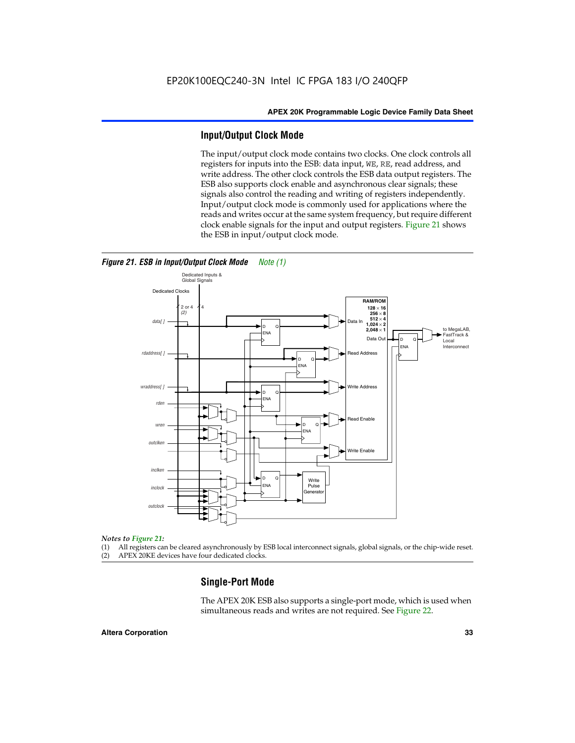## Input/Output Clock Mode

The input/output clock mode contains two clocks. One clock controls all registers for inputs into the ESB: data input, WE, RE, read address, and write address. The other clock controls the ESB data output registers. The ESB also supports clock enable and asynchronous clear signals; these signals also control the reading and writing of registers independently. Input/output clock mode is commonly used for applications where the reads and writes occur at the same system frequency, but require different clock enable signals for the input and output registers. Figure 21 shows the ESB in input/output clock mode.

***Figure 21. ESB in Input/Output Clock Mode*** *Note (1)*

*Notes to Figure 21:*

(1) All registers can be cleared asynchronously by ESB local interconnect signals, global signals, or the chip-wide reset.
(2) APEX 20KE devices have four dedicated clocks.

## Single-Port Mode

The APEX 20K ESB also supports a single-port mode, which is used when simultaneous reads and writes are not required. See Figure 22.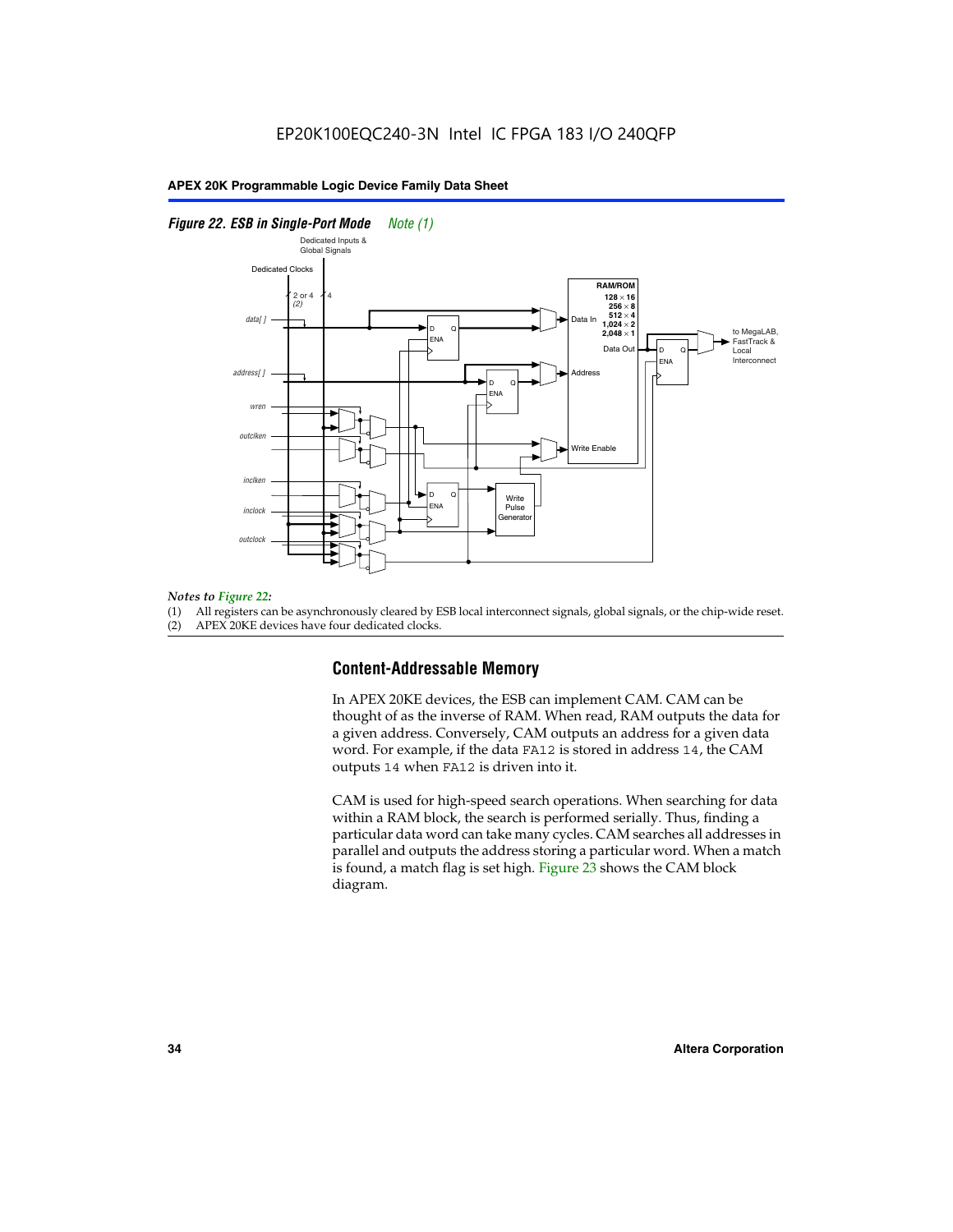*Figure 22. ESB in Single-Port Mode* *Note (1)*

*Notes to Figure 22:*

(1) All registers can be asynchronously cleared by ESB local interconnect signals, global signals, or the chip-wide reset.
(2) APEX 20KE devices have four dedicated clocks.

## Content-Addressable Memory

In APEX 20KE devices, the ESB can implement CAM. CAM can be thought of as the inverse of RAM. When read, RAM outputs the data for a given address. Conversely, CAM outputs an address for a given data word. For example, if the data `FA12` is stored in address `14`, the CAM outputs `14` when `FA12` is driven into it.

CAM is used for high-speed search operations. When searching for data within a RAM block, the search is performed serially. Thus, finding a particular data word can take many cycles. CAM searches all addresses in parallel and outputs the address storing a particular word. When a match is found, a match flag is set high. Figure 23 shows the CAM block diagram.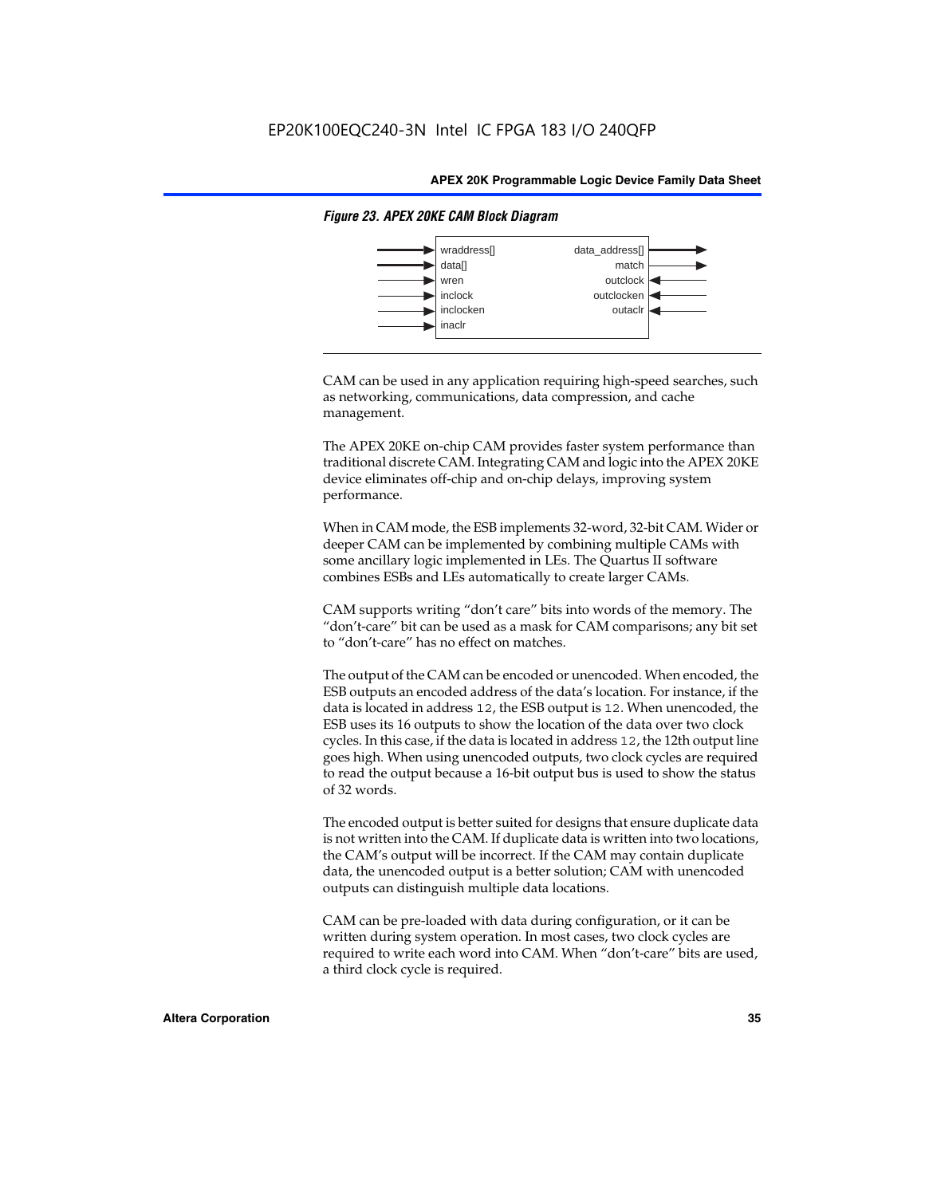*Figure 23. APEX 20KE CAM Block Diagram*

| Inputs | Outputs |
| --- | --- |
| wraddress[] | data_address[] |
| data[] | match |
| wren | outclock (input) |
| inclock | outclocken (input) |
| inclocken | outaclr (input) |
| inaclr | |

CAM can be used in any application requiring high-speed searches, such as networking, communications, data compression, and cache management.

The APEX 20KE on-chip CAM provides faster system performance than traditional discrete CAM. Integrating CAM and logic into the APEX 20KE device eliminates off-chip and on-chip delays, improving system performance.

When in CAM mode, the ESB implements 32-word, 32-bit CAM. Wider or deeper CAM can be implemented by combining multiple CAMs with some ancillary logic implemented in LEs. The Quartus II software combines ESBs and LEs automatically to create larger CAMs.

CAM supports writing "don't care" bits into words of the memory. The "don't-care" bit can be used as a mask for CAM comparisons; any bit set to "don't-care" has no effect on matches.

The output of the CAM can be encoded or unencoded. When encoded, the ESB outputs an encoded address of the data's location. For instance, if the data is located in address 12, the ESB output is 12. When unencoded, the ESB uses its 16 outputs to show the location of the data over two clock cycles. In this case, if the data is located in address 12, the 12th output line goes high. When using unencoded outputs, two clock cycles are required to read the output because a 16-bit output bus is used to show the status of 32 words.

The encoded output is better suited for designs that ensure duplicate data is not written into the CAM. If duplicate data is written into two locations, the CAM's output will be incorrect. If the CAM may contain duplicate data, the unencoded output is a better solution; CAM with unencoded outputs can distinguish multiple data locations.

CAM can be pre-loaded with data during configuration, or it can be written during system operation. In most cases, two clock cycles are required to write each word into CAM. When "don't-care" bits are used, a third clock cycle is required.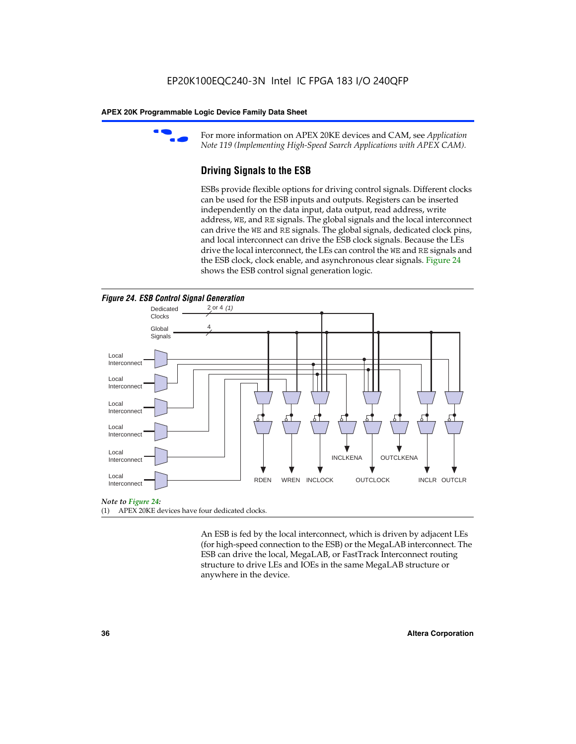For more information on APEX 20KE devices and CAM, see *Application Note 119 (Implementing High-Speed Search Applications with APEX CAM).*

### Driving Signals to the ESB

ESBs provide flexible options for driving control signals. Different clocks can be used for the ESB inputs and outputs. Registers can be inserted independently on the data input, data output, read address, write address, WE, and RE signals. The global signals and the local interconnect can drive the WE and RE signals. The global signals, dedicated clock pins, and local interconnect can drive the ESB clock signals. Because the LEs drive the local interconnect, the LEs can control the WE and RE signals and the ESB clock, clock enable, and asynchronous clear signals. Figure 24 shows the ESB control signal generation logic.

*Figure 24. ESB Control Signal Generation*

Dedicated Clocks 2 or 4 *(1)*

Global Signals 4

Local Interconnect

Local Interconnect

Local Interconnect

Local Interconnect

Local Interconnect

Local Interconnect

RDEN WREN INCLOCK INCLKENA OUTCLOCK OUTCLKENA INCLR OUTCLR

*Note to Figure 24:*

(1) APEX 20KE devices have four dedicated clocks.

An ESB is fed by the local interconnect, which is driven by adjacent LEs (for high-speed connection to the ESB) or the MegaLAB interconnect. The ESB can drive the local, MegaLAB, or FastTrack Interconnect routing structure to drive LEs and IOEs in the same MegaLAB structure or anywhere in the device.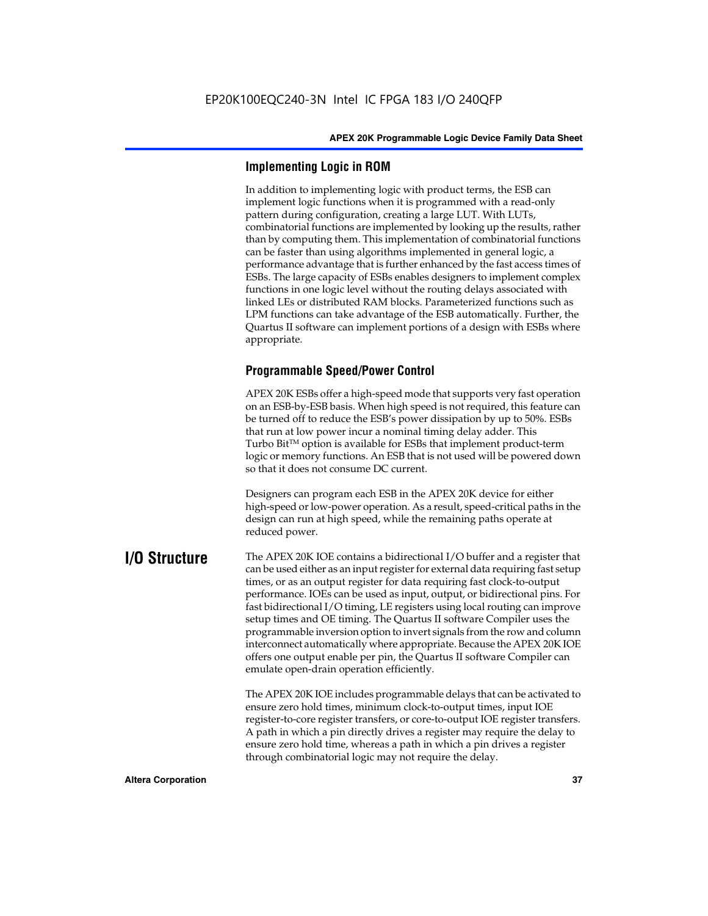### Implementing Logic in ROM

In addition to implementing logic with product terms, the ESB can implement logic functions when it is programmed with a read-only pattern during configuration, creating a large LUT. With LUTs, combinatorial functions are implemented by looking up the results, rather than by computing them. This implementation of combinatorial functions can be faster than using algorithms implemented in general logic, a performance advantage that is further enhanced by the fast access times of ESBs. The large capacity of ESBs enables designers to implement complex functions in one logic level without the routing delays associated with linked LEs or distributed RAM blocks. Parameterized functions such as LPM functions can take advantage of the ESB automatically. Further, the Quartus II software can implement portions of a design with ESBs where appropriate.

### Programmable Speed/Power Control

APEX 20K ESBs offer a high-speed mode that supports very fast operation on an ESB-by-ESB basis. When high speed is not required, this feature can be turned off to reduce the ESB's power dissipation by up to 50%. ESBs that run at low power incur a nominal timing delay adder. This Turbo Bit™ option is available for ESBs that implement product-term logic or memory functions. An ESB that is not used will be powered down so that it does not consume DC current.

Designers can program each ESB in the APEX 20K device for either high-speed or low-power operation. As a result, speed-critical paths in the design can run at high speed, while the remaining paths operate at reduced power.

## I/O Structure

The APEX 20K IOE contains a bidirectional I/O buffer and a register that can be used either as an input register for external data requiring fast setup times, or as an output register for data requiring fast clock-to-output performance. IOEs can be used as input, output, or bidirectional pins. For fast bidirectional I/O timing, LE registers using local routing can improve setup times and OE timing. The Quartus II software Compiler uses the programmable inversion option to invert signals from the row and column interconnect automatically where appropriate. Because the APEX 20K IOE offers one output enable per pin, the Quartus II software Compiler can emulate open-drain operation efficiently.

The APEX 20K IOE includes programmable delays that can be activated to ensure zero hold times, minimum clock-to-output times, input IOE register-to-core register transfers, or core-to-output IOE register transfers. A path in which a pin directly drives a register may require the delay to ensure zero hold time, whereas a path in which a pin drives a register through combinatorial logic may not require the delay.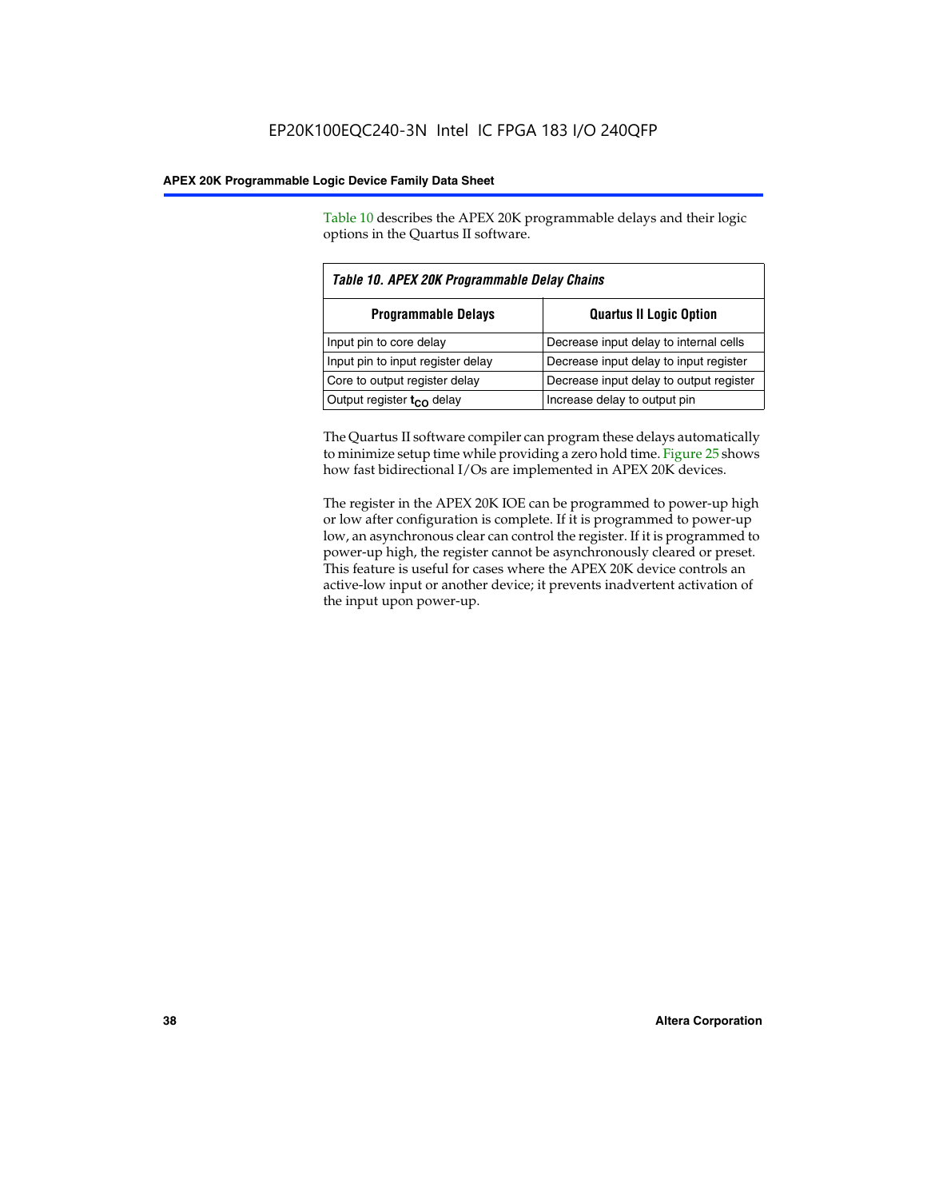Table 10 describes the APEX 20K programmable delays and their logic options in the Quartus II software.

*Table 10. APEX 20K Programmable Delay Chains*

| Programmable Delays | Quartus II Logic Option |
|---|---|
| Input pin to core delay | Decrease input delay to internal cells |
| Input pin to input register delay | Decrease input delay to input register |
| Core to output register delay | Decrease input delay to output register |
| Output register $t_{CO}$ delay | Increase delay to output pin |

The Quartus II software compiler can program these delays automatically to minimize setup time while providing a zero hold time. Figure 25 shows how fast bidirectional I/Os are implemented in APEX 20K devices.

The register in the APEX 20K IOE can be programmed to power-up high or low after configuration is complete. If it is programmed to power-up low, an asynchronous clear can control the register. If it is programmed to power-up high, the register cannot be asynchronously cleared or preset. This feature is useful for cases where the APEX 20K device controls an active-low input or another device; it prevents inadvertent activation of the input upon power-up.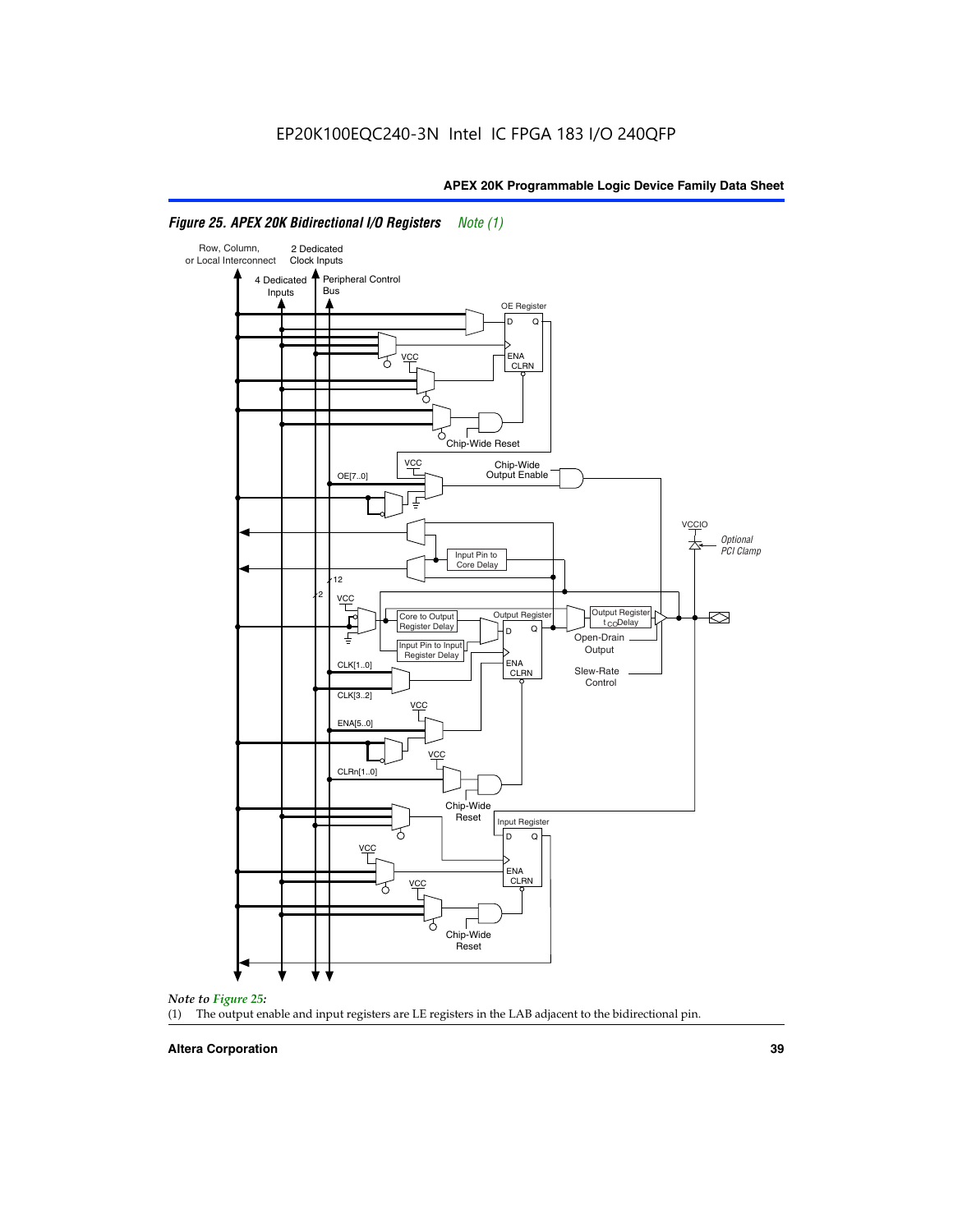*Figure 25. APEX 20K Bidirectional I/O Registers* *Note (1)*

*Note to Figure 25:*

(1) The output enable and input registers are LE registers in the LAB adjacent to the bidirectional pin.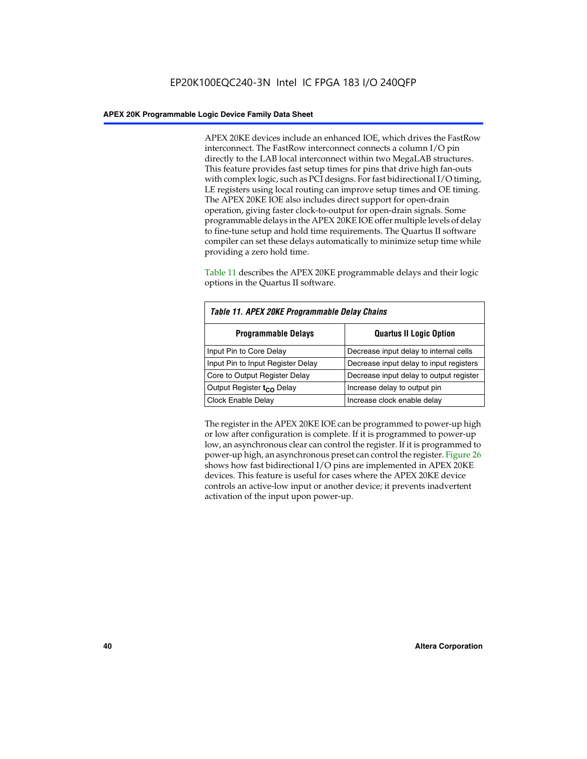APEX 20KE devices include an enhanced IOE, which drives the FastRow interconnect. The FastRow interconnect connects a column I/O pin directly to the LAB local interconnect within two MegaLAB structures. This feature provides fast setup times for pins that drive high fan-outs with complex logic, such as PCI designs. For fast bidirectional I/O timing, LE registers using local routing can improve setup times and OE timing. The APEX 20KE IOE also includes direct support for open-drain operation, giving faster clock-to-output for open-drain signals. Some programmable delays in the APEX 20KE IOE offer multiple levels of delay to fine-tune setup and hold time requirements. The Quartus II software compiler can set these delays automatically to minimize setup time while providing a zero hold time.

Table 11 describes the APEX 20KE programmable delays and their logic options in the Quartus II software.

*Table 11. APEX 20KE Programmable Delay Chains*

| Programmable Delays | Quartus II Logic Option |
|---|---|
| Input Pin to Core Delay | Decrease input delay to internal cells |
| Input Pin to Input Register Delay | Decrease input delay to input registers |
| Core to Output Register Delay | Decrease input delay to output register |
| Output Register $t_{CO}$ Delay | Increase delay to output pin |
| Clock Enable Delay | Increase clock enable delay |

The register in the APEX 20KE IOE can be programmed to power-up high or low after configuration is complete. If it is programmed to power-up low, an asynchronous clear can control the register. If it is programmed to power-up high, an asynchronous preset can control the register. Figure 26 shows how fast bidirectional I/O pins are implemented in APEX 20KE devices. This feature is useful for cases where the APEX 20KE device controls an active-low input or another device; it prevents inadvertent activation of the input upon power-up.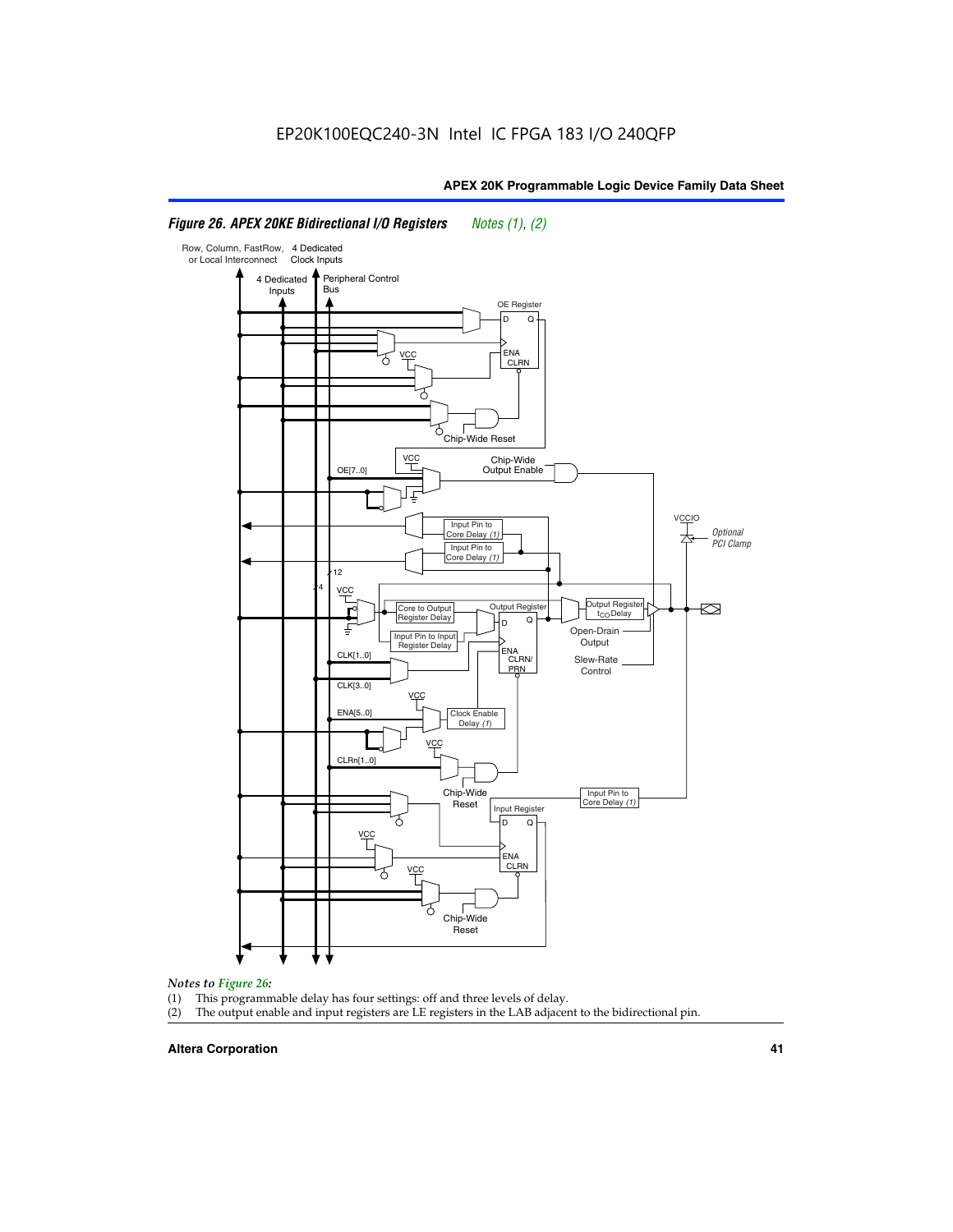*Figure 26. APEX 20KE Bidirectional I/O Registers* *Notes (1), (2)*

*Notes to Figure 26:*

(1) This programmable delay has four settings: off and three levels of delay.

(2) The output enable and input registers are LE registers in the LAB adjacent to the bidirectional pin.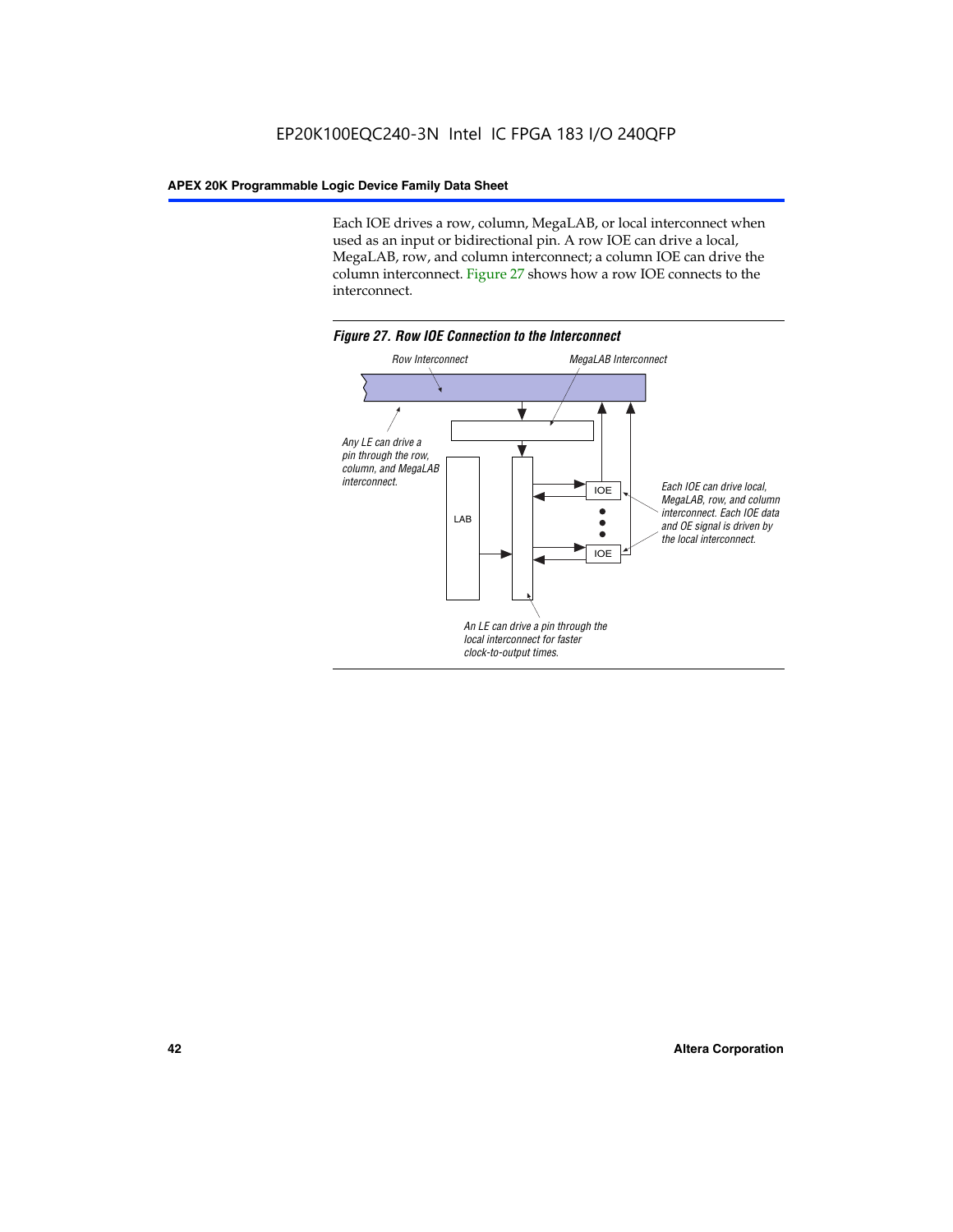Each IOE drives a row, column, MegaLAB, or local interconnect when used as an input or bidirectional pin. A row IOE can drive a local, MegaLAB, row, and column interconnect; a column IOE can drive the column interconnect. Figure 27 shows how a row IOE connects to the interconnect.

*Figure 27. Row IOE Connection to the Interconnect*

Row Interconnect

MegaLAB Interconnect

Any LE can drive a pin through the row, column, and MegaLAB interconnect.

LAB

IOE

IOE

Each IOE can drive local, MegaLAB, row, and column interconnect. Each IOE data and OE signal is driven by the local interconnect.

An LE can drive a pin through the local interconnect for faster clock-to-output times.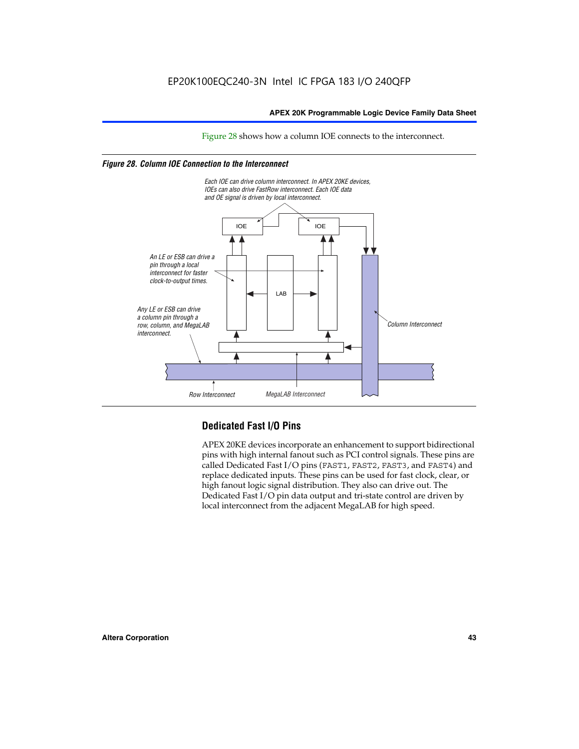Figure 28 shows how a column IOE connects to the interconnect.

*Figure 28. Column IOE Connection to the Interconnect*

*Each IOE can drive column interconnect. In APEX 20KE devices, IOEs can also drive FastRow interconnect. Each IOE data and OE signal is driven by local interconnect.*

*An LE or ESB can drive a pin through a local interconnect for faster clock-to-output times.*

*Any LE or ESB can drive a column pin through a row, column, and MegaLAB interconnect.*

*Column Interconnect*

*Row Interconnect*

*MegaLAB Interconnect*

## Dedicated Fast I/O Pins

APEX 20KE devices incorporate an enhancement to support bidirectional pins with high internal fanout such as PCI control signals. These pins are called Dedicated Fast I/O pins (FAST1, FAST2, FAST3, and FAST4) and replace dedicated inputs. These pins can be used for fast clock, clear, or high fanout logic signal distribution. They also can drive out. The Dedicated Fast I/O pin data output and tri-state control are driven by local interconnect from the adjacent MegaLAB for high speed.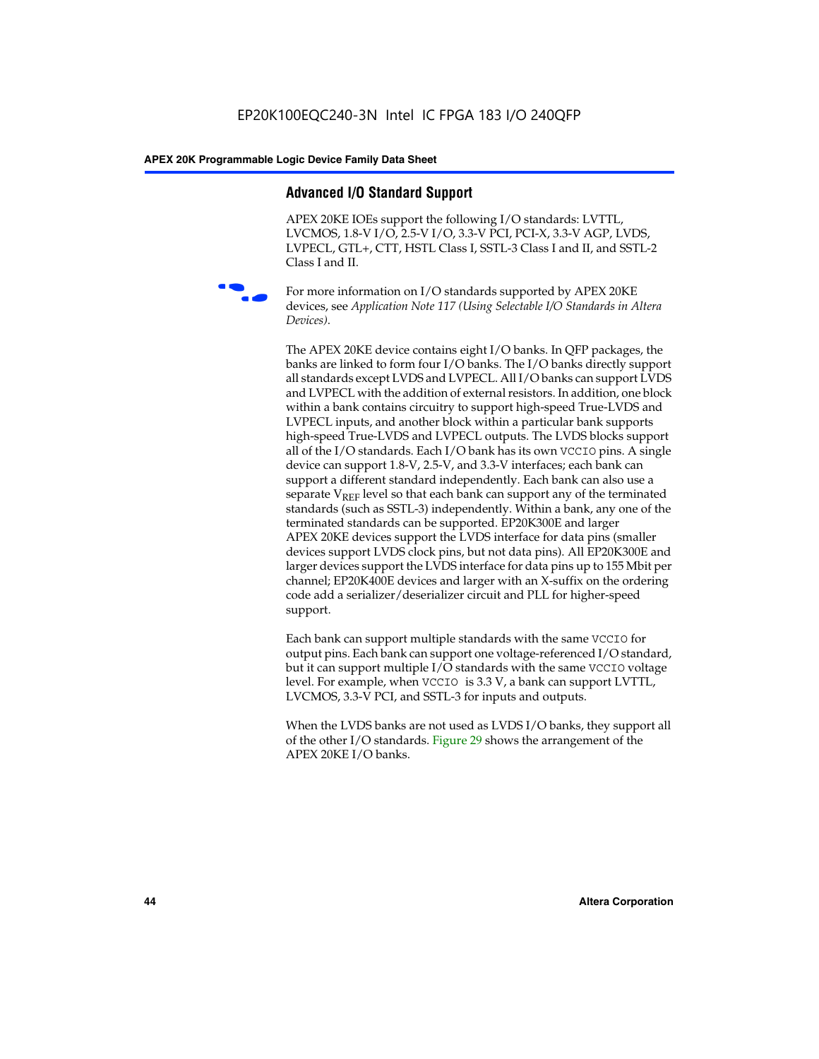## Advanced I/O Standard Support

APEX 20KE IOEs support the following I/O standards: LVTTL, LVCMOS, 1.8-V I/O, 2.5-V I/O, 3.3-V PCI, PCI-X, 3.3-V AGP, LVDS, LVPECL, GTL+, CTT, HSTL Class I, SSTL-3 Class I and II, and SSTL-2 Class I and II.

For more information on I/O standards supported by APEX 20KE devices, see *Application Note 117 (Using Selectable I/O Standards in Altera Devices)*.

The APEX 20KE device contains eight I/O banks. In QFP packages, the banks are linked to form four I/O banks. The I/O banks directly support all standards except LVDS and LVPECL. All I/O banks can support LVDS and LVPECL with the addition of external resistors. In addition, one block within a bank contains circuitry to support high-speed True-LVDS and LVPECL inputs, and another block within a particular bank supports high-speed True-LVDS and LVPECL outputs. The LVDS blocks support all of the I/O standards. Each I/O bank has its own VCCIO pins. A single device can support 1.8-V, 2.5-V, and 3.3-V interfaces; each bank can support a different standard independently. Each bank can also use a separate $V_{REF}$ level so that each bank can support any of the terminated standards (such as SSTL-3) independently. Within a bank, any one of the terminated standards can be supported. EP20K300E and larger APEX 20KE devices support the LVDS interface for data pins (smaller devices support LVDS clock pins, but not data pins). All EP20K300E and larger devices support the LVDS interface for data pins up to 155 Mbit per channel; EP20K400E devices and larger with an X-suffix on the ordering code add a serializer/deserializer circuit and PLL for higher-speed support.

Each bank can support multiple standards with the same VCCIO for output pins. Each bank can support one voltage-referenced I/O standard, but it can support multiple I/O standards with the same VCCIO voltage level. For example, when VCCIO is 3.3 V, a bank can support LVTTL, LVCMOS, 3.3-V PCI, and SSTL-3 for inputs and outputs.

When the LVDS banks are not used as LVDS I/O banks, they support all of the other I/O standards. Figure 29 shows the arrangement of the APEX 20KE I/O banks.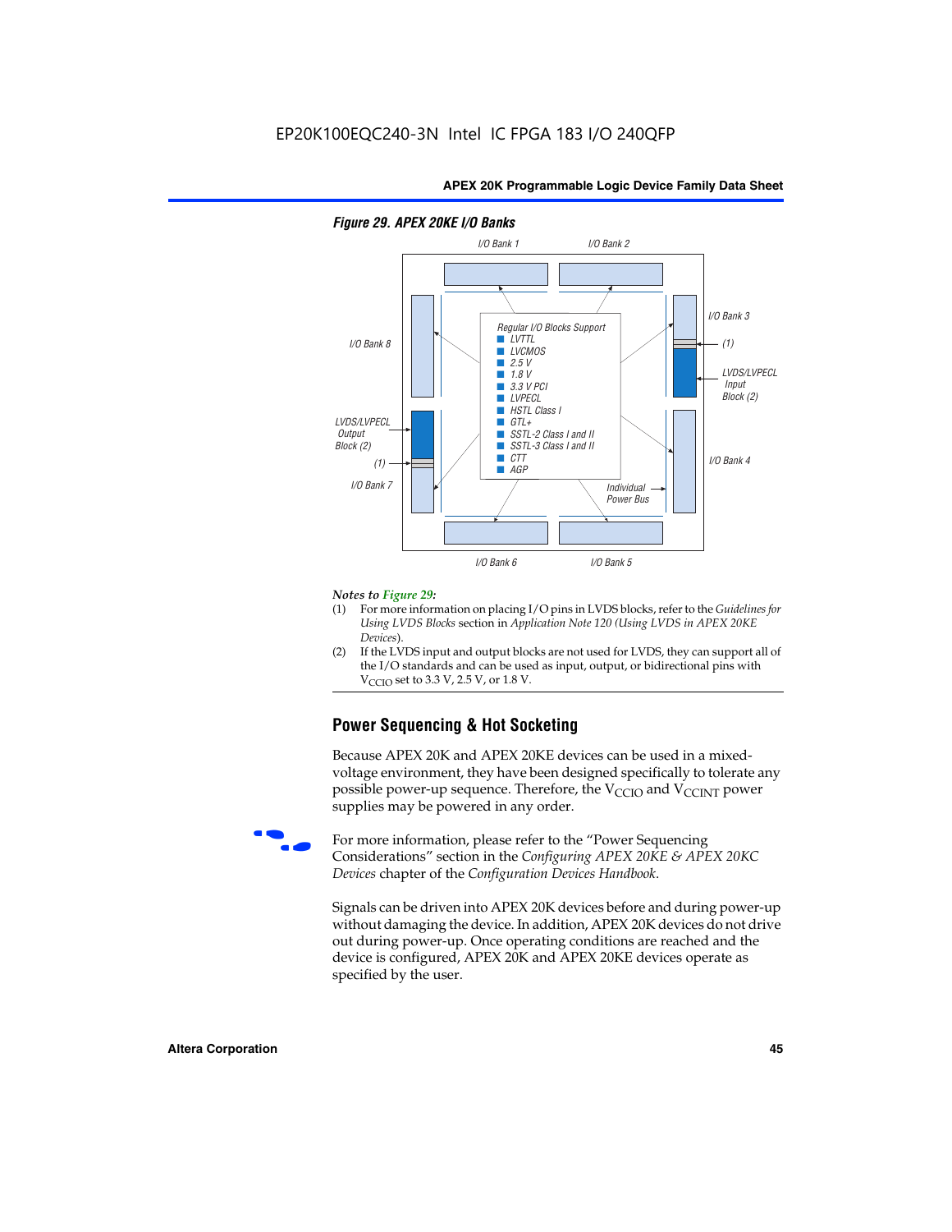#### Figure 29. APEX 20KE I/O Banks

I/O Bank 1 · I/O Bank 2 · I/O Bank 3 · (1) · LVDS/LVPECL Input Block (2) · I/O Bank 4 · I/O Bank 5 · I/O Bank 6 · I/O Bank 7 · (1) · LVDS/LVPECL Output Block (2) · I/O Bank 8 · Individual Power Bus

Regular I/O Blocks Support
- LVTTL
- LVCMOS
- 2.5 V
- 1.8 V
- 3.3 V PCI
- LVPECL
- HSTL Class I
- GTL+
- SSTL-2 Class I and II
- SSTL-3 Class I and II
- CTT
- AGP

*Notes to Figure 29:*

(1) For more information on placing I/O pins in LVDS blocks, refer to the *Guidelines for Using LVDS Blocks* section in *Application Note 120 (Using LVDS in APEX 20KE Devices)*.

(2) If the LVDS input and output blocks are not used for LVDS, they can support all of the I/O standards and can be used as input, output, or bidirectional pins with $V_{CCIO}$ set to 3.3 V, 2.5 V, or 1.8 V.

## Power Sequencing & Hot Socketing

Because APEX 20K and APEX 20KE devices can be used in a mixed-voltage environment, they have been designed specifically to tolerate any possible power-up sequence. Therefore, the $V_{CCIO}$ and $V_{CCINT}$ power supplies may be powered in any order.

For more information, please refer to the "Power Sequencing Considerations" section in the *Configuring APEX 20KE & APEX 20KC Devices* chapter of the *Configuration Devices Handbook*.

Signals can be driven into APEX 20K devices before and during power-up without damaging the device. In addition, APEX 20K devices do not drive out during power-up. Once operating conditions are reached and the device is configured, APEX 20K and APEX 20KE devices operate as specified by the user.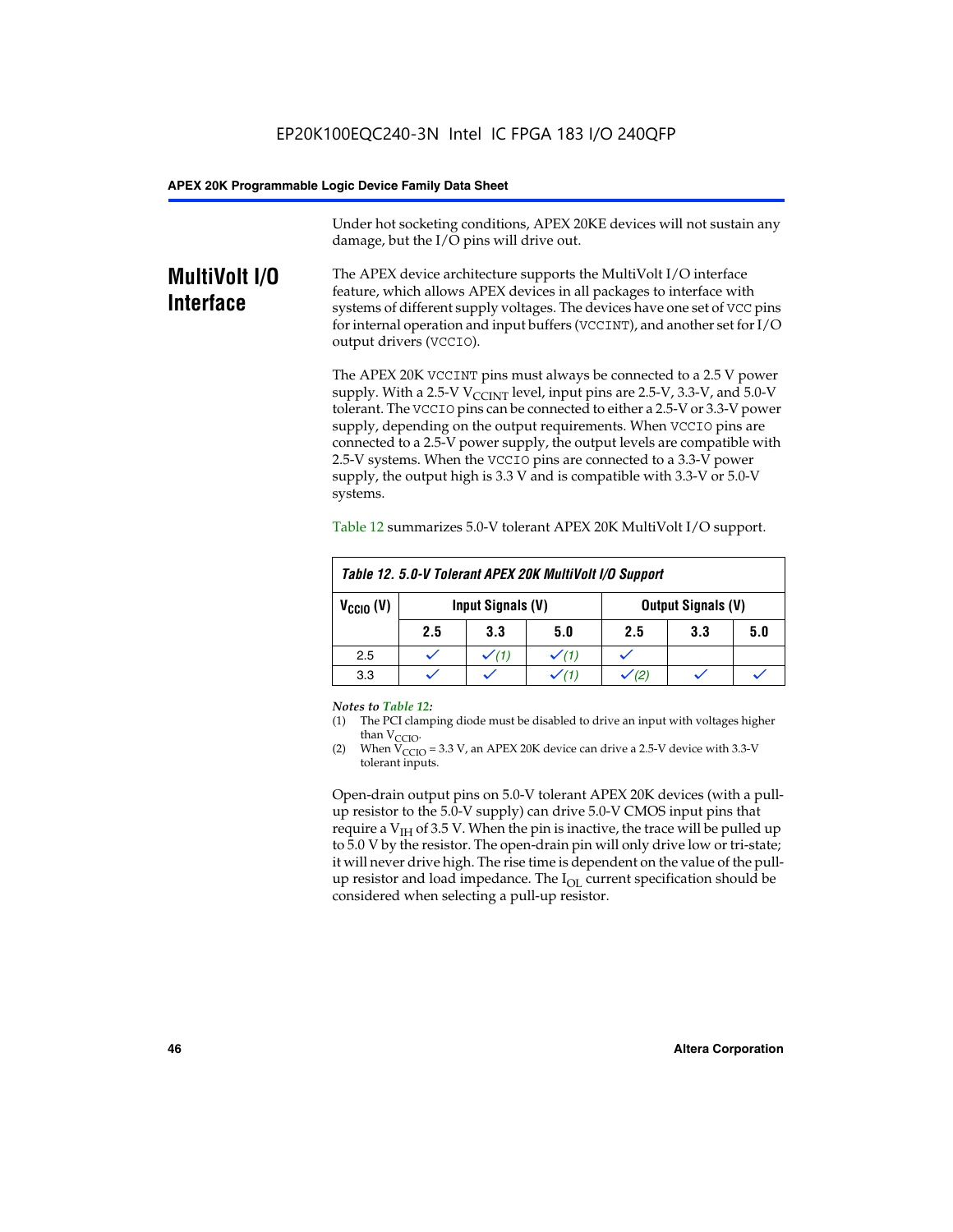Under hot socketing conditions, APEX 20KE devices will not sustain any damage, but the I/O pins will drive out.

## MultiVolt I/O Interface

The APEX device architecture supports the MultiVolt I/O interface feature, which allows APEX devices in all packages to interface with systems of different supply voltages. The devices have one set of VCC pins for internal operation and input buffers (VCCINT), and another set for I/O output drivers (VCCIO).

The APEX 20K VCCINT pins must always be connected to a 2.5 V power supply. With a 2.5-V $V_{CCINT}$ level, input pins are 2.5-V, 3.3-V, and 5.0-V tolerant. The VCCIO pins can be connected to either a 2.5-V or 3.3-V power supply, depending on the output requirements. When VCCIO pins are connected to a 2.5-V power supply, the output levels are compatible with 2.5-V systems. When the VCCIO pins are connected to a 3.3-V power supply, the output high is 3.3 V and is compatible with 3.3-V or 5.0-V systems.

Table 12 summarizes 5.0-V tolerant APEX 20K MultiVolt I/O support.

**Table 12. 5.0-V Tolerant APEX 20K MultiVolt I/O Support**

| $V_{CCIO}$ (V) | Input Signals (V) | | | Output Signals (V) | | |
|---|---|---|---|---|---|---|
| | 2.5 | 3.3 | 5.0 | 2.5 | 3.3 | 5.0 |
| 2.5 | ✓ | ✓ (1) | ✓ (1) | ✓ | | |
| 3.3 | ✓ | ✓ | ✓ (1) | ✓ (2) | ✓ | ✓ |

*Notes to Table 12:*

(1) The PCI clamping diode must be disabled to drive an input with voltages higher than $V_{CCIO}$.

(2) When $V_{CCIO}$ = 3.3 V, an APEX 20K device can drive a 2.5-V device with 3.3-V tolerant inputs.

Open-drain output pins on 5.0-V tolerant APEX 20K devices (with a pull-up resistor to the 5.0-V supply) can drive 5.0-V CMOS input pins that require a $V_{IH}$ of 3.5 V. When the pin is inactive, the trace will be pulled up to 5.0 V by the resistor. The open-drain pin will only drive low or tri-state; it will never drive high. The rise time is dependent on the value of the pull-up resistor and load impedance. The $I_{OL}$ current specification should be considered when selecting a pull-up resistor.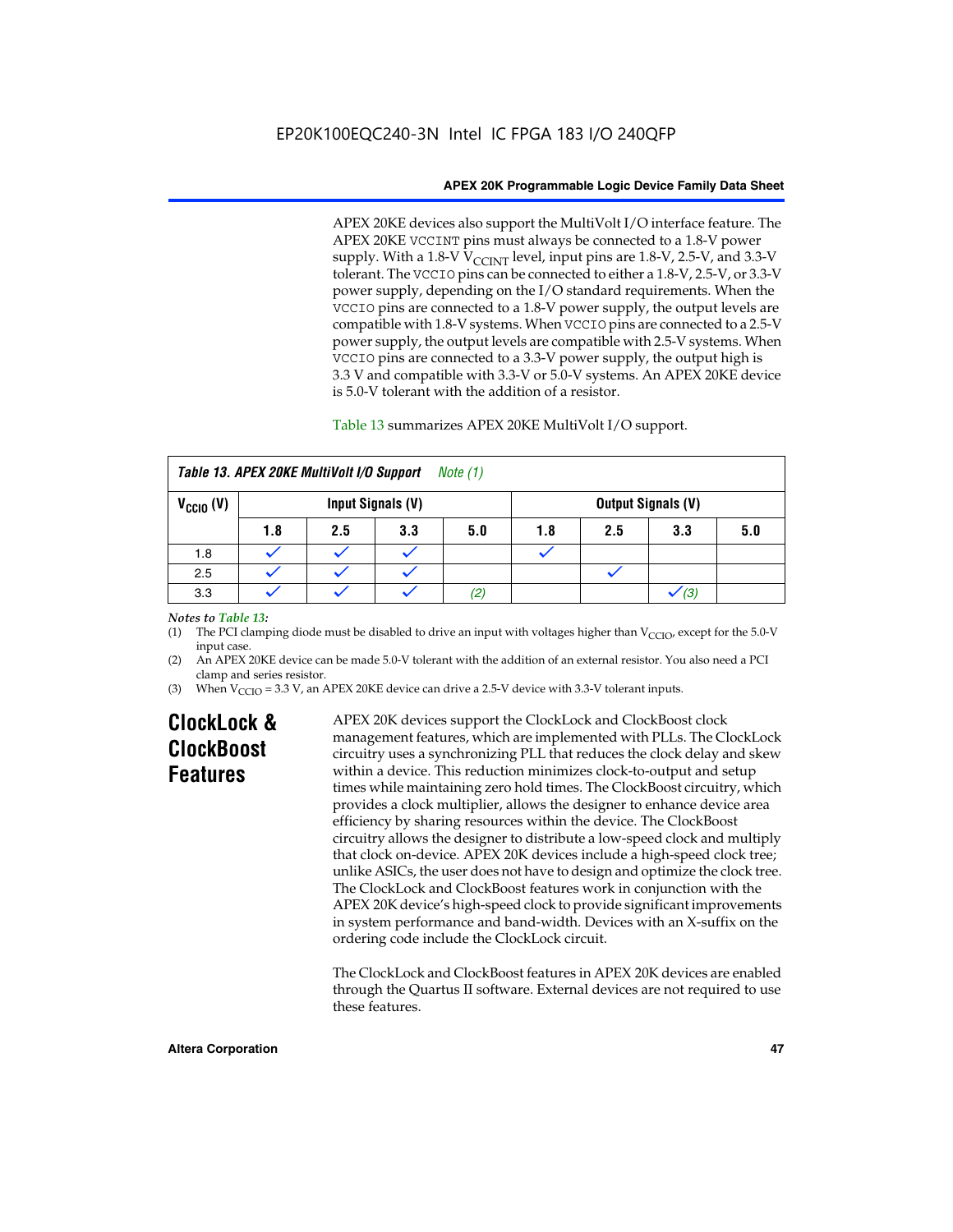APEX 20KE devices also support the MultiVolt I/O interface feature. The APEX 20KE VCCINT pins must always be connected to a 1.8-V power supply. With a 1.8-V $V_{CCINT}$ level, input pins are 1.8-V, 2.5-V, and 3.3-V tolerant. The VCCIO pins can be connected to either a 1.8-V, 2.5-V, or 3.3-V power supply, depending on the I/O standard requirements. When the VCCIO pins are connected to a 1.8-V power supply, the output levels are compatible with 1.8-V systems. When VCCIO pins are connected to a 2.5-V power supply, the output levels are compatible with 2.5-V systems. When VCCIO pins are connected to a 3.3-V power supply, the output high is 3.3 V and compatible with 3.3-V or 5.0-V systems. An APEX 20KE device is 5.0-V tolerant with the addition of a resistor.

Table 13 summarizes APEX 20KE MultiVolt I/O support.

**Table 13. APEX 20KE MultiVolt I/O Support** *Note (1)*

| $V_{CCIO}$ (V) | Input Signals (V) | | | | Output Signals (V) | | | |
|---|---|---|---|---|---|---|---|---|
| | 1.8 | 2.5 | 3.3 | 5.0 | 1.8 | 2.5 | 3.3 | 5.0 |
| 1.8 | ✓ | ✓ | ✓ | | ✓ | | | |
| 2.5 | ✓ | ✓ | ✓ | | | ✓ | | |
| 3.3 | ✓ | ✓ | ✓ | *(2)* | | | ✓ *(3)* | |

*Notes to Table 13:*

(1) The PCI clamping diode must be disabled to drive an input with voltages higher than $V_{CCIO}$, except for the 5.0-V input case.

(2) An APEX 20KE device can be made 5.0-V tolerant with the addition of an external resistor. You also need a PCI clamp and series resistor.

(3) When $V_{CCIO}$ = 3.3 V, an APEX 20KE device can drive a 2.5-V device with 3.3-V tolerant inputs.

## ClockLock & ClockBoost Features

APEX 20K devices support the ClockLock and ClockBoost clock management features, which are implemented with PLLs. The ClockLock circuitry uses a synchronizing PLL that reduces the clock delay and skew within a device. This reduction minimizes clock-to-output and setup times while maintaining zero hold times. The ClockBoost circuitry, which provides a clock multiplier, allows the designer to enhance device area efficiency by sharing resources within the device. The ClockBoost circuitry allows the designer to distribute a low-speed clock and multiply that clock on-device. APEX 20K devices include a high-speed clock tree; unlike ASICs, the user does not have to design and optimize the clock tree. The ClockLock and ClockBoost features work in conjunction with the APEX 20K device's high-speed clock to provide significant improvements in system performance and band-width. Devices with an X-suffix on the ordering code include the ClockLock circuit.

The ClockLock and ClockBoost features in APEX 20K devices are enabled through the Quartus II software. External devices are not required to use these features.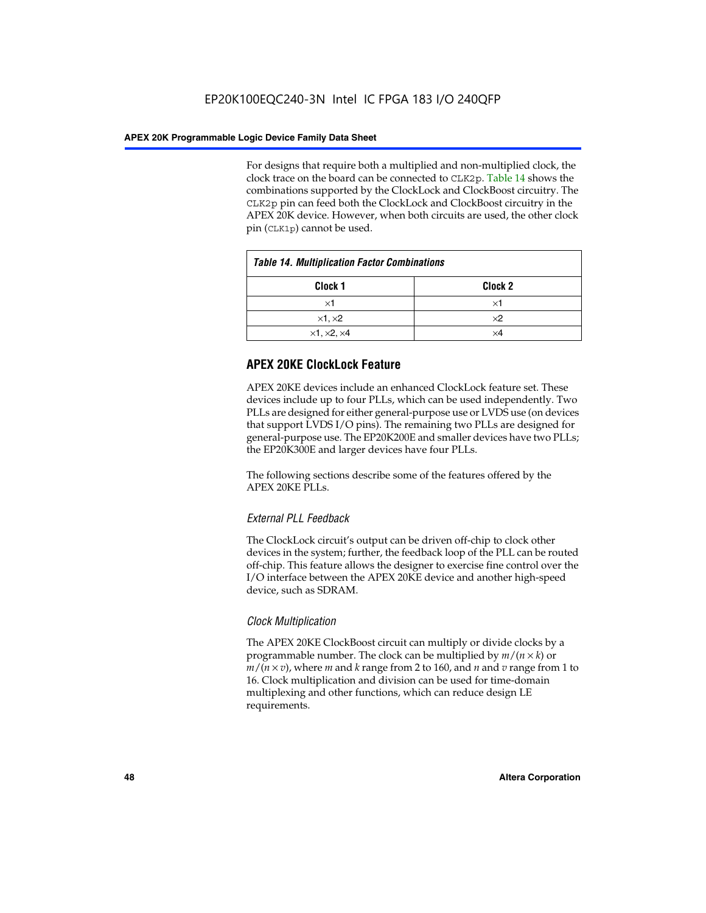For designs that require both a multiplied and non-multiplied clock, the clock trace on the board can be connected to CLK2p. Table 14 shows the combinations supported by the ClockLock and ClockBoost circuitry. The CLK2p pin can feed both the ClockLock and ClockBoost circuitry in the APEX 20K device. However, when both circuits are used, the other clock pin (CLK1p) cannot be used.

*Table 14. Multiplication Factor Combinations*

| Clock 1 | Clock 2 |
|---|---|
| ×1 | ×1 |
| ×1, ×2 | ×2 |
| ×1, ×2, ×4 | ×4 |

## APEX 20KE ClockLock Feature

APEX 20KE devices include an enhanced ClockLock feature set. These devices include up to four PLLs, which can be used independently. Two PLLs are designed for either general-purpose use or LVDS use (on devices that support LVDS I/O pins). The remaining two PLLs are designed for general-purpose use. The EP20K200E and smaller devices have two PLLs; the EP20K300E and larger devices have four PLLs.

The following sections describe some of the features offered by the APEX 20KE PLLs.

### *External PLL Feedback*

The ClockLock circuit's output can be driven off-chip to clock other devices in the system; further, the feedback loop of the PLL can be routed off-chip. This feature allows the designer to exercise fine control over the I/O interface between the APEX 20KE device and another high-speed device, such as SDRAM.

### *Clock Multiplication*

The APEX 20KE ClockBoost circuit can multiply or divide clocks by a programmable number. The clock can be multiplied by $m/(n \times k)$ or $m/(n \times v)$, where $m$ and $k$ range from 2 to 160, and $n$ and $v$ range from 1 to 16. Clock multiplication and division can be used for time-domain multiplexing and other functions, which can reduce design LE requirements.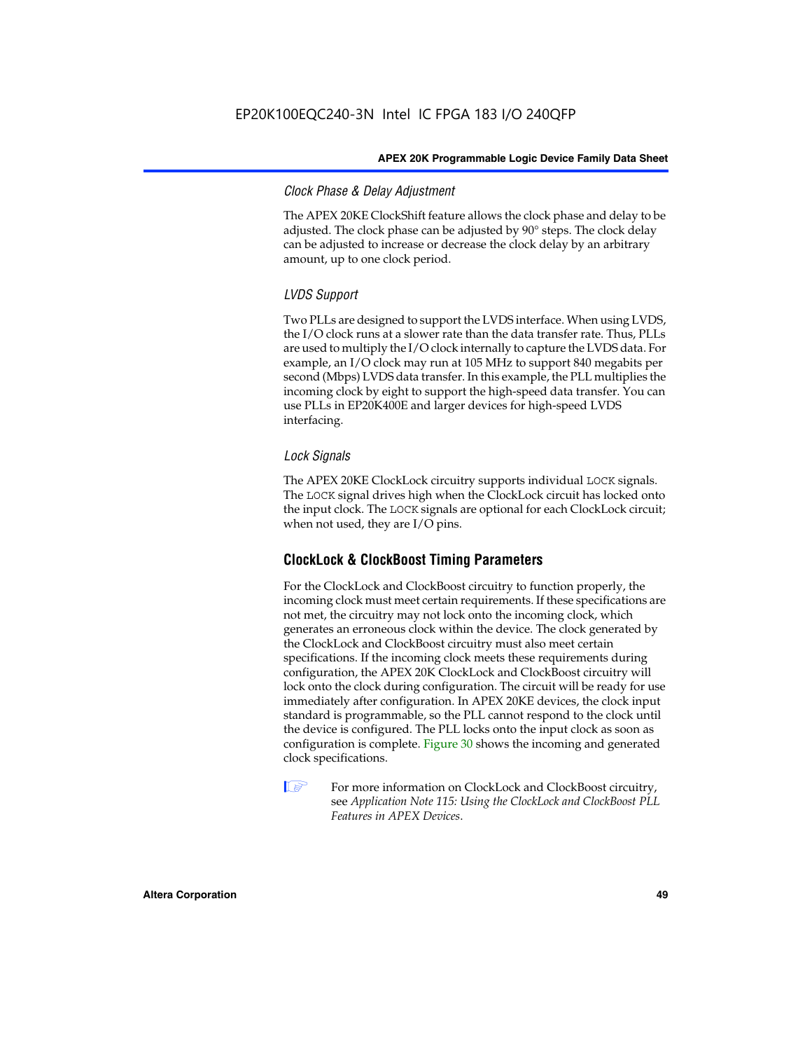#### *Clock Phase & Delay Adjustment*

The APEX 20KE ClockShift feature allows the clock phase and delay to be adjusted. The clock phase can be adjusted by 90° steps. The clock delay can be adjusted to increase or decrease the clock delay by an arbitrary amount, up to one clock period.

#### *LVDS Support*

Two PLLs are designed to support the LVDS interface. When using LVDS, the I/O clock runs at a slower rate than the data transfer rate. Thus, PLLs are used to multiply the I/O clock internally to capture the LVDS data. For example, an I/O clock may run at 105 MHz to support 840 megabits per second (Mbps) LVDS data transfer. In this example, the PLL multiplies the incoming clock by eight to support the high-speed data transfer. You can use PLLs in EP20K400E and larger devices for high-speed LVDS interfacing.

#### *Lock Signals*

The APEX 20KE ClockLock circuitry supports individual `LOCK` signals. The `LOCK` signal drives high when the ClockLock circuit has locked onto the input clock. The `LOCK` signals are optional for each ClockLock circuit; when not used, they are I/O pins.

### ClockLock & ClockBoost Timing Parameters

For the ClockLock and ClockBoost circuitry to function properly, the incoming clock must meet certain requirements. If these specifications are not met, the circuitry may not lock onto the incoming clock, which generates an erroneous clock within the device. The clock generated by the ClockLock and ClockBoost circuitry must also meet certain specifications. If the incoming clock meets these requirements during configuration, the APEX 20K ClockLock and ClockBoost circuitry will lock onto the clock during configuration. The circuit will be ready for use immediately after configuration. In APEX 20KE devices, the clock input standard is programmable, so the PLL cannot respond to the clock until the device is configured. The PLL locks onto the input clock as soon as configuration is complete. Figure 30 shows the incoming and generated clock specifications.

For more information on ClockLock and ClockBoost circuitry, see *Application Note 115: Using the ClockLock and ClockBoost PLL Features in APEX Devices*.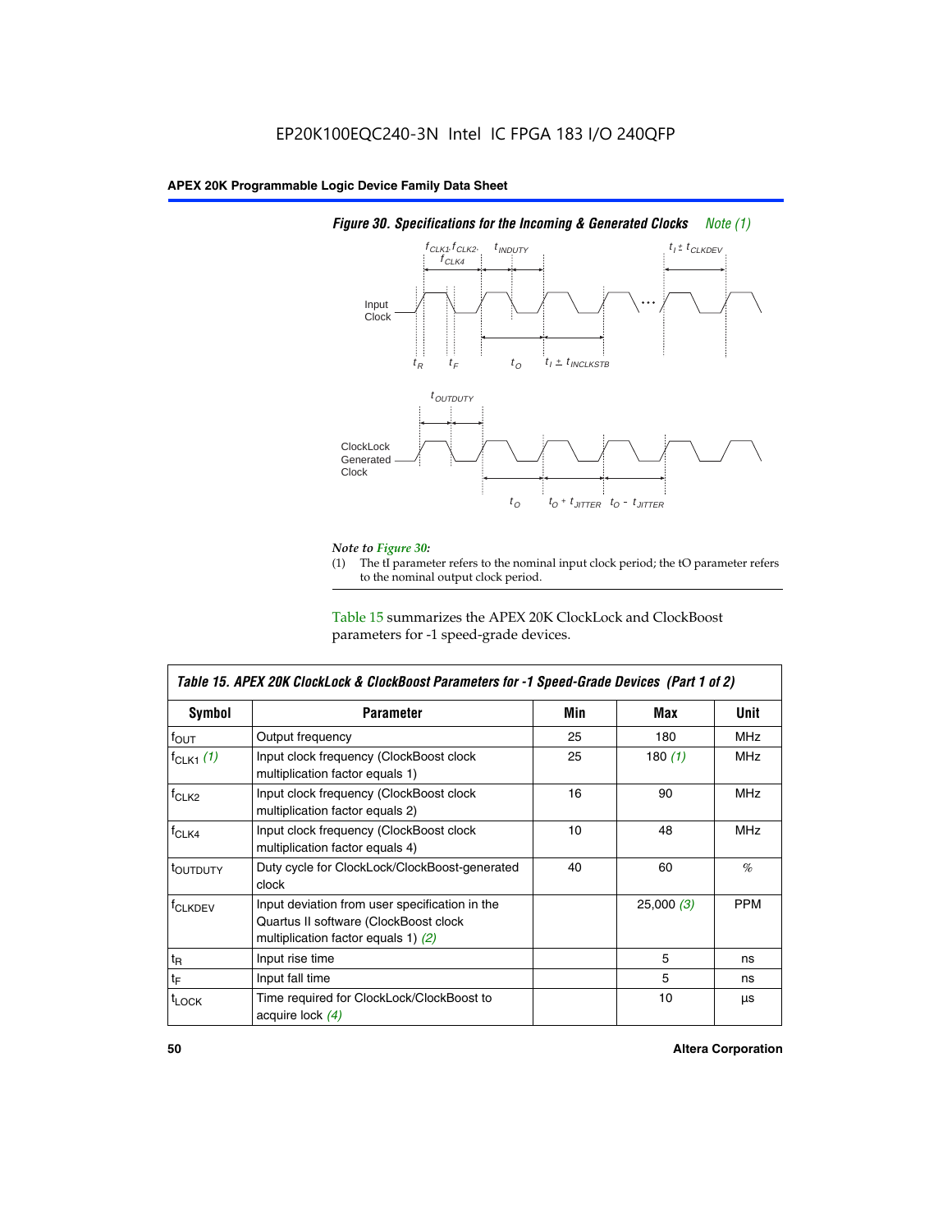EP20K100EQC240-3N Intel IC FPGA 183 I/O 240QFP

*Figure 30. Specifications for the Incoming & Generated Clocks Note (1)*

*Note to Figure 30:*

(1) The tI parameter refers to the nominal input clock period; the tO parameter refers to the nominal output clock period.

Table 15 summarizes the APEX 20K ClockLock and ClockBoost parameters for -1 speed-grade devices.

| *Table 15. APEX 20K ClockLock & ClockBoost Parameters for -1 Speed-Grade Devices (Part 1 of 2)* | | | | |
|---|---|---|---|---|
| **Symbol** | **Parameter** | **Min** | **Max** | **Unit** |
| $f_{OUT}$ | Output frequency | 25 | 180 | MHz |
| $f_{CLK1}$ *(1)* | Input clock frequency (ClockBoost clock multiplication factor equals 1) | 25 | 180 *(1)* | MHz |
| $f_{CLK2}$ | Input clock frequency (ClockBoost clock multiplication factor equals 2) | 16 | 90 | MHz |
| $f_{CLK4}$ | Input clock frequency (ClockBoost clock multiplication factor equals 4) | 10 | 48 | MHz |
| $t_{OUTDUTY}$ | Duty cycle for ClockLock/ClockBoost-generated clock | 40 | 60 | % |
| $f_{CLKDEV}$ | Input deviation from user specification in the Quartus II software (ClockBoost clock multiplication factor equals 1) *(2)* | | 25,000 *(3)* | PPM |
| $t_R$ | Input rise time | | 5 | ns |
| $t_F$ | Input fall time | | 5 | ns |
| $t_{LOCK}$ | Time required for ClockLock/ClockBoost to acquire lock *(4)* | | 10 | µs |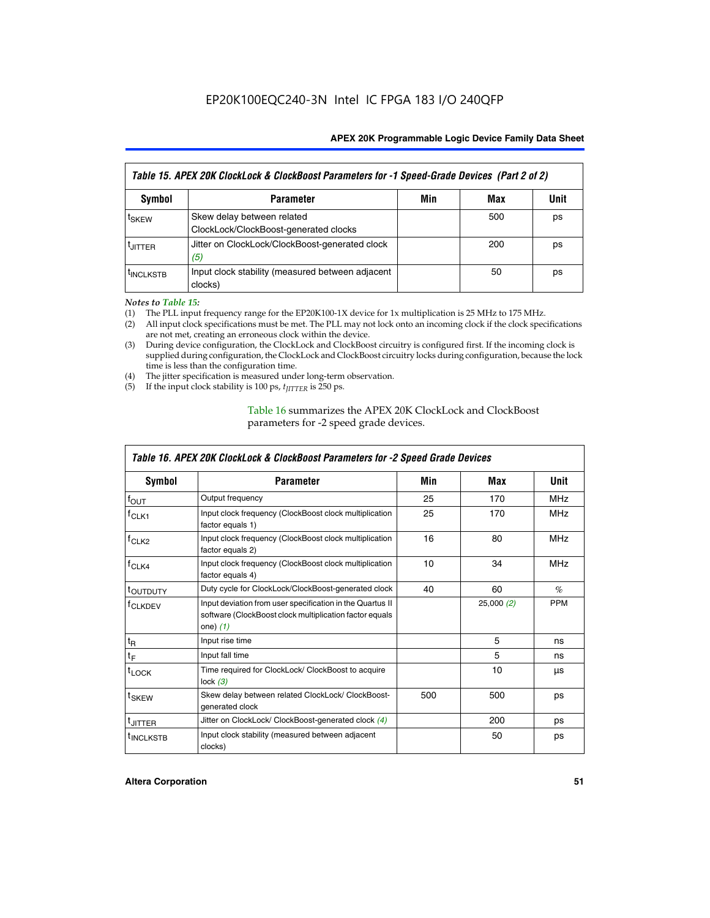| Table 15. APEX 20K ClockLock & ClockBoost Parameters for -1 Speed-Grade Devices (Part 2 of 2) | | | | |
|---|---|---|---|---|
| **Symbol** | **Parameter** | **Min** | **Max** | **Unit** |
| $t_{SKEW}$ | Skew delay between related ClockLock/ClockBoost-generated clocks | | 500 | ps |
| $t_{JITTER}$ | Jitter on ClockLock/ClockBoost-generated clock *(5)* | | 200 | ps |
| $t_{INCLKSTB}$ | Input clock stability (measured between adjacent clocks) | | 50 | ps |

*Notes to Table 15:*

(1) The PLL input frequency range for the EP20K100-1X device for 1x multiplication is 25 MHz to 175 MHz.
(2) All input clock specifications must be met. The PLL may not lock onto an incoming clock if the clock specifications are not met, creating an erroneous clock within the device.
(3) During device configuration, the ClockLock and ClockBoost circuitry is configured first. If the incoming clock is supplied during configuration, the ClockLock and ClockBoost circuitry locks during configuration, because the lock time is less than the configuration time.
(4) The jitter specification is measured under long-term observation.
(5) If the input clock stability is 100 ps, $t_{JITTER}$ is 250 ps.

Table 16 summarizes the APEX 20K ClockLock and ClockBoost parameters for -2 speed grade devices.

| Table 16. APEX 20K ClockLock & ClockBoost Parameters for -2 Speed Grade Devices | | | | |
|---|---|---|---|---|
| **Symbol** | **Parameter** | **Min** | **Max** | **Unit** |
| $f_{OUT}$ | Output frequency | 25 | 170 | MHz |
| $f_{CLK1}$ | Input clock frequency (ClockBoost clock multiplication factor equals 1) | 25 | 170 | MHz |
| $f_{CLK2}$ | Input clock frequency (ClockBoost clock multiplication factor equals 2) | 16 | 80 | MHz |
| $f_{CLK4}$ | Input clock frequency (ClockBoost clock multiplication factor equals 4) | 10 | 34 | MHz |
| $t_{OUTDUTY}$ | Duty cycle for ClockLock/ClockBoost-generated clock | 40 | 60 | % |
| $f_{CLKDEV}$ | Input deviation from user specification in the Quartus II software (ClockBoost clock multiplication factor equals one) *(1)* | | 25,000 *(2)* | PPM |
| $t_R$ | Input rise time | | 5 | ns |
| $t_F$ | Input fall time | | 5 | ns |
| $t_{LOCK}$ | Time required for ClockLock/ ClockBoost to acquire lock *(3)* | | 10 | µs |
| $t_{SKEW}$ | Skew delay between related ClockLock/ ClockBoost-generated clock | 500 | 500 | ps |
| $t_{JITTER}$ | Jitter on ClockLock/ ClockBoost-generated clock *(4)* | | 200 | ps |
| $t_{INCLKSTB}$ | Input clock stability (measured between adjacent clocks) | | 50 | ps |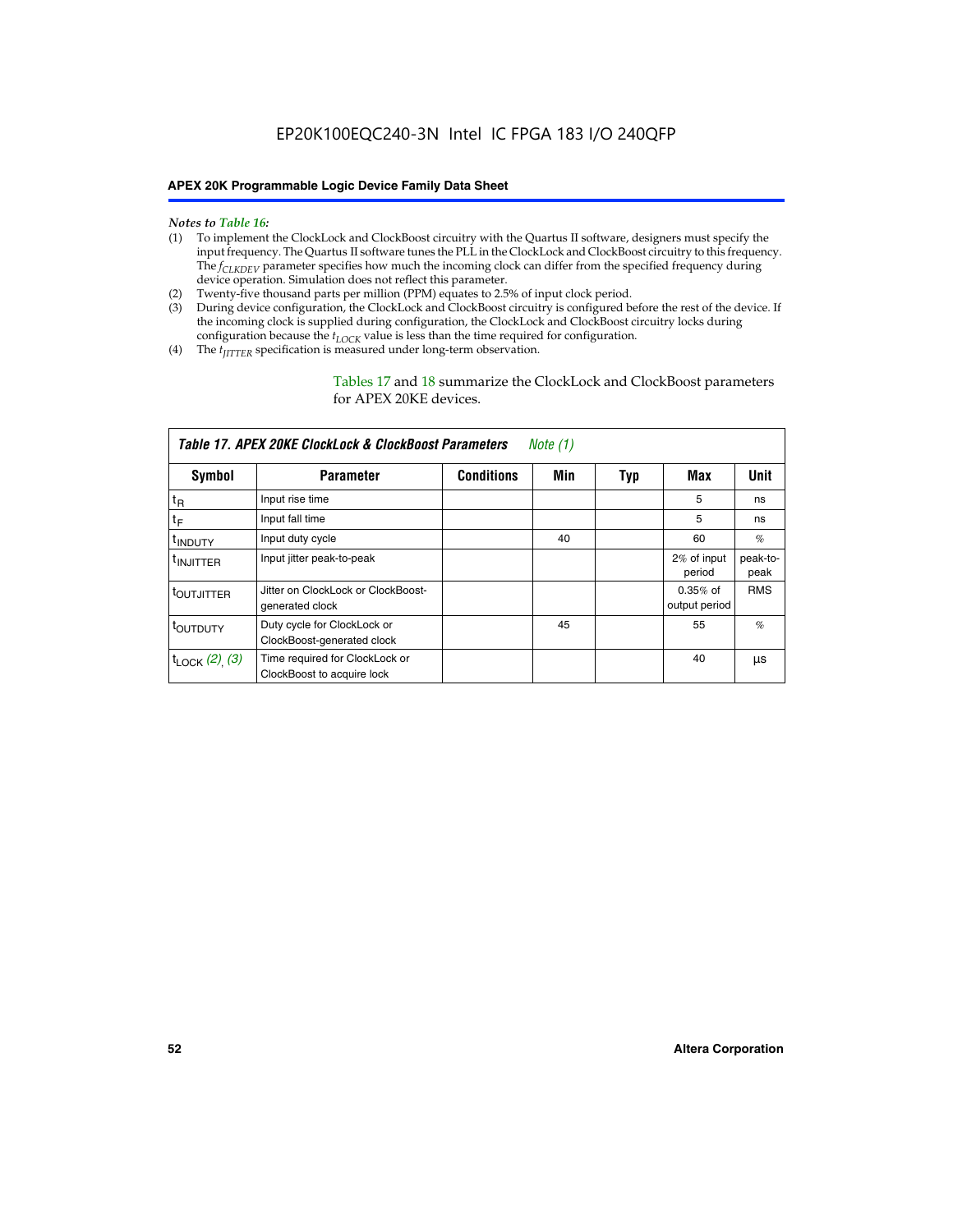*Notes to Table 16:*

(1) To implement the ClockLock and ClockBoost circuitry with the Quartus II software, designers must specify the input frequency. The Quartus II software tunes the PLL in the ClockLock and ClockBoost circuitry to this frequency. The $f_{CLKDEV}$ parameter specifies how much the incoming clock can differ from the specified frequency during device operation. Simulation does not reflect this parameter.
(2) Twenty-five thousand parts per million (PPM) equates to 2.5% of input clock period.
(3) During device configuration, the ClockLock and ClockBoost circuitry is configured before the rest of the device. If the incoming clock is supplied during configuration, the ClockLock and ClockBoost circuitry locks during configuration because the $t_{LOCK}$ value is less than the time required for configuration.
(4) The $t_{JITTER}$ specification is measured under long-term observation.

Tables 17 and 18 summarize the ClockLock and ClockBoost parameters for APEX 20KE devices.

*Table 17. APEX 20KE ClockLock & ClockBoost Parameters* *Note (1)*

| Symbol | Parameter | Conditions | Min | Typ | Max | Unit |
|---|---|---|---|---|---|---|
| $t_R$ | Input rise time | | | | 5 | ns |
| $t_F$ | Input fall time | | | | 5 | ns |
| $t_{INDUTY}$ | Input duty cycle | | 40 | | 60 | % |
| $t_{INJITTER}$ | Input jitter peak-to-peak | | | | 2% of input period | peak-to-peak |
| $t_{OUTJITTER}$ | Jitter on ClockLock or ClockBoost-generated clock | | | | 0.35% of output period | RMS |
| $t_{OUTDUTY}$ | Duty cycle for ClockLock or ClockBoost-generated clock | | 45 | | 55 | % |
| $t_{LOCK}$ *(2), (3)* | Time required for ClockLock or ClockBoost to acquire lock | | | | 40 | µs |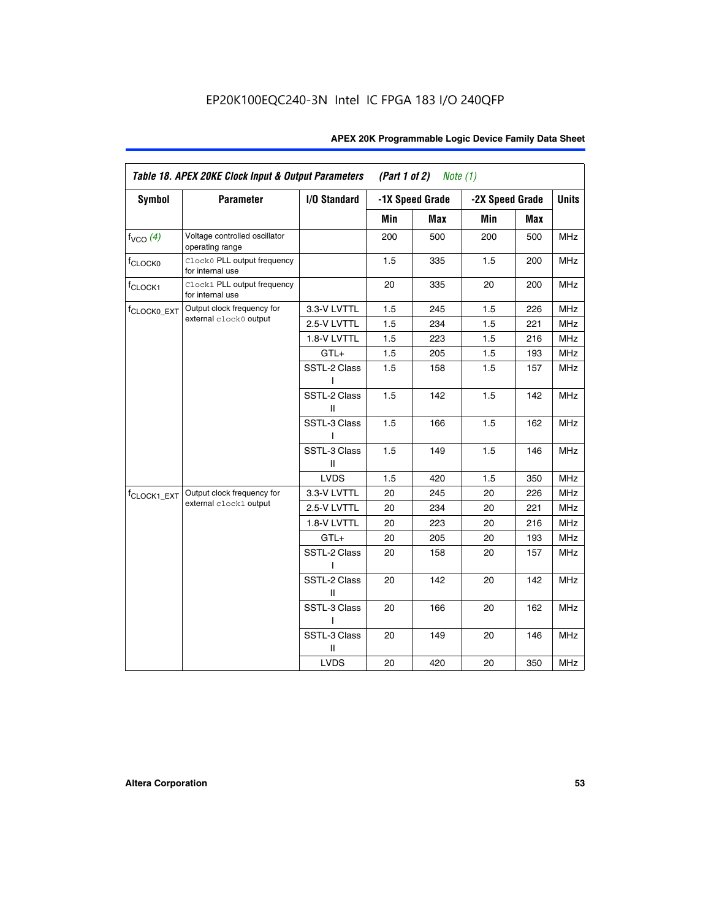EP20K100EQC240-3N Intel IC FPGA 183 I/O 240QFP

**Table 18. APEX 20KE Clock Input & Output Parameters (Part 1 of 2) *Note (1)***

| Symbol | Parameter | I/O Standard | -1X Speed Grade | | -2X Speed Grade | | Units |
|---|---|---|---|---|---|---|---|
| | | | Min | Max | Min | Max | |
| $f_{VCO}$ *(4)* | Voltage controlled oscillator operating range | | 200 | 500 | 200 | 500 | MHz |
| $f_{CLOCK0}$ | `Clock0` PLL output frequency for internal use | | 1.5 | 335 | 1.5 | 200 | MHz |
| $f_{CLOCK1}$ | `Clock1` PLL output frequency for internal use | | 20 | 335 | 20 | 200 | MHz |
| $f_{CLOCK0\_EXT}$ | Output clock frequency for external `clock0` output | 3.3-V LVTTL | 1.5 | 245 | 1.5 | 226 | MHz |
| | | 2.5-V LVTTL | 1.5 | 234 | 1.5 | 221 | MHz |
| | | 1.8-V LVTTL | 1.5 | 223 | 1.5 | 216 | MHz |
| | | GTL+ | 1.5 | 205 | 1.5 | 193 | MHz |
| | | SSTL-2 Class I | 1.5 | 158 | 1.5 | 157 | MHz |
| | | SSTL-2 Class II | 1.5 | 142 | 1.5 | 142 | MHz |
| | | SSTL-3 Class I | 1.5 | 166 | 1.5 | 162 | MHz |
| | | SSTL-3 Class II | 1.5 | 149 | 1.5 | 146 | MHz |
| | | LVDS | 1.5 | 420 | 1.5 | 350 | MHz |
| $f_{CLOCK1\_EXT}$ | Output clock frequency for external `clock1` output | 3.3-V LVTTL | 20 | 245 | 20 | 226 | MHz |
| | | 2.5-V LVTTL | 20 | 234 | 20 | 221 | MHz |
| | | 1.8-V LVTTL | 20 | 223 | 20 | 216 | MHz |
| | | GTL+ | 20 | 205 | 20 | 193 | MHz |
| | | SSTL-2 Class I | 20 | 158 | 20 | 157 | MHz |
| | | SSTL-2 Class II | 20 | 142 | 20 | 142 | MHz |
| | | SSTL-3 Class I | 20 | 166 | 20 | 162 | MHz |
| | | SSTL-3 Class II | 20 | 149 | 20 | 146 | MHz |
| | | LVDS | 20 | 420 | 20 | 350 | MHz |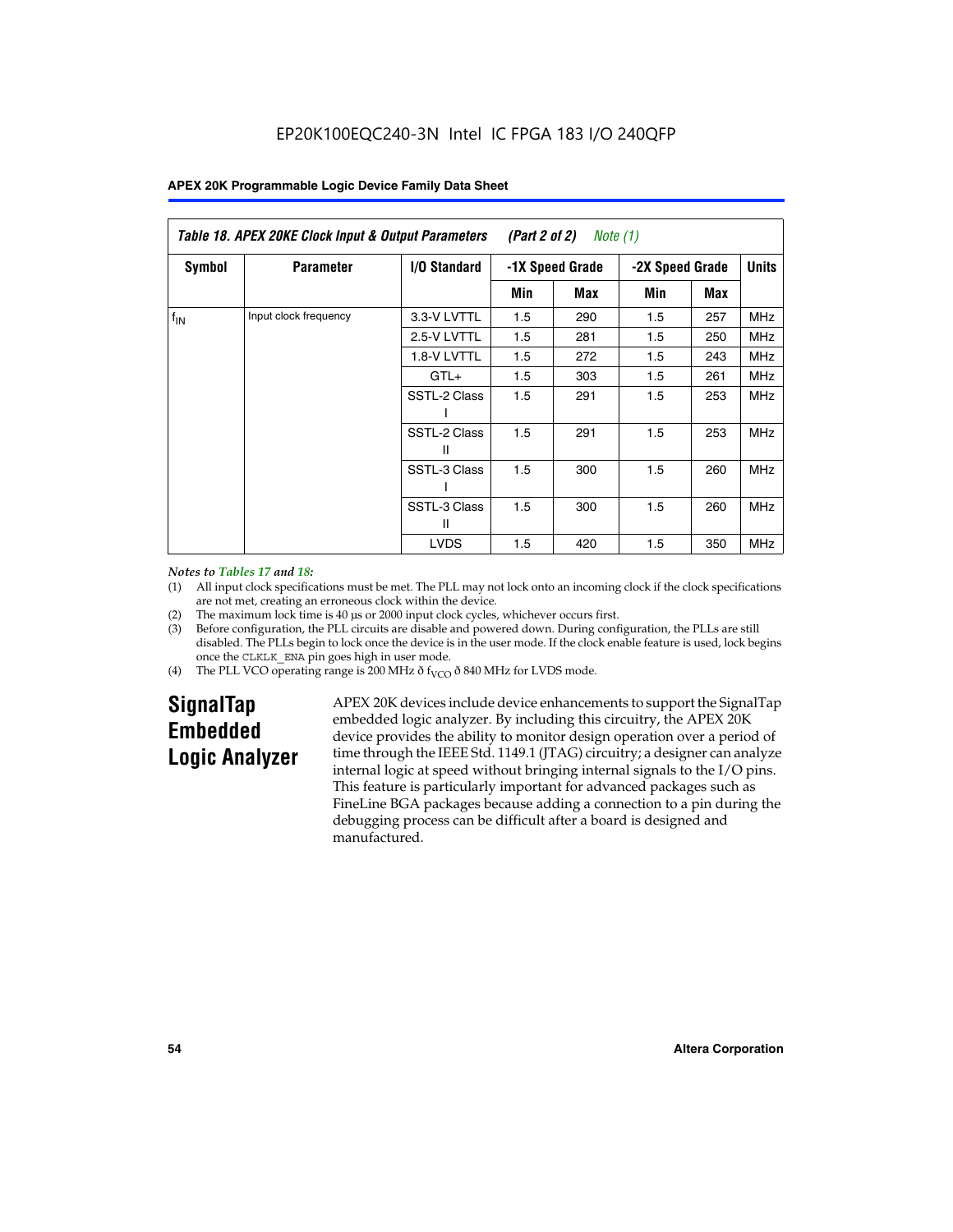EP20K100EQC240-3N Intel IC FPGA 183 I/O 240QFP

| *Table 18. APEX 20KE Clock Input & Output Parameters (Part 2 of 2) Note (1)* | | | | | | | |
|---|---|---|---|---|---|---|---|
| **Symbol** | **Parameter** | **I/O Standard** | **-1X Speed Grade** | | **-2X Speed Grade** | | **Units** |
| | | | **Min** | **Max** | **Min** | **Max** | |
| $f_{IN}$ | Input clock frequency | 3.3-V LVTTL | 1.5 | 290 | 1.5 | 257 | MHz |
| | | 2.5-V LVTTL | 1.5 | 281 | 1.5 | 250 | MHz |
| | | 1.8-V LVTTL | 1.5 | 272 | 1.5 | 243 | MHz |
| | | GTL+ | 1.5 | 303 | 1.5 | 261 | MHz |
| | | SSTL-2 Class I | 1.5 | 291 | 1.5 | 253 | MHz |
| | | SSTL-2 Class II | 1.5 | 291 | 1.5 | 253 | MHz |
| | | SSTL-3 Class I | 1.5 | 300 | 1.5 | 260 | MHz |
| | | SSTL-3 Class II | 1.5 | 300 | 1.5 | 260 | MHz |
| | | LVDS | 1.5 | 420 | 1.5 | 350 | MHz |

*Notes to Tables 17 and 18:*

(1) All input clock specifications must be met. The PLL may not lock onto an incoming clock if the clock specifications are not met, creating an erroneous clock within the device.

(2) The maximum lock time is 40 µs or 2000 input clock cycles, whichever occurs first.

(3) Before configuration, the PLL circuits are disable and powered down. During configuration, the PLLs are still disabled. The PLLs begin to lock once the device is in the user mode. If the clock enable feature is used, lock begins once the CLKLK_ENA pin goes high in user mode.

(4) The PLL VCO operating range is 200 MHz ð $f_{VCO}$ ð 840 MHz for LVDS mode.

## SignalTap Embedded Logic Analyzer

APEX 20K devices include device enhancements to support the SignalTap embedded logic analyzer. By including this circuitry, the APEX 20K device provides the ability to monitor design operation over a period of time through the IEEE Std. 1149.1 (JTAG) circuitry; a designer can analyze internal logic at speed without bringing internal signals to the I/O pins. This feature is particularly important for advanced packages such as FineLine BGA packages because adding a connection to a pin during the debugging process can be difficult after a board is designed and manufactured.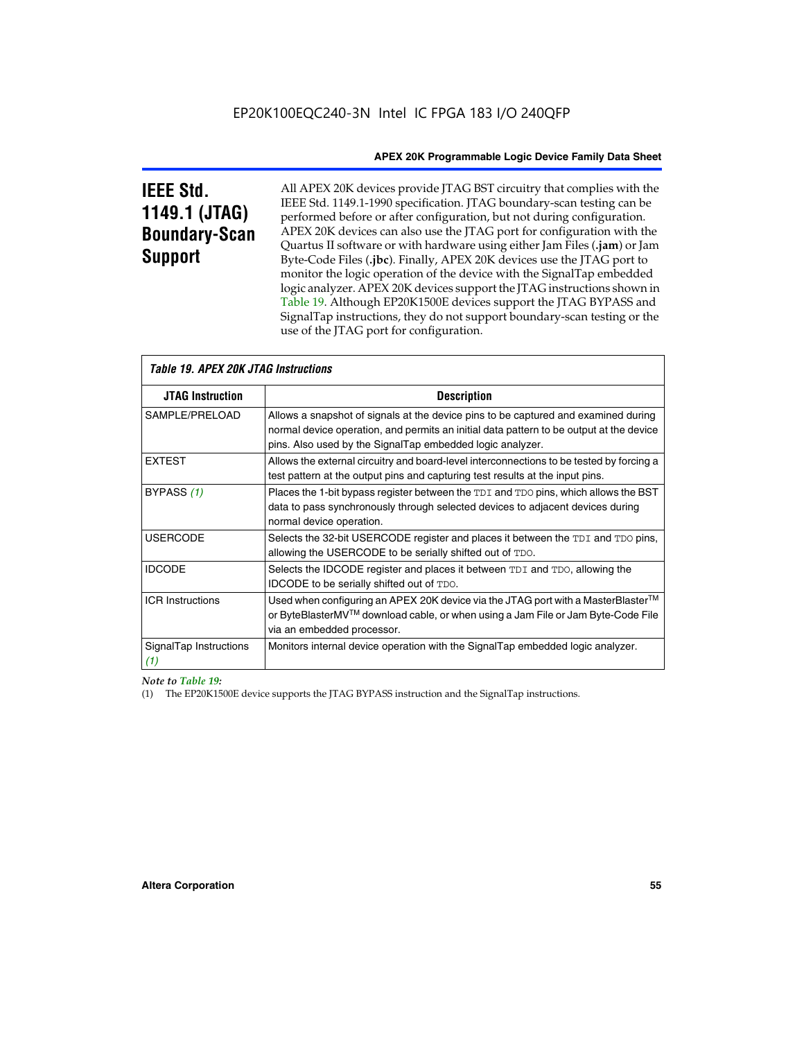## IEEE Std. 1149.1 (JTAG) Boundary-Scan Support

All APEX 20K devices provide JTAG BST circuitry that complies with the IEEE Std. 1149.1-1990 specification. JTAG boundary-scan testing can be performed before or after configuration, but not during configuration. APEX 20K devices can also use the JTAG port for configuration with the Quartus II software or with hardware using either Jam Files (**.jam**) or Jam Byte-Code Files (**.jbc**). Finally, APEX 20K devices use the JTAG port to monitor the logic operation of the device with the SignalTap embedded logic analyzer. APEX 20K devices support the JTAG instructions shown in Table 19. Although EP20K1500E devices support the JTAG BYPASS and SignalTap instructions, they do not support boundary-scan testing or the use of the JTAG port for configuration.

*Table 19. APEX 20K JTAG Instructions*

| JTAG Instruction | Description |
|---|---|
| SAMPLE/PRELOAD | Allows a snapshot of signals at the device pins to be captured and examined during normal device operation, and permits an initial data pattern to be output at the device pins. Also used by the SignalTap embedded logic analyzer. |
| EXTEST | Allows the external circuitry and board-level interconnections to be tested by forcing a test pattern at the output pins and capturing test results at the input pins. |
| BYPASS *(1)* | Places the 1-bit bypass register between the TDI and TDO pins, which allows the BST data to pass synchronously through selected devices to adjacent devices during normal device operation. |
| USERCODE | Selects the 32-bit USERCODE register and places it between the TDI and TDO pins, allowing the USERCODE to be serially shifted out of TDO. |
| IDCODE | Selects the IDCODE register and places it between TDI and TDO, allowing the IDCODE to be serially shifted out of TDO. |
| ICR Instructions | Used when configuring an APEX 20K device via the JTAG port with a MasterBlaster™ or ByteBlasterMV™ download cable, or when using a Jam File or Jam Byte-Code File via an embedded processor. |
| SignalTap Instructions *(1)* | Monitors internal device operation with the SignalTap embedded logic analyzer. |

*Note to Table 19:*

(1) The EP20K1500E device supports the JTAG BYPASS instruction and the SignalTap instructions.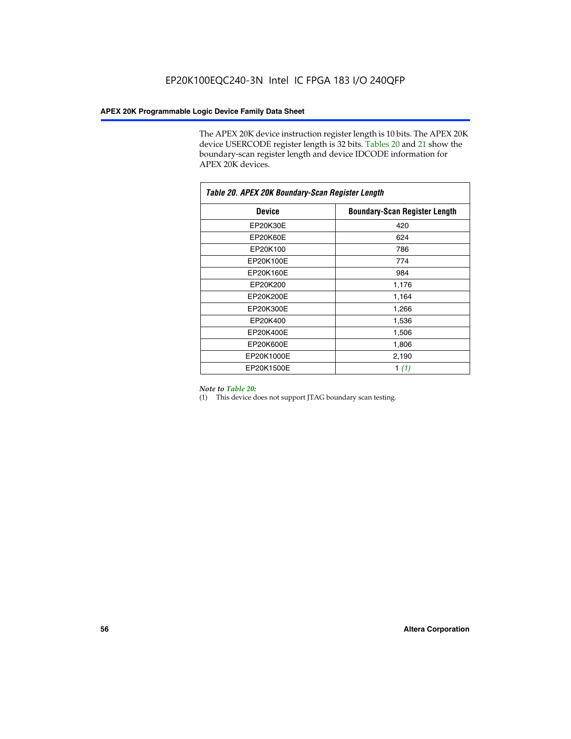The APEX 20K device instruction register length is 10 bits. The APEX 20K device USERCODE register length is 32 bits. Tables 20 and 21 show the boundary-scan register length and device IDCODE information for APEX 20K devices.

*Table 20. APEX 20K Boundary-Scan Register Length*

| Device | Boundary-Scan Register Length |
|---|---|
| EP20K30E | 420 |
| EP20K60E | 624 |
| EP20K100 | 786 |
| EP20K100E | 774 |
| EP20K160E | 984 |
| EP20K200 | 1,176 |
| EP20K200E | 1,164 |
| EP20K300E | 1,266 |
| EP20K400 | 1,536 |
| EP20K400E | 1,506 |
| EP20K600E | 1,806 |
| EP20K1000E | 2,190 |
| EP20K1500E | 1 *(1)* |

*Note to Table 20:*

(1) This device does not support JTAG boundary scan testing.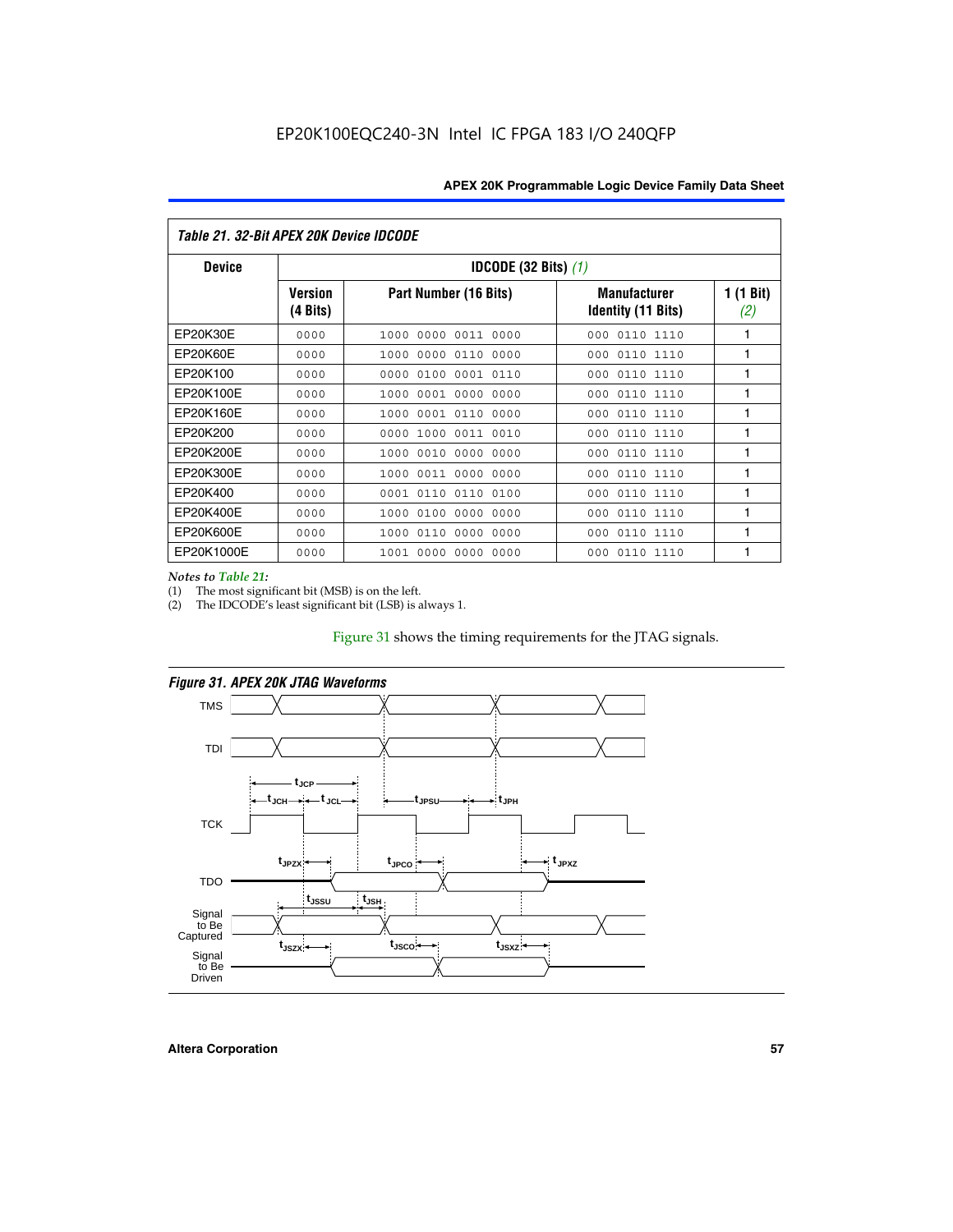## Table 21. 32-Bit APEX 20K Device IDCODE

| Device | IDCODE (32 Bits) *(1)* | | | |
|---|---|---|---|---|
| | Version (4 Bits) | Part Number (16 Bits) | Manufacturer Identity (11 Bits) | 1 (1 Bit) *(2)* |
| EP20K30E | 0000 | 1000 0000 0011 0000 | 000 0110 1110 | 1 |
| EP20K60E | 0000 | 1000 0000 0110 0000 | 000 0110 1110 | 1 |
| EP20K100 | 0000 | 0000 0100 0001 0110 | 000 0110 1110 | 1 |
| EP20K100E | 0000 | 1000 0001 0000 0000 | 000 0110 1110 | 1 |
| EP20K160E | 0000 | 1000 0001 0110 0000 | 000 0110 1110 | 1 |
| EP20K200 | 0000 | 0000 1000 0011 0010 | 000 0110 1110 | 1 |
| EP20K200E | 0000 | 1000 0010 0000 0000 | 000 0110 1110 | 1 |
| EP20K300E | 0000 | 1000 0011 0000 0000 | 000 0110 1110 | 1 |
| EP20K400 | 0000 | 0001 0110 0110 0100 | 000 0110 1110 | 1 |
| EP20K400E | 0000 | 1000 0100 0000 0000 | 000 0110 1110 | 1 |
| EP20K600E | 0000 | 1000 0110 0000 0000 | 000 0110 1110 | 1 |
| EP20K1000E | 0000 | 1001 0000 0000 0000 | 000 0110 1110 | 1 |

*Notes to Table 21:*

(1) The most significant bit (MSB) is on the left.

(2) The IDCODE's least significant bit (LSB) is always 1.

Figure 31 shows the timing requirements for the JTAG signals.

*Figure 31. APEX 20K JTAG Waveforms*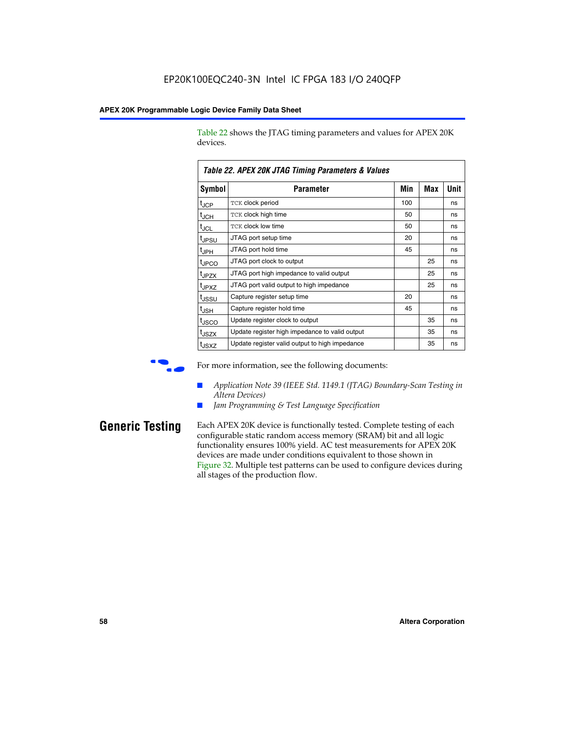Table 22 shows the JTAG timing parameters and values for APEX 20K devices.

*Table 22. APEX 20K JTAG Timing Parameters & Values*

| Symbol | Parameter | Min | Max | Unit |
|---|---|---|---|---|
| $t_{JCP}$ | TCK clock period | 100 | | ns |
| $t_{JCH}$ | TCK clock high time | 50 | | ns |
| $t_{JCL}$ | TCK clock low time | 50 | | ns |
| $t_{JPSU}$ | JTAG port setup time | 20 | | ns |
| $t_{JPH}$ | JTAG port hold time | 45 | | ns |
| $t_{JPCO}$ | JTAG port clock to output | | 25 | ns |
| $t_{JPZX}$ | JTAG port high impedance to valid output | | 25 | ns |
| $t_{JPXZ}$ | JTAG port valid output to high impedance | | 25 | ns |
| $t_{JSSU}$ | Capture register setup time | 20 | | ns |
| $t_{JSH}$ | Capture register hold time | 45 | | ns |
| $t_{JSCO}$ | Update register clock to output | | 35 | ns |
| $t_{JSZX}$ | Update register high impedance to valid output | | 35 | ns |
| $t_{JSXZ}$ | Update register valid output to high impedance | | 35 | ns |

For more information, see the following documents:

- *Application Note 39 (IEEE Std. 1149.1 (JTAG) Boundary-Scan Testing in Altera Devices)*
- *Jam Programming & Test Language Specification*

## Generic Testing

Each APEX 20K device is functionally tested. Complete testing of each configurable static random access memory (SRAM) bit and all logic functionality ensures 100% yield. AC test measurements for APEX 20K devices are made under conditions equivalent to those shown in Figure 32. Multiple test patterns can be used to configure devices during all stages of the production flow.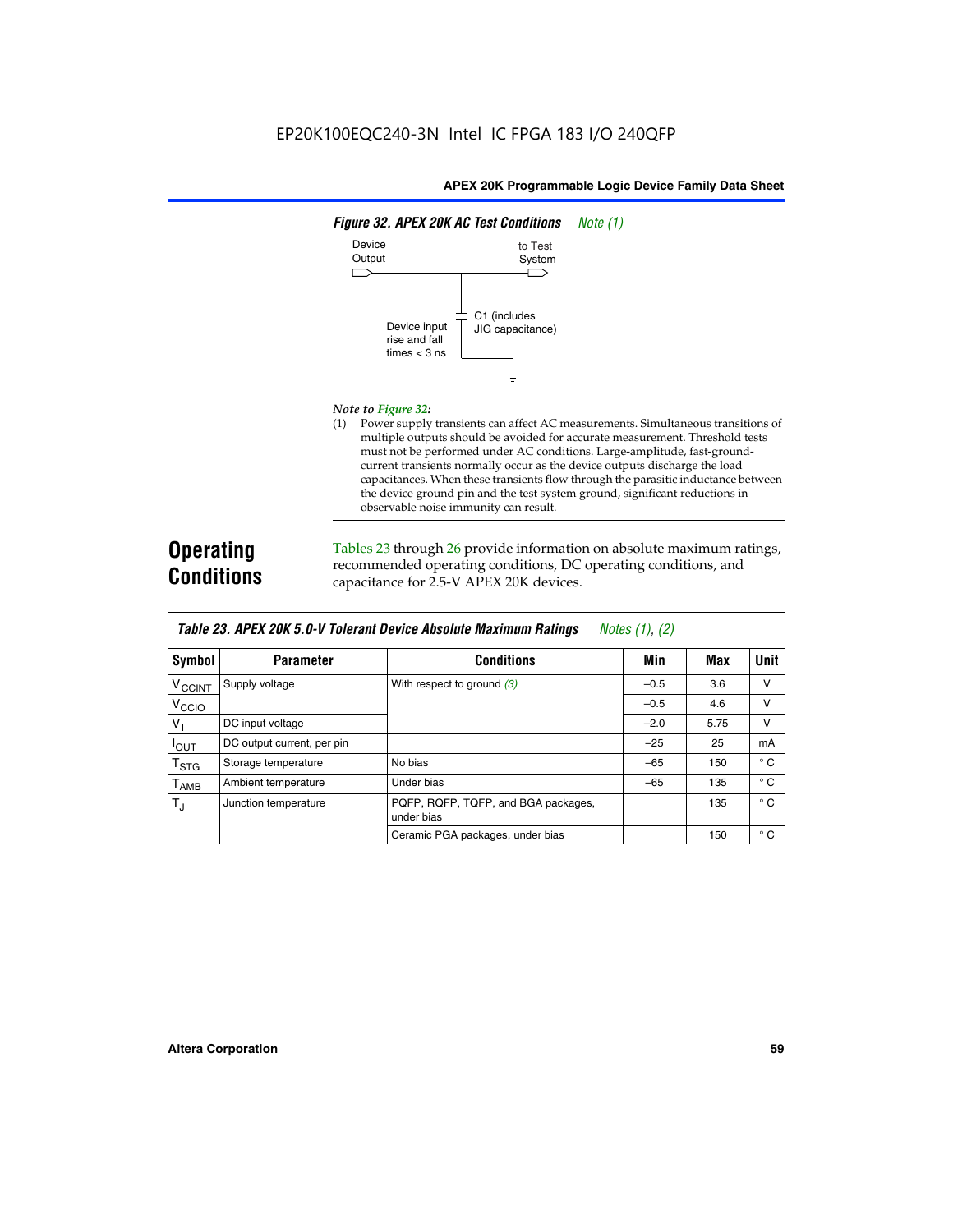**Figure 32. APEX 20K AC Test Conditions** *Note (1)*

Device Output

to Test System

C1 (includes JIG capacitance)

Device input rise and fall times < 3 ns

*Note to Figure 32:*

(1) Power supply transients can affect AC measurements. Simultaneous transitions of multiple outputs should be avoided for accurate measurement. Threshold tests must not be performed under AC conditions. Large-amplitude, fast-ground-current transients normally occur as the device outputs discharge the load capacitances. When these transients flow through the parasitic inductance between the device ground pin and the test system ground, significant reductions in observable noise immunity can result.

## Operating Conditions

Tables 23 through 26 provide information on absolute maximum ratings, recommended operating conditions, DC operating conditions, and capacitance for 2.5-V APEX 20K devices.

**Table 23. APEX 20K 5.0-V Tolerant Device Absolute Maximum Ratings** *Notes (1), (2)*

| Symbol | Parameter | Conditions | Min | Max | Unit |
|---|---|---|---|---|---|
| $V_{CCINT}$ | Supply voltage | With respect to ground *(3)* | –0.5 | 3.6 | V |
| $V_{CCIO}$ | | | –0.5 | 4.6 | V |
| $V_I$ | DC input voltage | | –2.0 | 5.75 | V |
| $I_{OUT}$ | DC output current, per pin | | –25 | 25 | mA |
| $T_{STG}$ | Storage temperature | No bias | –65 | 150 | ° C |
| $T_{AMB}$ | Ambient temperature | Under bias | –65 | 135 | ° C |
| $T_J$ | Junction temperature | PQFP, RQFP, TQFP, and BGA packages, under bias | | 135 | ° C |
| | | Ceramic PGA packages, under bias | | 150 | ° C |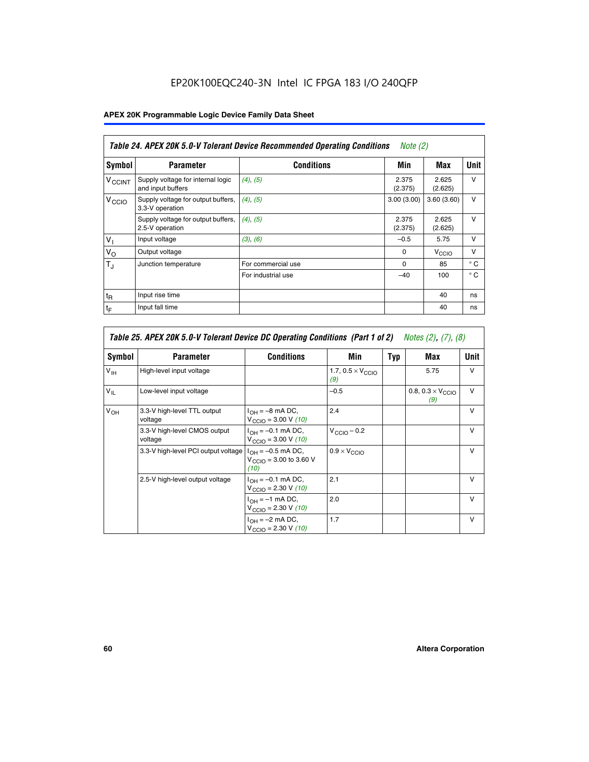EP20K100EQC240-3N Intel IC FPGA 183 I/O 240QFP

## APEX 20K Programmable Logic Device Family Data Sheet

| *Table 24. APEX 20K 5.0-V Tolerant Device Recommended Operating Conditions* *Note (2)* | | | | | |
|---|---|---|---|---|---|
| **Symbol** | **Parameter** | **Conditions** | **Min** | **Max** | **Unit** |
| $V_{CCINT}$ | Supply voltage for internal logic and input buffers | (4), (5) | 2.375 (2.375) | 2.625 (2.625) | V |
| $V_{CCIO}$ | Supply voltage for output buffers, 3.3-V operation | (4), (5) | 3.00 (3.00) | 3.60 (3.60) | V |
| | Supply voltage for output buffers, 2.5-V operation | (4), (5) | 2.375 (2.375) | 2.625 (2.625) | V |
| $V_I$ | Input voltage | (3), (6) | –0.5 | 5.75 | V |
| $V_O$ | Output voltage | | 0 | $V_{CCIO}$ | V |
| $T_J$ | Junction temperature | For commercial use | 0 | 85 | ° C |
| | | For industrial use | –40 | 100 | ° C |
| $t_R$ | Input rise time | | | 40 | ns |
| $t_F$ | Input fall time | | | 40 | ns |

| *Table 25. APEX 20K 5.0-V Tolerant Device DC Operating Conditions (Part 1 of 2)* *Notes (2), (7), (8)* | | | | | | |
|---|---|---|---|---|---|---|
| **Symbol** | **Parameter** | **Conditions** | **Min** | **Typ** | **Max** | **Unit** |
| $V_{IH}$ | High-level input voltage | | 1.7, 0.5 × $V_{CCIO}$ (9) | | 5.75 | V |
| $V_{IL}$ | Low-level input voltage | | –0.5 | | 0.8, 0.3 × $V_{CCIO}$ (9) | V |
| $V_{OH}$ | 3.3-V high-level TTL output voltage | $I_{OH}$ = –8 mA DC, $V_{CCIO}$ = 3.00 V (10) | 2.4 | | | V |
| | 3.3-V high-level CMOS output voltage | $I_{OH}$ = –0.1 mA DC, $V_{CCIO}$ = 3.00 V (10) | $V_{CCIO}$ – 0.2 | | | V |
| | 3.3-V high-level PCI output voltage | $I_{OH}$ = –0.5 mA DC, $V_{CCIO}$ = 3.00 to 3.60 V (10) | 0.9 × $V_{CCIO}$ | | | V |
| | 2.5-V high-level output voltage | $I_{OH}$ = –0.1 mA DC, $V_{CCIO}$ = 2.30 V (10) | 2.1 | | | V |
| | | $I_{OH}$ = –1 mA DC, $V_{CCIO}$ = 2.30 V (10) | 2.0 | | | V |
| | | $I_{OH}$ = –2 mA DC, $V_{CCIO}$ = 2.30 V (10) | 1.7 | | | V |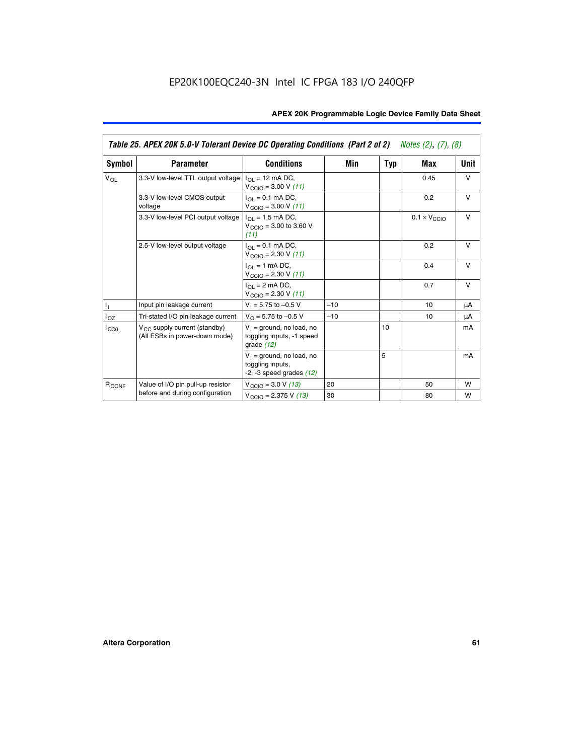EP20K100EQC240-3N Intel IC FPGA 183 I/O 240QFP

| Table 25. APEX 20K 5.0-V Tolerant Device DC Operating Conditions (Part 2 of 2) *Notes (2), (7), (8)* | | | | | | |
|---|---|---|---|---|---|---|
| **Symbol** | **Parameter** | **Conditions** | **Min** | **Typ** | **Max** | **Unit** |
| $V_{OL}$ | 3.3-V low-level TTL output voltage | $I_{OL}$ = 12 mA DC, $V_{CCIO}$ = 3.00 V *(11)* | | | 0.45 | V |
| | 3.3-V low-level CMOS output voltage | $I_{OL}$ = 0.1 mA DC, $V_{CCIO}$ = 3.00 V *(11)* | | | 0.2 | V |
| | 3.3-V low-level PCI output voltage | $I_{OL}$ = 1.5 mA DC, $V_{CCIO}$ = 3.00 to 3.60 V *(11)* | | | $0.1 \times V_{CCIO}$ | V |
| | 2.5-V low-level output voltage | $I_{OL}$ = 0.1 mA DC, $V_{CCIO}$ = 2.30 V *(11)* | | | 0.2 | V |
| | | $I_{OL}$ = 1 mA DC, $V_{CCIO}$ = 2.30 V *(11)* | | | 0.4 | V |
| | | $I_{OL}$ = 2 mA DC, $V_{CCIO}$ = 2.30 V *(11)* | | | 0.7 | V |
| $I_I$ | Input pin leakage current | $V_I$ = 5.75 to –0.5 V | –10 | | 10 | µA |
| $I_{OZ}$ | Tri-stated I/O pin leakage current | $V_O$ = 5.75 to –0.5 V | –10 | | 10 | µA |
| $I_{CC0}$ | $V_{CC}$ supply current (standby) (All ESBs in power-down mode) | $V_I$ = ground, no load, no toggling inputs, -1 speed grade *(12)* | | 10 | | mA |
| | | $V_I$ = ground, no load, no toggling inputs, -2, -3 speed grades *(12)* | | 5 | | mA |
| $R_{CONF}$ | Value of I/O pin pull-up resistor before and during configuration | $V_{CCIO}$ = 3.0 V *(13)* | 20 | | 50 | W |
| | | $V_{CCIO}$ = 2.375 V *(13)* | 30 | | 80 | W |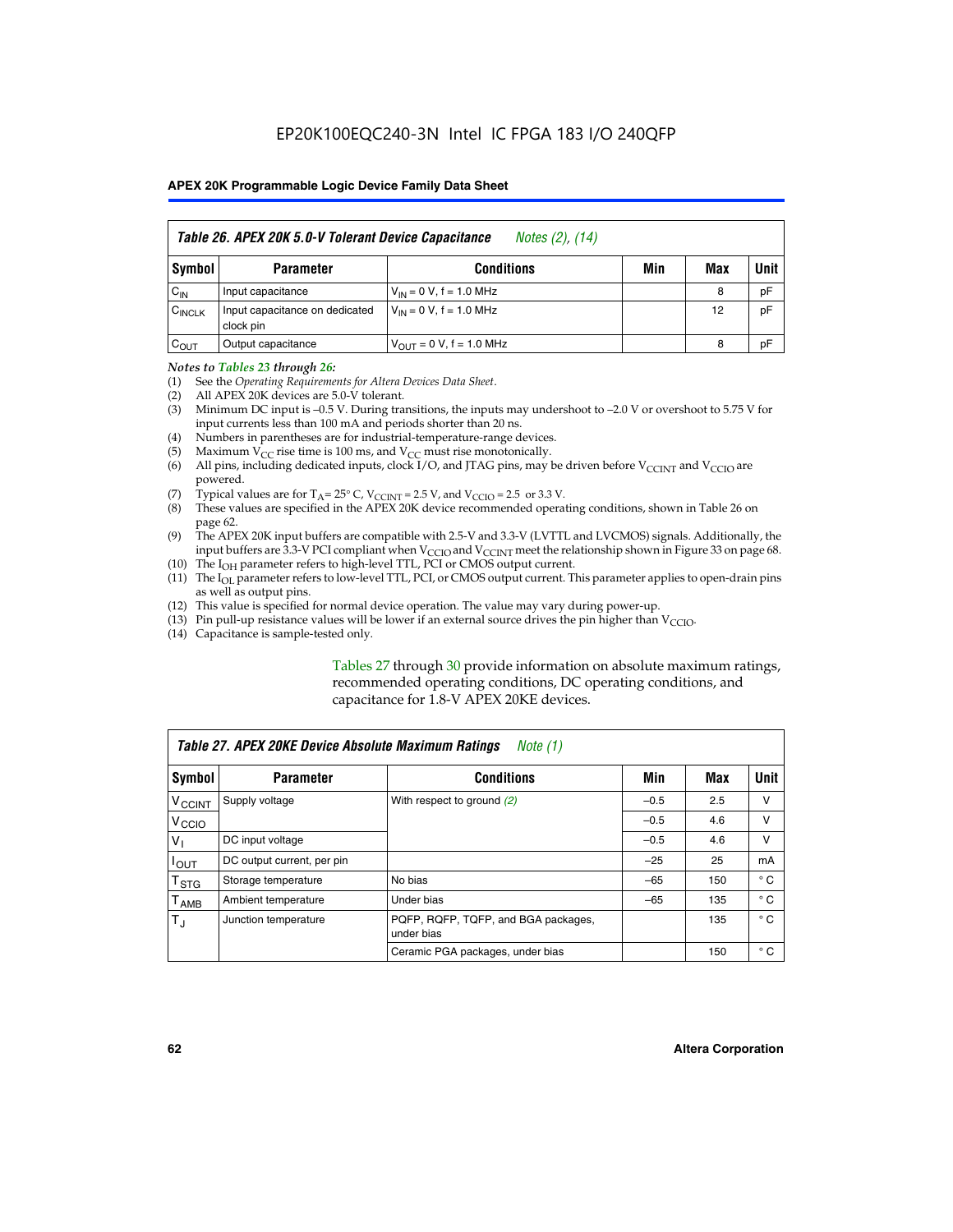*Table 26. APEX 20K 5.0-V Tolerant Device Capacitance* *Notes (2), (14)*

| Symbol | Parameter | Conditions | Min | Max | Unit |
|---|---|---|---|---|---|
| $C_{IN}$ | Input capacitance | $V_{IN}$ = 0 V, f = 1.0 MHz | | 8 | pF |
| $C_{INCLK}$ | Input capacitance on dedicated clock pin | $V_{IN}$ = 0 V, f = 1.0 MHz | | 12 | pF |
| $C_{OUT}$ | Output capacitance | $V_{OUT}$ = 0 V, f = 1.0 MHz | | 8 | pF |

*Notes to Tables 23 through 26:*

(1) See the *Operating Requirements for Altera Devices Data Sheet*.
(2) All APEX 20K devices are 5.0-V tolerant.
(3) Minimum DC input is –0.5 V. During transitions, the inputs may undershoot to –2.0 V or overshoot to 5.75 V for input currents less than 100 mA and periods shorter than 20 ns.
(4) Numbers in parentheses are for industrial-temperature-range devices.
(5) Maximum $V_{CC}$ rise time is 100 ms, and $V_{CC}$ must rise monotonically.
(6) All pins, including dedicated inputs, clock I/O, and JTAG pins, may be driven before $V_{CCINT}$ and $V_{CCIO}$ are powered.
(7) Typical values are for $T_A$ = 25° C, $V_{CCINT}$ = 2.5 V, and $V_{CCIO}$ = 2.5 or 3.3 V.
(8) These values are specified in the APEX 20K device recommended operating conditions, shown in Table 26 on page 62.
(9) The APEX 20K input buffers are compatible with 2.5-V and 3.3-V (LVTTL and LVCMOS) signals. Additionally, the input buffers are 3.3-V PCI compliant when $V_{CCIO}$ and $V_{CCINT}$ meet the relationship shown in Figure 33 on page 68.
(10) The $I_{OH}$ parameter refers to high-level TTL, PCI or CMOS output current.
(11) The $I_{OL}$ parameter refers to low-level TTL, PCI, or CMOS output current. This parameter applies to open-drain pins as well as output pins.
(12) This value is specified for normal device operation. The value may vary during power-up.
(13) Pin pull-up resistance values will be lower if an external source drives the pin higher than $V_{CCIO}$.
(14) Capacitance is sample-tested only.

Tables 27 through 30 provide information on absolute maximum ratings, recommended operating conditions, DC operating conditions, and capacitance for 1.8-V APEX 20KE devices.

*Table 27. APEX 20KE Device Absolute Maximum Ratings* *Note (1)*

| Symbol | Parameter | Conditions | Min | Max | Unit |
|---|---|---|---|---|---|
| $V_{CCINT}$ | Supply voltage | With respect to ground *(2)* | –0.5 | 2.5 | V |
| $V_{CCIO}$ | | | –0.5 | 4.6 | V |
| $V_I$ | DC input voltage | | –0.5 | 4.6 | V |
| $I_{OUT}$ | DC output current, per pin | | –25 | 25 | mA |
| $T_{STG}$ | Storage temperature | No bias | –65 | 150 | ° C |
| $T_{AMB}$ | Ambient temperature | Under bias | –65 | 135 | ° C |
| $T_J$ | Junction temperature | PQFP, RQFP, TQFP, and BGA packages, under bias | | 135 | ° C |
| | | Ceramic PGA packages, under bias | | 150 | ° C |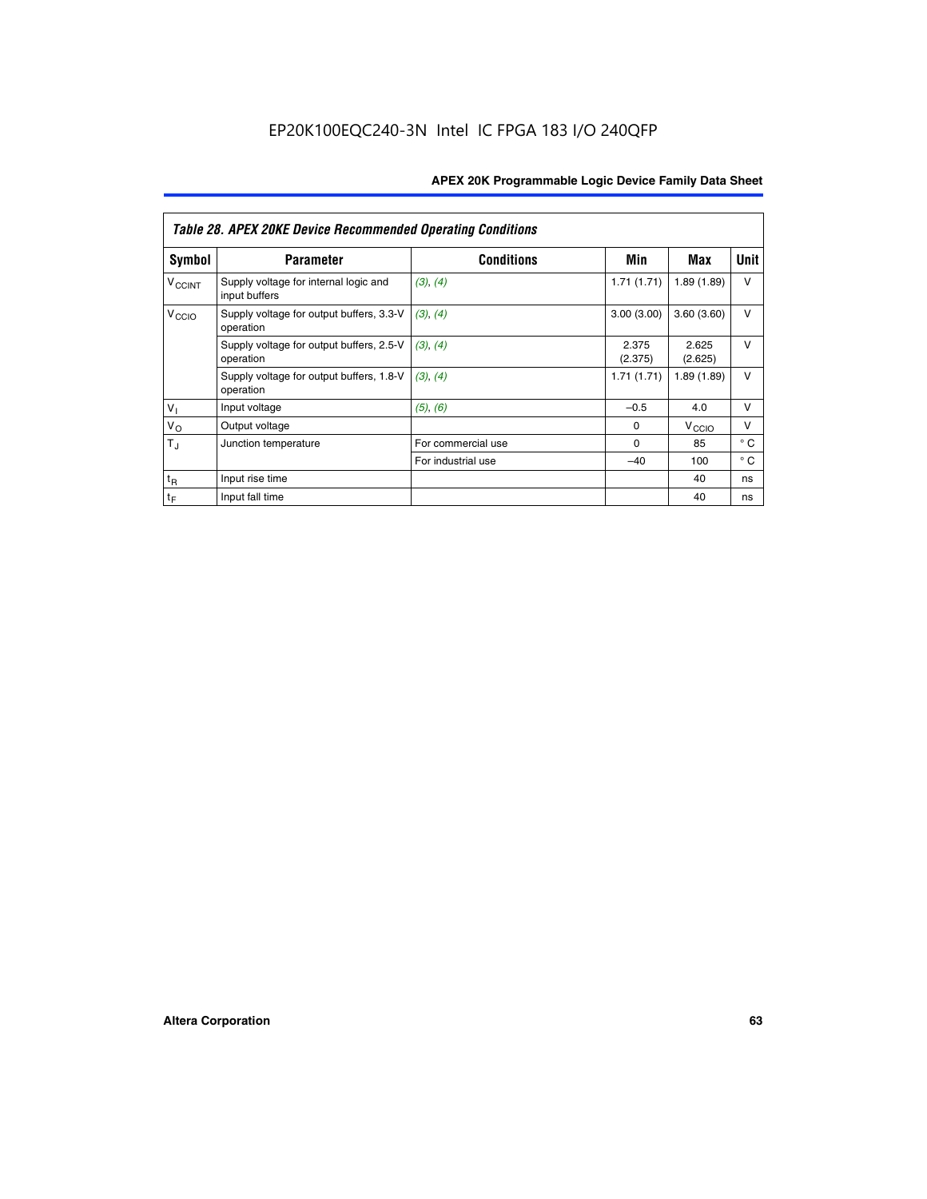EP20K100EQC240-3N Intel IC FPGA 183 I/O 240QFP

*Table 28. APEX 20KE Device Recommended Operating Conditions*

| Symbol | Parameter | Conditions | Min | Max | Unit |
|---|---|---|---|---|---|
| $V_{CCINT}$ | Supply voltage for internal logic and input buffers | (3), (4) | 1.71 (1.71) | 1.89 (1.89) | V |
| $V_{CCIO}$ | Supply voltage for output buffers, 3.3-V operation | (3), (4) | 3.00 (3.00) | 3.60 (3.60) | V |
| | Supply voltage for output buffers, 2.5-V operation | (3), (4) | 2.375 (2.375) | 2.625 (2.625) | V |
| | Supply voltage for output buffers, 1.8-V operation | (3), (4) | 1.71 (1.71) | 1.89 (1.89) | V |
| $V_I$ | Input voltage | (5), (6) | –0.5 | 4.0 | V |
| $V_O$ | Output voltage | | 0 | $V_{CCIO}$ | V |
| $T_J$ | Junction temperature | For commercial use | 0 | 85 | ° C |
| | | For industrial use | –40 | 100 | ° C |
| $t_R$ | Input rise time | | | 40 | ns |
| $t_F$ | Input fall time | | | 40 | ns |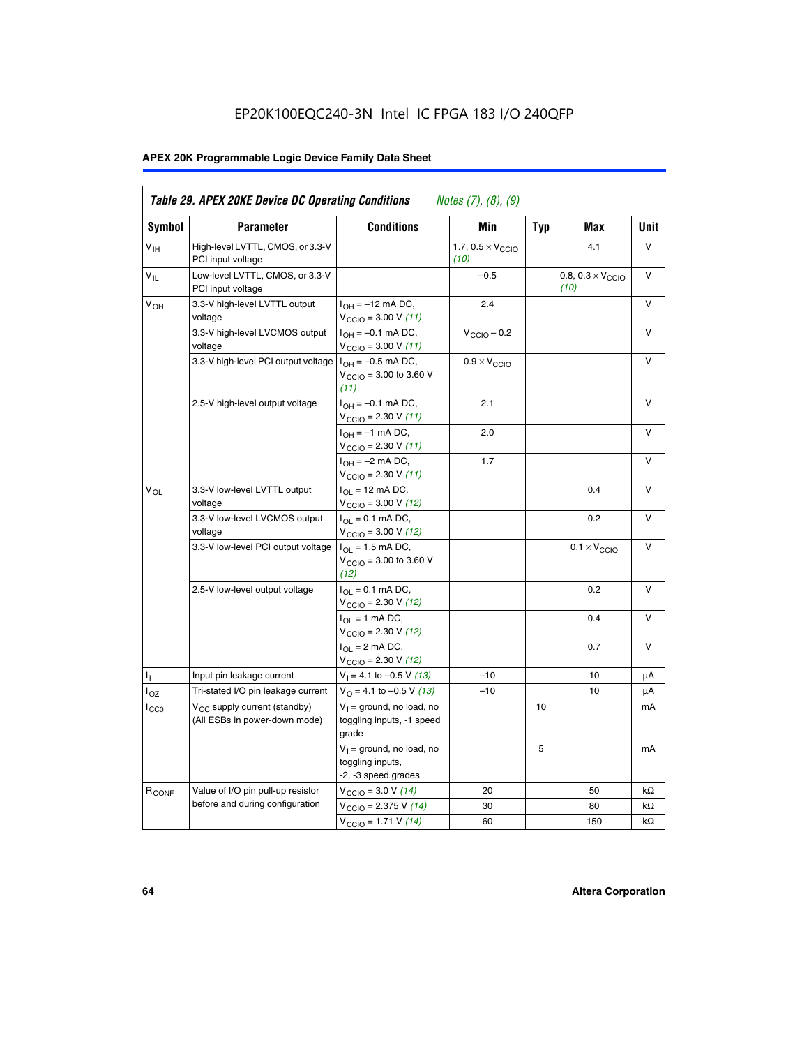EP20K100EQC240-3N Intel IC FPGA 183 I/O 240QFP

**Table 29. APEX 20KE Device DC Operating Conditions** *Notes (7), (8), (9)*

| Symbol | Parameter | Conditions | Min | Typ | Max | Unit |
|---|---|---|---|---|---|---|
| $V_{IH}$ | High-level LVTTL, CMOS, or 3.3-V PCI input voltage | | 1.7, $0.5 \times V_{CCIO}$ *(10)* | | 4.1 | V |
| $V_{IL}$ | Low-level LVTTL, CMOS, or 3.3-V PCI input voltage | | –0.5 | | 0.8, $0.3 \times V_{CCIO}$ *(10)* | V |
| $V_{OH}$ | 3.3-V high-level LVTTL output voltage | $I_{OH}$ = –12 mA DC, $V_{CCIO}$ = 3.00 V *(11)* | 2.4 | | | V |
| | 3.3-V high-level LVCMOS output voltage | $I_{OH}$ = –0.1 mA DC, $V_{CCIO}$ = 3.00 V *(11)* | $V_{CCIO}$ – 0.2 | | | V |
| | 3.3-V high-level PCI output voltage | $I_{OH}$ = –0.5 mA DC, $V_{CCIO}$ = 3.00 to 3.60 V *(11)* | $0.9 \times V_{CCIO}$ | | | V |
| | 2.5-V high-level output voltage | $I_{OH}$ = –0.1 mA DC, $V_{CCIO}$ = 2.30 V *(11)* | 2.1 | | | V |
| | | $I_{OH}$ = –1 mA DC, $V_{CCIO}$ = 2.30 V *(11)* | 2.0 | | | V |
| | | $I_{OH}$ = –2 mA DC, $V_{CCIO}$ = 2.30 V *(11)* | 1.7 | | | V |
| $V_{OL}$ | 3.3-V low-level LVTTL output voltage | $I_{OL}$ = 12 mA DC, $V_{CCIO}$ = 3.00 V *(12)* | | | 0.4 | V |
| | 3.3-V low-level LVCMOS output voltage | $I_{OL}$ = 0.1 mA DC, $V_{CCIO}$ = 3.00 V *(12)* | | | 0.2 | V |
| | 3.3-V low-level PCI output voltage | $I_{OL}$ = 1.5 mA DC, $V_{CCIO}$ = 3.00 to 3.60 V *(12)* | | | $0.1 \times V_{CCIO}$ | V |
| | 2.5-V low-level output voltage | $I_{OL}$ = 0.1 mA DC, $V_{CCIO}$ = 2.30 V *(12)* | | | 0.2 | V |
| | | $I_{OL}$ = 1 mA DC, $V_{CCIO}$ = 2.30 V *(12)* | | | 0.4 | V |
| | | $I_{OL}$ = 2 mA DC, $V_{CCIO}$ = 2.30 V *(12)* | | | 0.7 | V |
| $I_I$ | Input pin leakage current | $V_I$ = 4.1 to –0.5 V *(13)* | –10 | | 10 | µA |
| $I_{OZ}$ | Tri-stated I/O pin leakage current | $V_O$ = 4.1 to –0.5 V *(13)* | –10 | | 10 | µA |
| $I_{CC0}$ | $V_{CC}$ supply current (standby) (All ESBs in power-down mode) | $V_I$ = ground, no load, no toggling inputs, -1 speed grade | | 10 | | mA |
| | | $V_I$ = ground, no load, no toggling inputs, -2, -3 speed grades | | 5 | | mA |
| $R_{CONF}$ | Value of I/O pin pull-up resistor before and during configuration | $V_{CCIO}$ = 3.0 V *(14)* | 20 | | 50 | kΩ |
| | | $V_{CCIO}$ = 2.375 V *(14)* | 30 | | 80 | kΩ |
| | | $V_{CCIO}$ = 1.71 V *(14)* | 60 | | 150 | kΩ |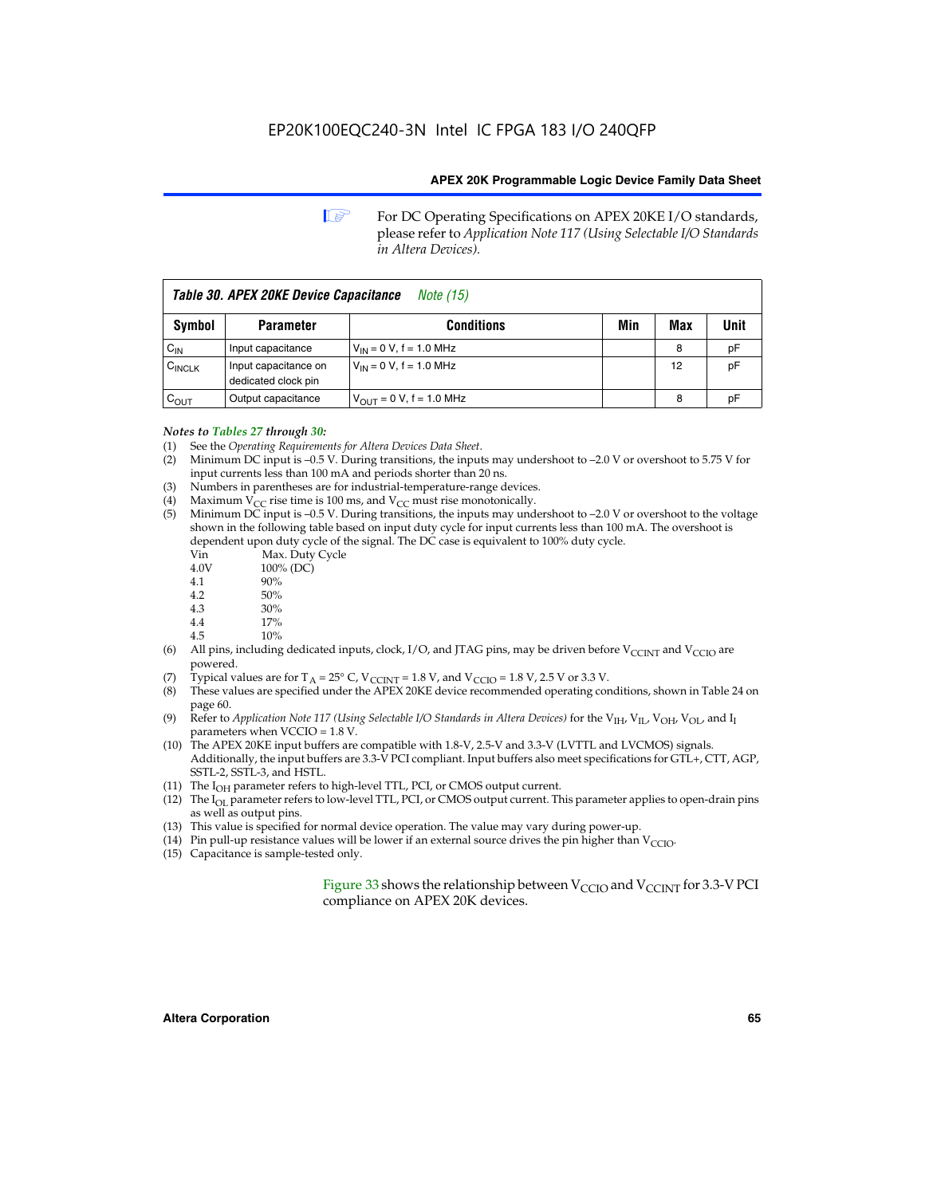For DC Operating Specifications on APEX 20KE I/O standards, please refer to *Application Note 117 (Using Selectable I/O Standards in Altera Devices).*

| *Table 30. APEX 20KE Device Capacitance* *Note (15)* | | | | | |
|---|---|---|---|---|---|
| **Symbol** | **Parameter** | **Conditions** | **Min** | **Max** | **Unit** |
| $C_{IN}$ | Input capacitance | $V_{IN}$ = 0 V, f = 1.0 MHz | | 8 | pF |
| $C_{INCLK}$ | Input capacitance on dedicated clock pin | $V_{IN}$ = 0 V, f = 1.0 MHz | | 12 | pF |
| $C_{OUT}$ | Output capacitance | $V_{OUT}$ = 0 V, f = 1.0 MHz | | 8 | pF |

*Notes to Tables 27 through 30:*

(1) See the *Operating Requirements for Altera Devices Data Sheet*.
(2) Minimum DC input is –0.5 V. During transitions, the inputs may undershoot to –2.0 V or overshoot to 5.75 V for input currents less than 100 mA and periods shorter than 20 ns.
(3) Numbers in parentheses are for industrial-temperature-range devices.
(4) Maximum $V_{CC}$ rise time is 100 ms, and $V_{CC}$ must rise monotonically.
(5) Minimum DC input is –0.5 V. During transitions, the inputs may undershoot to –2.0 V or overshoot to the voltage shown in the following table based on input duty cycle for input currents less than 100 mA. The overshoot is dependent upon duty cycle of the signal. The DC case is equivalent to 100% duty cycle.

| Vin | Max. Duty Cycle |
|---|---|
| 4.0V | 100% (DC) |
| 4.1 | 90% |
| 4.2 | 50% |
| 4.3 | 30% |
| 4.4 | 17% |
| 4.5 | 10% |

(6) All pins, including dedicated inputs, clock, I/O, and JTAG pins, may be driven before $V_{CCINT}$ and $V_{CCIO}$ are powered.
(7) Typical values are for $T_A$ = 25° C, $V_{CCINT}$ = 1.8 V, and $V_{CCIO}$ = 1.8 V, 2.5 V or 3.3 V.
(8) These values are specified under the APEX 20KE device recommended operating conditions, shown in Table 24 on page 60.
(9) Refer to *Application Note 117 (Using Selectable I/O Standards in Altera Devices)* for the $V_{IH}$, $V_{IL}$, $V_{OH}$, $V_{OL}$, and $I_I$ parameters when VCCIO = 1.8 V.
(10) The APEX 20KE input buffers are compatible with 1.8-V, 2.5-V and 3.3-V (LVTTL and LVCMOS) signals. Additionally, the input buffers are 3.3-V PCI compliant. Input buffers also meet specifications for GTL+, CTT, AGP, SSTL-2, SSTL-3, and HSTL.
(11) The $I_{OH}$ parameter refers to high-level TTL, PCI, or CMOS output current.
(12) The $I_{OL}$ parameter refers to low-level TTL, PCI, or CMOS output current. This parameter applies to open-drain pins as well as output pins.
(13) This value is specified for normal device operation. The value may vary during power-up.
(14) Pin pull-up resistance values will be lower if an external source drives the pin higher than $V_{CCIO}$.
(15) Capacitance is sample-tested only.

Figure 33 shows the relationship between $V_{CCIO}$ and $V_{CCINT}$ for 3.3-V PCI compliance on APEX 20K devices.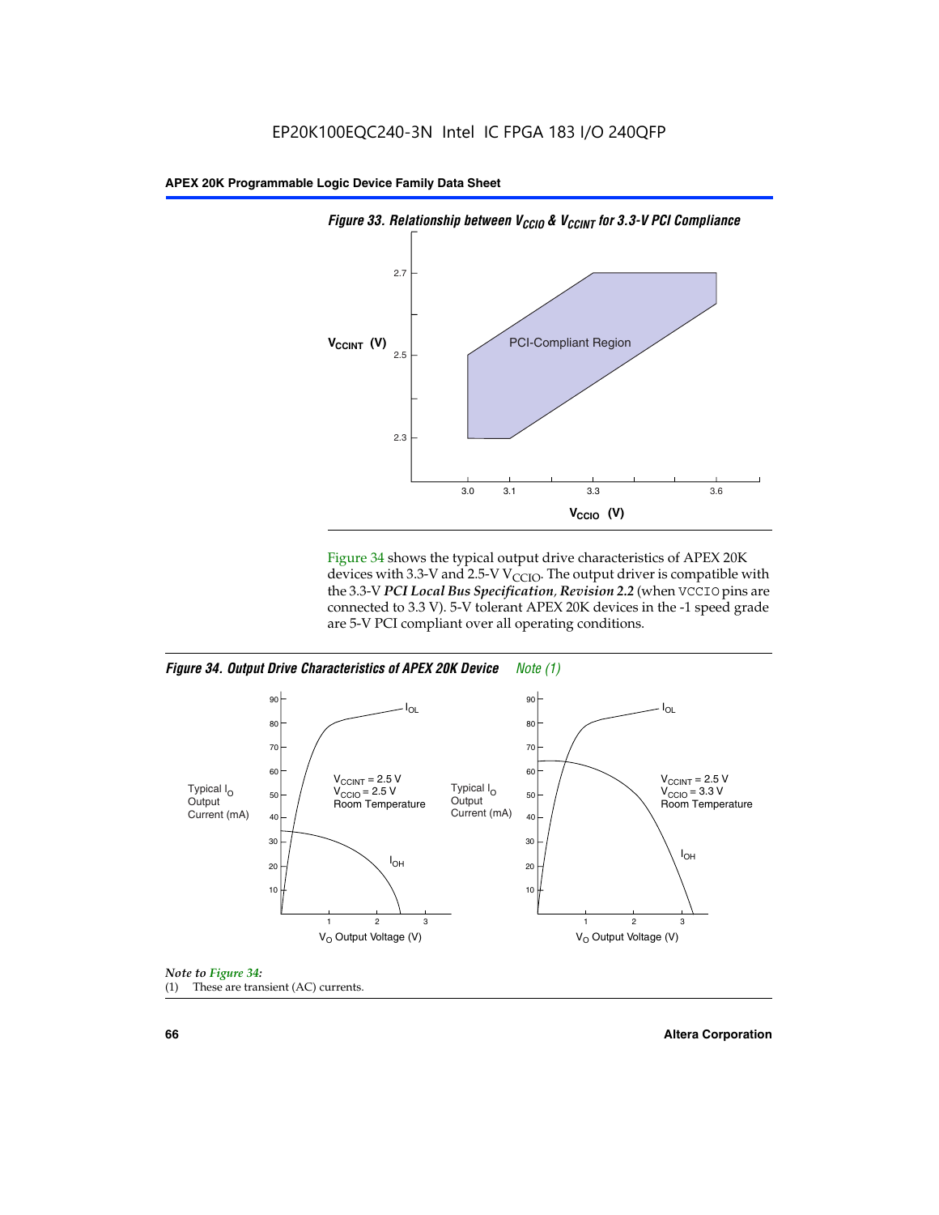*Figure 33. Relationship between $V_{CCIO}$ & $V_{CCINT}$ for 3.3-V PCI Compliance*

Figure 34 shows the typical output drive characteristics of APEX 20K devices with 3.3-V and 2.5-V $V_{CCIO}$. The output driver is compatible with the 3.3-V ***PCI Local Bus Specification, Revision 2.2*** (when VCCIO pins are connected to 3.3 V). 5-V tolerant APEX 20K devices in the -1 speed grade are 5-V PCI compliant over all operating conditions.

*Figure 34. Output Drive Characteristics of APEX 20K Device Note (1)*

*Note to Figure 34:*

(1) These are transient (AC) currents.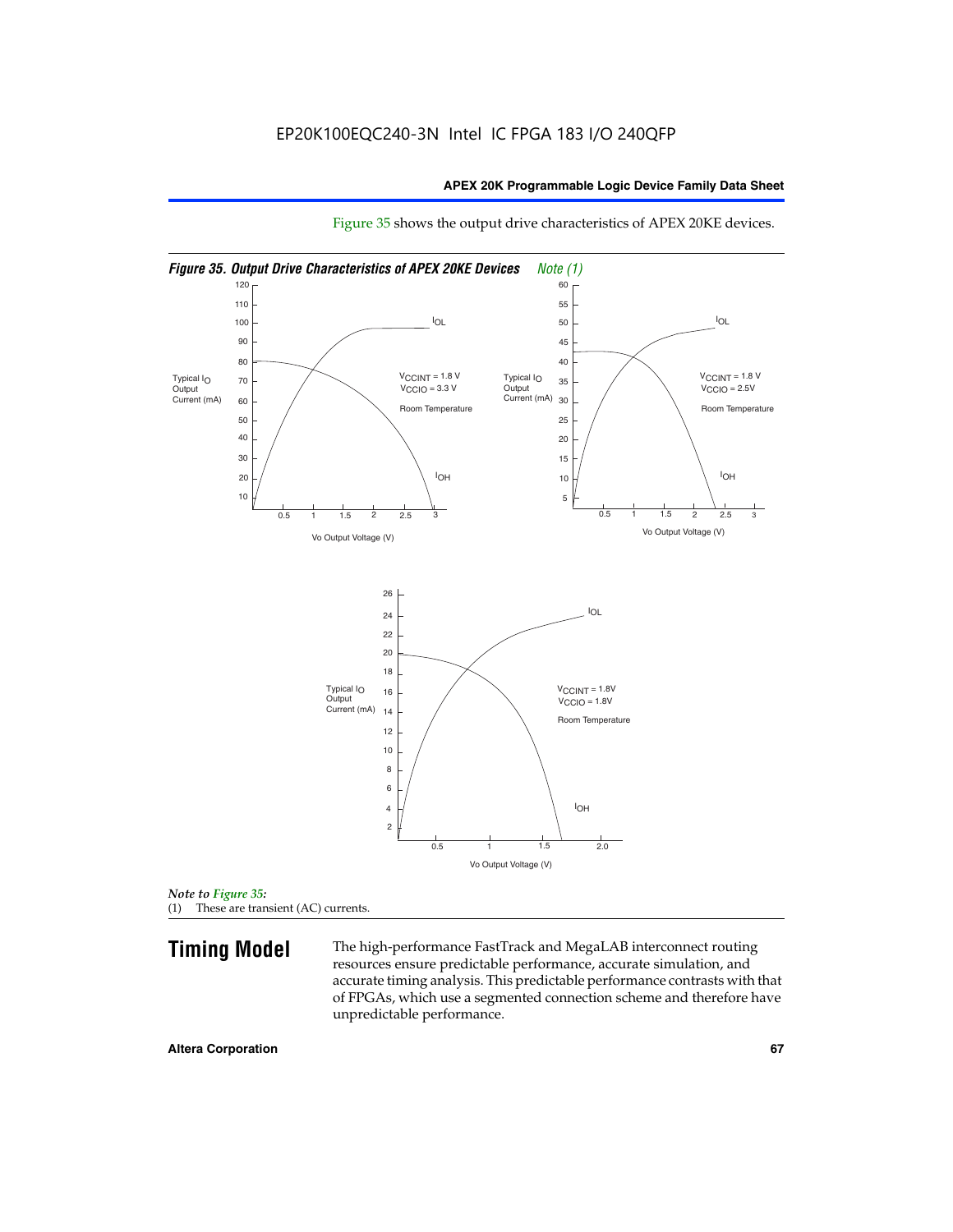Figure 35 shows the output drive characteristics of APEX 20KE devices.

*Figure 35. Output Drive Characteristics of APEX 20KE Devices* *Note (1)*

*Note to Figure 35:*
(1) These are transient (AC) currents.

## Timing Model

The high-performance FastTrack and MegaLAB interconnect routing resources ensure predictable performance, accurate simulation, and accurate timing analysis. This predictable performance contrasts with that of FPGAs, which use a segmented connection scheme and therefore have unpredictable performance.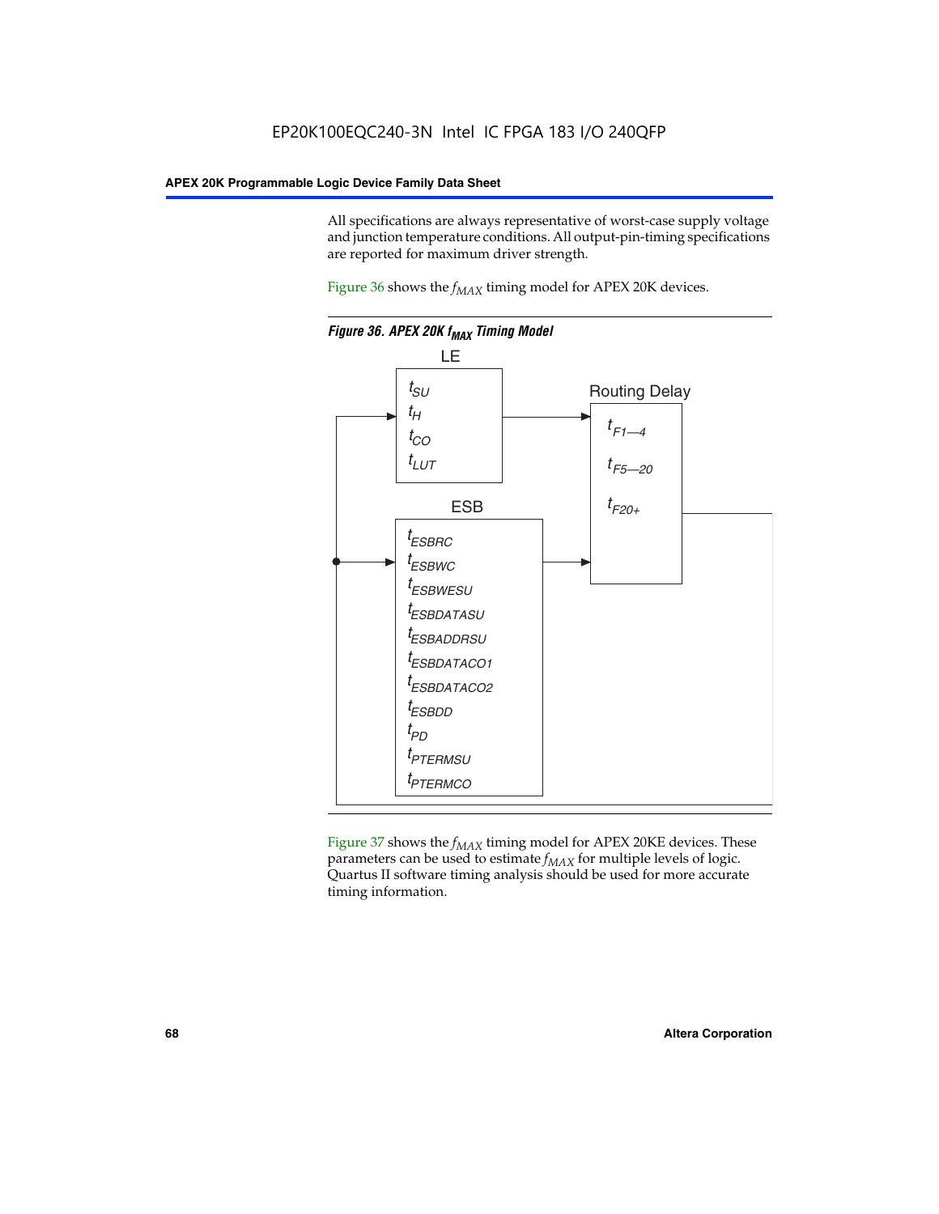All specifications are always representative of worst-case supply voltage and junction temperature conditions. All output-pin-timing specifications are reported for maximum driver strength.

Figure 36 shows the $f_{MAX}$ timing model for APEX 20K devices.

*Figure 36. APEX 20K $f_{MAX}$ Timing Model*

LE

$t_{SU}$
$t_{H}$
$t_{CO}$
$t_{LUT}$

ESB

$t_{ESBRC}$
$t_{ESBWC}$
$t_{ESBWESU}$
$t_{ESBDATASU}$
$t_{ESBADDRSU}$
$t_{ESBDATACO1}$
$t_{ESBDATACO2}$
$t_{ESBDD}$
$t_{PD}$
$t_{PTERMSU}$
$t_{PTERMCO}$

Routing Delay

$t_{F1—4}$
$t_{F5—20}$
$t_{F20+}$

Figure 37 shows the $f_{MAX}$ timing model for APEX 20KE devices. These parameters can be used to estimate $f_{MAX}$ for multiple levels of logic. Quartus II software timing analysis should be used for more accurate timing information.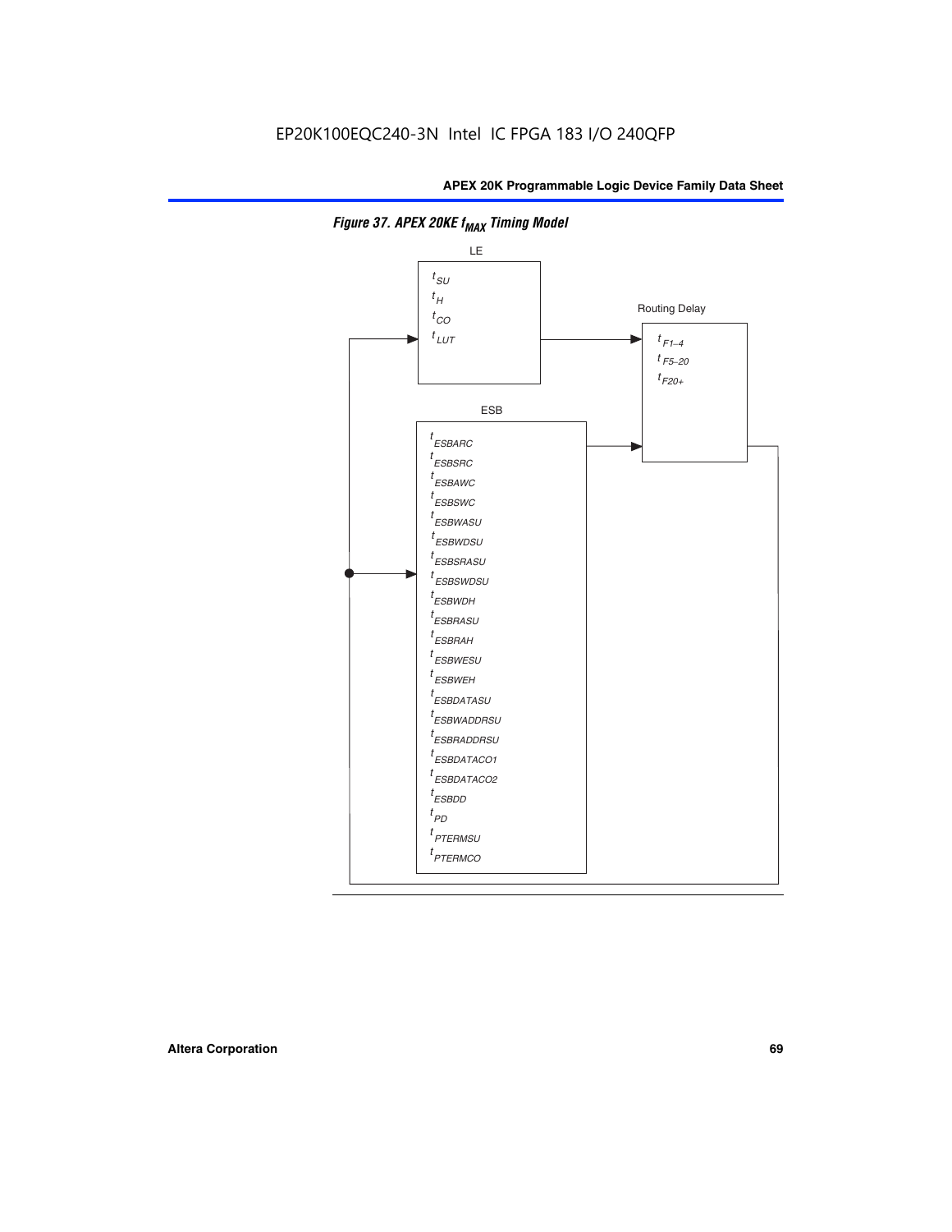EP20K100EQC240-3N Intel IC FPGA 183 I/O 240QFP

*Figure 37. APEX 20KE $f_{MAX}$ Timing Model*

LE

$t_{SU}$
$t_{H}$
$t_{CO}$
$t_{LUT}$

Routing Delay

$t_{F1-4}$
$t_{F5-20}$
$t_{F20+}$

ESB

$t_{ESBARC}$
$t_{ESBSRC}$
$t_{ESBAWC}$
$t_{ESBSWC}$
$t_{ESBWASU}$
$t_{ESBWDSU}$
$t_{ESBSRASU}$
$t_{ESBSWDSU}$
$t_{ESBWDH}$
$t_{ESBRASU}$
$t_{ESBRAH}$
$t_{ESBWESU}$
$t_{ESBWEH}$
$t_{ESBDATASU}$
$t_{ESBWADDRSU}$
$t_{ESBRADDRSU}$
$t_{ESBDATACO1}$
$t_{ESBDATACO2}$
$t_{ESBDD}$
$t_{PD}$
$t_{PTERMSU}$
$t_{PTERMCO}$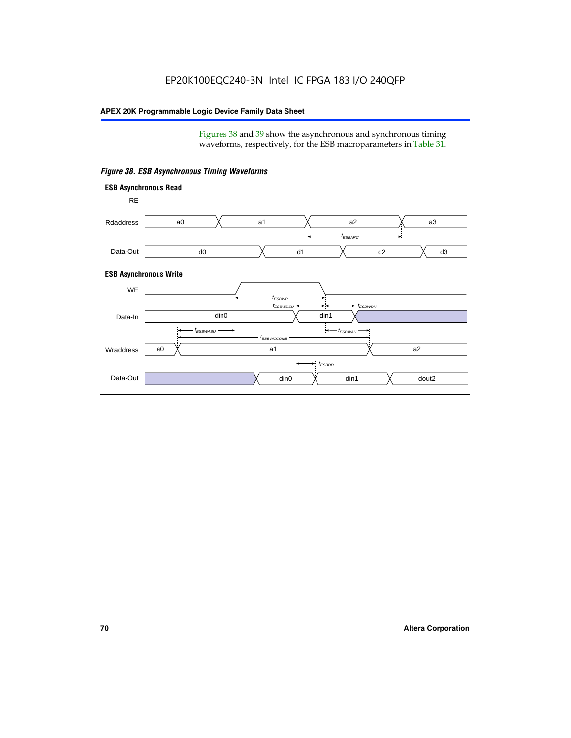Figures 38 and 39 show the asynchronous and synchronous timing waveforms, respectively, for the ESB macroparameters in Table 31.

*Figure 38. ESB Asynchronous Timing Waveforms*

**ESB Asynchronous Read**

RE

Rdaddress: a0, a1, a2, a3

$t_{ESBARC}$

Data-Out: d0, d1, d2, d3

**ESB Asynchronous Write**

WE

$t_{ESBWP}$

$t_{ESBWDSU}$ $t_{ESBWDH}$

Data-In: din0, din1

$t_{ESBWASU}$ $t_{ESBWAH}$

$t_{ESBWCCOMB}$

Wraddress: a0, a1, a2

$t_{ESBDD}$

Data-Out: din0, din1, dout2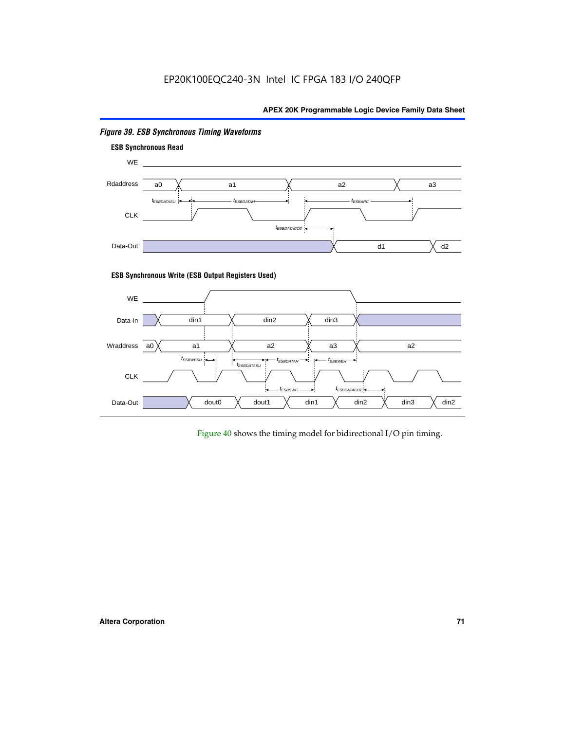*Figure 39. ESB Synchronous Timing Waveforms*

**ESB Synchronous Read**

WE

Rdaddress a0 a1 a2 a3

$t_{ESBDATASU}$ $t_{ESBDATAH}$ $t_{ESBARC}$

CLK

$t_{ESBDATACO2}$

Data-Out d1 d2

**ESB Synchronous Write (ESB Output Registers Used)**

WE

Data-In din1 din2 din3

Wraddress a0 a1 a2 a3 a2

$t_{ESBWESU}$ $t_{ESBDATASU}$ $t_{ESBDATAH}$ $t_{ESBWEH}$

CLK

$t_{ESBSWC}$ $t_{ESBDATACO1}$

Data-Out dout0 dout1 din1 din2 din3 din2

Figure 40 shows the timing model for bidirectional I/O pin timing.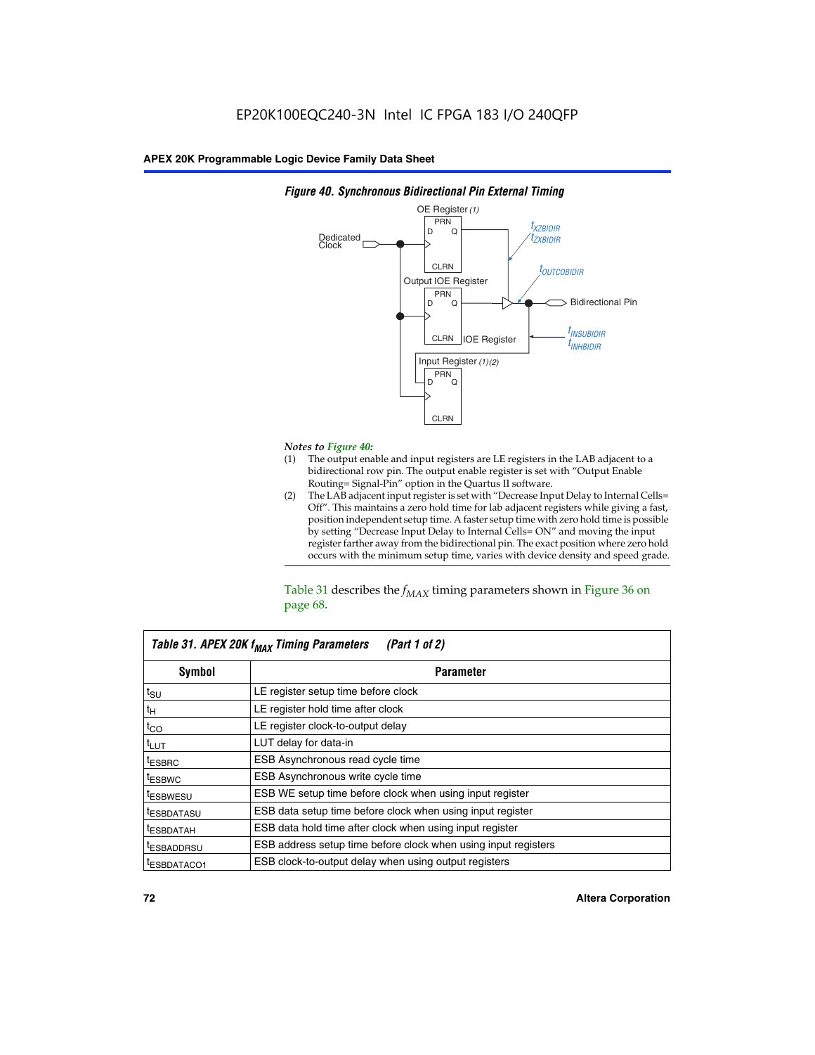*Figure 40. Synchronous Bidirectional Pin External Timing*

*Notes to Figure 40:*

(1) The output enable and input registers are LE registers in the LAB adjacent to a bidirectional row pin. The output enable register is set with "Output Enable Routing= Signal-Pin" option in the Quartus II software.

(2) The LAB adjacent input register is set with "Decrease Input Delay to Internal Cells= Off". This maintains a zero hold time for lab adjacent registers while giving a fast, position independent setup time. A faster setup time with zero hold time is possible by setting "Decrease Input Delay to Internal Cells= ON" and moving the input register farther away from the bidirectional pin. The exact position where zero hold occurs with the minimum setup time, varies with device density and speed grade.

Table 31 describes the $f_{MAX}$ timing parameters shown in Figure 36 on page 68.

| Table 31. APEX 20K $f_{MAX}$ Timing Parameters (Part 1 of 2) | |
|---|---|
| **Symbol** | **Parameter** |
| $t_{SU}$ | LE register setup time before clock |
| $t_H$ | LE register hold time after clock |
| $t_{CO}$ | LE register clock-to-output delay |
| $t_{LUT}$ | LUT delay for data-in |
| $t_{ESBRC}$ | ESB Asynchronous read cycle time |
| $t_{ESBWC}$ | ESB Asynchronous write cycle time |
| $t_{ESBWESU}$ | ESB WE setup time before clock when using input register |
| $t_{ESBDATASU}$ | ESB data setup time before clock when using input register |
| $t_{ESBDATAH}$ | ESB data hold time after clock when using input register |
| $t_{ESBADDRSU}$ | ESB address setup time before clock when using input registers |
| $t_{ESBDATACO1}$ | ESB clock-to-output delay when using output registers |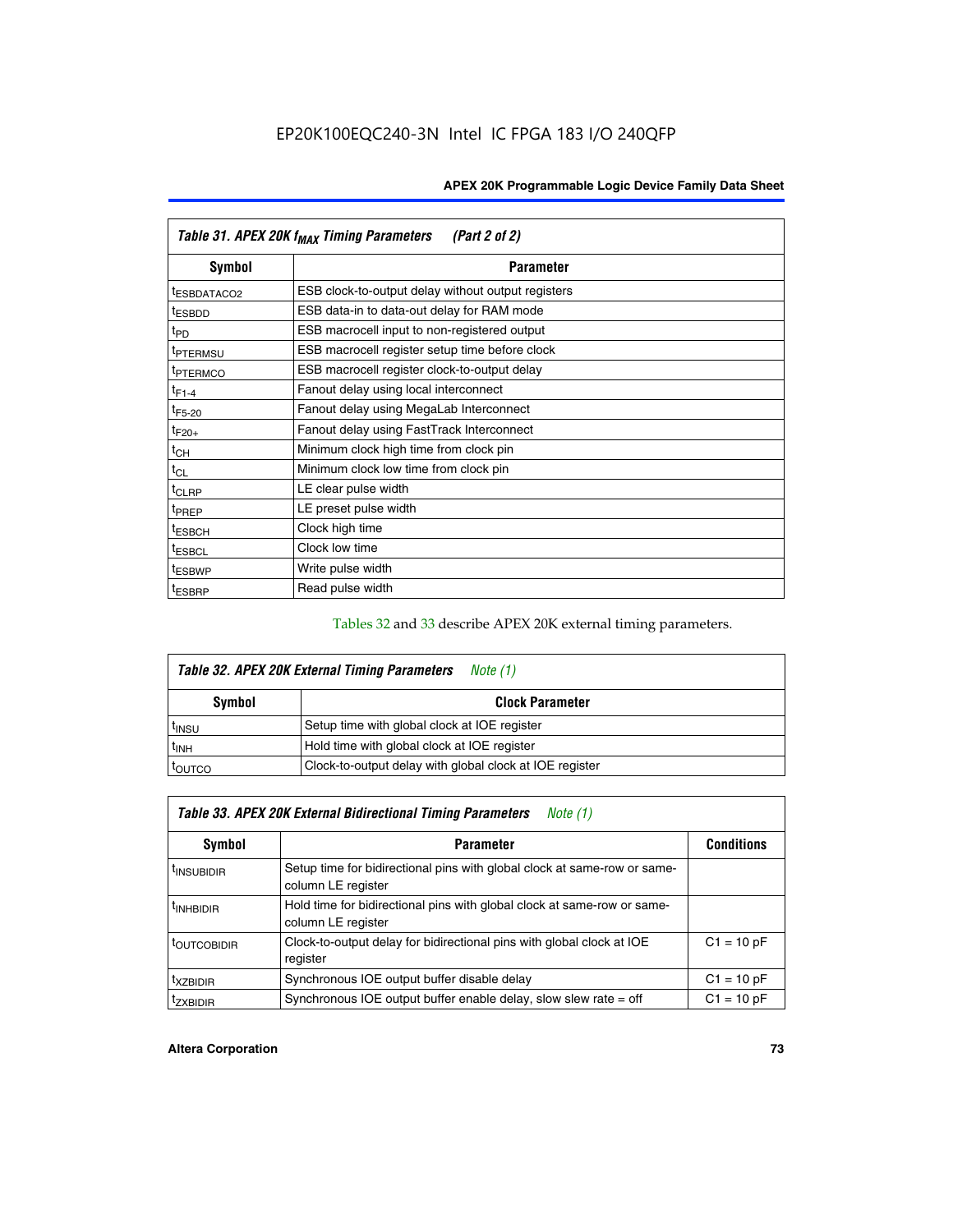| Table 31. APEX 20K $f_{MAX}$ Timing Parameters (Part 2 of 2) | |
|---|---|
| **Symbol** | **Parameter** |
| $t_{ESBDATACO2}$ | ESB clock-to-output delay without output registers |
| $t_{ESBDD}$ | ESB data-in to data-out delay for RAM mode |
| $t_{PD}$ | ESB macrocell input to non-registered output |
| $t_{PTERMSU}$ | ESB macrocell register setup time before clock |
| $t_{PTERMCO}$ | ESB macrocell register clock-to-output delay |
| $t_{F1-4}$ | Fanout delay using local interconnect |
| $t_{F5-20}$ | Fanout delay using MegaLab Interconnect |
| $t_{F20+}$ | Fanout delay using FastTrack Interconnect |
| $t_{CH}$ | Minimum clock high time from clock pin |
| $t_{CL}$ | Minimum clock low time from clock pin |
| $t_{CLRP}$ | LE clear pulse width |
| $t_{PREP}$ | LE preset pulse width |
| $t_{ESBCH}$ | Clock high time |
| $t_{ESBCL}$ | Clock low time |
| $t_{ESBWP}$ | Write pulse width |
| $t_{ESBRP}$ | Read pulse width |

Tables 32 and 33 describe APEX 20K external timing parameters.

| Table 32. APEX 20K External Timing Parameters *Note (1)* | |
|---|---|
| **Symbol** | **Clock Parameter** |
| $t_{INSU}$ | Setup time with global clock at IOE register |
| $t_{INH}$ | Hold time with global clock at IOE register |
| $t_{OUTCO}$ | Clock-to-output delay with global clock at IOE register |

| Table 33. APEX 20K External Bidirectional Timing Parameters *Note (1)* | | |
|---|---|---|
| **Symbol** | **Parameter** | **Conditions** |
| $t_{INSUBIDIR}$ | Setup time for bidirectional pins with global clock at same-row or same-column LE register | |
| $t_{INHBIDIR}$ | Hold time for bidirectional pins with global clock at same-row or same-column LE register | |
| $t_{OUTCOBIDIR}$ | Clock-to-output delay for bidirectional pins with global clock at IOE register | C1 = 10 pF |
| $t_{XZBIDIR}$ | Synchronous IOE output buffer disable delay | C1 = 10 pF |
| $t_{ZXBIDIR}$ | Synchronous IOE output buffer enable delay, slow slew rate = off | C1 = 10 pF |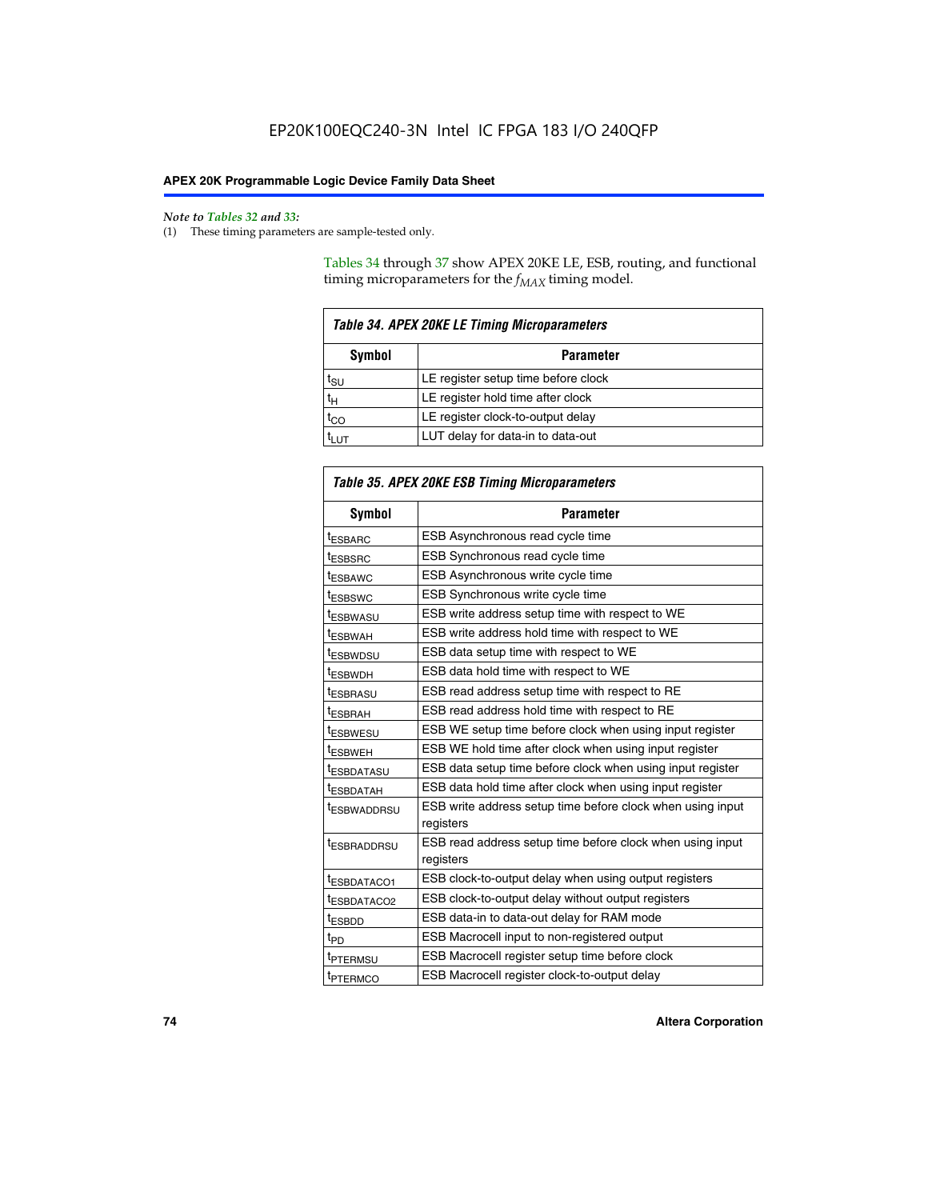*Note to Tables 32 and 33:*

(1) These timing parameters are sample-tested only.

Tables 34 through 37 show APEX 20KE LE, ESB, routing, and functional timing microparameters for the $f_{MAX}$ timing model.

**Table 34. APEX 20KE LE Timing Microparameters**

| Symbol | Parameter |
|---|---|
| $t_{SU}$ | LE register setup time before clock |
| $t_H$ | LE register hold time after clock |
| $t_{CO}$ | LE register clock-to-output delay |
| $t_{LUT}$ | LUT delay for data-in to data-out |

**Table 35. APEX 20KE ESB Timing Microparameters**

| Symbol | Parameter |
|---|---|
| $t_{ESBARC}$ | ESB Asynchronous read cycle time |
| $t_{ESBSRC}$ | ESB Synchronous read cycle time |
| $t_{ESBAWC}$ | ESB Asynchronous write cycle time |
| $t_{ESBSWC}$ | ESB Synchronous write cycle time |
| $t_{ESBWASU}$ | ESB write address setup time with respect to WE |
| $t_{ESBWAH}$ | ESB write address hold time with respect to WE |
| $t_{ESBWDSU}$ | ESB data setup time with respect to WE |
| $t_{ESBWDH}$ | ESB data hold time with respect to WE |
| $t_{ESBRASU}$ | ESB read address setup time with respect to RE |
| $t_{ESBRAH}$ | ESB read address hold time with respect to RE |
| $t_{ESBWESU}$ | ESB WE setup time before clock when using input register |
| $t_{ESBWEH}$ | ESB WE hold time after clock when using input register |
| $t_{ESBDATASU}$ | ESB data setup time before clock when using input register |
| $t_{ESBDATAH}$ | ESB data hold time after clock when using input register |
| $t_{ESBWADDRSU}$ | ESB write address setup time before clock when using input registers |
| $t_{ESBRADDRSU}$ | ESB read address setup time before clock when using input registers |
| $t_{ESBDATACO1}$ | ESB clock-to-output delay when using output registers |
| $t_{ESBDATACO2}$ | ESB clock-to-output delay without output registers |
| $t_{ESBDD}$ | ESB data-in to data-out delay for RAM mode |
| $t_{PD}$ | ESB Macrocell input to non-registered output |
| $t_{PTERMSU}$ | ESB Macrocell register setup time before clock |
| $t_{PTERMCO}$ | ESB Macrocell register clock-to-output delay |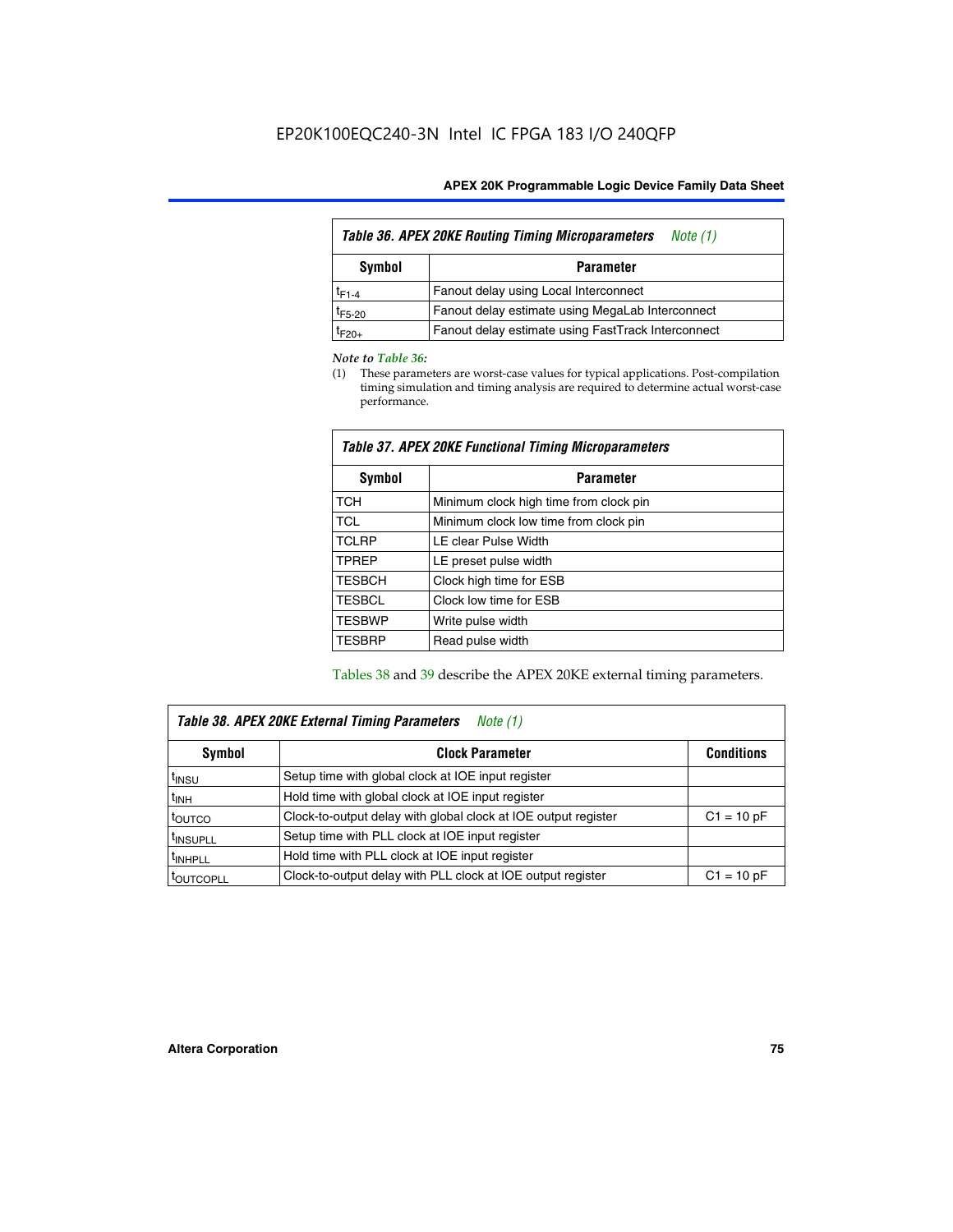*Table 36. APEX 20KE Routing Timing Microparameters* *Note (1)*

| Symbol | Parameter |
|---|---|
| $t_{F1-4}$ | Fanout delay using Local Interconnect |
| $t_{F5-20}$ | Fanout delay estimate using MegaLab Interconnect |
| $t_{F20+}$ | Fanout delay estimate using FastTrack Interconnect |

*Note to Table 36:*

(1) These parameters are worst-case values for typical applications. Post-compilation timing simulation and timing analysis are required to determine actual worst-case performance.

*Table 37. APEX 20KE Functional Timing Microparameters*

| Symbol | Parameter |
|---|---|
| TCH | Minimum clock high time from clock pin |
| TCL | Minimum clock low time from clock pin |
| TCLRP | LE clear Pulse Width |
| TPREP | LE preset pulse width |
| TESBCH | Clock high time for ESB |
| TESBCL | Clock low time for ESB |
| TESBWP | Write pulse width |
| TESBRP | Read pulse width |

Tables 38 and 39 describe the APEX 20KE external timing parameters.

*Table 38. APEX 20KE External Timing Parameters* *Note (1)*

| Symbol | Clock Parameter | Conditions |
|---|---|---|
| $t_{INSU}$ | Setup time with global clock at IOE input register | |
| $t_{INH}$ | Hold time with global clock at IOE input register | |
| $t_{OUTCO}$ | Clock-to-output delay with global clock at IOE output register | C1 = 10 pF |
| $t_{INSUPLL}$ | Setup time with PLL clock at IOE input register | |
| $t_{INHPLL}$ | Hold time with PLL clock at IOE input register | |
| $t_{OUTCOPLL}$ | Clock-to-output delay with PLL clock at IOE output register | C1 = 10 pF |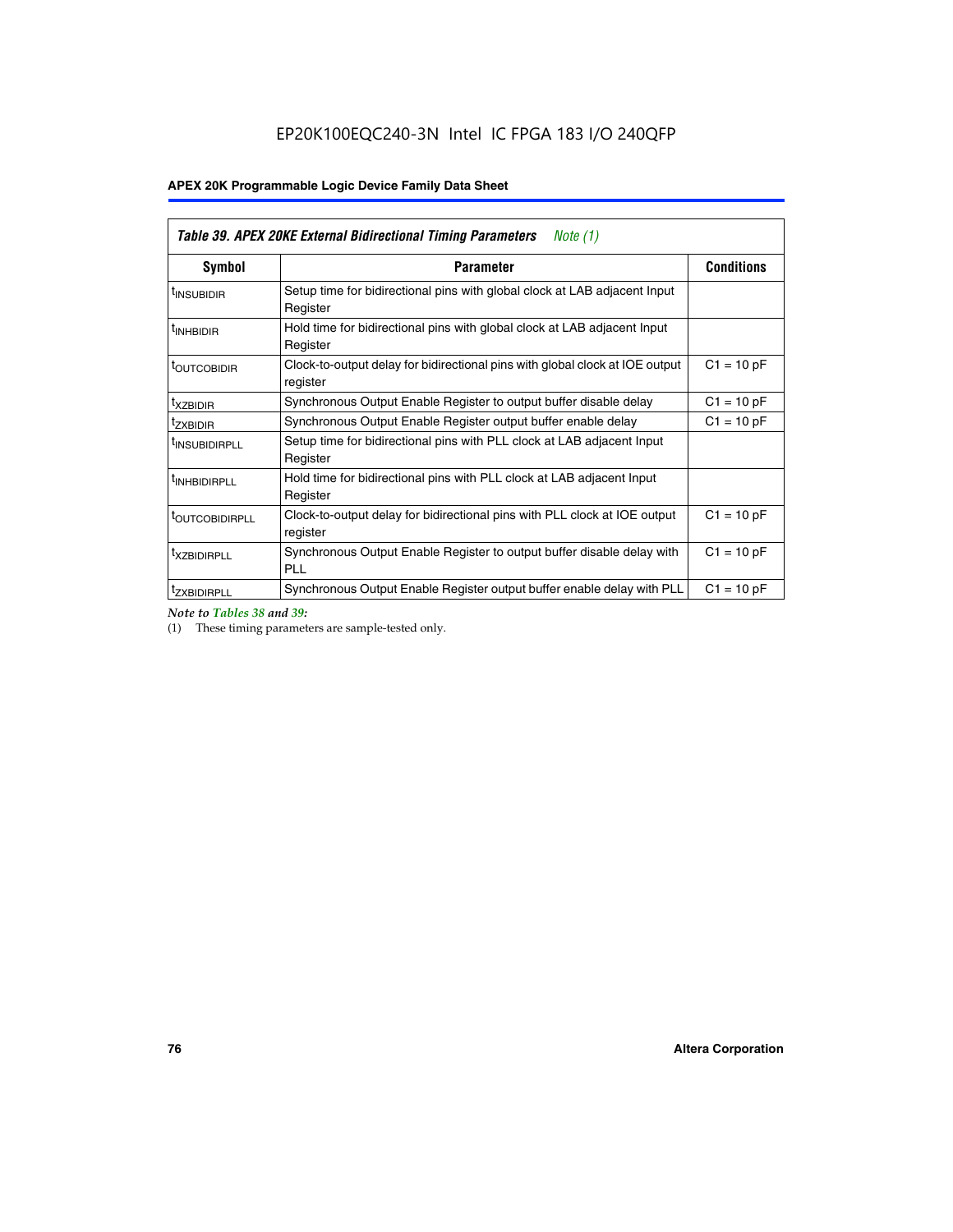*Table 39. APEX 20KE External Bidirectional Timing Parameters* *Note (1)*

| Symbol | Parameter | Conditions |
|---|---|---|
| $t_{INSUBIDIR}$ | Setup time for bidirectional pins with global clock at LAB adjacent Input Register | |
| $t_{INHBIDIR}$ | Hold time for bidirectional pins with global clock at LAB adjacent Input Register | |
| $t_{OUTCOBIDIR}$ | Clock-to-output delay for bidirectional pins with global clock at IOE output register | C1 = 10 pF |
| $t_{XZBIDIR}$ | Synchronous Output Enable Register to output buffer disable delay | C1 = 10 pF |
| $t_{ZXBIDIR}$ | Synchronous Output Enable Register output buffer enable delay | C1 = 10 pF |
| $t_{INSUBIDIRPLL}$ | Setup time for bidirectional pins with PLL clock at LAB adjacent Input Register | |
| $t_{INHBIDIRPLL}$ | Hold time for bidirectional pins with PLL clock at LAB adjacent Input Register | |
| $t_{OUTCOBIDIRPLL}$ | Clock-to-output delay for bidirectional pins with PLL clock at IOE output register | C1 = 10 pF |
| $t_{XZBIDIRPLL}$ | Synchronous Output Enable Register to output buffer disable delay with PLL | C1 = 10 pF |
| $t_{ZXBIDIRPLL}$ | Synchronous Output Enable Register output buffer enable delay with PLL | C1 = 10 pF |

*Note to Tables 38 and 39:*

(1) These timing parameters are sample-tested only.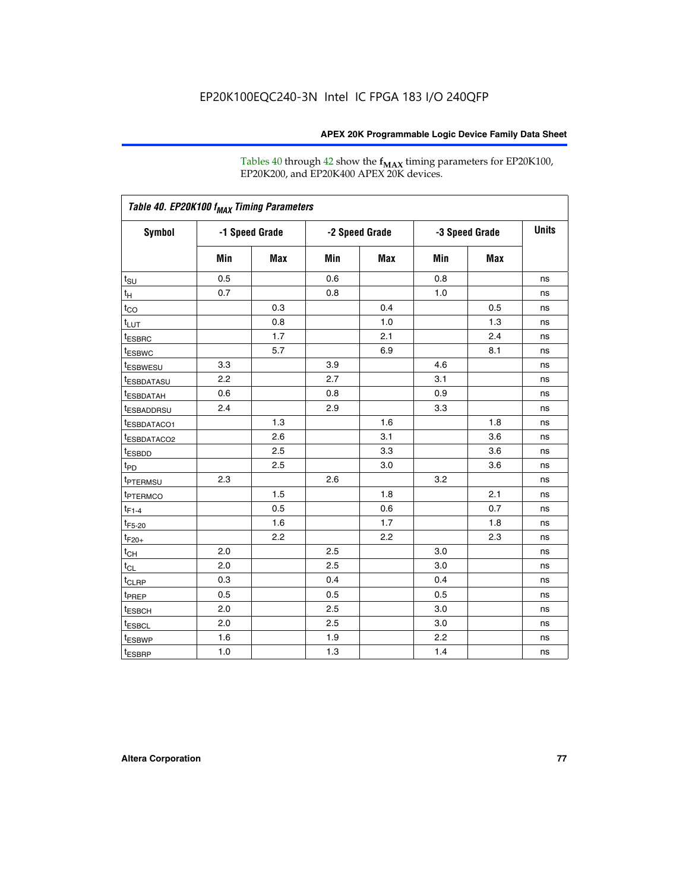Tables 40 through 42 show the $f_{MAX}$ timing parameters for EP20K100, EP20K200, and EP20K400 APEX 20K devices.

| *Table 40. EP20K100 $f_{MAX}$ Timing Parameters* | | | | | | | |
|---|---|---|---|---|---|---|---|
| **Symbol** | **-1 Speed Grade** | | **-2 Speed Grade** | | **-3 Speed Grade** | | **Units** |
| | **Min** | **Max** | **Min** | **Max** | **Min** | **Max** | |
| $t_{SU}$ | 0.5 | | 0.6 | | 0.8 | | ns |
| $t_{H}$ | 0.7 | | 0.8 | | 1.0 | | ns |
| $t_{CO}$ | | 0.3 | | 0.4 | | 0.5 | ns |
| $t_{LUT}$ | | 0.8 | | 1.0 | | 1.3 | ns |
| $t_{ESBRC}$ | | 1.7 | | 2.1 | | 2.4 | ns |
| $t_{ESBWC}$ | | 5.7 | | 6.9 | | 8.1 | ns |
| $t_{ESBWESU}$ | 3.3 | | 3.9 | | 4.6 | | ns |
| $t_{ESBDATASU}$ | 2.2 | | 2.7 | | 3.1 | | ns |
| $t_{ESBDATAH}$ | 0.6 | | 0.8 | | 0.9 | | ns |
| $t_{ESBADDRSU}$ | 2.4 | | 2.9 | | 3.3 | | ns |
| $t_{ESBDATACO1}$ | | 1.3 | | 1.6 | | 1.8 | ns |
| $t_{ESBDATACO2}$ | | 2.6 | | 3.1 | | 3.6 | ns |
| $t_{ESBDD}$ | | 2.5 | | 3.3 | | 3.6 | ns |
| $t_{PD}$ | | 2.5 | | 3.0 | | 3.6 | ns |
| $t_{PTERMSU}$ | 2.3 | | 2.6 | | 3.2 | | ns |
| $t_{PTERMCO}$ | | 1.5 | | 1.8 | | 2.1 | ns |
| $t_{F1-4}$ | | 0.5 | | 0.6 | | 0.7 | ns |
| $t_{F5-20}$ | | 1.6 | | 1.7 | | 1.8 | ns |
| $t_{F20+}$ | | 2.2 | | 2.2 | | 2.3 | ns |
| $t_{CH}$ | 2.0 | | 2.5 | | 3.0 | | ns |
| $t_{CL}$ | 2.0 | | 2.5 | | 3.0 | | ns |
| $t_{CLRP}$ | 0.3 | | 0.4 | | 0.4 | | ns |
| $t_{PREP}$ | 0.5 | | 0.5 | | 0.5 | | ns |
| $t_{ESBCH}$ | 2.0 | | 2.5 | | 3.0 | | ns |
| $t_{ESBCL}$ | 2.0 | | 2.5 | | 3.0 | | ns |
| $t_{ESBWP}$ | 1.6 | | 1.9 | | 2.2 | | ns |
| $t_{ESBRP}$ | 1.0 | | 1.3 | | 1.4 | | ns |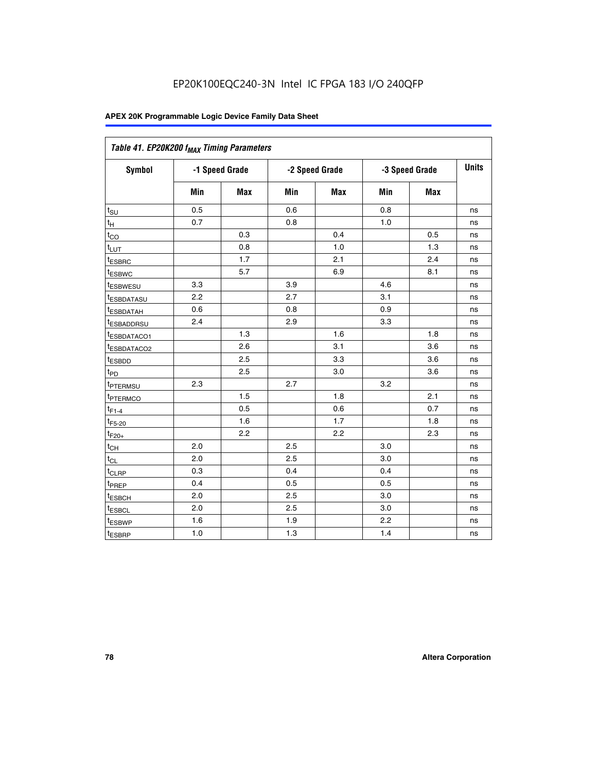### Table 41. EP20K200 $f_{MAX}$ Timing Parameters

| Symbol | -1 Speed Grade | | -2 Speed Grade | | -3 Speed Grade | | Units |
|---|---|---|---|---|---|---|---|
| | Min | Max | Min | Max | Min | Max | |
| $t_{SU}$ | 0.5 | | 0.6 | | 0.8 | | ns |
| $t_H$ | 0.7 | | 0.8 | | 1.0 | | ns |
| $t_{CO}$ | | 0.3 | | 0.4 | | 0.5 | ns |
| $t_{LUT}$ | | 0.8 | | 1.0 | | 1.3 | ns |
| $t_{ESBRC}$ | | 1.7 | | 2.1 | | 2.4 | ns |
| $t_{ESBWC}$ | | 5.7 | | 6.9 | | 8.1 | ns |
| $t_{ESBWESU}$ | 3.3 | | 3.9 | | 4.6 | | ns |
| $t_{ESBDATASU}$ | 2.2 | | 2.7 | | 3.1 | | ns |
| $t_{ESBDATAH}$ | 0.6 | | 0.8 | | 0.9 | | ns |
| $t_{ESBADDRSU}$ | 2.4 | | 2.9 | | 3.3 | | ns |
| $t_{ESBDATACO1}$ | | 1.3 | | 1.6 | | 1.8 | ns |
| $t_{ESBDATACO2}$ | | 2.6 | | 3.1 | | 3.6 | ns |
| $t_{ESBDD}$ | | 2.5 | | 3.3 | | 3.6 | ns |
| $t_{PD}$ | | 2.5 | | 3.0 | | 3.6 | ns |
| $t_{PTERMSU}$ | 2.3 | | 2.7 | | 3.2 | | ns |
| $t_{PTERMCO}$ | | 1.5 | | 1.8 | | 2.1 | ns |
| $t_{F1-4}$ | | 0.5 | | 0.6 | | 0.7 | ns |
| $t_{F5-20}$ | | 1.6 | | 1.7 | | 1.8 | ns |
| $t_{F20+}$ | | 2.2 | | 2.2 | | 2.3 | ns |
| $t_{CH}$ | 2.0 | | 2.5 | | 3.0 | | ns |
| $t_{CL}$ | 2.0 | | 2.5 | | 3.0 | | ns |
| $t_{CLRP}$ | 0.3 | | 0.4 | | 0.4 | | ns |
| $t_{PREP}$ | 0.4 | | 0.5 | | 0.5 | | ns |
| $t_{ESBCH}$ | 2.0 | | 2.5 | | 3.0 | | ns |
| $t_{ESBCL}$ | 2.0 | | 2.5 | | 3.0 | | ns |
| $t_{ESBWP}$ | 1.6 | | 1.9 | | 2.2 | | ns |
| $t_{ESBRP}$ | 1.0 | | 1.3 | | 1.4 | | ns |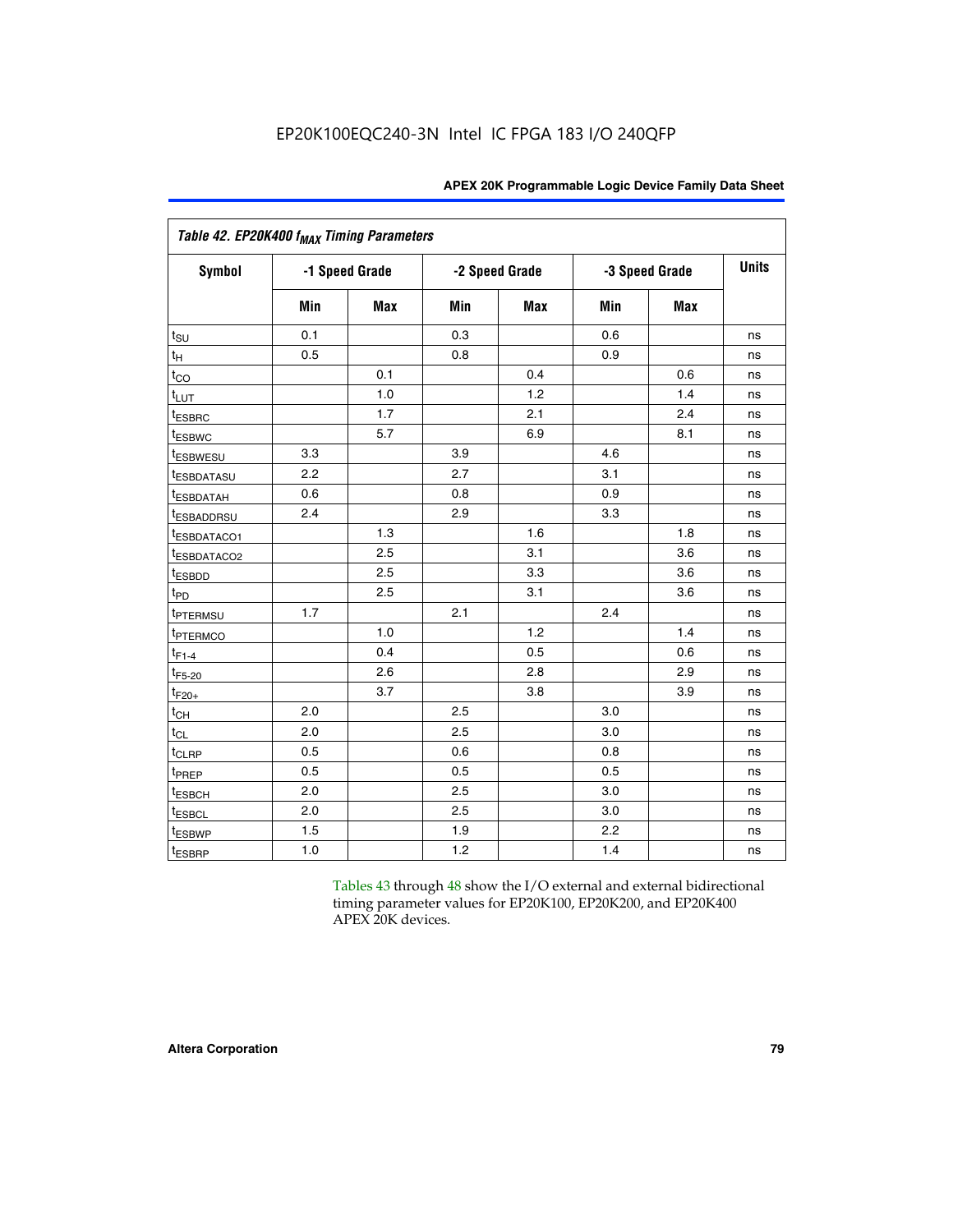EP20K100EQC240-3N Intel IC FPGA 183 I/O 240QFP

| *Table 42. EP20K400 $f_{MAX}$ Timing Parameters* | | | | | | | |
|---|---|---|---|---|---|---|---|
| **Symbol** | **-1 Speed Grade** | | **-2 Speed Grade** | | **-3 Speed Grade** | | **Units** |
| | **Min** | **Max** | **Min** | **Max** | **Min** | **Max** | |
| $t_{SU}$ | 0.1 | | 0.3 | | 0.6 | | ns |
| $t_H$ | 0.5 | | 0.8 | | 0.9 | | ns |
| $t_{CO}$ | | 0.1 | | 0.4 | | 0.6 | ns |
| $t_{LUT}$ | | 1.0 | | 1.2 | | 1.4 | ns |
| $t_{ESBRC}$ | | 1.7 | | 2.1 | | 2.4 | ns |
| $t_{ESBWC}$ | | 5.7 | | 6.9 | | 8.1 | ns |
| $t_{ESBWESU}$ | 3.3 | | 3.9 | | 4.6 | | ns |
| $t_{ESBDATASU}$ | 2.2 | | 2.7 | | 3.1 | | ns |
| $t_{ESBDATAH}$ | 0.6 | | 0.8 | | 0.9 | | ns |
| $t_{ESBADDRSU}$ | 2.4 | | 2.9 | | 3.3 | | ns |
| $t_{ESBDATACO1}$ | | 1.3 | | 1.6 | | 1.8 | ns |
| $t_{ESBDATACO2}$ | | 2.5 | | 3.1 | | 3.6 | ns |
| $t_{ESBDD}$ | | 2.5 | | 3.3 | | 3.6 | ns |
| $t_{PD}$ | | 2.5 | | 3.1 | | 3.6 | ns |
| $t_{PTERMSU}$ | 1.7 | | 2.1 | | 2.4 | | ns |
| $t_{PTERMCO}$ | | 1.0 | | 1.2 | | 1.4 | ns |
| $t_{F1-4}$ | | 0.4 | | 0.5 | | 0.6 | ns |
| $t_{F5-20}$ | | 2.6 | | 2.8 | | 2.9 | ns |
| $t_{F20+}$ | | 3.7 | | 3.8 | | 3.9 | ns |
| $t_{CH}$ | 2.0 | | 2.5 | | 3.0 | | ns |
| $t_{CL}$ | 2.0 | | 2.5 | | 3.0 | | ns |
| $t_{CLRP}$ | 0.5 | | 0.6 | | 0.8 | | ns |
| $t_{PREP}$ | 0.5 | | 0.5 | | 0.5 | | ns |
| $t_{ESBCH}$ | 2.0 | | 2.5 | | 3.0 | | ns |
| $t_{ESBCL}$ | 2.0 | | 2.5 | | 3.0 | | ns |
| $t_{ESBWP}$ | 1.5 | | 1.9 | | 2.2 | | ns |
| $t_{ESBRP}$ | 1.0 | | 1.2 | | 1.4 | | ns |

Tables 43 through 48 show the I/O external and external bidirectional timing parameter values for EP20K100, EP20K200, and EP20K400 APEX 20K devices.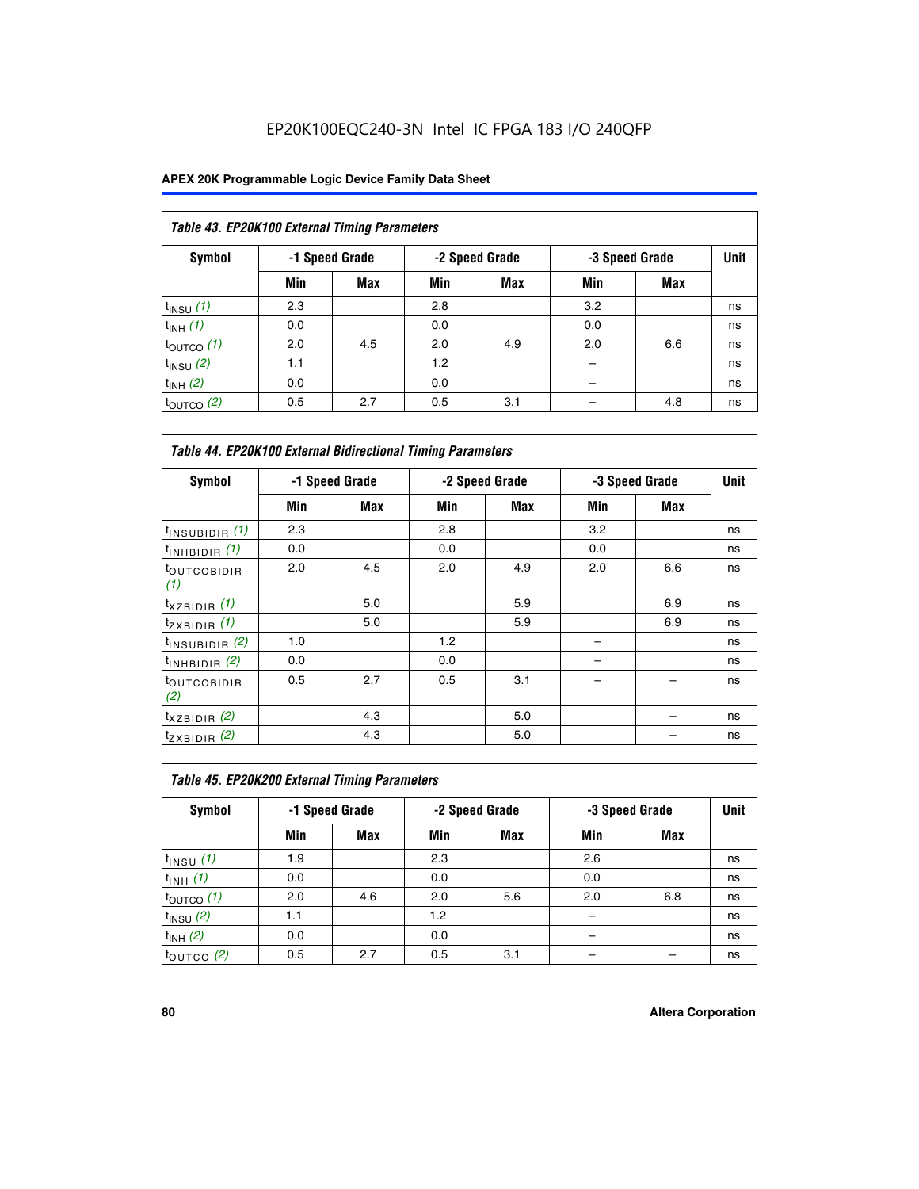EP20K100EQC240-3N Intel IC FPGA 183 I/O 240QFP

| Table 43. EP20K100 External Timing Parameters | | | | | | | |
|---|---|---|---|---|---|---|---|
| Symbol | -1 Speed Grade | | -2 Speed Grade | | -3 Speed Grade | | Unit |
| | Min | Max | Min | Max | Min | Max | |
| $t_{INSU}$ *(1)* | 2.3 | | 2.8 | | 3.2 | | ns |
| $t_{INH}$ *(1)* | 0.0 | | 0.0 | | 0.0 | | ns |
| $t_{OUTCO}$ *(1)* | 2.0 | 4.5 | 2.0 | 4.9 | 2.0 | 6.6 | ns |
| $t_{INSU}$ *(2)* | 1.1 | | 1.2 | | – | | ns |
| $t_{INH}$ *(2)* | 0.0 | | 0.0 | | – | | ns |
| $t_{OUTCO}$ *(2)* | 0.5 | 2.7 | 0.5 | 3.1 | – | 4.8 | ns |

| Table 44. EP20K100 External Bidirectional Timing Parameters | | | | | | | |
|---|---|---|---|---|---|---|---|
| Symbol | -1 Speed Grade | | -2 Speed Grade | | -3 Speed Grade | | Unit |
| | Min | Max | Min | Max | Min | Max | |
| $t_{INSUBIDIR}$ *(1)* | 2.3 | | 2.8 | | 3.2 | | ns |
| $t_{INHBIDIR}$ *(1)* | 0.0 | | 0.0 | | 0.0 | | ns |
| $t_{OUTCOBIDIR}$ *(1)* | 2.0 | 4.5 | 2.0 | 4.9 | 2.0 | 6.6 | ns |
| $t_{XZBIDIR}$ *(1)* | | 5.0 | | 5.9 | | 6.9 | ns |
| $t_{ZXBIDIR}$ *(1)* | | 5.0 | | 5.9 | | 6.9 | ns |
| $t_{INSUBIDIR}$ *(2)* | 1.0 | | 1.2 | | – | | ns |
| $t_{INHBIDIR}$ *(2)* | 0.0 | | 0.0 | | – | | ns |
| $t_{OUTCOBIDIR}$ *(2)* | 0.5 | 2.7 | 0.5 | 3.1 | – | – | ns |
| $t_{XZBIDIR}$ *(2)* | | 4.3 | | 5.0 | | – | ns |
| $t_{ZXBIDIR}$ *(2)* | | 4.3 | | 5.0 | | – | ns |

| Table 45. EP20K200 External Timing Parameters | | | | | | | |
|---|---|---|---|---|---|---|---|
| Symbol | -1 Speed Grade | | -2 Speed Grade | | -3 Speed Grade | | Unit |
| | Min | Max | Min | Max | Min | Max | |
| $t_{INSU}$ *(1)* | 1.9 | | 2.3 | | 2.6 | | ns |
| $t_{INH}$ *(1)* | 0.0 | | 0.0 | | 0.0 | | ns |
| $t_{OUTCO}$ *(1)* | 2.0 | 4.6 | 2.0 | 5.6 | 2.0 | 6.8 | ns |
| $t_{INSU}$ *(2)* | 1.1 | | 1.2 | | – | | ns |
| $t_{INH}$ *(2)* | 0.0 | | 0.0 | | – | | ns |
| $t_{OUTCO}$ *(2)* | 0.5 | 2.7 | 0.5 | 3.1 | – | – | ns |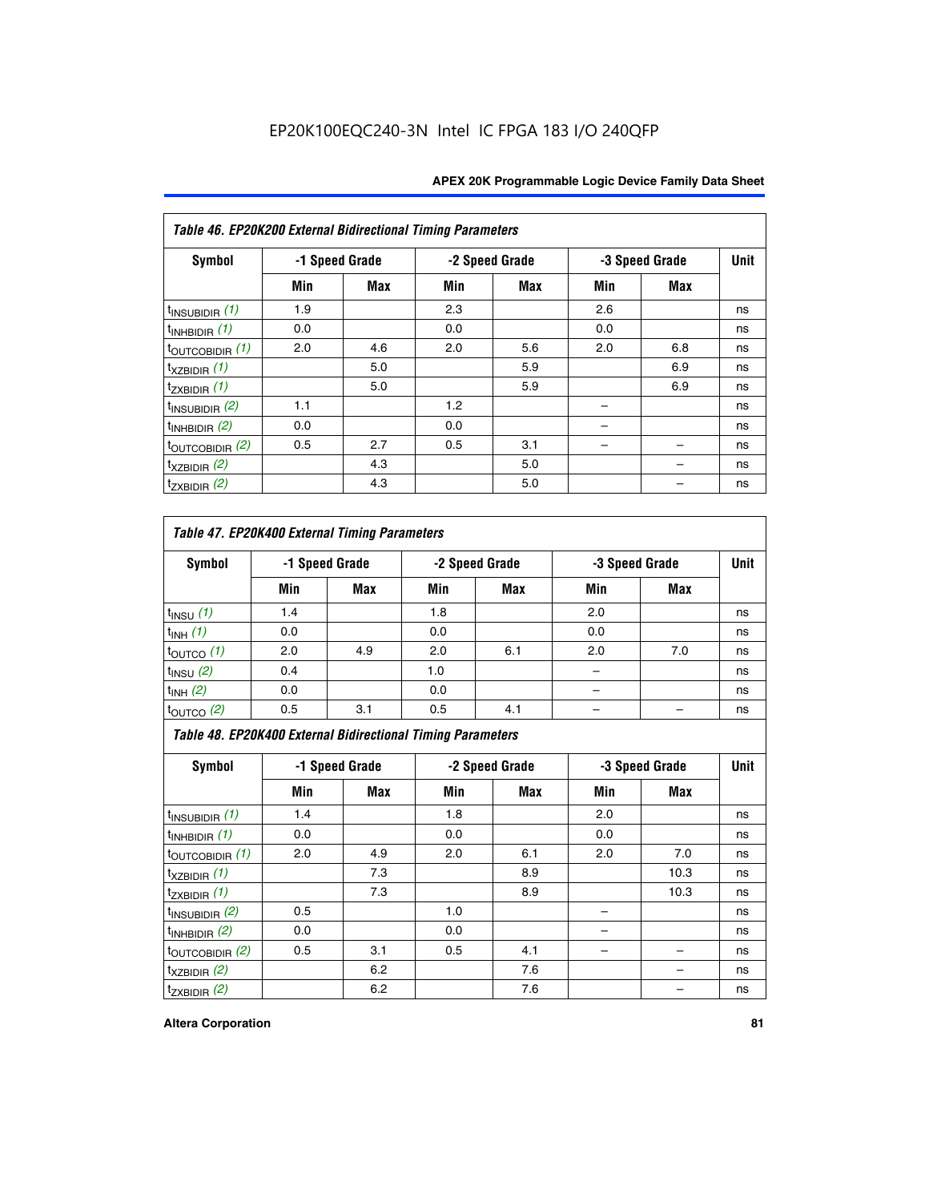EP20K100EQC240-3N Intel IC FPGA 183 I/O 240QFP

*Table 46. EP20K200 External Bidirectional Timing Parameters*

| Symbol | -1 Speed Grade | | -2 Speed Grade | | -3 Speed Grade | | Unit |
|---|---|---|---|---|---|---|---|
| | Min | Max | Min | Max | Min | Max | |
| $t_{INSUBIDIR}$ *(1)* | 1.9 | | 2.3 | | 2.6 | | ns |
| $t_{INHBIDIR}$ *(1)* | 0.0 | | 0.0 | | 0.0 | | ns |
| $t_{OUTCOBIDIR}$ *(1)* | 2.0 | 4.6 | 2.0 | 5.6 | 2.0 | 6.8 | ns |
| $t_{XZBIDIR}$ *(1)* | | 5.0 | | 5.9 | | 6.9 | ns |
| $t_{ZXBIDIR}$ *(1)* | | 5.0 | | 5.9 | | 6.9 | ns |
| $t_{INSUBIDIR}$ *(2)* | 1.1 | | 1.2 | | – | | ns |
| $t_{INHBIDIR}$ *(2)* | 0.0 | | 0.0 | | – | | ns |
| $t_{OUTCOBIDIR}$ *(2)* | 0.5 | 2.7 | 0.5 | 3.1 | – | – | ns |
| $t_{XZBIDIR}$ *(2)* | | 4.3 | | 5.0 | | – | ns |
| $t_{ZXBIDIR}$ *(2)* | | 4.3 | | 5.0 | | – | ns |

*Table 47. EP20K400 External Timing Parameters*

| Symbol | -1 Speed Grade | | -2 Speed Grade | | -3 Speed Grade | | Unit |
|---|---|---|---|---|---|---|---|
| | Min | Max | Min | Max | Min | Max | |
| $t_{INSU}$ *(1)* | 1.4 | | 1.8 | | 2.0 | | ns |
| $t_{INH}$ *(1)* | 0.0 | | 0.0 | | 0.0 | | ns |
| $t_{OUTCO}$ *(1)* | 2.0 | 4.9 | 2.0 | 6.1 | 2.0 | 7.0 | ns |
| $t_{INSU}$ *(2)* | 0.4 | | 1.0 | | – | | ns |
| $t_{INH}$ *(2)* | 0.0 | | 0.0 | | – | | ns |
| $t_{OUTCO}$ *(2)* | 0.5 | 3.1 | 0.5 | 4.1 | – | – | ns |

*Table 48. EP20K400 External Bidirectional Timing Parameters*

| Symbol | -1 Speed Grade | | -2 Speed Grade | | -3 Speed Grade | | Unit |
|---|---|---|---|---|---|---|---|
| | Min | Max | Min | Max | Min | Max | |
| $t_{INSUBIDIR}$ *(1)* | 1.4 | | 1.8 | | 2.0 | | ns |
| $t_{INHBIDIR}$ *(1)* | 0.0 | | 0.0 | | 0.0 | | ns |
| $t_{OUTCOBIDIR}$ *(1)* | 2.0 | 4.9 | 2.0 | 6.1 | 2.0 | 7.0 | ns |
| $t_{XZBIDIR}$ *(1)* | | 7.3 | | 8.9 | | 10.3 | ns |
| $t_{ZXBIDIR}$ *(1)* | | 7.3 | | 8.9 | | 10.3 | ns |
| $t_{INSUBIDIR}$ *(2)* | 0.5 | | 1.0 | | – | | ns |
| $t_{INHBIDIR}$ *(2)* | 0.0 | | 0.0 | | – | | ns |
| $t_{OUTCOBIDIR}$ *(2)* | 0.5 | 3.1 | 0.5 | 4.1 | – | – | ns |
| $t_{XZBIDIR}$ *(2)* | | 6.2 | | 7.6 | | – | ns |
| $t_{ZXBIDIR}$ *(2)* | | 6.2 | | 7.6 | | – | ns |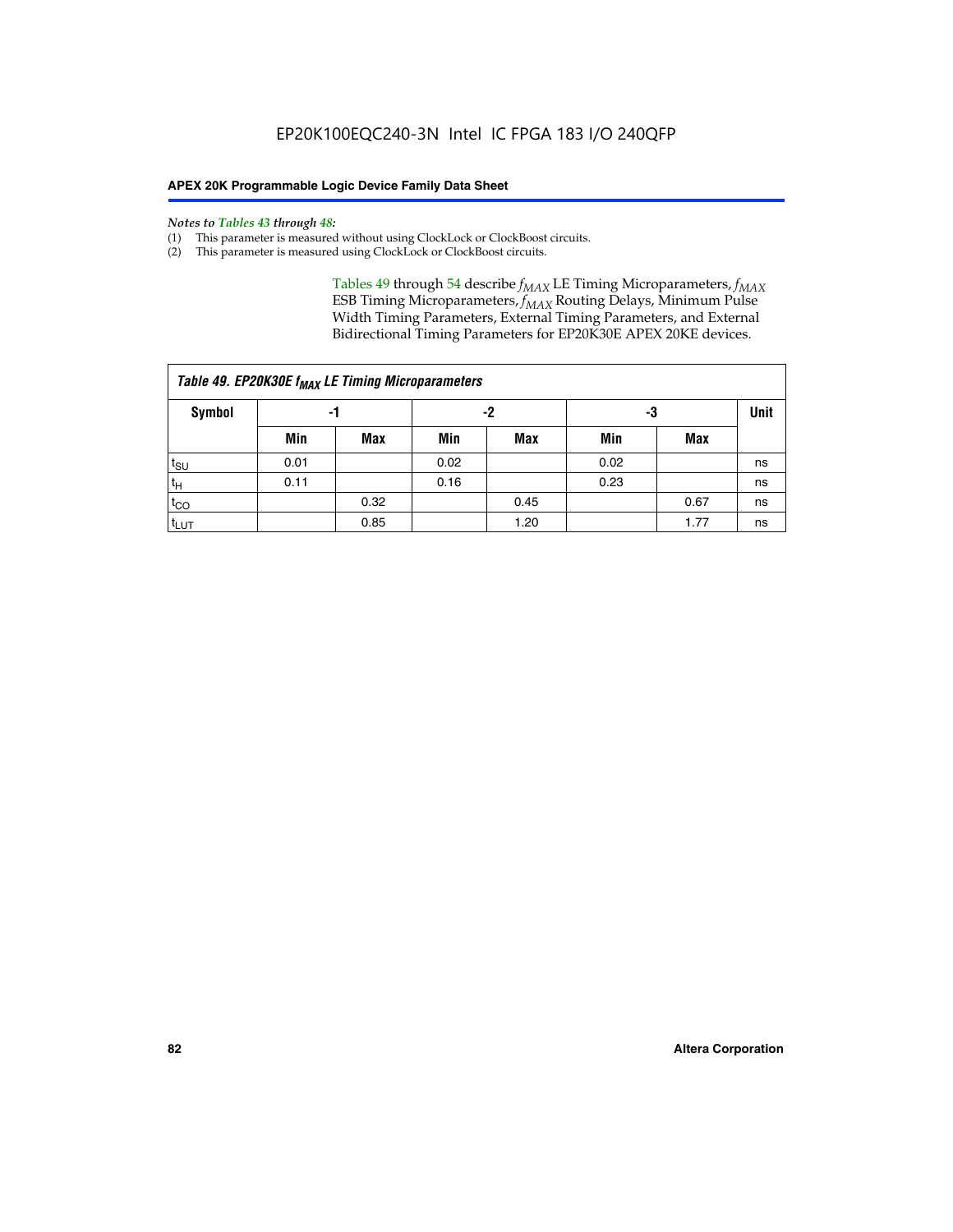*Notes to Tables 43 through 48:*

(1) This parameter is measured without using ClockLock or ClockBoost circuits.

(2) This parameter is measured using ClockLock or ClockBoost circuits.

Tables 49 through 54 describe $f_{MAX}$ LE Timing Microparameters, $f_{MAX}$ ESB Timing Microparameters, $f_{MAX}$ Routing Delays, Minimum Pulse Width Timing Parameters, External Timing Parameters, and External Bidirectional Timing Parameters for EP20K30E APEX 20KE devices.

| Table 49. EP20K30E $f_{MAX}$ LE Timing Microparameters | | | | | | | |
|---|---|---|---|---|---|---|---|
| Symbol | -1 | | -2 | | -3 | | Unit |
| | Min | Max | Min | Max | Min | Max | |
| $t_{SU}$ | 0.01 | | 0.02 | | 0.02 | | ns |
| $t_H$ | 0.11 | | 0.16 | | 0.23 | | ns |
| $t_{CO}$ | | 0.32 | | 0.45 | | 0.67 | ns |
| $t_{LUT}$ | | 0.85 | | 1.20 | | 1.77 | ns |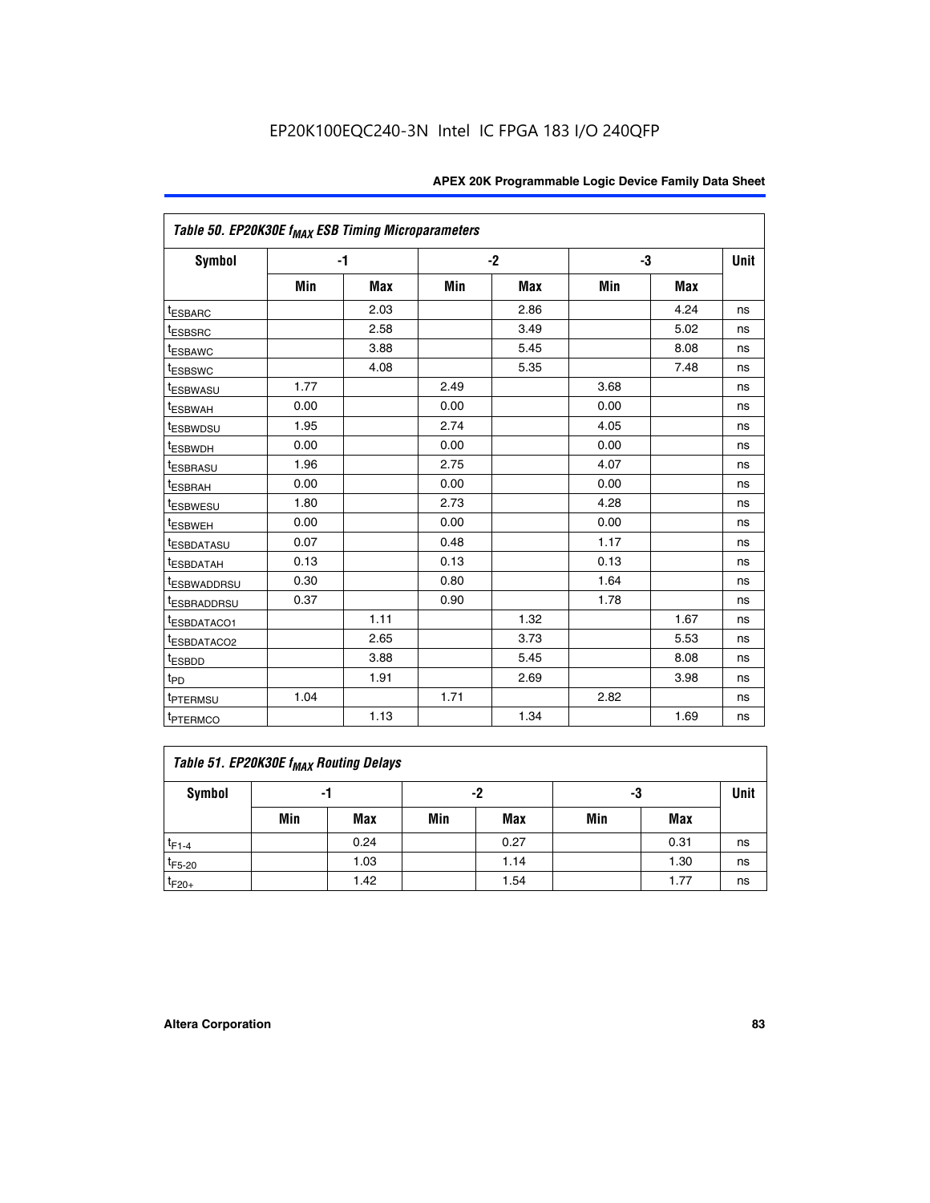### Table 50. EP20K30E $f_{MAX}$ ESB Timing Microparameters

| Symbol | -1 | | -2 | | -3 | | Unit |
|---|---|---|---|---|---|---|---|
| | Min | Max | Min | Max | Min | Max | |
| $t_{ESBARC}$ | | 2.03 | | 2.86 | | 4.24 | ns |
| $t_{ESBSRC}$ | | 2.58 | | 3.49 | | 5.02 | ns |
| $t_{ESBAWC}$ | | 3.88 | | 5.45 | | 8.08 | ns |
| $t_{ESBSWC}$ | | 4.08 | | 5.35 | | 7.48 | ns |
| $t_{ESBWASU}$ | 1.77 | | 2.49 | | 3.68 | | ns |
| $t_{ESBWAH}$ | 0.00 | | 0.00 | | 0.00 | | ns |
| $t_{ESBWDSU}$ | 1.95 | | 2.74 | | 4.05 | | ns |
| $t_{ESBWDH}$ | 0.00 | | 0.00 | | 0.00 | | ns |
| $t_{ESBRASU}$ | 1.96 | | 2.75 | | 4.07 | | ns |
| $t_{ESBRAH}$ | 0.00 | | 0.00 | | 0.00 | | ns |
| $t_{ESBWESU}$ | 1.80 | | 2.73 | | 4.28 | | ns |
| $t_{ESBWEH}$ | 0.00 | | 0.00 | | 0.00 | | ns |
| $t_{ESBDATASU}$ | 0.07 | | 0.48 | | 1.17 | | ns |
| $t_{ESBDATAH}$ | 0.13 | | 0.13 | | 0.13 | | ns |
| $t_{ESBWADDRSU}$ | 0.30 | | 0.80 | | 1.64 | | ns |
| $t_{ESBRADDRSU}$ | 0.37 | | 0.90 | | 1.78 | | ns |
| $t_{ESBDATACO1}$ | | 1.11 | | 1.32 | | 1.67 | ns |
| $t_{ESBDATACO2}$ | | 2.65 | | 3.73 | | 5.53 | ns |
| $t_{ESBDD}$ | | 3.88 | | 5.45 | | 8.08 | ns |
| $t_{PD}$ | | 1.91 | | 2.69 | | 3.98 | ns |
| $t_{PTERMSU}$ | 1.04 | | 1.71 | | 2.82 | | ns |
| $t_{PTERMCO}$ | | 1.13 | | 1.34 | | 1.69 | ns |

### Table 51. EP20K30E $f_{MAX}$ Routing Delays

| Symbol | -1 | | -2 | | -3 | | Unit |
|---|---|---|---|---|---|---|---|
| | Min | Max | Min | Max | Min | Max | |
| $t_{F1-4}$ | | 0.24 | | 0.27 | | 0.31 | ns |
| $t_{F5-20}$ | | 1.03 | | 1.14 | | 1.30 | ns |
| $t_{F20+}$ | | 1.42 | | 1.54 | | 1.77 | ns |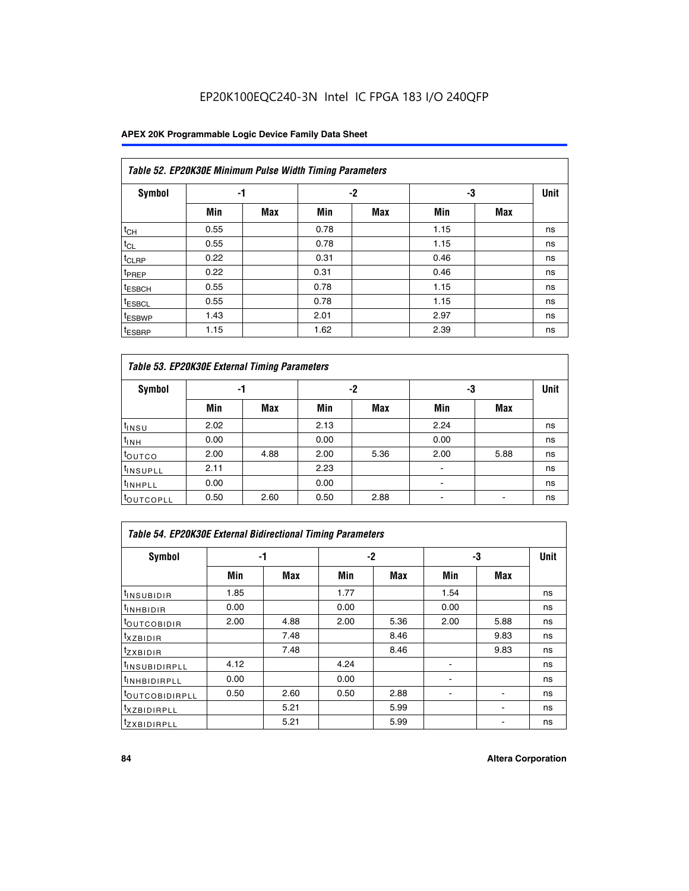EP20K100EQC240-3N Intel IC FPGA 183 I/O 240QFP

| Table 52. EP20K30E Minimum Pulse Width Timing Parameters | | | | | | | |
|---|---|---|---|---|---|---|---|
| Symbol | -1 | | -2 | | -3 | | Unit |
| | Min | Max | Min | Max | Min | Max | |
| $t_{CH}$ | 0.55 | | 0.78 | | 1.15 | | ns |
| $t_{CL}$ | 0.55 | | 0.78 | | 1.15 | | ns |
| $t_{CLRP}$ | 0.22 | | 0.31 | | 0.46 | | ns |
| $t_{PREP}$ | 0.22 | | 0.31 | | 0.46 | | ns |
| $t_{ESBCH}$ | 0.55 | | 0.78 | | 1.15 | | ns |
| $t_{ESBCL}$ | 0.55 | | 0.78 | | 1.15 | | ns |
| $t_{ESBWP}$ | 1.43 | | 2.01 | | 2.97 | | ns |
| $t_{ESBRP}$ | 1.15 | | 1.62 | | 2.39 | | ns |

| Table 53. EP20K30E External Timing Parameters | | | | | | | |
|---|---|---|---|---|---|---|---|
| Symbol | -1 | | -2 | | -3 | | Unit |
| | Min | Max | Min | Max | Min | Max | |
| $t_{INSU}$ | 2.02 | | 2.13 | | 2.24 | | ns |
| $t_{INH}$ | 0.00 | | 0.00 | | 0.00 | | ns |
| $t_{OUTCO}$ | 2.00 | 4.88 | 2.00 | 5.36 | 2.00 | 5.88 | ns |
| $t_{INSUPLL}$ | 2.11 | | 2.23 | | - | | ns |
| $t_{INHPLL}$ | 0.00 | | 0.00 | | - | | ns |
| $t_{OUTCOPLL}$ | 0.50 | 2.60 | 0.50 | 2.88 | - | - | ns |

| Table 54. EP20K30E External Bidirectional Timing Parameters | | | | | | | |
|---|---|---|---|---|---|---|---|
| Symbol | -1 | | -2 | | -3 | | Unit |
| | Min | Max | Min | Max | Min | Max | |
| $t_{INSUBIDIR}$ | 1.85 | | 1.77 | | 1.54 | | ns |
| $t_{INHBIDIR}$ | 0.00 | | 0.00 | | 0.00 | | ns |
| $t_{OUTCOBIDIR}$ | 2.00 | 4.88 | 2.00 | 5.36 | 2.00 | 5.88 | ns |
| $t_{XZBIDIR}$ | | 7.48 | | 8.46 | | 9.83 | ns |
| $t_{ZXBIDIR}$ | | 7.48 | | 8.46 | | 9.83 | ns |
| $t_{INSUBIDIRPLL}$ | 4.12 | | 4.24 | | - | | ns |
| $t_{INHBIDIRPLL}$ | 0.00 | | 0.00 | | - | | ns |
| $t_{OUTCOBIDIRPLL}$ | 0.50 | 2.60 | 0.50 | 2.88 | - | - | ns |
| $t_{XZBIDIRPLL}$ | | 5.21 | | 5.99 | | - | ns |
| $t_{ZXBIDIRPLL}$ | | 5.21 | | 5.99 | | - | ns |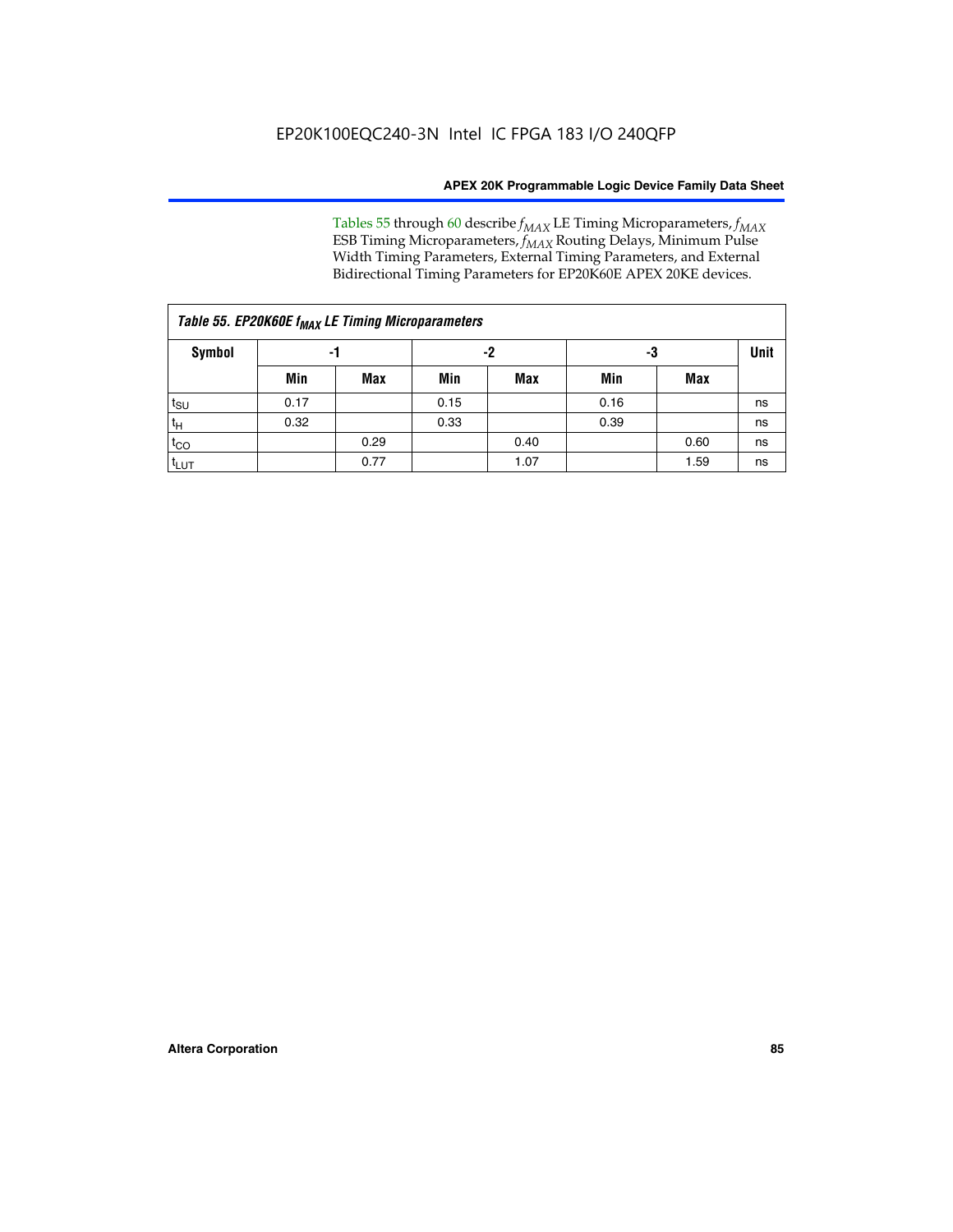Tables 55 through 60 describe $f_{MAX}$ LE Timing Microparameters, $f_{MAX}$ ESB Timing Microparameters, $f_{MAX}$ Routing Delays, Minimum Pulse Width Timing Parameters, External Timing Parameters, and External Bidirectional Timing Parameters for EP20K60E APEX 20KE devices.

| *Table 55. EP20K60E $f_{MAX}$ LE Timing Microparameters* | | | | | | | |
|---|---|---|---|---|---|---|---|
| **Symbol** | **-1** | | **-2** | | **-3** | | **Unit** |
| | **Min** | **Max** | **Min** | **Max** | **Min** | **Max** | |
| $t_{SU}$ | 0.17 | | 0.15 | | 0.16 | | ns |
| $t_H$ | 0.32 | | 0.33 | | 0.39 | | ns |
| $t_{CO}$ | | 0.29 | | 0.40 | | 0.60 | ns |
| $t_{LUT}$ | | 0.77 | | 1.07 | | 1.59 | ns |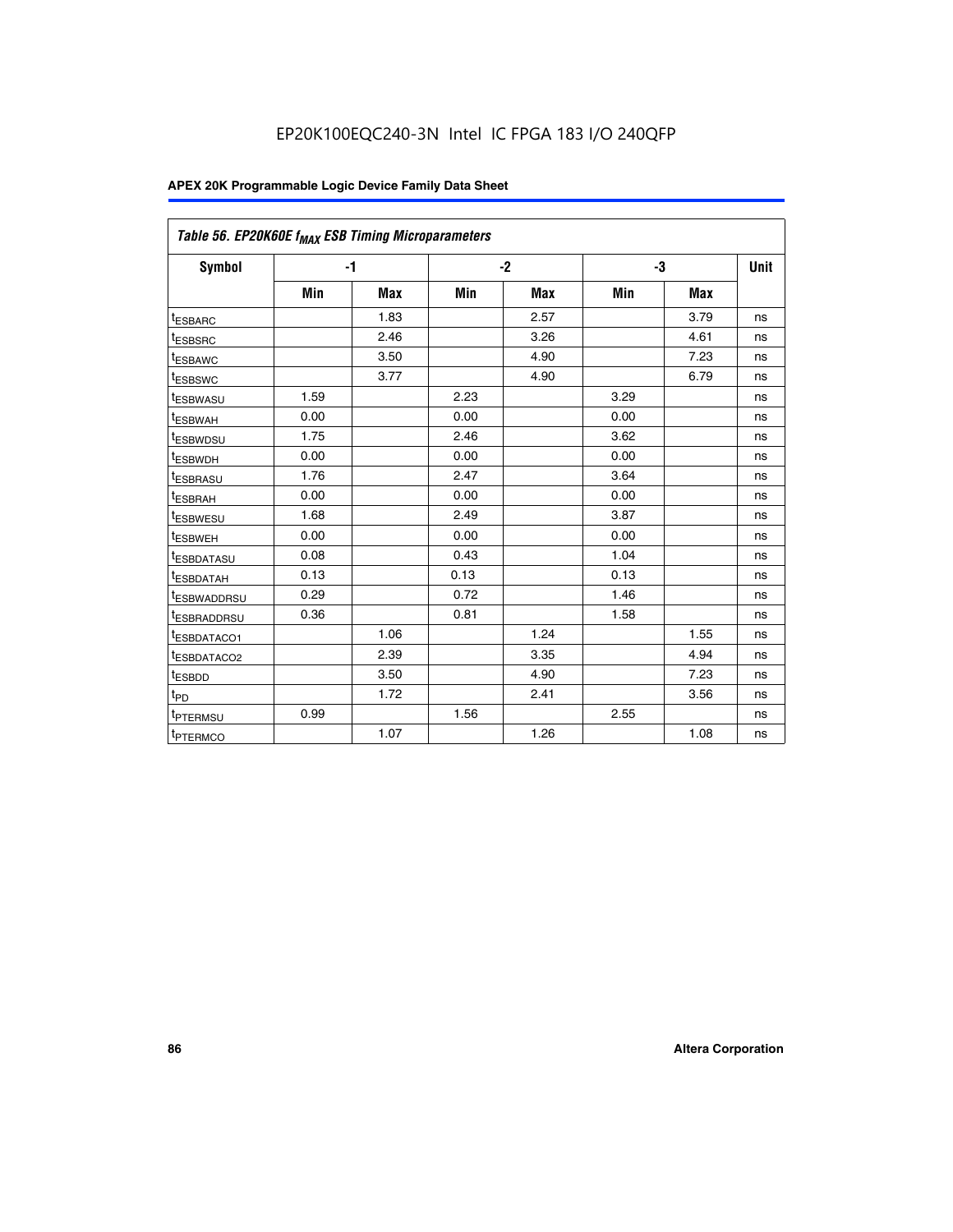### Table 56. EP20K60E $f_{MAX}$ ESB Timing Microparameters

| Symbol | -1 | | -2 | | -3 | | Unit |
|---|---|---|---|---|---|---|---|
| | Min | Max | Min | Max | Min | Max | |
| $t_{ESBARC}$ | | 1.83 | | 2.57 | | 3.79 | ns |
| $t_{ESBSRC}$ | | 2.46 | | 3.26 | | 4.61 | ns |
| $t_{ESBAWC}$ | | 3.50 | | 4.90 | | 7.23 | ns |
| $t_{ESBSWC}$ | | 3.77 | | 4.90 | | 6.79 | ns |
| $t_{ESBWASU}$ | 1.59 | | 2.23 | | 3.29 | | ns |
| $t_{ESBWAH}$ | 0.00 | | 0.00 | | 0.00 | | ns |
| $t_{ESBWDSU}$ | 1.75 | | 2.46 | | 3.62 | | ns |
| $t_{ESBWDH}$ | 0.00 | | 0.00 | | 0.00 | | ns |
| $t_{ESBRASU}$ | 1.76 | | 2.47 | | 3.64 | | ns |
| $t_{ESBRAH}$ | 0.00 | | 0.00 | | 0.00 | | ns |
| $t_{ESBWESU}$ | 1.68 | | 2.49 | | 3.87 | | ns |
| $t_{ESBWEH}$ | 0.00 | | 0.00 | | 0.00 | | ns |
| $t_{ESBDATASU}$ | 0.08 | | 0.43 | | 1.04 | | ns |
| $t_{ESBDATAH}$ | 0.13 | | 0.13 | | 0.13 | | ns |
| $t_{ESBWADDRSU}$ | 0.29 | | 0.72 | | 1.46 | | ns |
| $t_{ESBRADDRSU}$ | 0.36 | | 0.81 | | 1.58 | | ns |
| $t_{ESBDATACO1}$ | | 1.06 | | 1.24 | | 1.55 | ns |
| $t_{ESBDATACO2}$ | | 2.39 | | 3.35 | | 4.94 | ns |
| $t_{ESBDD}$ | | 3.50 | | 4.90 | | 7.23 | ns |
| $t_{PD}$ | | 1.72 | | 2.41 | | 3.56 | ns |
| $t_{PTERMSU}$ | 0.99 | | 1.56 | | 2.55 | | ns |
| $t_{PTERMCO}$ | | 1.07 | | 1.26 | | 1.08 | ns |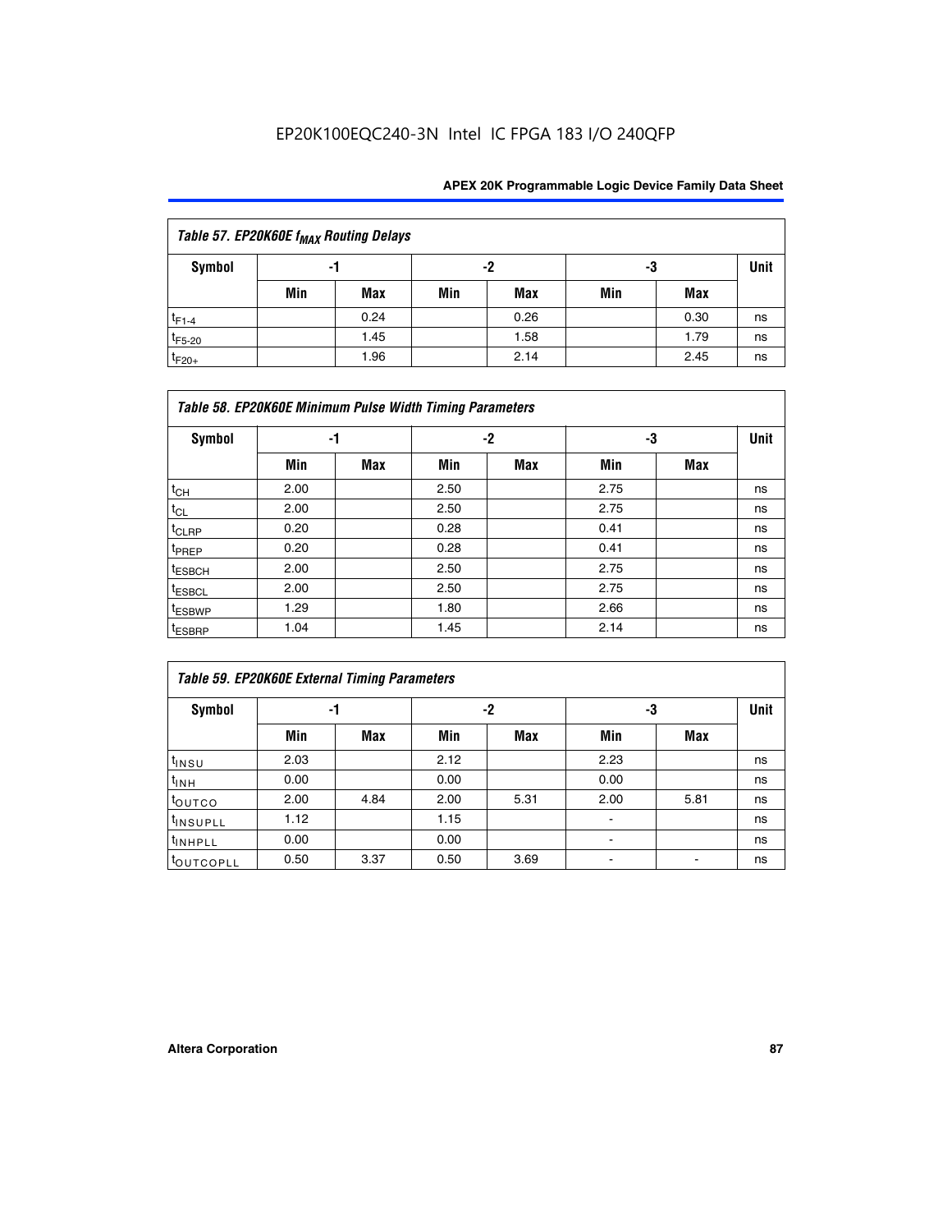| Table 57. EP20K60E $f_{MAX}$ Routing Delays | | | | | | | |
|---|---|---|---|---|---|---|---|
| Symbol | -1 | | -2 | | -3 | | Unit |
| | Min | Max | Min | Max | Min | Max | |
| $t_{F1-4}$ | | 0.24 | | 0.26 | | 0.30 | ns |
| $t_{F5-20}$ | | 1.45 | | 1.58 | | 1.79 | ns |
| $t_{F20+}$ | | 1.96 | | 2.14 | | 2.45 | ns |

| Table 58. EP20K60E Minimum Pulse Width Timing Parameters | | | | | | | |
|---|---|---|---|---|---|---|---|
| Symbol | -1 | | -2 | | -3 | | Unit |
| | Min | Max | Min | Max | Min | Max | |
| $t_{CH}$ | 2.00 | | 2.50 | | 2.75 | | ns |
| $t_{CL}$ | 2.00 | | 2.50 | | 2.75 | | ns |
| $t_{CLRP}$ | 0.20 | | 0.28 | | 0.41 | | ns |
| $t_{PREP}$ | 0.20 | | 0.28 | | 0.41 | | ns |
| $t_{ESBCH}$ | 2.00 | | 2.50 | | 2.75 | | ns |
| $t_{ESBCL}$ | 2.00 | | 2.50 | | 2.75 | | ns |
| $t_{ESBWP}$ | 1.29 | | 1.80 | | 2.66 | | ns |
| $t_{ESBRP}$ | 1.04 | | 1.45 | | 2.14 | | ns |

| Table 59. EP20K60E External Timing Parameters | | | | | | | |
|---|---|---|---|---|---|---|---|
| Symbol | -1 | | -2 | | -3 | | Unit |
| | Min | Max | Min | Max | Min | Max | |
| $t_{INSU}$ | 2.03 | | 2.12 | | 2.23 | | ns |
| $t_{INH}$ | 0.00 | | 0.00 | | 0.00 | | ns |
| $t_{OUTCO}$ | 2.00 | 4.84 | 2.00 | 5.31 | 2.00 | 5.81 | ns |
| $t_{INSUPLL}$ | 1.12 | | 1.15 | | - | | ns |
| $t_{INHPLL}$ | 0.00 | | 0.00 | | - | | ns |
| $t_{OUTCOPLL}$ | 0.50 | 3.37 | 0.50 | 3.69 | - | - | ns |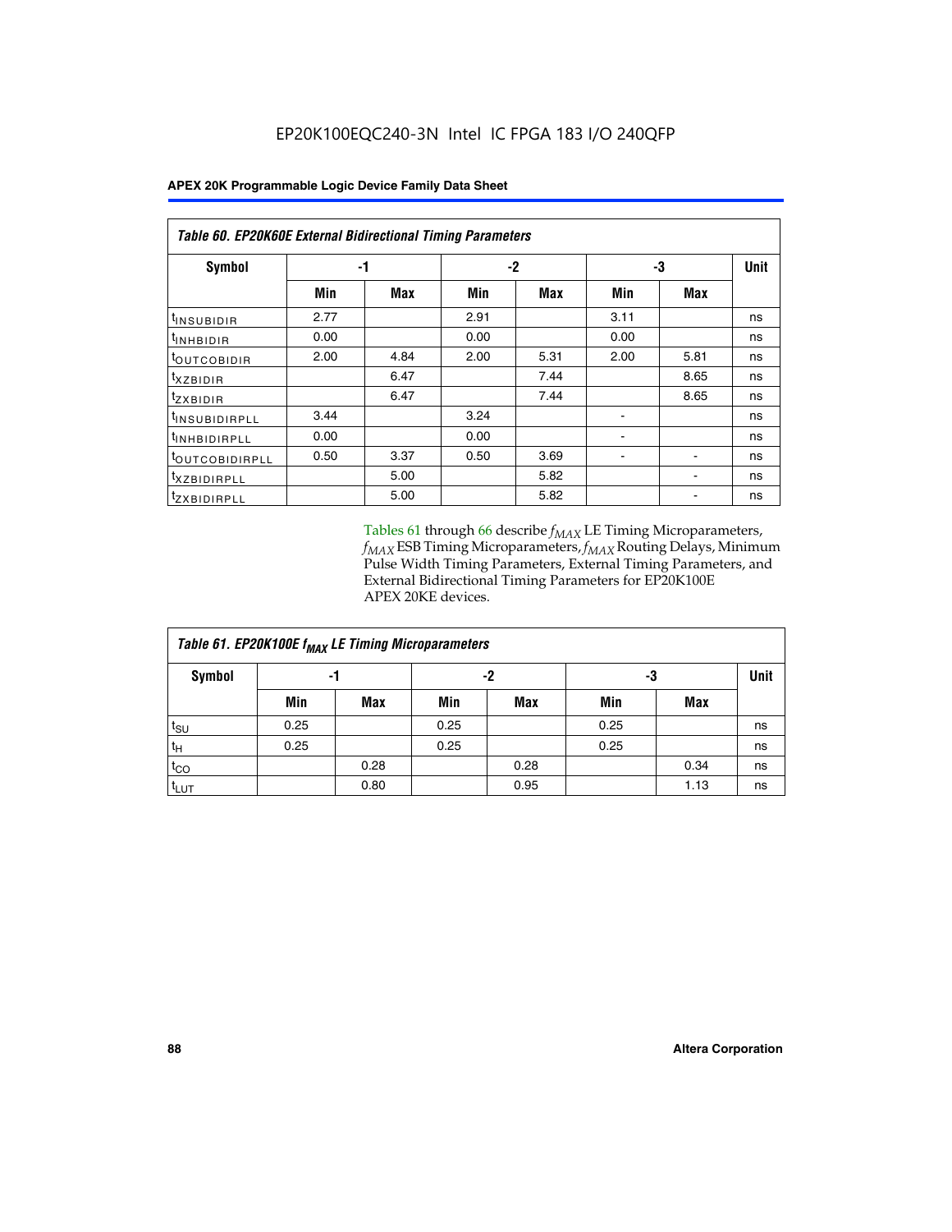EP20K100EQC240-3N Intel IC FPGA 183 I/O 240QFP

| Table 60. EP20K60E External Bidirectional Timing Parameters | | | | | | | |
|---|---|---|---|---|---|---|---|
| Symbol | -1 | | -2 | | -3 | | Unit |
| | Min | Max | Min | Max | Min | Max | |
| $t_{INSUBIDIR}$ | 2.77 | | 2.91 | | 3.11 | | ns |
| $t_{INHBIDIR}$ | 0.00 | | 0.00 | | 0.00 | | ns |
| $t_{OUTCOBIDIR}$ | 2.00 | 4.84 | 2.00 | 5.31 | 2.00 | 5.81 | ns |
| $t_{XZBIDIR}$ | | 6.47 | | 7.44 | | 8.65 | ns |
| $t_{ZXBIDIR}$ | | 6.47 | | 7.44 | | 8.65 | ns |
| $t_{INSUBIDIRPLL}$ | 3.44 | | 3.24 | | - | | ns |
| $t_{INHBIDIRPLL}$ | 0.00 | | 0.00 | | - | | ns |
| $t_{OUTCOBIDIRPLL}$ | 0.50 | 3.37 | 0.50 | 3.69 | - | - | ns |
| $t_{XZBIDIRPLL}$ | | 5.00 | | 5.82 | | - | ns |
| $t_{ZXBIDIRPLL}$ | | 5.00 | | 5.82 | | - | ns |

Tables 61 through 66 describe $f_{MAX}$ LE Timing Microparameters, $f_{MAX}$ ESB Timing Microparameters, $f_{MAX}$ Routing Delays, Minimum Pulse Width Timing Parameters, External Timing Parameters, and External Bidirectional Timing Parameters for EP20K100E APEX 20KE devices.

| Table 61. EP20K100E $f_{MAX}$ LE Timing Microparameters | | | | | | | |
|---|---|---|---|---|---|---|---|
| Symbol | -1 | | -2 | | -3 | | Unit |
| | Min | Max | Min | Max | Min | Max | |
| $t_{SU}$ | 0.25 | | 0.25 | | 0.25 | | ns |
| $t_{H}$ | 0.25 | | 0.25 | | 0.25 | | ns |
| $t_{CO}$ | | 0.28 | | 0.28 | | 0.34 | ns |
| $t_{LUT}$ | | 0.80 | | 0.95 | | 1.13 | ns |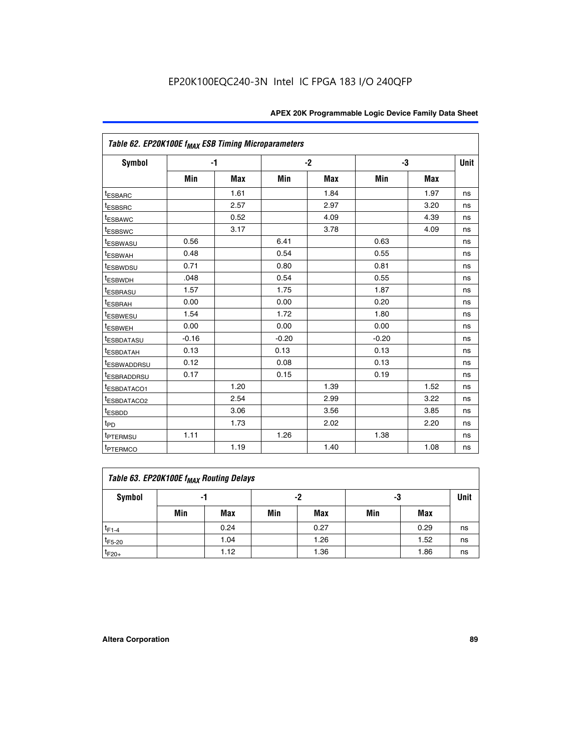EP20K100EQC240-3N Intel IC FPGA 183 I/O 240QFP

| Table 62. EP20K100E $f_{MAX}$ ESB Timing Microparameters | | | | | | | |
|---|---|---|---|---|---|---|---|
| Symbol | -1 | | -2 | | -3 | | Unit |
| | Min | Max | Min | Max | Min | Max | |
| $t_{ESBARC}$ | | 1.61 | | 1.84 | | 1.97 | ns |
| $t_{ESBSRC}$ | | 2.57 | | 2.97 | | 3.20 | ns |
| $t_{ESBAWC}$ | | 0.52 | | 4.09 | | 4.39 | ns |
| $t_{ESBSWC}$ | | 3.17 | | 3.78 | | 4.09 | ns |
| $t_{ESBWASU}$ | 0.56 | | 6.41 | | 0.63 | | ns |
| $t_{ESBWAH}$ | 0.48 | | 0.54 | | 0.55 | | ns |
| $t_{ESBWDSU}$ | 0.71 | | 0.80 | | 0.81 | | ns |
| $t_{ESBWDH}$ | .048 | | 0.54 | | 0.55 | | ns |
| $t_{ESBRASU}$ | 1.57 | | 1.75 | | 1.87 | | ns |
| $t_{ESBRAH}$ | 0.00 | | 0.00 | | 0.20 | | ns |
| $t_{ESBWESU}$ | 1.54 | | 1.72 | | 1.80 | | ns |
| $t_{ESBWEH}$ | 0.00 | | 0.00 | | 0.00 | | ns |
| $t_{ESBDATASU}$ | -0.16 | | -0.20 | | -0.20 | | ns |
| $t_{ESBDATAH}$ | 0.13 | | 0.13 | | 0.13 | | ns |
| $t_{ESBWADDRSU}$ | 0.12 | | 0.08 | | 0.13 | | ns |
| $t_{ESBRADDRSU}$ | 0.17 | | 0.15 | | 0.19 | | ns |
| $t_{ESBDATACO1}$ | | 1.20 | | 1.39 | | 1.52 | ns |
| $t_{ESBDATACO2}$ | | 2.54 | | 2.99 | | 3.22 | ns |
| $t_{ESBDD}$ | | 3.06 | | 3.56 | | 3.85 | ns |
| $t_{PD}$ | | 1.73 | | 2.02 | | 2.20 | ns |
| $t_{PTERMSU}$ | 1.11 | | 1.26 | | 1.38 | | ns |
| $t_{PTERMCO}$ | | 1.19 | | 1.40 | | 1.08 | ns |

| Table 63. EP20K100E $f_{MAX}$ Routing Delays | | | | | | | |
|---|---|---|---|---|---|---|---|
| Symbol | -1 | | -2 | | -3 | | Unit |
| | Min | Max | Min | Max | Min | Max | |
| $t_{F1-4}$ | | 0.24 | | 0.27 | | 0.29 | ns |
| $t_{F5-20}$ | | 1.04 | | 1.26 | | 1.52 | ns |
| $t_{F20+}$ | | 1.12 | | 1.36 | | 1.86 | ns |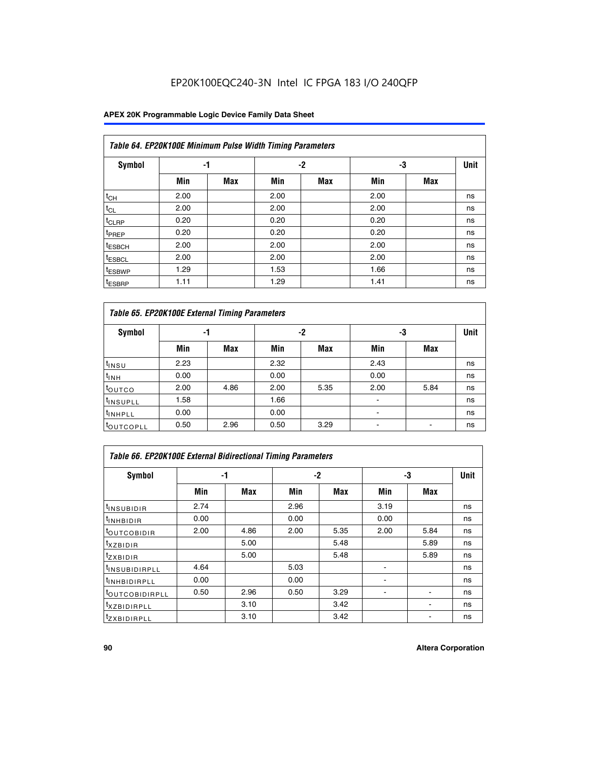EP20K100EQC240-3N Intel IC FPGA 183 I/O 240QFP

| *Table 64. EP20K100E Minimum Pulse Width Timing Parameters* | | | | | | | |
|---|---|---|---|---|---|---|---|
| **Symbol** | **-1** | | **-2** | | **-3** | | **Unit** |
| | **Min** | **Max** | **Min** | **Max** | **Min** | **Max** | |
| $t_{CH}$ | 2.00 | | 2.00 | | 2.00 | | ns |
| $t_{CL}$ | 2.00 | | 2.00 | | 2.00 | | ns |
| $t_{CLRP}$ | 0.20 | | 0.20 | | 0.20 | | ns |
| $t_{PREP}$ | 0.20 | | 0.20 | | 0.20 | | ns |
| $t_{ESBCH}$ | 2.00 | | 2.00 | | 2.00 | | ns |
| $t_{ESBCL}$ | 2.00 | | 2.00 | | 2.00 | | ns |
| $t_{ESBWP}$ | 1.29 | | 1.53 | | 1.66 | | ns |
| $t_{ESBRP}$ | 1.11 | | 1.29 | | 1.41 | | ns |

| *Table 65. EP20K100E External Timing Parameters* | | | | | | | |
|---|---|---|---|---|---|---|---|
| **Symbol** | **-1** | | **-2** | | **-3** | | **Unit** |
| | **Min** | **Max** | **Min** | **Max** | **Min** | **Max** | |
| $t_{INSU}$ | 2.23 | | 2.32 | | 2.43 | | ns |
| $t_{INH}$ | 0.00 | | 0.00 | | 0.00 | | ns |
| $t_{OUTCO}$ | 2.00 | 4.86 | 2.00 | 5.35 | 2.00 | 5.84 | ns |
| $t_{INSUPLL}$ | 1.58 | | 1.66 | | - | | ns |
| $t_{INHPLL}$ | 0.00 | | 0.00 | | - | | ns |
| $t_{OUTCOPLL}$ | 0.50 | 2.96 | 0.50 | 3.29 | - | - | ns |

| *Table 66. EP20K100E External Bidirectional Timing Parameters* | | | | | | | |
|---|---|---|---|---|---|---|---|
| **Symbol** | **-1** | | **-2** | | **-3** | | **Unit** |
| | **Min** | **Max** | **Min** | **Max** | **Min** | **Max** | |
| $t_{INSUBIDIR}$ | 2.74 | | 2.96 | | 3.19 | | ns |
| $t_{INHBIDIR}$ | 0.00 | | 0.00 | | 0.00 | | ns |
| $t_{OUTCOBIDIR}$ | 2.00 | 4.86 | 2.00 | 5.35 | 2.00 | 5.84 | ns |
| $t_{XZBIDIR}$ | | 5.00 | | 5.48 | | 5.89 | ns |
| $t_{ZXBIDIR}$ | | 5.00 | | 5.48 | | 5.89 | ns |
| $t_{INSUBIDIRPLL}$ | 4.64 | | 5.03 | | - | | ns |
| $t_{INHBIDIRPLL}$ | 0.00 | | 0.00 | | - | | ns |
| $t_{OUTCOBIDIRPLL}$ | 0.50 | 2.96 | 0.50 | 3.29 | - | - | ns |
| $t_{XZBIDIRPLL}$ | | 3.10 | | 3.42 | | - | ns |
| $t_{ZXBIDIRPLL}$ | | 3.10 | | 3.42 | | - | ns |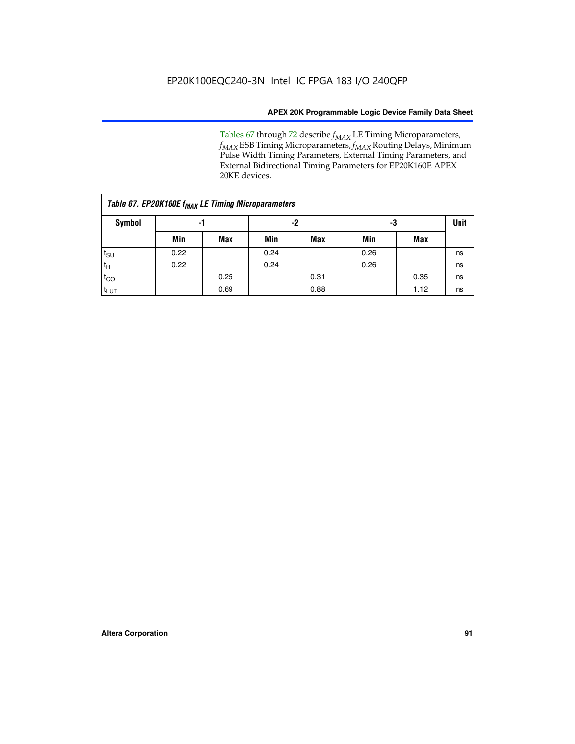Tables 67 through 72 describe $f_{MAX}$ LE Timing Microparameters, $f_{MAX}$ ESB Timing Microparameters, $f_{MAX}$ Routing Delays, Minimum Pulse Width Timing Parameters, External Timing Parameters, and External Bidirectional Timing Parameters for EP20K160E APEX 20KE devices.

| *Table 67. EP20K160E $f_{MAX}$ LE Timing Microparameters* | | | | | | | |
|---|---|---|---|---|---|---|---|
| **Symbol** | **-1** | | **-2** | | **-3** | | **Unit** |
| | **Min** | **Max** | **Min** | **Max** | **Min** | **Max** | |
| $t_{SU}$ | 0.22 | | 0.24 | | 0.26 | | ns |
| $t_{H}$ | 0.22 | | 0.24 | | 0.26 | | ns |
| $t_{CO}$ | | 0.25 | | 0.31 | | 0.35 | ns |
| $t_{LUT}$ | | 0.69 | | 0.88 | | 1.12 | ns |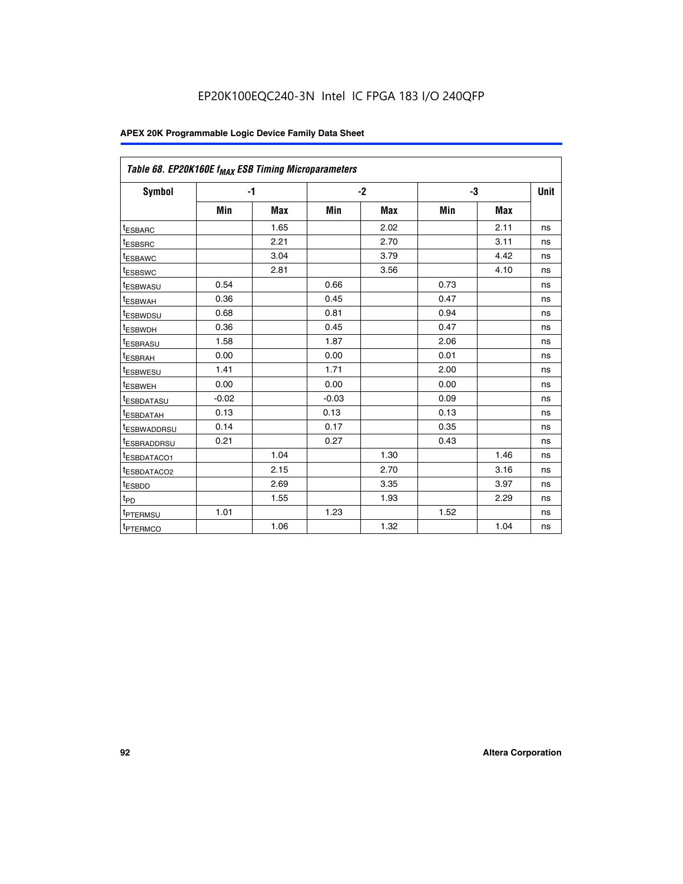## Table 68. EP20K160E $f_{MAX}$ ESB Timing Microparameters

| Symbol | -1 | | -2 | | -3 | | Unit |
|---|---|---|---|---|---|---|---|
| | Min | Max | Min | Max | Min | Max | |
| $t_{ESBARC}$ | | 1.65 | | 2.02 | | 2.11 | ns |
| $t_{ESBSRC}$ | | 2.21 | | 2.70 | | 3.11 | ns |
| $t_{ESBAWC}$ | | 3.04 | | 3.79 | | 4.42 | ns |
| $t_{ESBSWC}$ | | 2.81 | | 3.56 | | 4.10 | ns |
| $t_{ESBWASU}$ | 0.54 | | 0.66 | | 0.73 | | ns |
| $t_{ESBWAH}$ | 0.36 | | 0.45 | | 0.47 | | ns |
| $t_{ESBWDSU}$ | 0.68 | | 0.81 | | 0.94 | | ns |
| $t_{ESBWDH}$ | 0.36 | | 0.45 | | 0.47 | | ns |
| $t_{ESBRASU}$ | 1.58 | | 1.87 | | 2.06 | | ns |
| $t_{ESBRAH}$ | 0.00 | | 0.00 | | 0.01 | | ns |
| $t_{ESBWESU}$ | 1.41 | | 1.71 | | 2.00 | | ns |
| $t_{ESBWEH}$ | 0.00 | | 0.00 | | 0.00 | | ns |
| $t_{ESBDATASU}$ | -0.02 | | -0.03 | | 0.09 | | ns |
| $t_{ESBDATAH}$ | 0.13 | | 0.13 | | 0.13 | | ns |
| $t_{ESBWADDRSU}$ | 0.14 | | 0.17 | | 0.35 | | ns |
| $t_{ESBRADDRSU}$ | 0.21 | | 0.27 | | 0.43 | | ns |
| $t_{ESBDATACO1}$ | | 1.04 | | 1.30 | | 1.46 | ns |
| $t_{ESBDATACO2}$ | | 2.15 | | 2.70 | | 3.16 | ns |
| $t_{ESBDD}$ | | 2.69 | | 3.35 | | 3.97 | ns |
| $t_{PD}$ | | 1.55 | | 1.93 | | 2.29 | ns |
| $t_{PTERMSU}$ | 1.01 | | 1.23 | | 1.52 | | ns |
| $t_{PTERMCO}$ | | 1.06 | | 1.32 | | 1.04 | ns |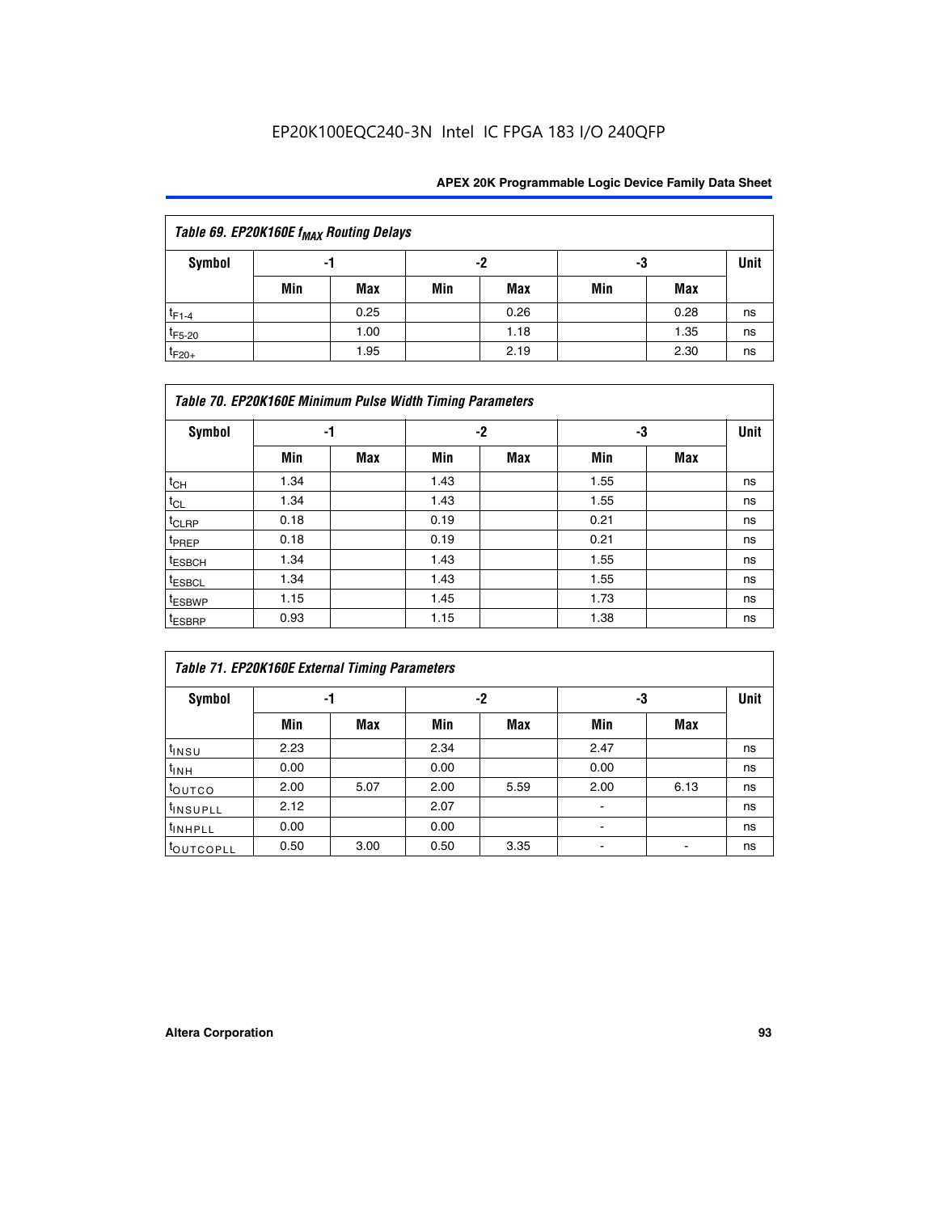**Table 69. EP20K160E $f_{MAX}$ Routing Delays**

| Symbol | -1 | | -2 | | -3 | | Unit |
|---|---|---|---|---|---|---|---|
| | Min | Max | Min | Max | Min | Max | |
| $t_{F1-4}$ | | 0.25 | | 0.26 | | 0.28 | ns |
| $t_{F5-20}$ | | 1.00 | | 1.18 | | 1.35 | ns |
| $t_{F20+}$ | | 1.95 | | 2.19 | | 2.30 | ns |

**Table 70. EP20K160E Minimum Pulse Width Timing Parameters**

| Symbol | -1 | | -2 | | -3 | | Unit |
|---|---|---|---|---|---|---|---|
| | Min | Max | Min | Max | Min | Max | |
| $t_{CH}$ | 1.34 | | 1.43 | | 1.55 | | ns |
| $t_{CL}$ | 1.34 | | 1.43 | | 1.55 | | ns |
| $t_{CLRP}$ | 0.18 | | 0.19 | | 0.21 | | ns |
| $t_{PREP}$ | 0.18 | | 0.19 | | 0.21 | | ns |
| $t_{ESBCH}$ | 1.34 | | 1.43 | | 1.55 | | ns |
| $t_{ESBCL}$ | 1.34 | | 1.43 | | 1.55 | | ns |
| $t_{ESBWP}$ | 1.15 | | 1.45 | | 1.73 | | ns |
| $t_{ESBRP}$ | 0.93 | | 1.15 | | 1.38 | | ns |

**Table 71. EP20K160E External Timing Parameters**

| Symbol | -1 | | -2 | | -3 | | Unit |
|---|---|---|---|---|---|---|---|
| | Min | Max | Min | Max | Min | Max | |
| $t_{INSU}$ | 2.23 | | 2.34 | | 2.47 | | ns |
| $t_{INH}$ | 0.00 | | 0.00 | | 0.00 | | ns |
| $t_{OUTCO}$ | 2.00 | 5.07 | 2.00 | 5.59 | 2.00 | 6.13 | ns |
| $t_{INSUPLL}$ | 2.12 | | 2.07 | | - | | ns |
| $t_{INHPLL}$ | 0.00 | | 0.00 | | - | | ns |
| $t_{OUTCOPLL}$ | 0.50 | 3.00 | 0.50 | 3.35 | - | - | ns |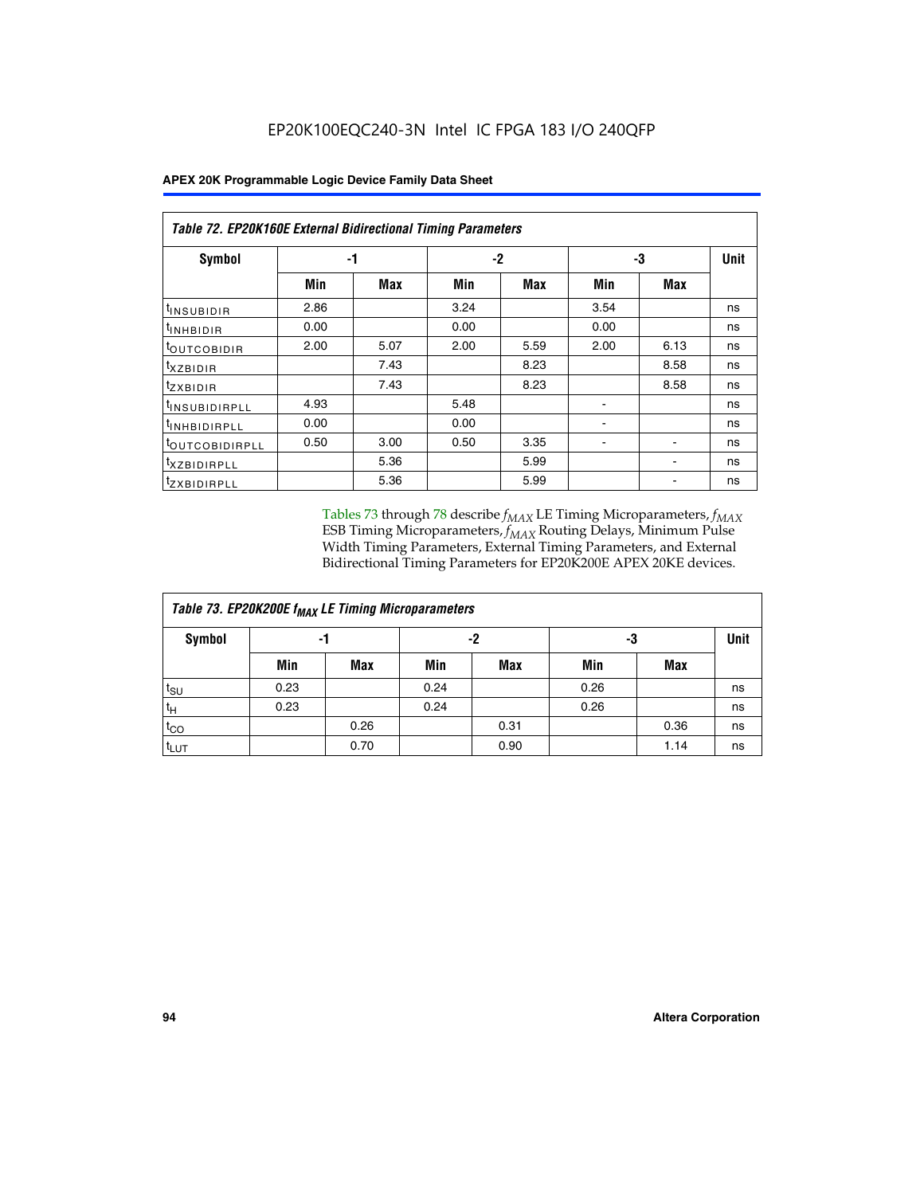EP20K100EQC240-3N Intel IC FPGA 183 I/O 240QFP

| *Table 72. EP20K160E External Bidirectional Timing Parameters* | | | | | | | |
|---|---|---|---|---|---|---|---|
| **Symbol** | **-1** | | **-2** | | **-3** | | **Unit** |
| | **Min** | **Max** | **Min** | **Max** | **Min** | **Max** | |
| $t_{INSUBIDIR}$ | 2.86 | | 3.24 | | 3.54 | | ns |
| $t_{INHBIDIR}$ | 0.00 | | 0.00 | | 0.00 | | ns |
| $t_{OUTCOBIDIR}$ | 2.00 | 5.07 | 2.00 | 5.59 | 2.00 | 6.13 | ns |
| $t_{XZBIDIR}$ | | 7.43 | | 8.23 | | 8.58 | ns |
| $t_{ZXBIDIR}$ | | 7.43 | | 8.23 | | 8.58 | ns |
| $t_{INSUBIDIRPLL}$ | 4.93 | | 5.48 | | - | | ns |
| $t_{INHBIDIRPLL}$ | 0.00 | | 0.00 | | - | | ns |
| $t_{OUTCOBIDIRPLL}$ | 0.50 | 3.00 | 0.50 | 3.35 | - | - | ns |
| $t_{XZBIDIRPLL}$ | | 5.36 | | 5.99 | | - | ns |
| $t_{ZXBIDIRPLL}$ | | 5.36 | | 5.99 | | - | ns |

Tables 73 through 78 describe $f_{MAX}$ LE Timing Microparameters, $f_{MAX}$ ESB Timing Microparameters, $f_{MAX}$ Routing Delays, Minimum Pulse Width Timing Parameters, External Timing Parameters, and External Bidirectional Timing Parameters for EP20K200E APEX 20KE devices.

| *Table 73. EP20K200E $f_{MAX}$ LE Timing Microparameters* | | | | | | | |
|---|---|---|---|---|---|---|---|
| **Symbol** | **-1** | | **-2** | | **-3** | | **Unit** |
| | **Min** | **Max** | **Min** | **Max** | **Min** | **Max** | |
| $t_{SU}$ | 0.23 | | 0.24 | | 0.26 | | ns |
| $t_{H}$ | 0.23 | | 0.24 | | 0.26 | | ns |
| $t_{CO}$ | | 0.26 | | 0.31 | | 0.36 | ns |
| $t_{LUT}$ | | 0.70 | | 0.90 | | 1.14 | ns |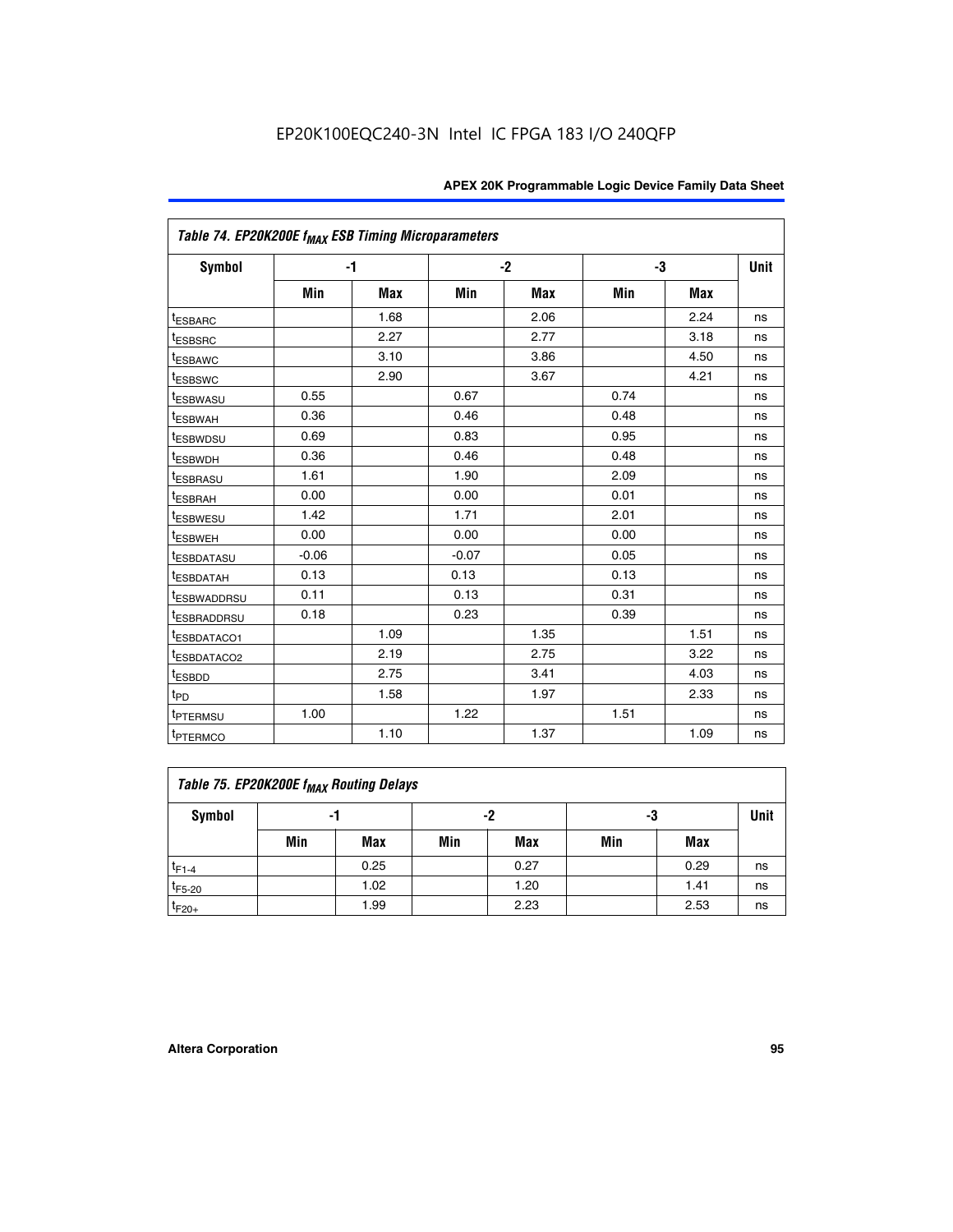EP20K100EQC240-3N Intel IC FPGA 183 I/O 240QFP

| Table 74. EP20K200E $f_{MAX}$ ESB Timing Microparameters | | | | | | | |
|---|---|---|---|---|---|---|---|
| Symbol | -1 | | -2 | | -3 | | Unit |
| | Min | Max | Min | Max | Min | Max | |
| $t_{ESBARC}$ | | 1.68 | | 2.06 | | 2.24 | ns |
| $t_{ESBSRC}$ | | 2.27 | | 2.77 | | 3.18 | ns |
| $t_{ESBAWC}$ | | 3.10 | | 3.86 | | 4.50 | ns |
| $t_{ESBSWC}$ | | 2.90 | | 3.67 | | 4.21 | ns |
| $t_{ESBWASU}$ | 0.55 | | 0.67 | | 0.74 | | ns |
| $t_{ESBWAH}$ | 0.36 | | 0.46 | | 0.48 | | ns |
| $t_{ESBWDSU}$ | 0.69 | | 0.83 | | 0.95 | | ns |
| $t_{ESBWDH}$ | 0.36 | | 0.46 | | 0.48 | | ns |
| $t_{ESBRASU}$ | 1.61 | | 1.90 | | 2.09 | | ns |
| $t_{ESBRAH}$ | 0.00 | | 0.00 | | 0.01 | | ns |
| $t_{ESBWESU}$ | 1.42 | | 1.71 | | 2.01 | | ns |
| $t_{ESBWEH}$ | 0.00 | | 0.00 | | 0.00 | | ns |
| $t_{ESBDATASU}$ | -0.06 | | -0.07 | | 0.05 | | ns |
| $t_{ESBDATAH}$ | 0.13 | | 0.13 | | 0.13 | | ns |
| $t_{ESBWADDRSU}$ | 0.11 | | 0.13 | | 0.31 | | ns |
| $t_{ESBRADDRSU}$ | 0.18 | | 0.23 | | 0.39 | | ns |
| $t_{ESBDATACO1}$ | | 1.09 | | 1.35 | | 1.51 | ns |
| $t_{ESBDATACO2}$ | | 2.19 | | 2.75 | | 3.22 | ns |
| $t_{ESBDD}$ | | 2.75 | | 3.41 | | 4.03 | ns |
| $t_{PD}$ | | 1.58 | | 1.97 | | 2.33 | ns |
| $t_{PTERMSU}$ | 1.00 | | 1.22 | | 1.51 | | ns |
| $t_{PTERMCO}$ | | 1.10 | | 1.37 | | 1.09 | ns |

| Table 75. EP20K200E $f_{MAX}$ Routing Delays | | | | | | | |
|---|---|---|---|---|---|---|---|
| Symbol | -1 | | -2 | | -3 | | Unit |
| | Min | Max | Min | Max | Min | Max | |
| $t_{F1-4}$ | | 0.25 | | 0.27 | | 0.29 | ns |
| $t_{F5-20}$ | | 1.02 | | 1.20 | | 1.41 | ns |
| $t_{F20+}$ | | 1.99 | | 2.23 | | 2.53 | ns |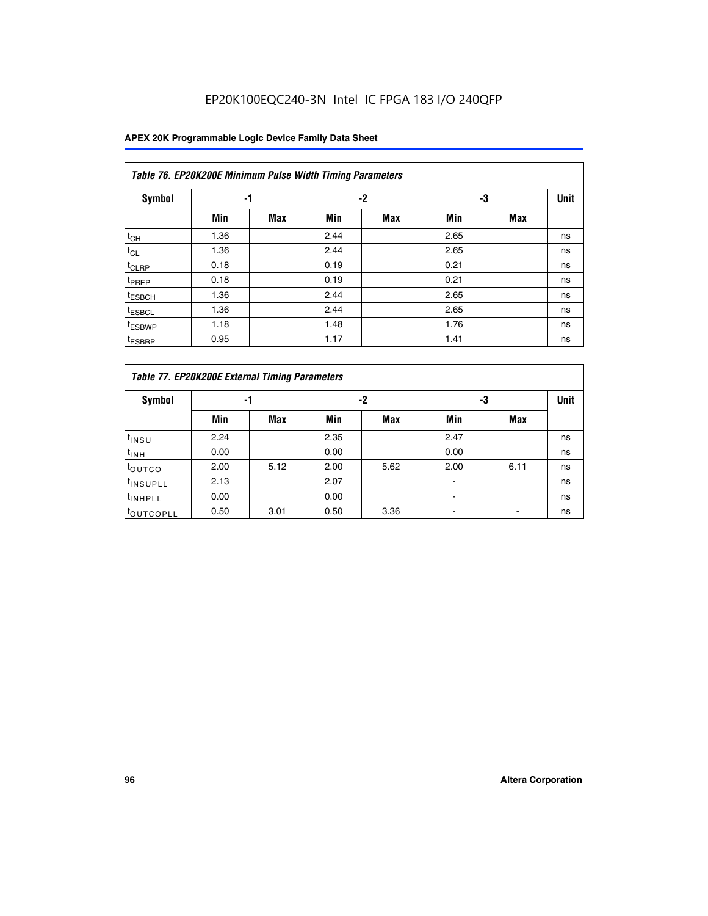EP20K100EQC240-3N Intel IC FPGA 183 I/O 240QFP

| Table 76. EP20K200E Minimum Pulse Width Timing Parameters | | | | | | | |
|---|---|---|---|---|---|---|---|
| Symbol | -1 | | -2 | | -3 | | Unit |
| | Min | Max | Min | Max | Min | Max | |
| $t_{CH}$ | 1.36 | | 2.44 | | 2.65 | | ns |
| $t_{CL}$ | 1.36 | | 2.44 | | 2.65 | | ns |
| $t_{CLRP}$ | 0.18 | | 0.19 | | 0.21 | | ns |
| $t_{PREP}$ | 0.18 | | 0.19 | | 0.21 | | ns |
| $t_{ESBCH}$ | 1.36 | | 2.44 | | 2.65 | | ns |
| $t_{ESBCL}$ | 1.36 | | 2.44 | | 2.65 | | ns |
| $t_{ESBWP}$ | 1.18 | | 1.48 | | 1.76 | | ns |
| $t_{ESBRP}$ | 0.95 | | 1.17 | | 1.41 | | ns |

| Table 77. EP20K200E External Timing Parameters | | | | | | | |
|---|---|---|---|---|---|---|---|
| Symbol | -1 | | -2 | | -3 | | Unit |
| | Min | Max | Min | Max | Min | Max | |
| $t_{INSU}$ | 2.24 | | 2.35 | | 2.47 | | ns |
| $t_{INH}$ | 0.00 | | 0.00 | | 0.00 | | ns |
| $t_{OUTCO}$ | 2.00 | 5.12 | 2.00 | 5.62 | 2.00 | 6.11 | ns |
| $t_{INSUPLL}$ | 2.13 | | 2.07 | | - | | ns |
| $t_{INHPLL}$ | 0.00 | | 0.00 | | - | | ns |
| $t_{OUTCOPLL}$ | 0.50 | 3.01 | 0.50 | 3.36 | - | - | ns |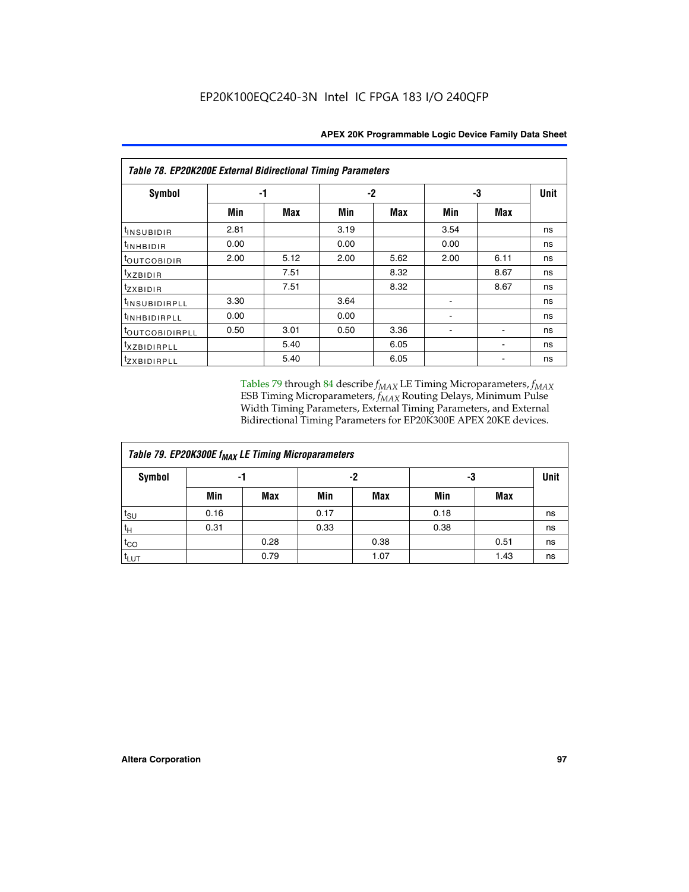| Table 78. EP20K200E External Bidirectional Timing Parameters | | | | | | | |
|---|---|---|---|---|---|---|---|
| Symbol | -1 | | -2 | | -3 | | Unit |
| | Min | Max | Min | Max | Min | Max | |
| $t_{INSUBIDIR}$ | 2.81 | | 3.19 | | 3.54 | | ns |
| $t_{INHBIDIR}$ | 0.00 | | 0.00 | | 0.00 | | ns |
| $t_{OUTCOBIDIR}$ | 2.00 | 5.12 | 2.00 | 5.62 | 2.00 | 6.11 | ns |
| $t_{XZBIDIR}$ | | 7.51 | | 8.32 | | 8.67 | ns |
| $t_{ZXBIDIR}$ | | 7.51 | | 8.32 | | 8.67 | ns |
| $t_{INSUBIDIRPLL}$ | 3.30 | | 3.64 | | - | | ns |
| $t_{INHBIDIRPLL}$ | 0.00 | | 0.00 | | - | | ns |
| $t_{OUTCOBIDIRPLL}$ | 0.50 | 3.01 | 0.50 | 3.36 | - | - | ns |
| $t_{XZBIDIRPLL}$ | | 5.40 | | 6.05 | | - | ns |
| $t_{ZXBIDIRPLL}$ | | 5.40 | | 6.05 | | - | ns |

Tables 79 through 84 describe $f_{MAX}$ LE Timing Microparameters, $f_{MAX}$ ESB Timing Microparameters, $f_{MAX}$ Routing Delays, Minimum Pulse Width Timing Parameters, External Timing Parameters, and External Bidirectional Timing Parameters for EP20K300E APEX 20KE devices.

| Table 79. EP20K300E $f_{MAX}$ LE Timing Microparameters | | | | | | | |
|---|---|---|---|---|---|---|---|
| Symbol | -1 | | -2 | | -3 | | Unit |
| | Min | Max | Min | Max | Min | Max | |
| $t_{SU}$ | 0.16 | | 0.17 | | 0.18 | | ns |
| $t_H$ | 0.31 | | 0.33 | | 0.38 | | ns |
| $t_{CO}$ | | 0.28 | | 0.38 | | 0.51 | ns |
| $t_{LUT}$ | | 0.79 | | 1.07 | | 1.43 | ns |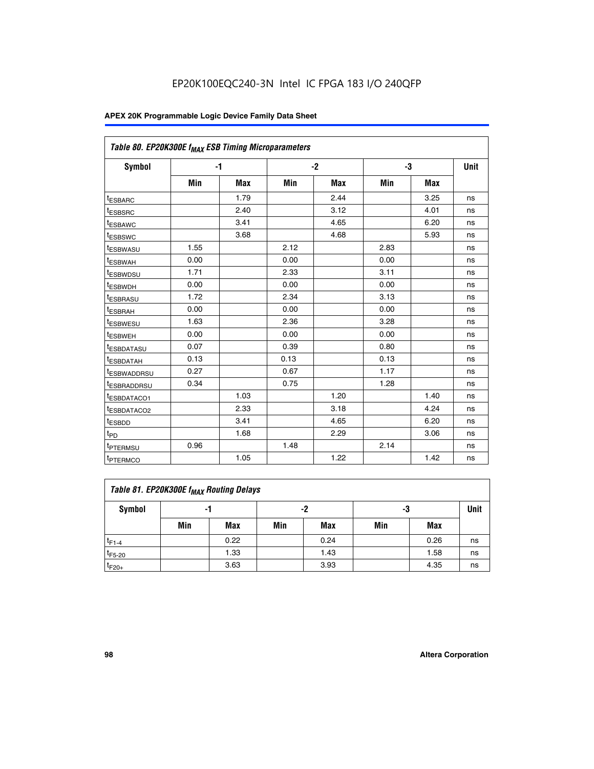Table 80. EP20K300E $f_{MAX}$ ESB Timing Microparameters

| Symbol | -1 | | -2 | | -3 | | Unit |
|---|---|---|---|---|---|---|---|
| | Min | Max | Min | Max | Min | Max | |
| $t_{ESBARC}$ | | 1.79 | | 2.44 | | 3.25 | ns |
| $t_{ESBSRC}$ | | 2.40 | | 3.12 | | 4.01 | ns |
| $t_{ESBAWC}$ | | 3.41 | | 4.65 | | 6.20 | ns |
| $t_{ESBSWC}$ | | 3.68 | | 4.68 | | 5.93 | ns |
| $t_{ESBWASU}$ | 1.55 | | 2.12 | | 2.83 | | ns |
| $t_{ESBWAH}$ | 0.00 | | 0.00 | | 0.00 | | ns |
| $t_{ESBWDSU}$ | 1.71 | | 2.33 | | 3.11 | | ns |
| $t_{ESBWDH}$ | 0.00 | | 0.00 | | 0.00 | | ns |
| $t_{ESBRASU}$ | 1.72 | | 2.34 | | 3.13 | | ns |
| $t_{ESBRAH}$ | 0.00 | | 0.00 | | 0.00 | | ns |
| $t_{ESBWESU}$ | 1.63 | | 2.36 | | 3.28 | | ns |
| $t_{ESBWEH}$ | 0.00 | | 0.00 | | 0.00 | | ns |
| $t_{ESBDATASU}$ | 0.07 | | 0.39 | | 0.80 | | ns |
| $t_{ESBDATAH}$ | 0.13 | | 0.13 | | 0.13 | | ns |
| $t_{ESBWADDRSU}$ | 0.27 | | 0.67 | | 1.17 | | ns |
| $t_{ESBRADDRSU}$ | 0.34 | | 0.75 | | 1.28 | | ns |
| $t_{ESBDATACO1}$ | | 1.03 | | 1.20 | | 1.40 | ns |
| $t_{ESBDATACO2}$ | | 2.33 | | 3.18 | | 4.24 | ns |
| $t_{ESBDD}$ | | 3.41 | | 4.65 | | 6.20 | ns |
| $t_{PD}$ | | 1.68 | | 2.29 | | 3.06 | ns |
| $t_{PTERMSU}$ | 0.96 | | 1.48 | | 2.14 | | ns |
| $t_{PTERMCO}$ | | 1.05 | | 1.22 | | 1.42 | ns |

Table 81. EP20K300E $f_{MAX}$ Routing Delays

| Symbol | -1 | | -2 | | -3 | | Unit |
|---|---|---|---|---|---|---|---|
| | Min | Max | Min | Max | Min | Max | |
| $t_{F1-4}$ | | 0.22 | | 0.24 | | 0.26 | ns |
| $t_{F5-20}$ | | 1.33 | | 1.43 | | 1.58 | ns |
| $t_{F20+}$ | | 3.63 | | 3.93 | | 4.35 | ns |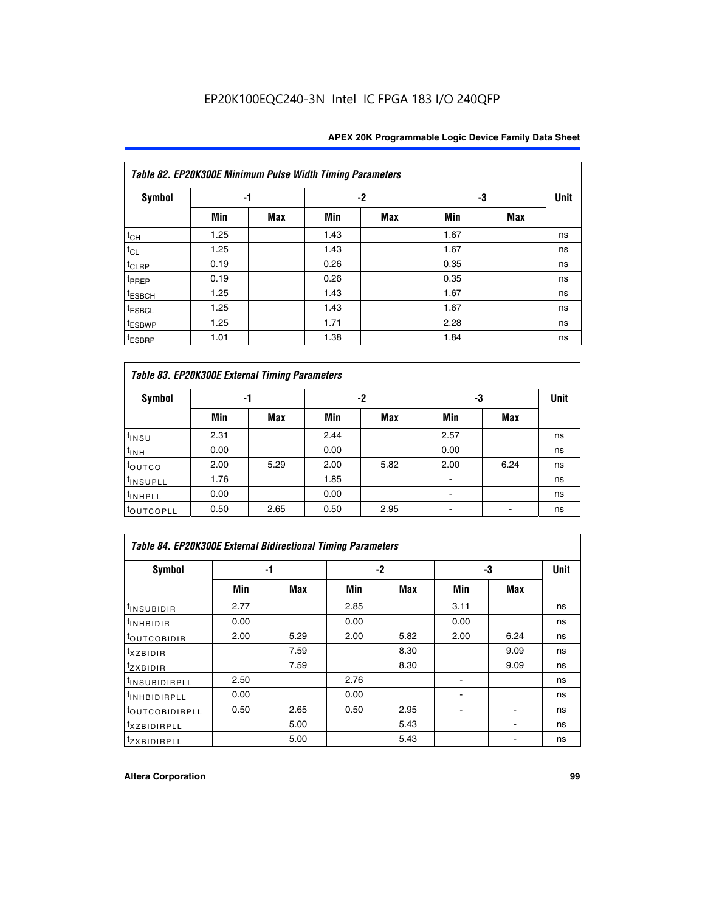EP20K100EQC240-3N Intel IC FPGA 183 I/O 240QFP

| *Table 82. EP20K300E Minimum Pulse Width Timing Parameters* | | | | | | | |
|---|---|---|---|---|---|---|---|
| **Symbol** | **-1** | | **-2** | | **-3** | | **Unit** |
| | **Min** | **Max** | **Min** | **Max** | **Min** | **Max** | |
| $t_{CH}$ | 1.25 | | 1.43 | | 1.67 | | ns |
| $t_{CL}$ | 1.25 | | 1.43 | | 1.67 | | ns |
| $t_{CLRP}$ | 0.19 | | 0.26 | | 0.35 | | ns |
| $t_{PREP}$ | 0.19 | | 0.26 | | 0.35 | | ns |
| $t_{ESBCH}$ | 1.25 | | 1.43 | | 1.67 | | ns |
| $t_{ESBCL}$ | 1.25 | | 1.43 | | 1.67 | | ns |
| $t_{ESBWP}$ | 1.25 | | 1.71 | | 2.28 | | ns |
| $t_{ESBRP}$ | 1.01 | | 1.38 | | 1.84 | | ns |

| *Table 83. EP20K300E External Timing Parameters* | | | | | | | |
|---|---|---|---|---|---|---|---|
| **Symbol** | **-1** | | **-2** | | **-3** | | **Unit** |
| | **Min** | **Max** | **Min** | **Max** | **Min** | **Max** | |
| $t_{INSU}$ | 2.31 | | 2.44 | | 2.57 | | ns |
| $t_{INH}$ | 0.00 | | 0.00 | | 0.00 | | ns |
| $t_{OUTCO}$ | 2.00 | 5.29 | 2.00 | 5.82 | 2.00 | 6.24 | ns |
| $t_{INSUPLL}$ | 1.76 | | 1.85 | | - | | ns |
| $t_{INHPLL}$ | 0.00 | | 0.00 | | - | | ns |
| $t_{OUTCOPLL}$ | 0.50 | 2.65 | 0.50 | 2.95 | - | - | ns |

| *Table 84. EP20K300E External Bidirectional Timing Parameters* | | | | | | | |
|---|---|---|---|---|---|---|---|
| **Symbol** | **-1** | | **-2** | | **-3** | | **Unit** |
| | **Min** | **Max** | **Min** | **Max** | **Min** | **Max** | |
| $t_{INSUBIDIR}$ | 2.77 | | 2.85 | | 3.11 | | ns |
| $t_{INHBIDIR}$ | 0.00 | | 0.00 | | 0.00 | | ns |
| $t_{OUTCOBIDIR}$ | 2.00 | 5.29 | 2.00 | 5.82 | 2.00 | 6.24 | ns |
| $t_{XZBIDIR}$ | | 7.59 | | 8.30 | | 9.09 | ns |
| $t_{ZXBIDIR}$ | | 7.59 | | 8.30 | | 9.09 | ns |
| $t_{INSUBIDIRPLL}$ | 2.50 | | 2.76 | | - | | ns |
| $t_{INHBIDIRPLL}$ | 0.00 | | 0.00 | | - | | ns |
| $t_{OUTCOBIDIRPLL}$ | 0.50 | 2.65 | 0.50 | 2.95 | - | - | ns |
| $t_{XZBIDIRPLL}$ | | 5.00 | | 5.43 | | - | ns |
| $t_{ZXBIDIRPLL}$ | | 5.00 | | 5.43 | | - | ns |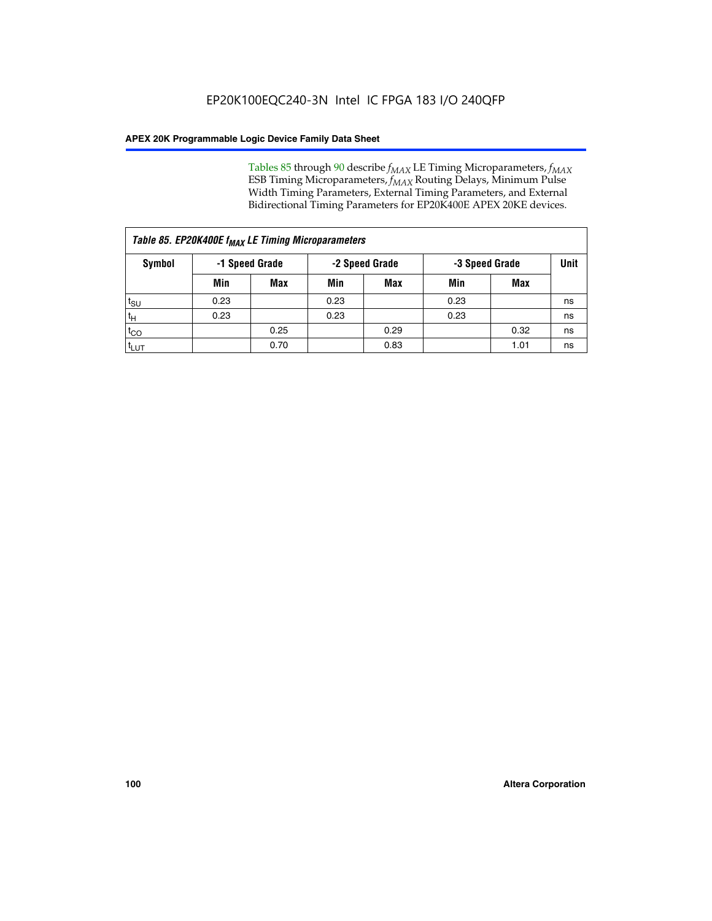Tables 85 through 90 describe $f_{MAX}$ LE Timing Microparameters, $f_{MAX}$ ESB Timing Microparameters, $f_{MAX}$ Routing Delays, Minimum Pulse Width Timing Parameters, External Timing Parameters, and External Bidirectional Timing Parameters for EP20K400E APEX 20KE devices.

| *Table 85. EP20K400E $f_{MAX}$ LE Timing Microparameters* | | | | | | | |
|---|---|---|---|---|---|---|---|
| **Symbol** | **-1 Speed Grade** | | **-2 Speed Grade** | | **-3 Speed Grade** | | **Unit** |
| | **Min** | **Max** | **Min** | **Max** | **Min** | **Max** | |
| $t_{SU}$ | 0.23 | | 0.23 | | 0.23 | | ns |
| $t_H$ | 0.23 | | 0.23 | | 0.23 | | ns |
| $t_{CO}$ | | 0.25 | | 0.29 | | 0.32 | ns |
| $t_{LUT}$ | | 0.70 | | 0.83 | | 1.01 | ns |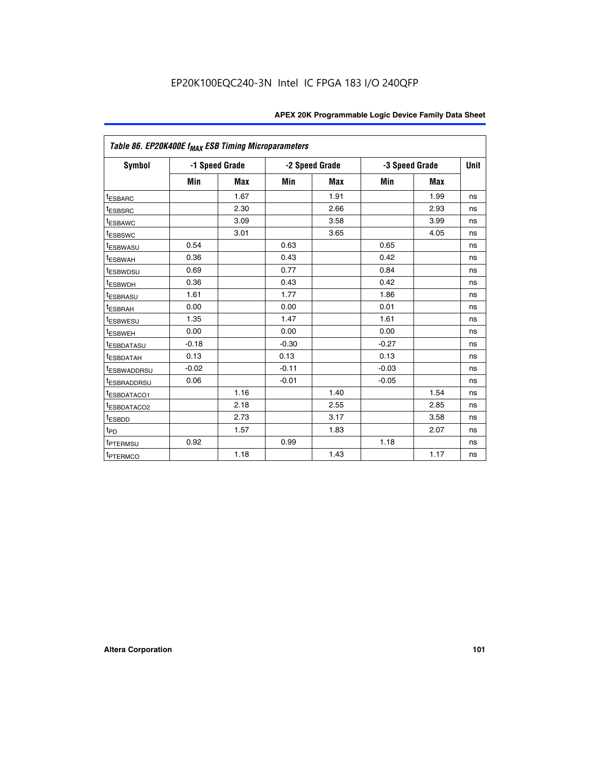Table 86. EP20K400E $f_{MAX}$ ESB Timing Microparameters

| Symbol | -1 Speed Grade | | -2 Speed Grade | | -3 Speed Grade | | Unit |
|---|---|---|---|---|---|---|---|
| | Min | Max | Min | Max | Min | Max | |
| $t_{ESBARC}$ | | 1.67 | | 1.91 | | 1.99 | ns |
| $t_{ESBSRC}$ | | 2.30 | | 2.66 | | 2.93 | ns |
| $t_{ESBAWC}$ | | 3.09 | | 3.58 | | 3.99 | ns |
| $t_{ESBSWC}$ | | 3.01 | | 3.65 | | 4.05 | ns |
| $t_{ESBWASU}$ | 0.54 | | 0.63 | | 0.65 | | ns |
| $t_{ESBWAH}$ | 0.36 | | 0.43 | | 0.42 | | ns |
| $t_{ESBWDSU}$ | 0.69 | | 0.77 | | 0.84 | | ns |
| $t_{ESBWDH}$ | 0.36 | | 0.43 | | 0.42 | | ns |
| $t_{ESBRASU}$ | 1.61 | | 1.77 | | 1.86 | | ns |
| $t_{ESBRAH}$ | 0.00 | | 0.00 | | 0.01 | | ns |
| $t_{ESBWESU}$ | 1.35 | | 1.47 | | 1.61 | | ns |
| $t_{ESBWEH}$ | 0.00 | | 0.00 | | 0.00 | | ns |
| $t_{ESBDATASU}$ | -0.18 | | -0.30 | | -0.27 | | ns |
| $t_{ESBDATAH}$ | 0.13 | | 0.13 | | 0.13 | | ns |
| $t_{ESBWADDRSU}$ | -0.02 | | -0.11 | | -0.03 | | ns |
| $t_{ESBRADDRSU}$ | 0.06 | | -0.01 | | -0.05 | | ns |
| $t_{ESBDATACO1}$ | | 1.16 | | 1.40 | | 1.54 | ns |
| $t_{ESBDATACO2}$ | | 2.18 | | 2.55 | | 2.85 | ns |
| $t_{ESBDD}$ | | 2.73 | | 3.17 | | 3.58 | ns |
| $t_{PD}$ | | 1.57 | | 1.83 | | 2.07 | ns |
| $t_{PTERMSU}$ | 0.92 | | 0.99 | | 1.18 | | ns |
| $t_{PTERMCO}$ | | 1.18 | | 1.43 | | 1.17 | ns |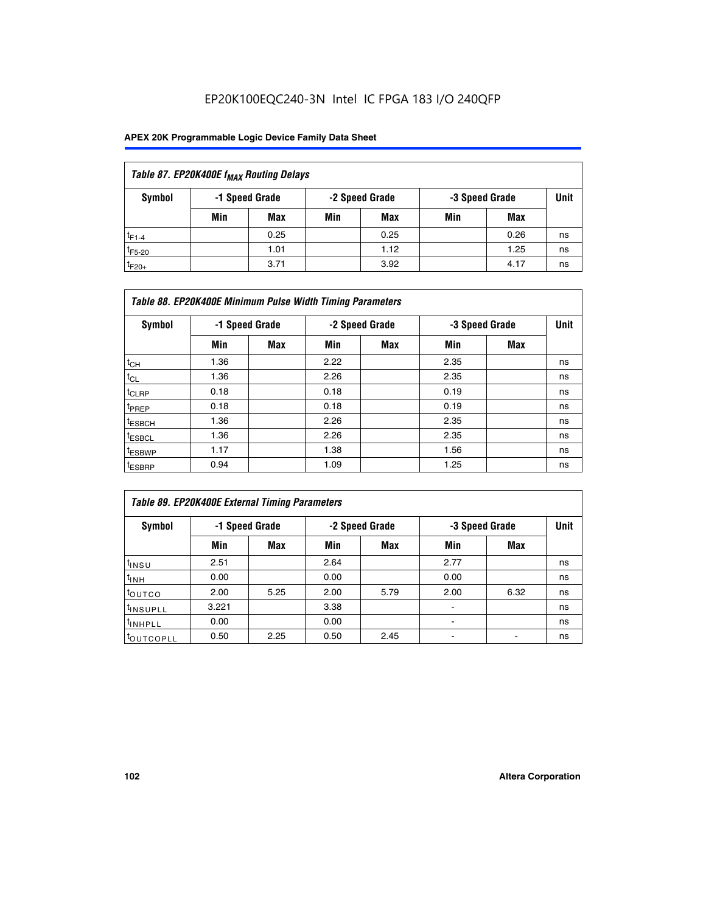EP20K100EQC240-3N Intel IC FPGA 183 I/O 240QFP

| Table 87. EP20K400E $f_{MAX}$ Routing Delays | | | | | | | |
|---|---|---|---|---|---|---|---|
| Symbol | -1 Speed Grade | | -2 Speed Grade | | -3 Speed Grade | | Unit |
| | Min | Max | Min | Max | Min | Max | |
| $t_{F1-4}$ | | 0.25 | | 0.25 | | 0.26 | ns |
| $t_{F5-20}$ | | 1.01 | | 1.12 | | 1.25 | ns |
| $t_{F20+}$ | | 3.71 | | 3.92 | | 4.17 | ns |

| Table 88. EP20K400E Minimum Pulse Width Timing Parameters | | | | | | | |
|---|---|---|---|---|---|---|---|
| Symbol | -1 Speed Grade | | -2 Speed Grade | | -3 Speed Grade | | Unit |
| | Min | Max | Min | Max | Min | Max | |
| $t_{CH}$ | 1.36 | | 2.22 | | 2.35 | | ns |
| $t_{CL}$ | 1.36 | | 2.26 | | 2.35 | | ns |
| $t_{CLRP}$ | 0.18 | | 0.18 | | 0.19 | | ns |
| $t_{PREP}$ | 0.18 | | 0.18 | | 0.19 | | ns |
| $t_{ESBCH}$ | 1.36 | | 2.26 | | 2.35 | | ns |
| $t_{ESBCL}$ | 1.36 | | 2.26 | | 2.35 | | ns |
| $t_{ESBWP}$ | 1.17 | | 1.38 | | 1.56 | | ns |
| $t_{ESBRP}$ | 0.94 | | 1.09 | | 1.25 | | ns |

| Table 89. EP20K400E External Timing Parameters | | | | | | | |
|---|---|---|---|---|---|---|---|
| Symbol | -1 Speed Grade | | -2 Speed Grade | | -3 Speed Grade | | Unit |
| | Min | Max | Min | Max | Min | Max | |
| $t_{INSU}$ | 2.51 | | 2.64 | | 2.77 | | ns |
| $t_{INH}$ | 0.00 | | 0.00 | | 0.00 | | ns |
| $t_{OUTCO}$ | 2.00 | 5.25 | 2.00 | 5.79 | 2.00 | 6.32 | ns |
| $t_{INSUPLL}$ | 3.221 | | 3.38 | | - | | ns |
| $t_{INHPLL}$ | 0.00 | | 0.00 | | - | | ns |
| $t_{OUTCOPLL}$ | 0.50 | 2.25 | 0.50 | 2.45 | - | - | ns |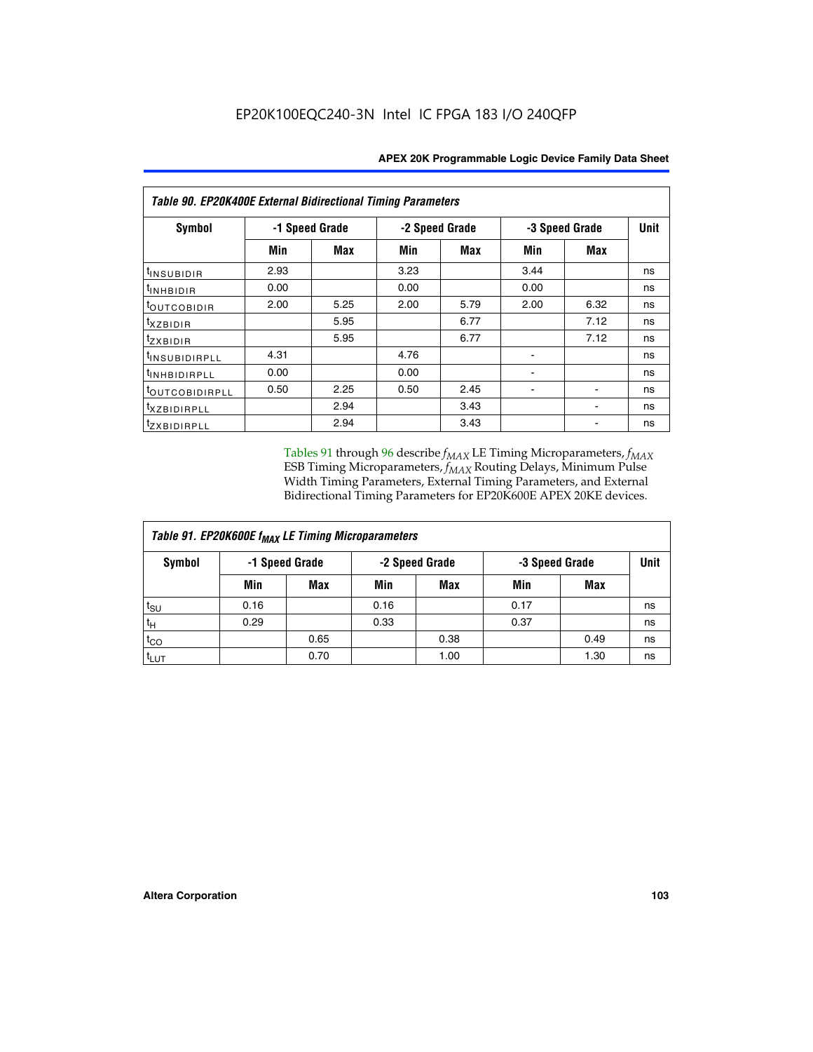| Table 90. EP20K400E External Bidirectional Timing Parameters | | | | | | | |
|---|---|---|---|---|---|---|---|
| Symbol | -1 Speed Grade | | -2 Speed Grade | | -3 Speed Grade | | Unit |
| | Min | Max | Min | Max | Min | Max | |
| $t_{INSUBIDIR}$ | 2.93 | | 3.23 | | 3.44 | | ns |
| $t_{INHBIDIR}$ | 0.00 | | 0.00 | | 0.00 | | ns |
| $t_{OUTCOBIDIR}$ | 2.00 | 5.25 | 2.00 | 5.79 | 2.00 | 6.32 | ns |
| $t_{XZBIDIR}$ | | 5.95 | | 6.77 | | 7.12 | ns |
| $t_{ZXBIDIR}$ | | 5.95 | | 6.77 | | 7.12 | ns |
| $t_{INSUBIDIRPLL}$ | 4.31 | | 4.76 | | - | | ns |
| $t_{INHBIDIRPLL}$ | 0.00 | | 0.00 | | - | | ns |
| $t_{OUTCOBIDIRPLL}$ | 0.50 | 2.25 | 0.50 | 2.45 | - | - | ns |
| $t_{XZBIDIRPLL}$ | | 2.94 | | 3.43 | | - | ns |
| $t_{ZXBIDIRPLL}$ | | 2.94 | | 3.43 | | - | ns |

Tables 91 through 96 describe $f_{MAX}$ LE Timing Microparameters, $f_{MAX}$ ESB Timing Microparameters, $f_{MAX}$ Routing Delays, Minimum Pulse Width Timing Parameters, External Timing Parameters, and External Bidirectional Timing Parameters for EP20K600E APEX 20KE devices.

| Table 91. EP20K600E $f_{MAX}$ LE Timing Microparameters | | | | | | | |
|---|---|---|---|---|---|---|---|
| Symbol | -1 Speed Grade | | -2 Speed Grade | | -3 Speed Grade | | Unit |
| | Min | Max | Min | Max | Min | Max | |
| $t_{SU}$ | 0.16 | | 0.16 | | 0.17 | | ns |
| $t_H$ | 0.29 | | 0.33 | | 0.37 | | ns |
| $t_{CO}$ | | 0.65 | | 0.38 | | 0.49 | ns |
| $t_{LUT}$ | | 0.70 | | 1.00 | | 1.30 | ns |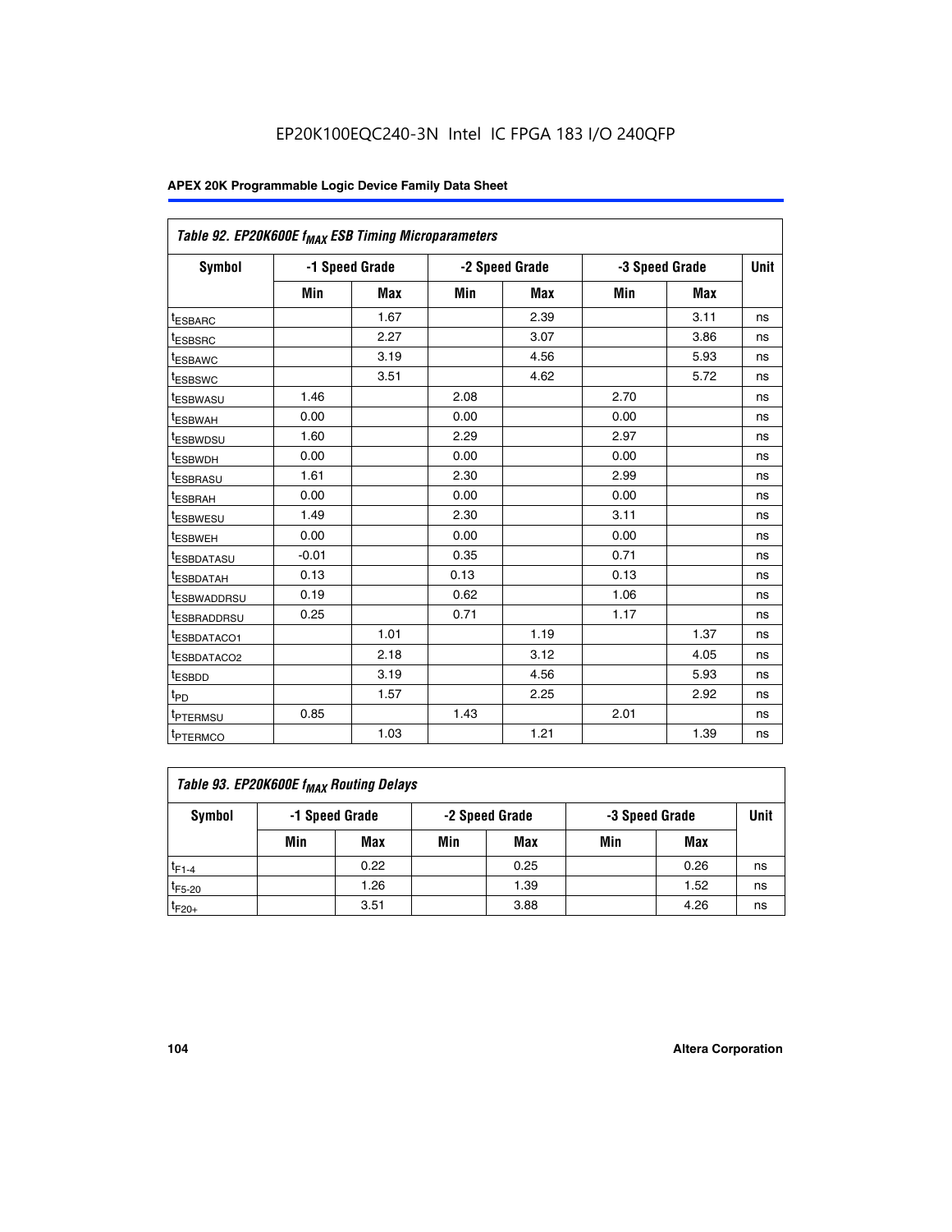Table 92. EP20K600E $f_{MAX}$ ESB Timing Microparameters

| Symbol | -1 Speed Grade | | -2 Speed Grade | | -3 Speed Grade | | Unit |
|---|---|---|---|---|---|---|---|
| | Min | Max | Min | Max | Min | Max | |
| $t_{ESBARC}$ | | 1.67 | | 2.39 | | 3.11 | ns |
| $t_{ESBSRC}$ | | 2.27 | | 3.07 | | 3.86 | ns |
| $t_{ESBAWC}$ | | 3.19 | | 4.56 | | 5.93 | ns |
| $t_{ESBSWC}$ | | 3.51 | | 4.62 | | 5.72 | ns |
| $t_{ESBWASU}$ | 1.46 | | 2.08 | | 2.70 | | ns |
| $t_{ESBWAH}$ | 0.00 | | 0.00 | | 0.00 | | ns |
| $t_{ESBWDSU}$ | 1.60 | | 2.29 | | 2.97 | | ns |
| $t_{ESBWDH}$ | 0.00 | | 0.00 | | 0.00 | | ns |
| $t_{ESBRASU}$ | 1.61 | | 2.30 | | 2.99 | | ns |
| $t_{ESBRAH}$ | 0.00 | | 0.00 | | 0.00 | | ns |
| $t_{ESBWESU}$ | 1.49 | | 2.30 | | 3.11 | | ns |
| $t_{ESBWEH}$ | 0.00 | | 0.00 | | 0.00 | | ns |
| $t_{ESBDATASU}$ | -0.01 | | 0.35 | | 0.71 | | ns |
| $t_{ESBDATAH}$ | 0.13 | | 0.13 | | 0.13 | | ns |
| $t_{ESBWADDRSU}$ | 0.19 | | 0.62 | | 1.06 | | ns |
| $t_{ESBRADDRSU}$ | 0.25 | | 0.71 | | 1.17 | | ns |
| $t_{ESBDATACO1}$ | | 1.01 | | 1.19 | | 1.37 | ns |
| $t_{ESBDATACO2}$ | | 2.18 | | 3.12 | | 4.05 | ns |
| $t_{ESBDD}$ | | 3.19 | | 4.56 | | 5.93 | ns |
| $t_{PD}$ | | 1.57 | | 2.25 | | 2.92 | ns |
| $t_{PTERMSU}$ | 0.85 | | 1.43 | | 2.01 | | ns |
| $t_{PTERMCO}$ | | 1.03 | | 1.21 | | 1.39 | ns |

Table 93. EP20K600E $f_{MAX}$ Routing Delays

| Symbol | -1 Speed Grade | | -2 Speed Grade | | -3 Speed Grade | | Unit |
|---|---|---|---|---|---|---|---|
| | Min | Max | Min | Max | Min | Max | |
| $t_{F1-4}$ | | 0.22 | | 0.25 | | 0.26 | ns |
| $t_{F5-20}$ | | 1.26 | | 1.39 | | 1.52 | ns |
| $t_{F20+}$ | | 3.51 | | 3.88 | | 4.26 | ns |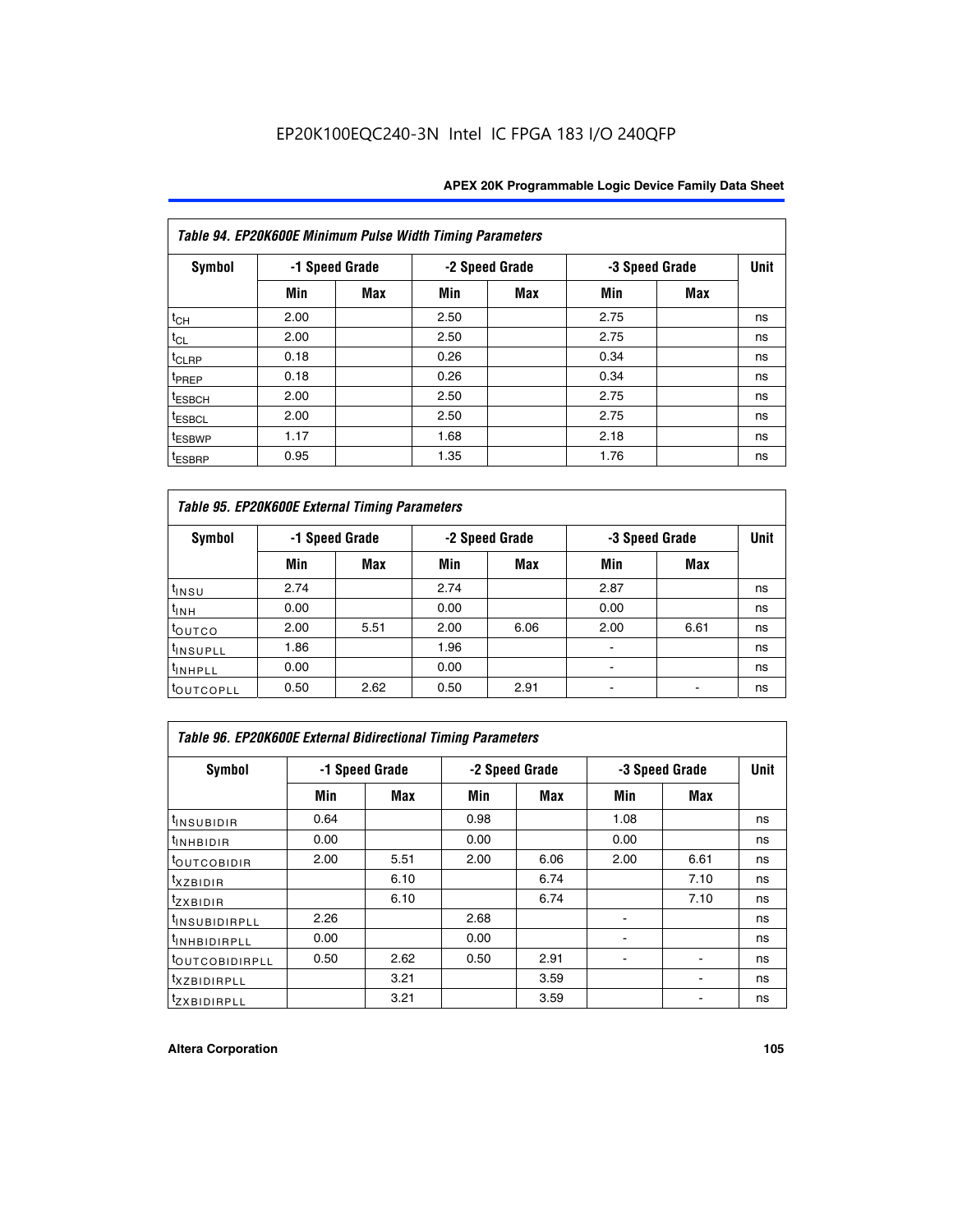EP20K100EQC240-3N Intel IC FPGA 183 I/O 240QFP

| Table 94. EP20K600E Minimum Pulse Width Timing Parameters | | | | | | | |
|---|---|---|---|---|---|---|---|
| Symbol | -1 Speed Grade | | -2 Speed Grade | | -3 Speed Grade | | Unit |
| | Min | Max | Min | Max | Min | Max | |
| $t_{CH}$ | 2.00 | | 2.50 | | 2.75 | | ns |
| $t_{CL}$ | 2.00 | | 2.50 | | 2.75 | | ns |
| $t_{CLRP}$ | 0.18 | | 0.26 | | 0.34 | | ns |
| $t_{PREP}$ | 0.18 | | 0.26 | | 0.34 | | ns |
| $t_{ESBCH}$ | 2.00 | | 2.50 | | 2.75 | | ns |
| $t_{ESBCL}$ | 2.00 | | 2.50 | | 2.75 | | ns |
| $t_{ESBWP}$ | 1.17 | | 1.68 | | 2.18 | | ns |
| $t_{ESBRP}$ | 0.95 | | 1.35 | | 1.76 | | ns |

| Table 95. EP20K600E External Timing Parameters | | | | | | | |
|---|---|---|---|---|---|---|---|
| Symbol | -1 Speed Grade | | -2 Speed Grade | | -3 Speed Grade | | Unit |
| | Min | Max | Min | Max | Min | Max | |
| $t_{INSU}$ | 2.74 | | 2.74 | | 2.87 | | ns |
| $t_{INH}$ | 0.00 | | 0.00 | | 0.00 | | ns |
| $t_{OUTCO}$ | 2.00 | 5.51 | 2.00 | 6.06 | 2.00 | 6.61 | ns |
| $t_{INSUPLL}$ | 1.86 | | 1.96 | | - | | ns |
| $t_{INHPLL}$ | 0.00 | | 0.00 | | - | | ns |
| $t_{OUTCOPLL}$ | 0.50 | 2.62 | 0.50 | 2.91 | - | - | ns |

| Table 96. EP20K600E External Bidirectional Timing Parameters | | | | | | | |
|---|---|---|---|---|---|---|---|
| Symbol | -1 Speed Grade | | -2 Speed Grade | | -3 Speed Grade | | Unit |
| | Min | Max | Min | Max | Min | Max | |
| $t_{INSUBIDIR}$ | 0.64 | | 0.98 | | 1.08 | | ns |
| $t_{INHBIDIR}$ | 0.00 | | 0.00 | | 0.00 | | ns |
| $t_{OUTCOBIDIR}$ | 2.00 | 5.51 | 2.00 | 6.06 | 2.00 | 6.61 | ns |
| $t_{XZBIDIR}$ | | 6.10 | | 6.74 | | 7.10 | ns |
| $t_{ZXBIDIR}$ | | 6.10 | | 6.74 | | 7.10 | ns |
| $t_{INSUBIDIRPLL}$ | 2.26 | | 2.68 | | - | | ns |
| $t_{INHBIDIRPLL}$ | 0.00 | | 0.00 | | - | | ns |
| $t_{OUTCOBIDIRPLL}$ | 0.50 | 2.62 | 0.50 | 2.91 | - | - | ns |
| $t_{XZBIDIRPLL}$ | | 3.21 | | 3.59 | | - | ns |
| $t_{ZXBIDIRPLL}$ | | 3.21 | | 3.59 | | - | ns |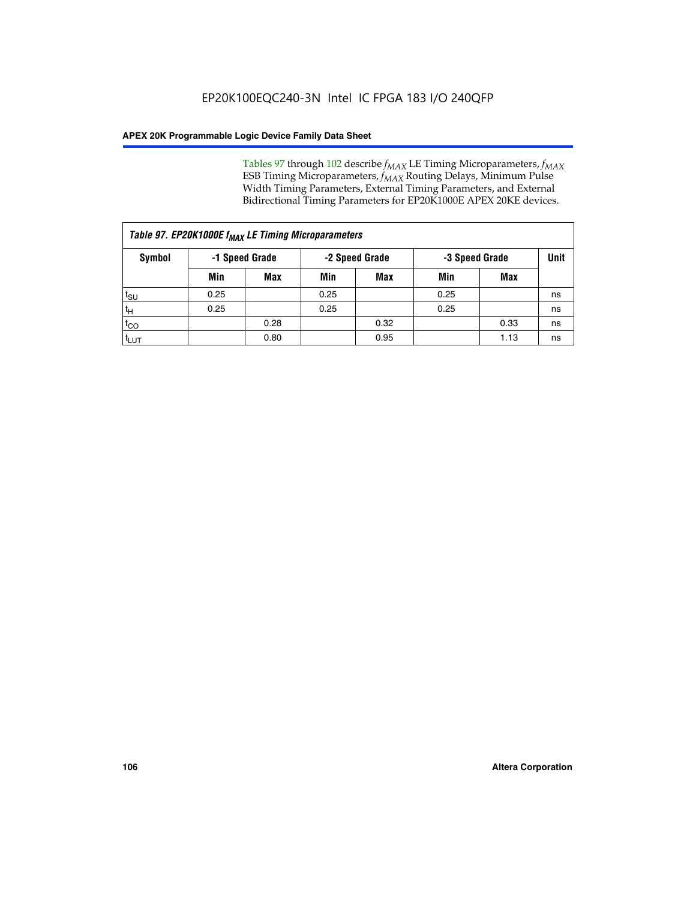Tables 97 through 102 describe $f_{MAX}$ LE Timing Microparameters, $f_{MAX}$ ESB Timing Microparameters, $f_{MAX}$ Routing Delays, Minimum Pulse Width Timing Parameters, External Timing Parameters, and External Bidirectional Timing Parameters for EP20K1000E APEX 20KE devices.

| Table 97. EP20K1000E $f_{MAX}$ LE Timing Microparameters | | | | | | | |
|---|---|---|---|---|---|---|---|
| **Symbol** | **-1 Speed Grade** | | **-2 Speed Grade** | | **-3 Speed Grade** | | **Unit** |
| | **Min** | **Max** | **Min** | **Max** | **Min** | **Max** | |
| $t_{SU}$ | 0.25 | | 0.25 | | 0.25 | | ns |
| $t_{H}$ | 0.25 | | 0.25 | | 0.25 | | ns |
| $t_{CO}$ | | 0.28 | | 0.32 | | 0.33 | ns |
| $t_{LUT}$ | | 0.80 | | 0.95 | | 1.13 | ns |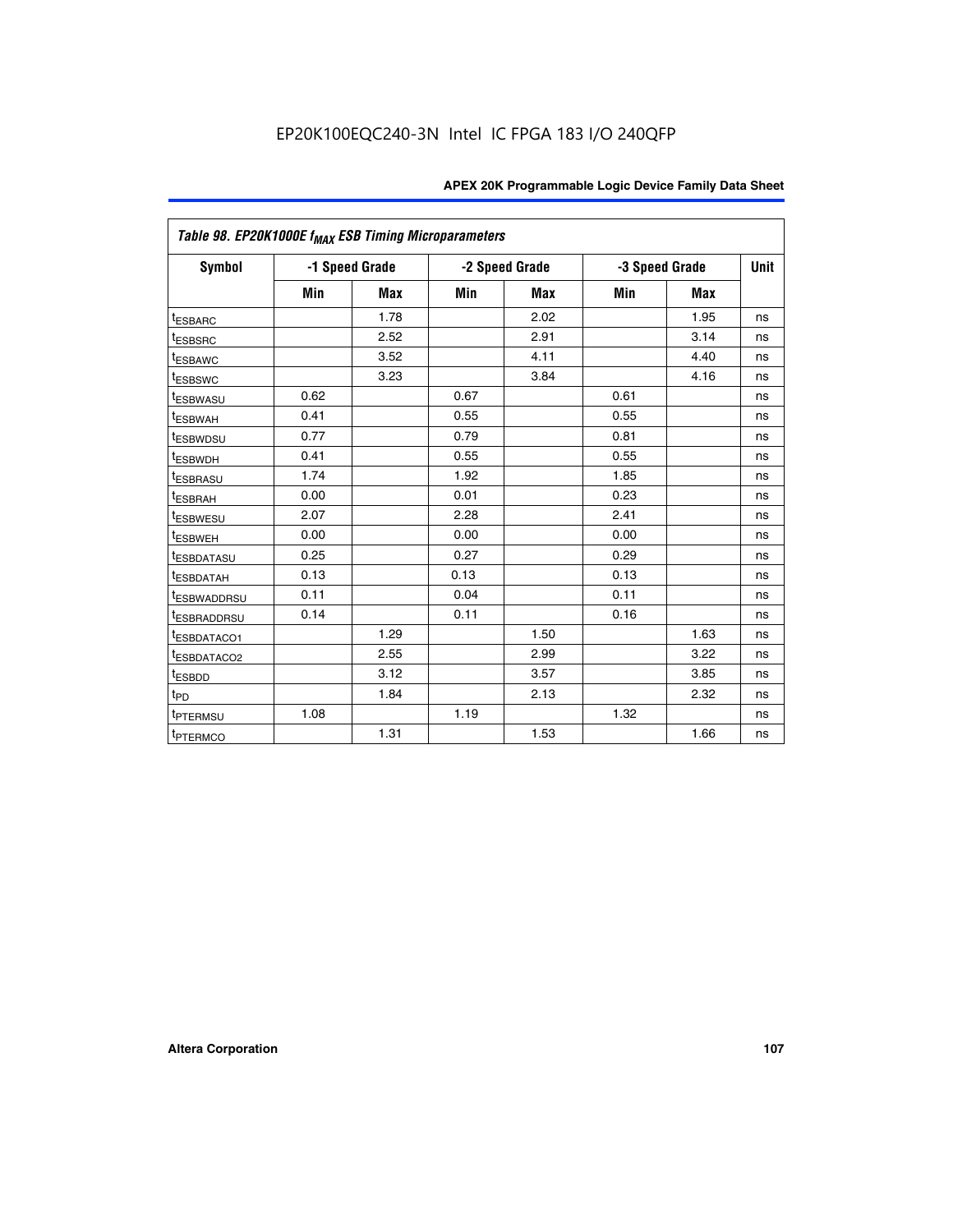| Table 98. EP20K1000E $f_{MAX}$ ESB Timing Microparameters | | | | | | | |
|---|---|---|---|---|---|---|---|
| Symbol | -1 Speed Grade | | -2 Speed Grade | | -3 Speed Grade | | Unit |
| | Min | Max | Min | Max | Min | Max | |
| $t_{ESBARC}$ | | 1.78 | | 2.02 | | 1.95 | ns |
| $t_{ESBSRC}$ | | 2.52 | | 2.91 | | 3.14 | ns |
| $t_{ESBAWC}$ | | 3.52 | | 4.11 | | 4.40 | ns |
| $t_{ESBSWC}$ | | 3.23 | | 3.84 | | 4.16 | ns |
| $t_{ESBWASU}$ | 0.62 | | 0.67 | | 0.61 | | ns |
| $t_{ESBWAH}$ | 0.41 | | 0.55 | | 0.55 | | ns |
| $t_{ESBWDSU}$ | 0.77 | | 0.79 | | 0.81 | | ns |
| $t_{ESBWDH}$ | 0.41 | | 0.55 | | 0.55 | | ns |
| $t_{ESBRASU}$ | 1.74 | | 1.92 | | 1.85 | | ns |
| $t_{ESBRAH}$ | 0.00 | | 0.01 | | 0.23 | | ns |
| $t_{ESBWESU}$ | 2.07 | | 2.28 | | 2.41 | | ns |
| $t_{ESBWEH}$ | 0.00 | | 0.00 | | 0.00 | | ns |
| $t_{ESBDATASU}$ | 0.25 | | 0.27 | | 0.29 | | ns |
| $t_{ESBDATAH}$ | 0.13 | | 0.13 | | 0.13 | | ns |
| $t_{ESBWADDRSU}$ | 0.11 | | 0.04 | | 0.11 | | ns |
| $t_{ESBRADDRSU}$ | 0.14 | | 0.11 | | 0.16 | | ns |
| $t_{ESBDATACO1}$ | | 1.29 | | 1.50 | | 1.63 | ns |
| $t_{ESBDATACO2}$ | | 2.55 | | 2.99 | | 3.22 | ns |
| $t_{ESBDD}$ | | 3.12 | | 3.57 | | 3.85 | ns |
| $t_{PD}$ | | 1.84 | | 2.13 | | 2.32 | ns |
| $t_{PTERMSU}$ | 1.08 | | 1.19 | | 1.32 | | ns |
| $t_{PTERMCO}$ | | 1.31 | | 1.53 | | 1.66 | ns |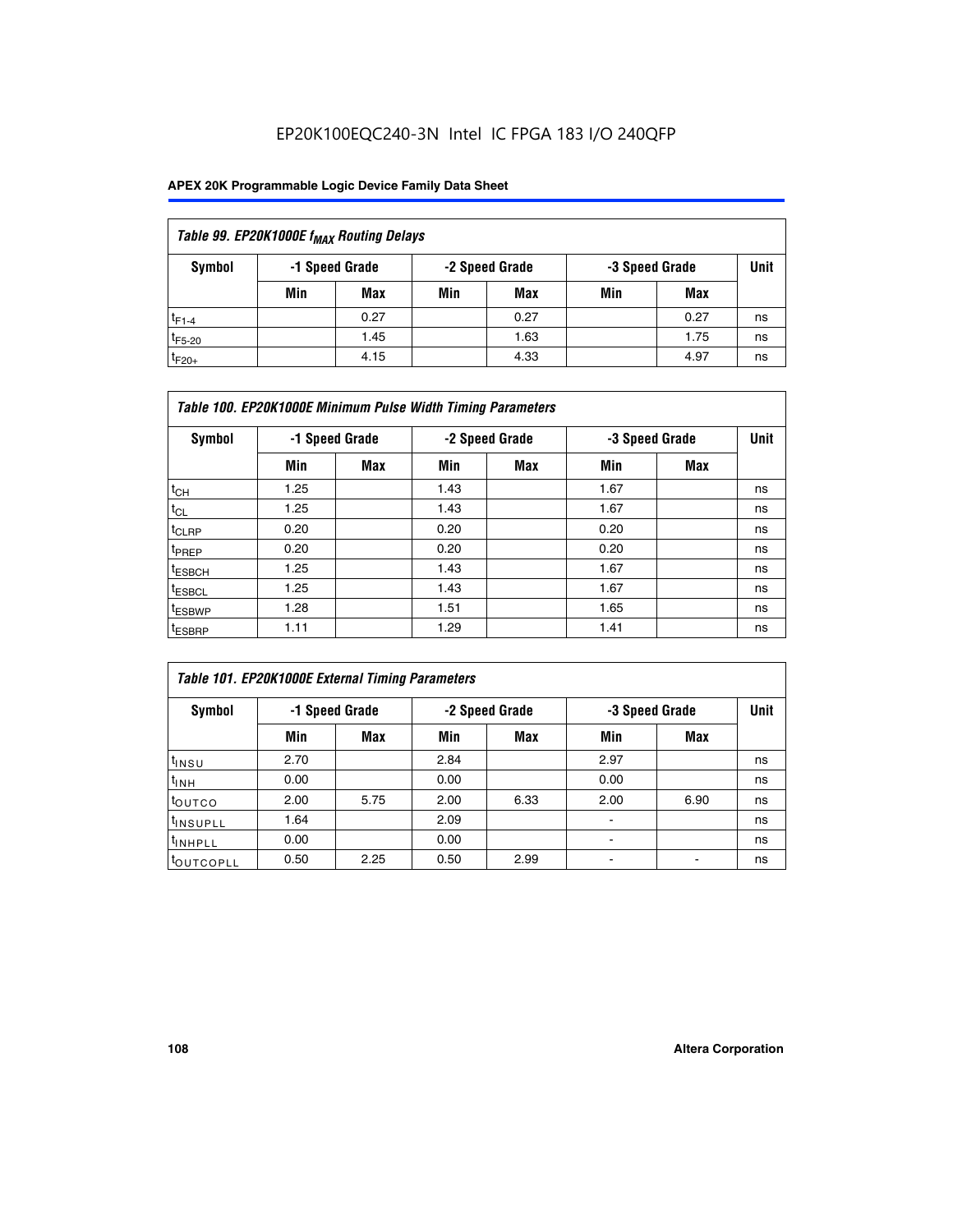EP20K100EQC240-3N Intel IC FPGA 183 I/O 240QFP

**APEX 20K Programmable Logic Device Family Data Sheet**

| *Table 99. EP20K1000E $f_{MAX}$ Routing Delays* | | | | | | | |
|---|---|---|---|---|---|---|---|
| **Symbol** | **-1 Speed Grade** | | **-2 Speed Grade** | | **-3 Speed Grade** | | **Unit** |
| | **Min** | **Max** | **Min** | **Max** | **Min** | **Max** | |
| $t_{F1-4}$ | | 0.27 | | 0.27 | | 0.27 | ns |
| $t_{F5-20}$ | | 1.45 | | 1.63 | | 1.75 | ns |
| $t_{F20+}$ | | 4.15 | | 4.33 | | 4.97 | ns |

| *Table 100. EP20K1000E Minimum Pulse Width Timing Parameters* | | | | | | | |
|---|---|---|---|---|---|---|---|
| **Symbol** | **-1 Speed Grade** | | **-2 Speed Grade** | | **-3 Speed Grade** | | **Unit** |
| | **Min** | **Max** | **Min** | **Max** | **Min** | **Max** | |
| $t_{CH}$ | 1.25 | | 1.43 | | 1.67 | | ns |
| $t_{CL}$ | 1.25 | | 1.43 | | 1.67 | | ns |
| $t_{CLRP}$ | 0.20 | | 0.20 | | 0.20 | | ns |
| $t_{PREP}$ | 0.20 | | 0.20 | | 0.20 | | ns |
| $t_{ESBCH}$ | 1.25 | | 1.43 | | 1.67 | | ns |
| $t_{ESBCL}$ | 1.25 | | 1.43 | | 1.67 | | ns |
| $t_{ESBWP}$ | 1.28 | | 1.51 | | 1.65 | | ns |
| $t_{ESBRP}$ | 1.11 | | 1.29 | | 1.41 | | ns |

| *Table 101. EP20K1000E External Timing Parameters* | | | | | | | |
|---|---|---|---|---|---|---|---|
| **Symbol** | **-1 Speed Grade** | | **-2 Speed Grade** | | **-3 Speed Grade** | | **Unit** |
| | **Min** | **Max** | **Min** | **Max** | **Min** | **Max** | |
| $t_{INSU}$ | 2.70 | | 2.84 | | 2.97 | | ns |
| $t_{INH}$ | 0.00 | | 0.00 | | 0.00 | | ns |
| $t_{OUTCO}$ | 2.00 | 5.75 | 2.00 | 6.33 | 2.00 | 6.90 | ns |
| $t_{INSUPLL}$ | 1.64 | | 2.09 | | - | | ns |
| $t_{INHPLL}$ | 0.00 | | 0.00 | | - | | ns |
| $t_{OUTCOPLL}$ | 0.50 | 2.25 | 0.50 | 2.99 | - | - | ns |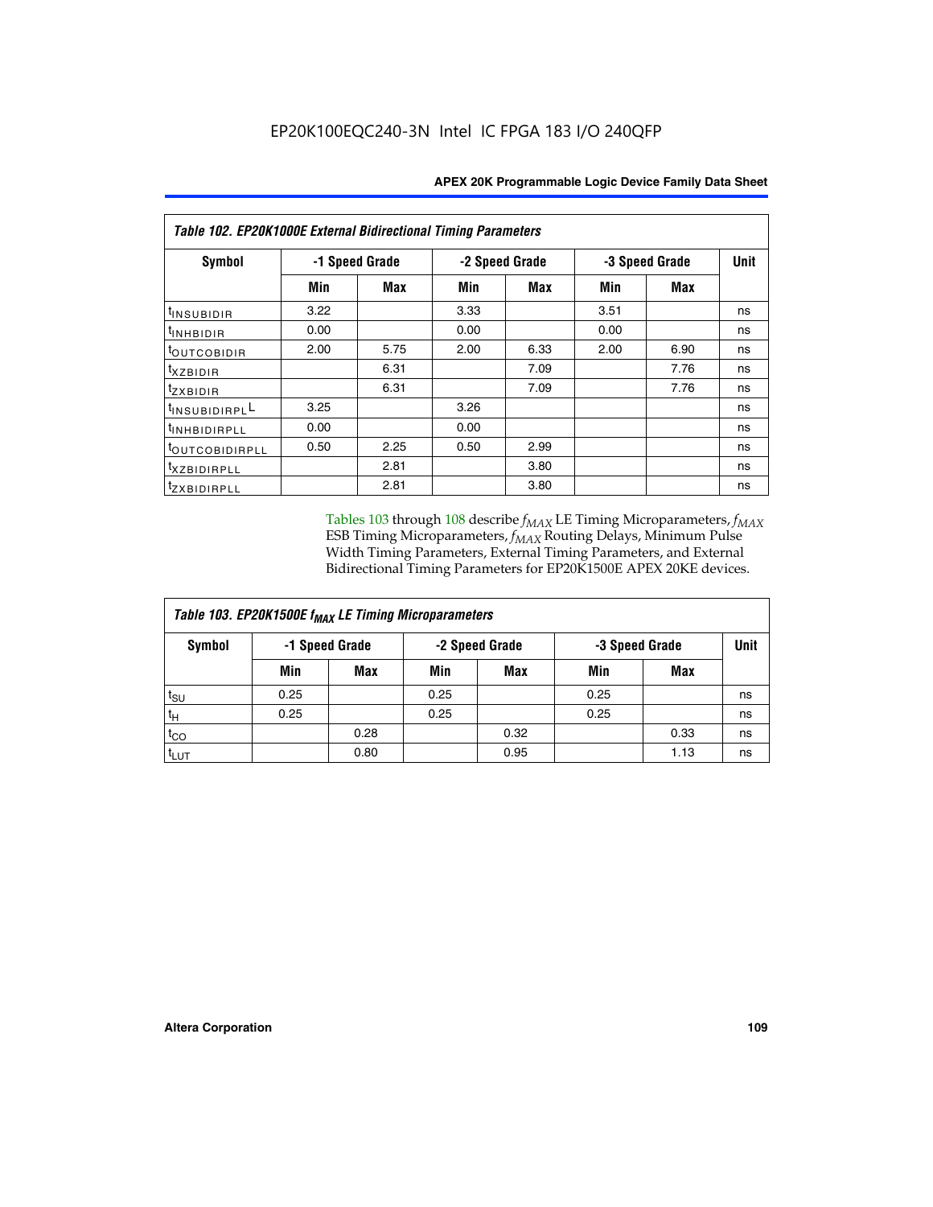**Table 102. EP20K1000E External Bidirectional Timing Parameters**

| Symbol | -1 Speed Grade | | -2 Speed Grade | | -3 Speed Grade | | Unit |
|---|---|---|---|---|---|---|---|
| | Min | Max | Min | Max | Min | Max | |
| $t_{INSUBIDIR}$ | 3.22 | | 3.33 | | 3.51 | | ns |
| $t_{INHBIDIR}$ | 0.00 | | 0.00 | | 0.00 | | ns |
| $t_{OUTCOBIDIR}$ | 2.00 | 5.75 | 2.00 | 6.33 | 2.00 | 6.90 | ns |
| $t_{XZBIDIR}$ | | 6.31 | | 7.09 | | 7.76 | ns |
| $t_{ZXBIDIR}$ | | 6.31 | | 7.09 | | 7.76 | ns |
| $t_{INSUBIDIRPLL}$ | 3.25 | | 3.26 | | | | ns |
| $t_{INHBIDIRPLL}$ | 0.00 | | 0.00 | | | | ns |
| $t_{OUTCOBIDIRPLL}$ | 0.50 | 2.25 | 0.50 | 2.99 | | | ns |
| $t_{XZBIDIRPLL}$ | | 2.81 | | 3.80 | | | ns |
| $t_{ZXBIDIRPLL}$ | | 2.81 | | 3.80 | | | ns |

Tables 103 through 108 describe $f_{MAX}$ LE Timing Microparameters, $f_{MAX}$ ESB Timing Microparameters, $f_{MAX}$ Routing Delays, Minimum Pulse Width Timing Parameters, External Timing Parameters, and External Bidirectional Timing Parameters for EP20K1500E APEX 20KE devices.

**Table 103. EP20K1500E $f_{MAX}$ LE Timing Microparameters**

| Symbol | -1 Speed Grade | | -2 Speed Grade | | -3 Speed Grade | | Unit |
|---|---|---|---|---|---|---|---|
| | Min | Max | Min | Max | Min | Max | |
| $t_{SU}$ | 0.25 | | 0.25 | | 0.25 | | ns |
| $t_H$ | 0.25 | | 0.25 | | 0.25 | | ns |
| $t_{CO}$ | | 0.28 | | 0.32 | | 0.33 | ns |
| $t_{LUT}$ | | 0.80 | | 0.95 | | 1.13 | ns |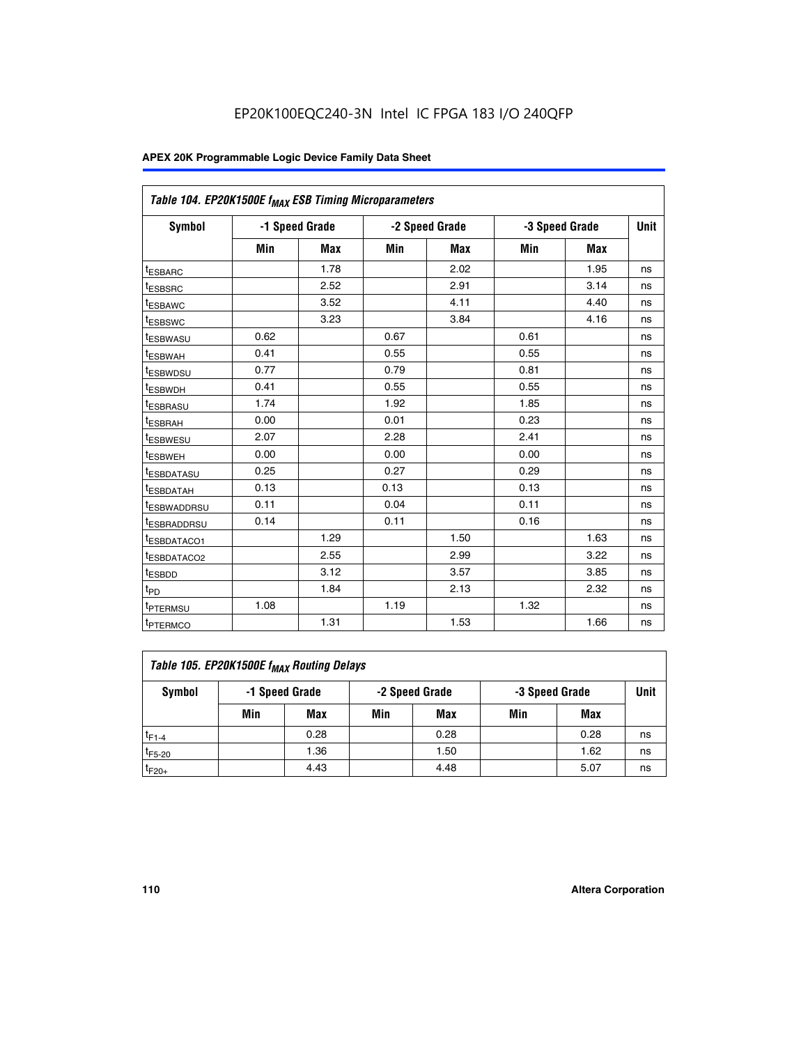# EP20K100EQC240-3N Intel IC FPGA 183 I/O 240QFP

| Table 104. EP20K1500E $f_{MAX}$ ESB Timing Microparameters | | | | | | | |
|---|---|---|---|---|---|---|---|
| Symbol | -1 Speed Grade | | -2 Speed Grade | | -3 Speed Grade | | Unit |
| | Min | Max | Min | Max | Min | Max | |
| $t_{ESBARC}$ | | 1.78 | | 2.02 | | 1.95 | ns |
| $t_{ESBSRC}$ | | 2.52 | | 2.91 | | 3.14 | ns |
| $t_{ESBAWC}$ | | 3.52 | | 4.11 | | 4.40 | ns |
| $t_{ESBSWC}$ | | 3.23 | | 3.84 | | 4.16 | ns |
| $t_{ESBWASU}$ | 0.62 | | 0.67 | | 0.61 | | ns |
| $t_{ESBWAH}$ | 0.41 | | 0.55 | | 0.55 | | ns |
| $t_{ESBWDSU}$ | 0.77 | | 0.79 | | 0.81 | | ns |
| $t_{ESBWDH}$ | 0.41 | | 0.55 | | 0.55 | | ns |
| $t_{ESBRASU}$ | 1.74 | | 1.92 | | 1.85 | | ns |
| $t_{ESBRAH}$ | 0.00 | | 0.01 | | 0.23 | | ns |
| $t_{ESBWESU}$ | 2.07 | | 2.28 | | 2.41 | | ns |
| $t_{ESBWEH}$ | 0.00 | | 0.00 | | 0.00 | | ns |
| $t_{ESBDATASU}$ | 0.25 | | 0.27 | | 0.29 | | ns |
| $t_{ESBDATAH}$ | 0.13 | | 0.13 | | 0.13 | | ns |
| $t_{ESBWADDRSU}$ | 0.11 | | 0.04 | | 0.11 | | ns |
| $t_{ESBRADDRSU}$ | 0.14 | | 0.11 | | 0.16 | | ns |
| $t_{ESBDATACO1}$ | | 1.29 | | 1.50 | | 1.63 | ns |
| $t_{ESBDATACO2}$ | | 2.55 | | 2.99 | | 3.22 | ns |
| $t_{ESBDD}$ | | 3.12 | | 3.57 | | 3.85 | ns |
| $t_{PD}$ | | 1.84 | | 2.13 | | 2.32 | ns |
| $t_{PTERMSU}$ | 1.08 | | 1.19 | | 1.32 | | ns |
| $t_{PTERMCO}$ | | 1.31 | | 1.53 | | 1.66 | ns |

| Table 105. EP20K1500E $f_{MAX}$ Routing Delays | | | | | | | |
|---|---|---|---|---|---|---|---|
| Symbol | -1 Speed Grade | | -2 Speed Grade | | -3 Speed Grade | | Unit |
| | Min | Max | Min | Max | Min | Max | |
| $t_{F1-4}$ | | 0.28 | | 0.28 | | 0.28 | ns |
| $t_{F5-20}$ | | 1.36 | | 1.50 | | 1.62 | ns |
| $t_{F20+}$ | | 4.43 | | 4.48 | | 5.07 | ns |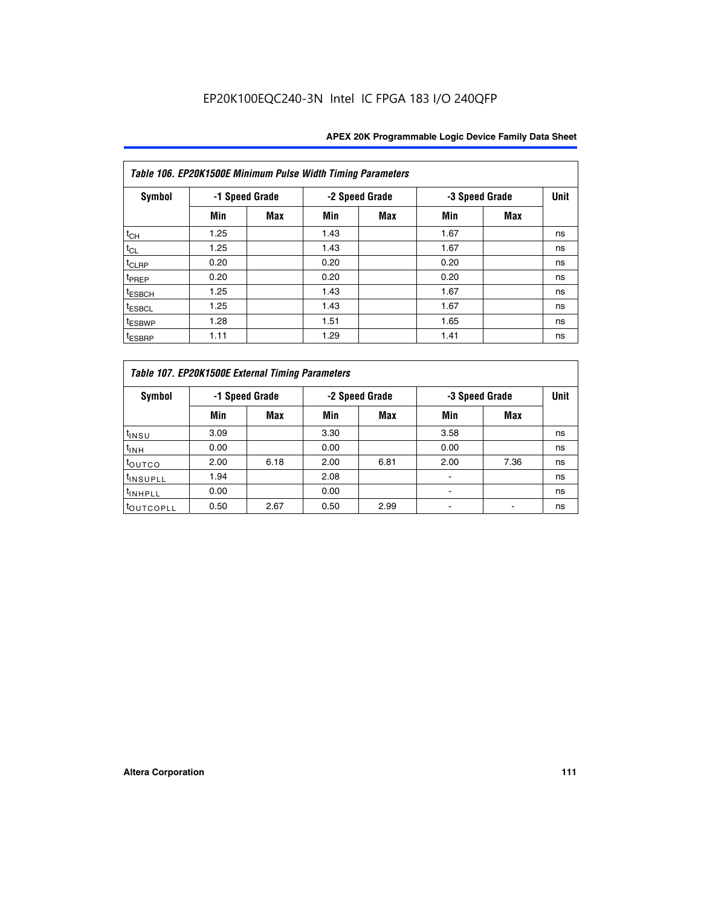| Table 106. EP20K1500E Minimum Pulse Width Timing Parameters | | | | | | | |
|---|---|---|---|---|---|---|---|
| Symbol | -1 Speed Grade | | -2 Speed Grade | | -3 Speed Grade | | Unit |
| | Min | Max | Min | Max | Min | Max | |
| $t_{CH}$ | 1.25 | | 1.43 | | 1.67 | | ns |
| $t_{CL}$ | 1.25 | | 1.43 | | 1.67 | | ns |
| $t_{CLRP}$ | 0.20 | | 0.20 | | 0.20 | | ns |
| $t_{PREP}$ | 0.20 | | 0.20 | | 0.20 | | ns |
| $t_{ESBCH}$ | 1.25 | | 1.43 | | 1.67 | | ns |
| $t_{ESBCL}$ | 1.25 | | 1.43 | | 1.67 | | ns |
| $t_{ESBWP}$ | 1.28 | | 1.51 | | 1.65 | | ns |
| $t_{ESBRP}$ | 1.11 | | 1.29 | | 1.41 | | ns |

| Table 107. EP20K1500E External Timing Parameters | | | | | | | |
|---|---|---|---|---|---|---|---|
| Symbol | -1 Speed Grade | | -2 Speed Grade | | -3 Speed Grade | | Unit |
| | Min | Max | Min | Max | Min | Max | |
| $t_{INSU}$ | 3.09 | | 3.30 | | 3.58 | | ns |
| $t_{INH}$ | 0.00 | | 0.00 | | 0.00 | | ns |
| $t_{OUTCO}$ | 2.00 | 6.18 | 2.00 | 6.81 | 2.00 | 7.36 | ns |
| $t_{INSUPLL}$ | 1.94 | | 2.08 | | - | | ns |
| $t_{INHPLL}$ | 0.00 | | 0.00 | | - | | ns |
| $t_{OUTCOPLL}$ | 0.50 | 2.67 | 0.50 | 2.99 | - | - | ns |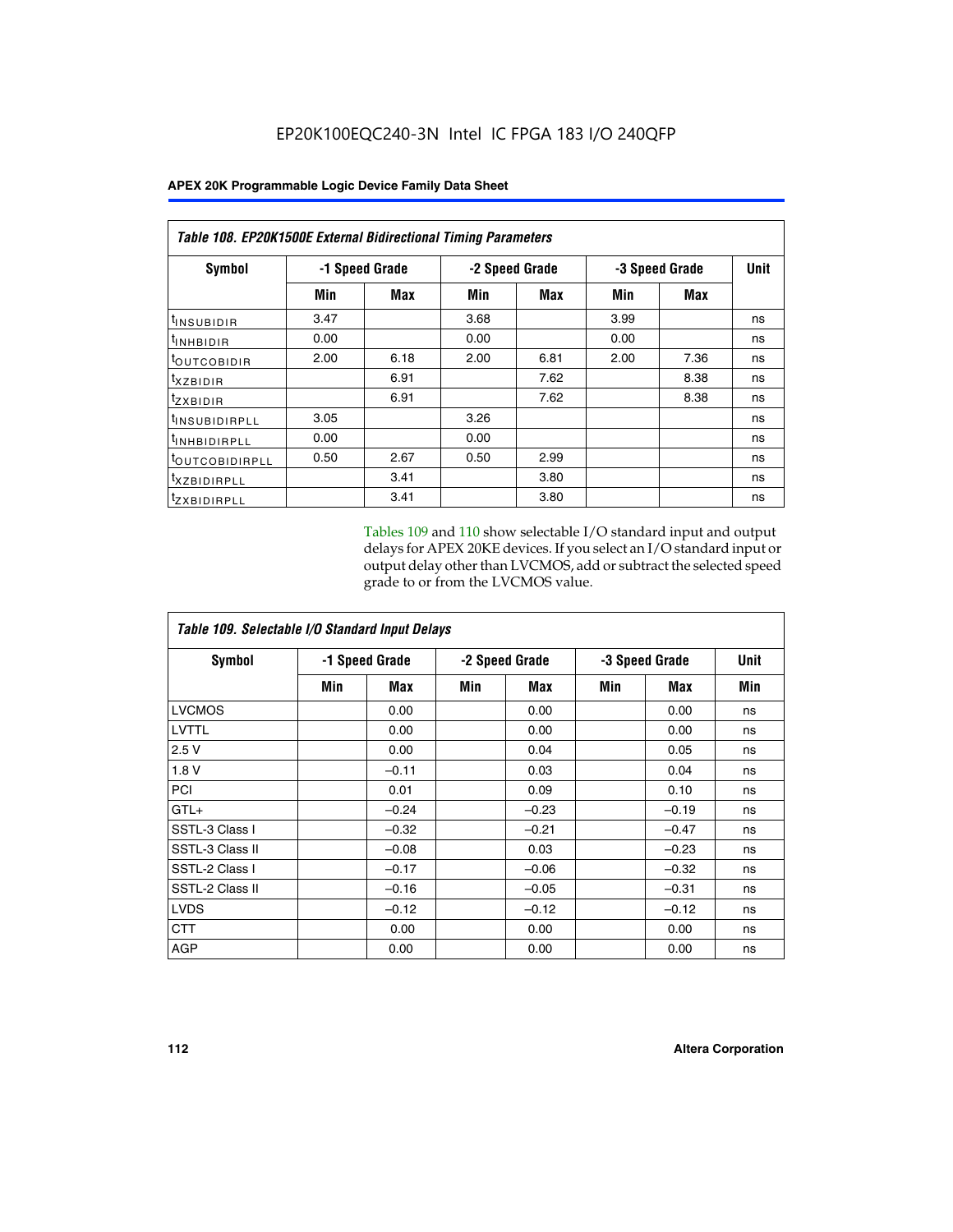EP20K100EQC240-3N Intel IC FPGA 183 I/O 240QFP

| Table 108. EP20K1500E External Bidirectional Timing Parameters | | | | | | | |
|---|---|---|---|---|---|---|---|
| Symbol | -1 Speed Grade | | -2 Speed Grade | | -3 Speed Grade | | Unit |
| | Min | Max | Min | Max | Min | Max | |
| $t_{INSUBIDIR}$ | 3.47 | | 3.68 | | 3.99 | | ns |
| $t_{INHBIDIR}$ | 0.00 | | 0.00 | | 0.00 | | ns |
| $t_{OUTCOBIDIR}$ | 2.00 | 6.18 | 2.00 | 6.81 | 2.00 | 7.36 | ns |
| $t_{XZBIDIR}$ | | 6.91 | | 7.62 | | 8.38 | ns |
| $t_{ZXBIDIR}$ | | 6.91 | | 7.62 | | 8.38 | ns |
| $t_{INSUBIDIRPLL}$ | 3.05 | | 3.26 | | | | ns |
| $t_{INHBIDIRPLL}$ | 0.00 | | 0.00 | | | | ns |
| $t_{OUTCOBIDIRPLL}$ | 0.50 | 2.67 | 0.50 | 2.99 | | | ns |
| $t_{XZBIDIRPLL}$ | | 3.41 | | 3.80 | | | ns |
| $t_{ZXBIDIRPLL}$ | | 3.41 | | 3.80 | | | ns |

Tables 109 and 110 show selectable I/O standard input and output delays for APEX 20KE devices. If you select an I/O standard input or output delay other than LVCMOS, add or subtract the selected speed grade to or from the LVCMOS value.

| Table 109. Selectable I/O Standard Input Delays | | | | | | | |
|---|---|---|---|---|---|---|---|
| Symbol | -1 Speed Grade | | -2 Speed Grade | | -3 Speed Grade | | Unit |
| | Min | Max | Min | Max | Min | Max | Min |
| LVCMOS | | 0.00 | | 0.00 | | 0.00 | ns |
| LVTTL | | 0.00 | | 0.00 | | 0.00 | ns |
| 2.5 V | | 0.00 | | 0.04 | | 0.05 | ns |
| 1.8 V | | –0.11 | | 0.03 | | 0.04 | ns |
| PCI | | 0.01 | | 0.09 | | 0.10 | ns |
| GTL+ | | –0.24 | | –0.23 | | –0.19 | ns |
| SSTL-3 Class I | | –0.32 | | –0.21 | | –0.47 | ns |
| SSTL-3 Class II | | –0.08 | | 0.03 | | –0.23 | ns |
| SSTL-2 Class I | | –0.17 | | –0.06 | | –0.32 | ns |
| SSTL-2 Class II | | –0.16 | | –0.05 | | –0.31 | ns |
| LVDS | | –0.12 | | –0.12 | | –0.12 | ns |
| CTT | | 0.00 | | 0.00 | | 0.00 | ns |
| AGP | | 0.00 | | 0.00 | | 0.00 | ns |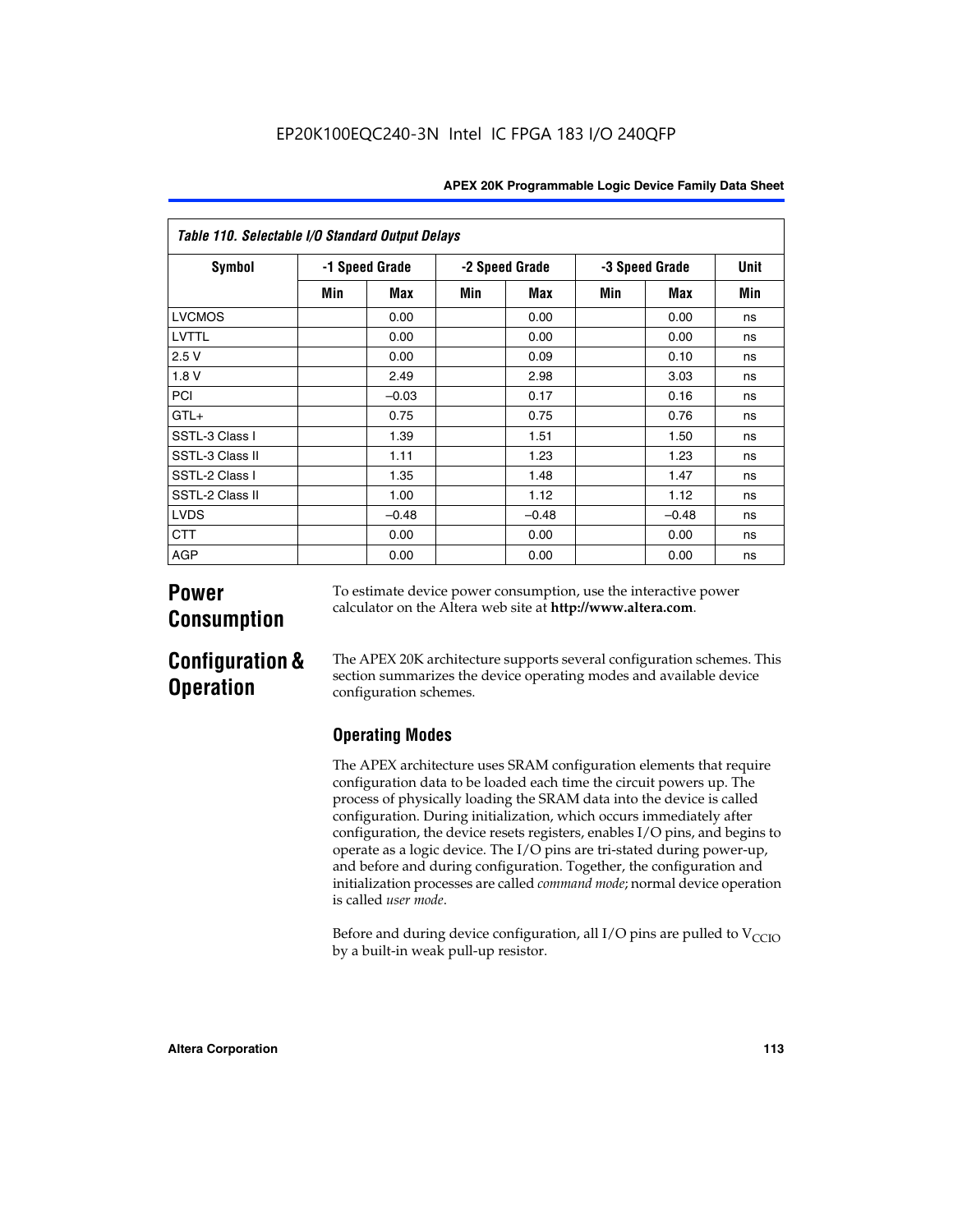**Table 110. Selectable I/O Standard Output Delays**

| Symbol | -1 Speed Grade | | -2 Speed Grade | | -3 Speed Grade | | Unit |
|---|---|---|---|---|---|---|---|
| | Min | Max | Min | Max | Min | Max | Min |
| LVCMOS | | 0.00 | | 0.00 | | 0.00 | ns |
| LVTTL | | 0.00 | | 0.00 | | 0.00 | ns |
| 2.5 V | | 0.00 | | 0.09 | | 0.10 | ns |
| 1.8 V | | 2.49 | | 2.98 | | 3.03 | ns |
| PCI | | –0.03 | | 0.17 | | 0.16 | ns |
| GTL+ | | 0.75 | | 0.75 | | 0.76 | ns |
| SSTL-3 Class I | | 1.39 | | 1.51 | | 1.50 | ns |
| SSTL-3 Class II | | 1.11 | | 1.23 | | 1.23 | ns |
| SSTL-2 Class I | | 1.35 | | 1.48 | | 1.47 | ns |
| SSTL-2 Class II | | 1.00 | | 1.12 | | 1.12 | ns |
| LVDS | | –0.48 | | –0.48 | | –0.48 | ns |
| CTT | | 0.00 | | 0.00 | | 0.00 | ns |
| AGP | | 0.00 | | 0.00 | | 0.00 | ns |

# Power Consumption

To estimate device power consumption, use the interactive power calculator on the Altera web site at **http://www.altera.com**.

# Configuration & Operation

The APEX 20K architecture supports several configuration schemes. This section summarizes the device operating modes and available device configuration schemes.

## Operating Modes

The APEX architecture uses SRAM configuration elements that require configuration data to be loaded each time the circuit powers up. The process of physically loading the SRAM data into the device is called configuration. During initialization, which occurs immediately after configuration, the device resets registers, enables I/O pins, and begins to operate as a logic device. The I/O pins are tri-stated during power-up, and before and during configuration. Together, the configuration and initialization processes are called *command mode*; normal device operation is called *user mode*.

Before and during device configuration, all I/O pins are pulled to $V_{CCIO}$ by a built-in weak pull-up resistor.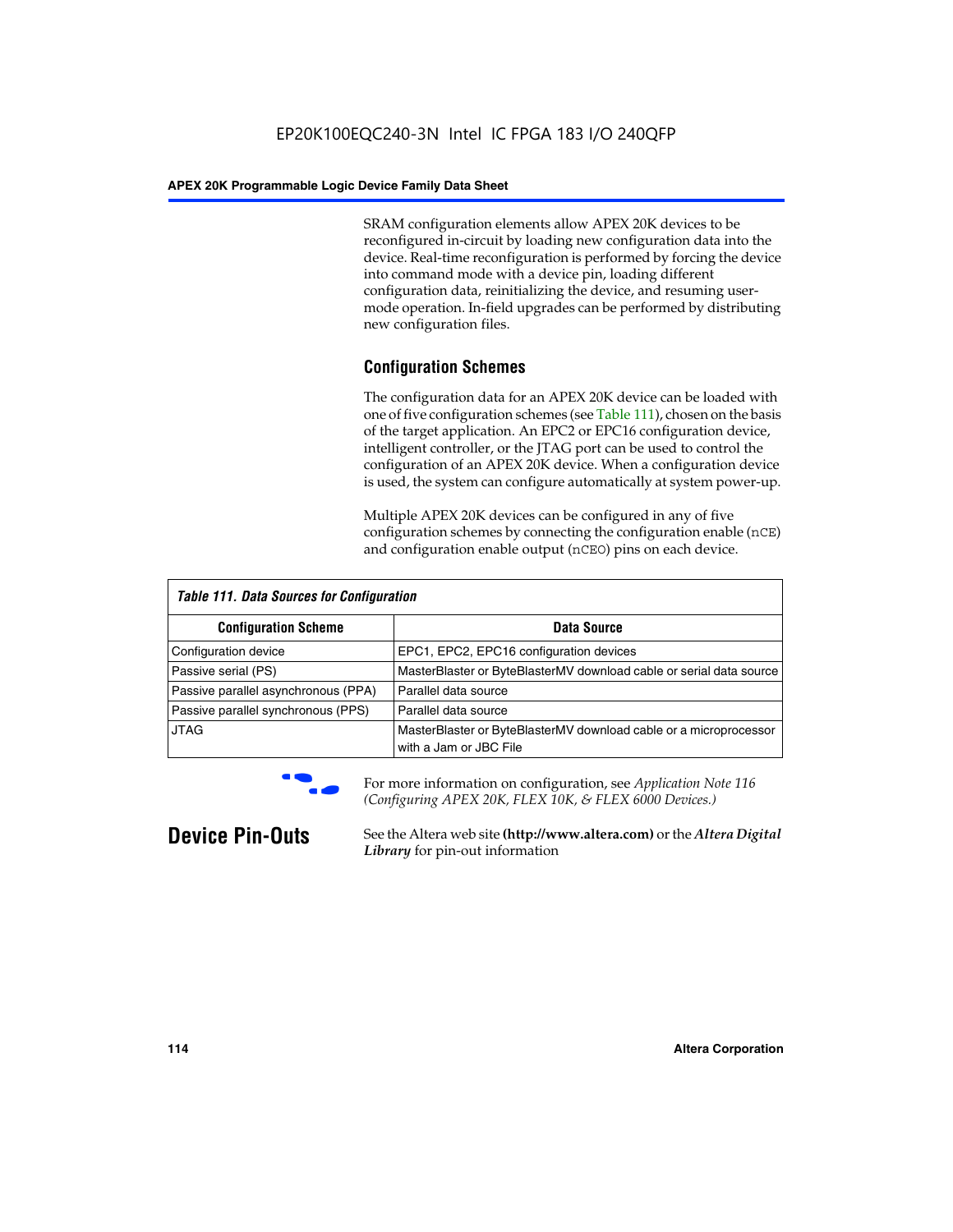SRAM configuration elements allow APEX 20K devices to be reconfigured in-circuit by loading new configuration data into the device. Real-time reconfiguration is performed by forcing the device into command mode with a device pin, loading different configuration data, reinitializing the device, and resuming user-mode operation. In-field upgrades can be performed by distributing new configuration files.

### Configuration Schemes

The configuration data for an APEX 20K device can be loaded with one of five configuration schemes (see Table 111), chosen on the basis of the target application. An EPC2 or EPC16 configuration device, intelligent controller, or the JTAG port can be used to control the configuration of an APEX 20K device. When a configuration device is used, the system can configure automatically at system power-up.

Multiple APEX 20K devices can be configured in any of five configuration schemes by connecting the configuration enable (`nCE`) and configuration enable output (`nCEO`) pins on each device.

*Table 111. Data Sources for Configuration*

| Configuration Scheme | Data Source |
|---|---|
| Configuration device | EPC1, EPC2, EPC16 configuration devices |
| Passive serial (PS) | MasterBlaster or ByteBlasterMV download cable or serial data source |
| Passive parallel asynchronous (PPA) | Parallel data source |
| Passive parallel synchronous (PPS) | Parallel data source |
| JTAG | MasterBlaster or ByteBlasterMV download cable or a microprocessor with a Jam or JBC File |

For more information on configuration, see *Application Note 116 (Configuring APEX 20K, FLEX 10K, & FLEX 6000 Devices.)*

## Device Pin-Outs

See the Altera web site **(http://www.altera.com)** or the ***Altera Digital Library*** for pin-out information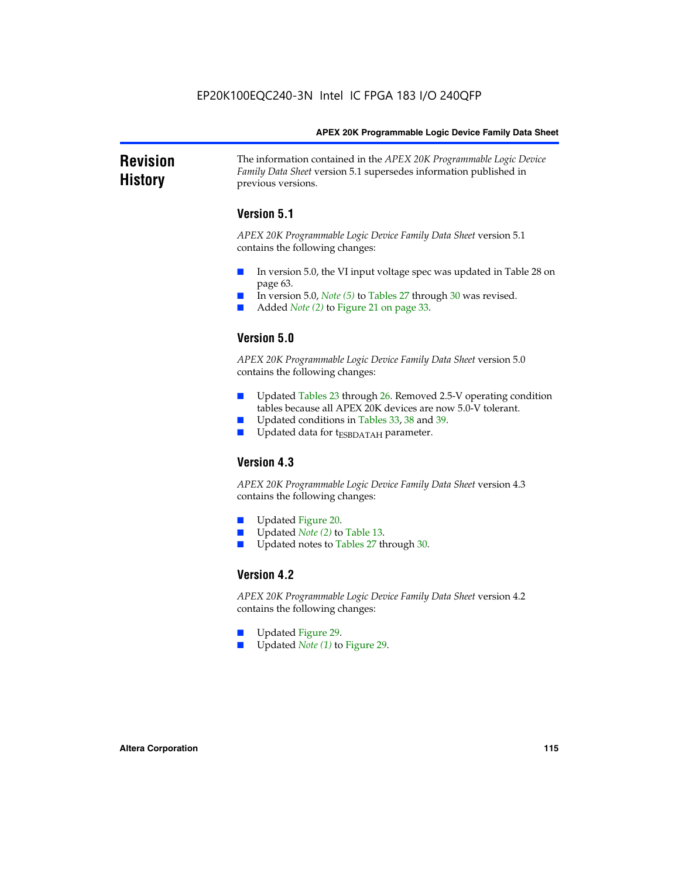## Revision History

The information contained in the *APEX 20K Programmable Logic Device Family Data Sheet* version 5.1 supersedes information published in previous versions.

### Version 5.1

*APEX 20K Programmable Logic Device Family Data Sheet* version 5.1 contains the following changes:

- In version 5.0, the VI input voltage spec was updated in Table 28 on page 63.
- In version 5.0, *Note (5)* to Tables 27 through 30 was revised.
- Added *Note (2)* to Figure 21 on page 33.

### Version 5.0

*APEX 20K Programmable Logic Device Family Data Sheet* version 5.0 contains the following changes:

- Updated Tables 23 through 26. Removed 2.5-V operating condition tables because all APEX 20K devices are now 5.0-V tolerant.
- Updated conditions in Tables 33, 38 and 39.
- Updated data for $t_{ESBDATAH}$ parameter.

### Version 4.3

*APEX 20K Programmable Logic Device Family Data Sheet* version 4.3 contains the following changes:

- Updated Figure 20.
- Updated *Note (2)* to Table 13.
- Updated notes to Tables 27 through 30.

### Version 4.2

*APEX 20K Programmable Logic Device Family Data Sheet* version 4.2 contains the following changes:

- Updated Figure 29.
- Updated *Note (1)* to Figure 29.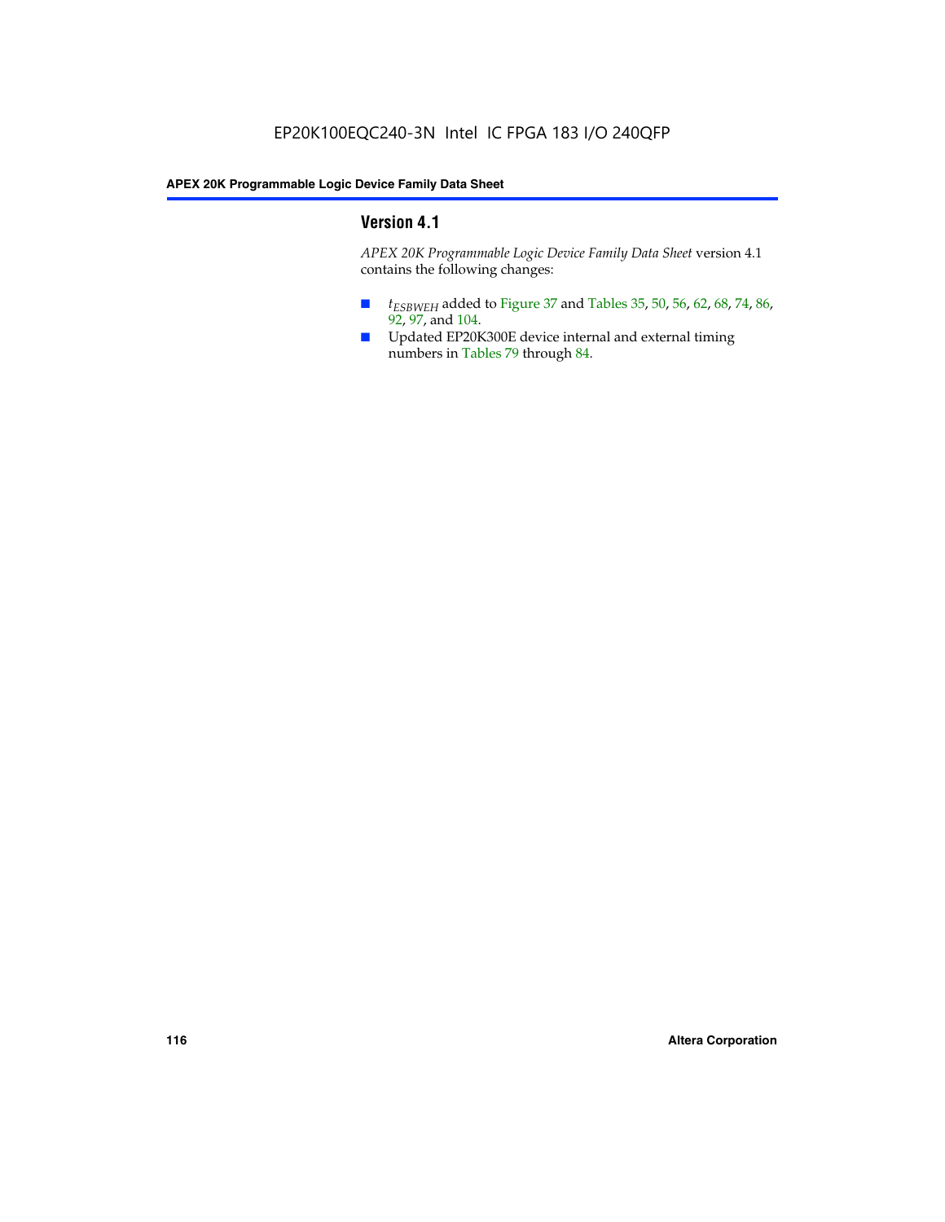## Version 4.1

*APEX 20K Programmable Logic Device Family Data Sheet* version 4.1 contains the following changes:

- $t_{ESBWEH}$ added to Figure 37 and Tables 35, 50, 56, 62, 68, 74, 86, 92, 97, and 104.
- Updated EP20K300E device internal and external timing numbers in Tables 79 through 84.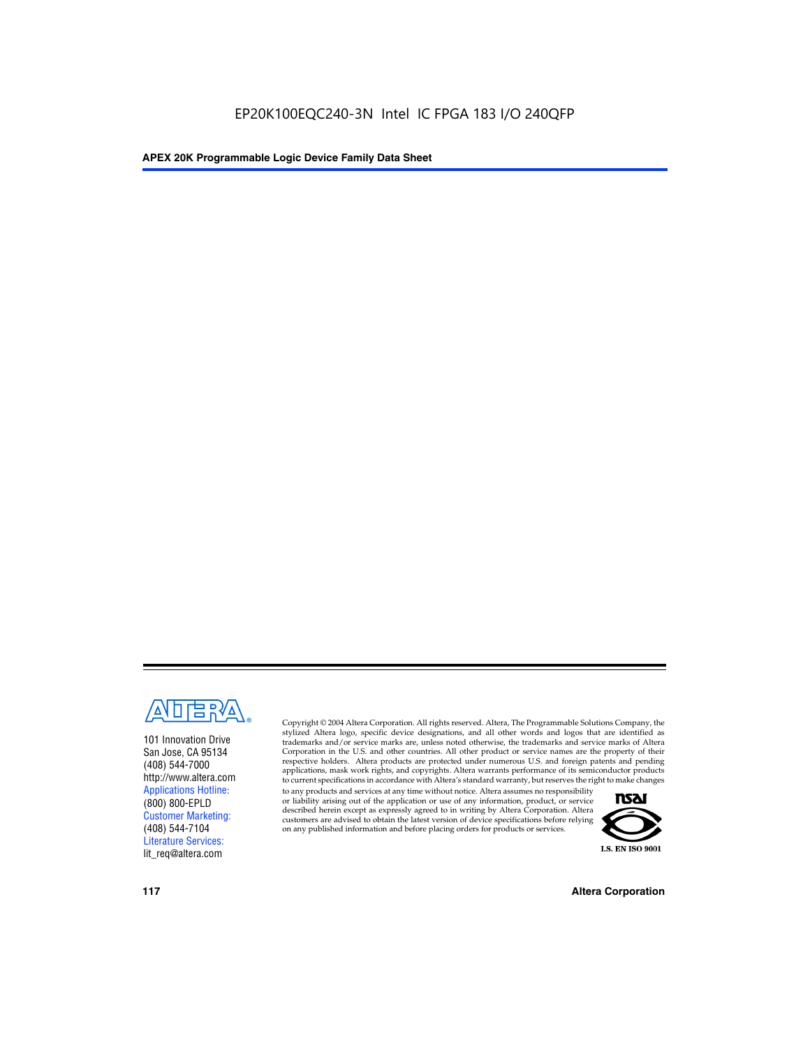101 Innovation Drive
San Jose, CA 95134
(408) 544-7000
http://www.altera.com
Applications Hotline:
(800) 800-EPLD
Customer Marketing:
(408) 544-7104
Literature Services:
lit_req@altera.com

Copyright © 2004 Altera Corporation. All rights reserved. Altera, The Programmable Solutions Company, the stylized Altera logo, specific device designations, and all other words and logos that are identified as trademarks and/or service marks are, unless noted otherwise, the trademarks and service marks of Altera Corporation in the U.S. and other countries. All other product or service names are the property of their respective holders. Altera products are protected under numerous U.S. and foreign patents and pending applications, mask work rights, and copyrights. Altera warrants performance of its semiconductor products to current specifications in accordance with Altera's standard warranty, but reserves the right to make changes to any products and services at any time without notice. Altera assumes no responsibility or liability arising out of the application or use of any information, product, or service described herein except as expressly agreed to in writing by Altera Corporation. Altera customers are advised to obtain the latest version of device specifications before relying on any published information and before placing orders for products or services.

I.S. EN ISO 9001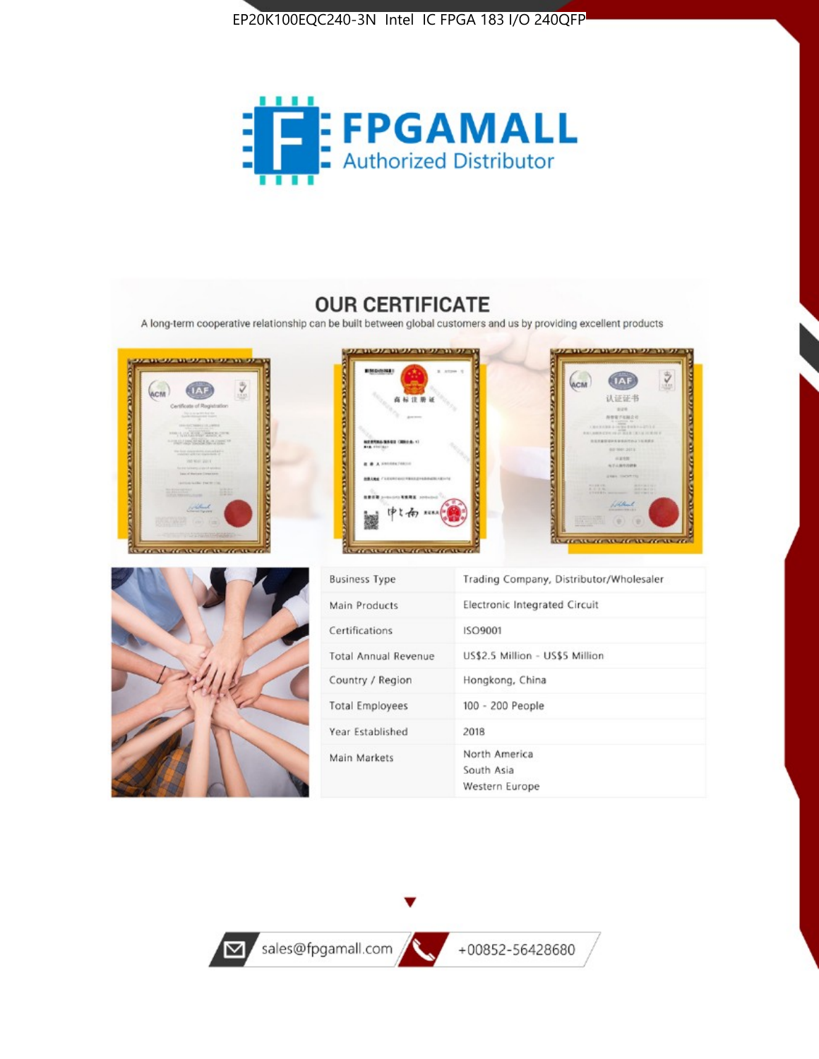FPGAMALL
Authorized Distributor

## OUR CERTIFICATE

A long-term cooperative relationship can be built between global customers and us by providing excellent products

| | |
|---|---|
| Business Type | Trading Company, Distributor/Wholesaler |
| Main Products | Electronic Integrated Circuit |
| Certifications | ISO9001 |
| Total Annual Revenue | US$2.5 Million - US$5 Million |
| Country / Region | Hongkong, China |
| Total Employees | 100 - 200 People |
| Year Established | 2018 |
| Main Markets | North America<br>South Asia<br>Western Europe |

sales@fpgamall.com

+00852-56428680